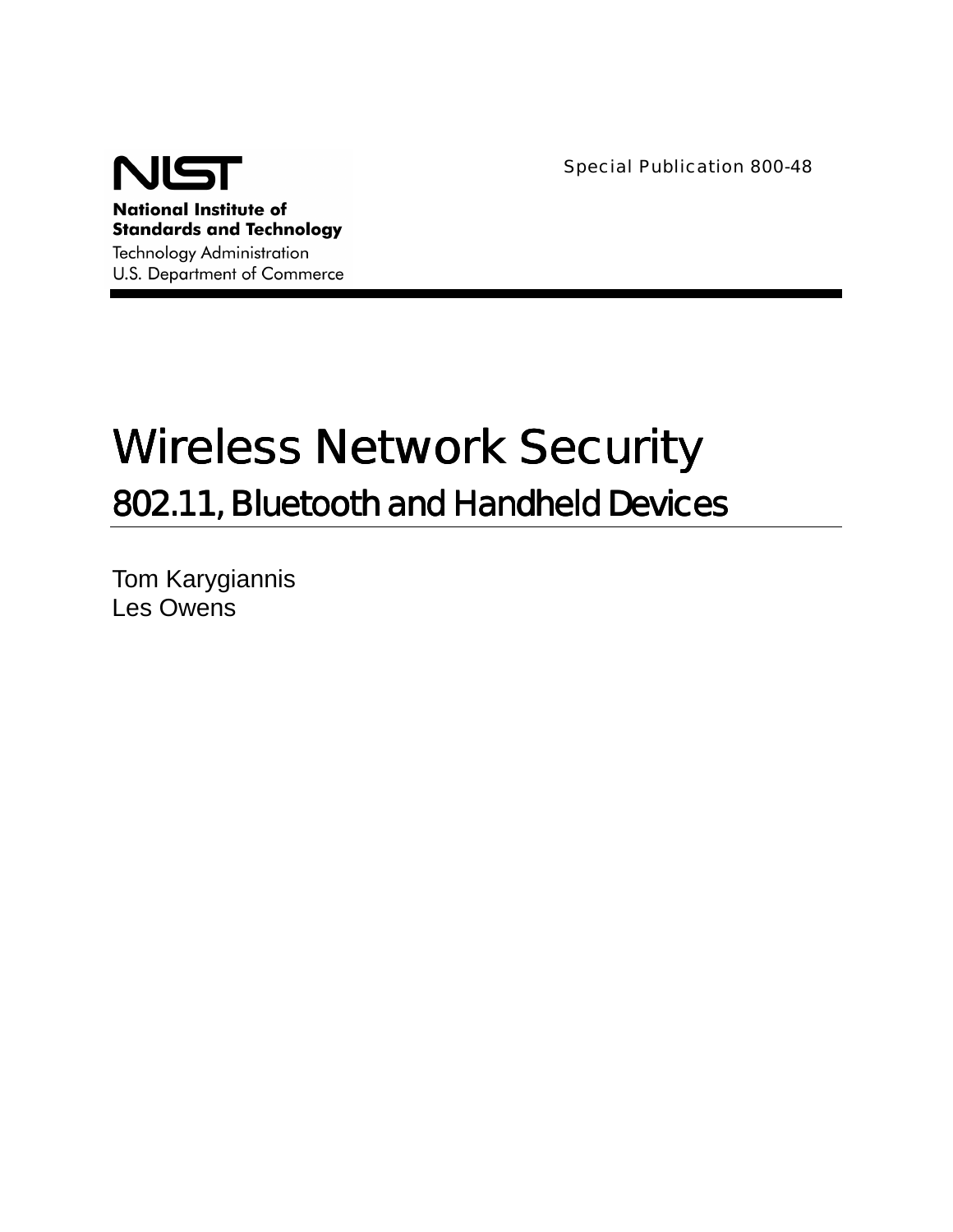NIST

**National Institute of Standards and Technology**

Technology Administration

U.S. Department of Commerce

Special Publication 800-48

# Wireless Network Security

## 802.11, Bluetooth and Handheld Devices

Tom Karygiannis

Les Owens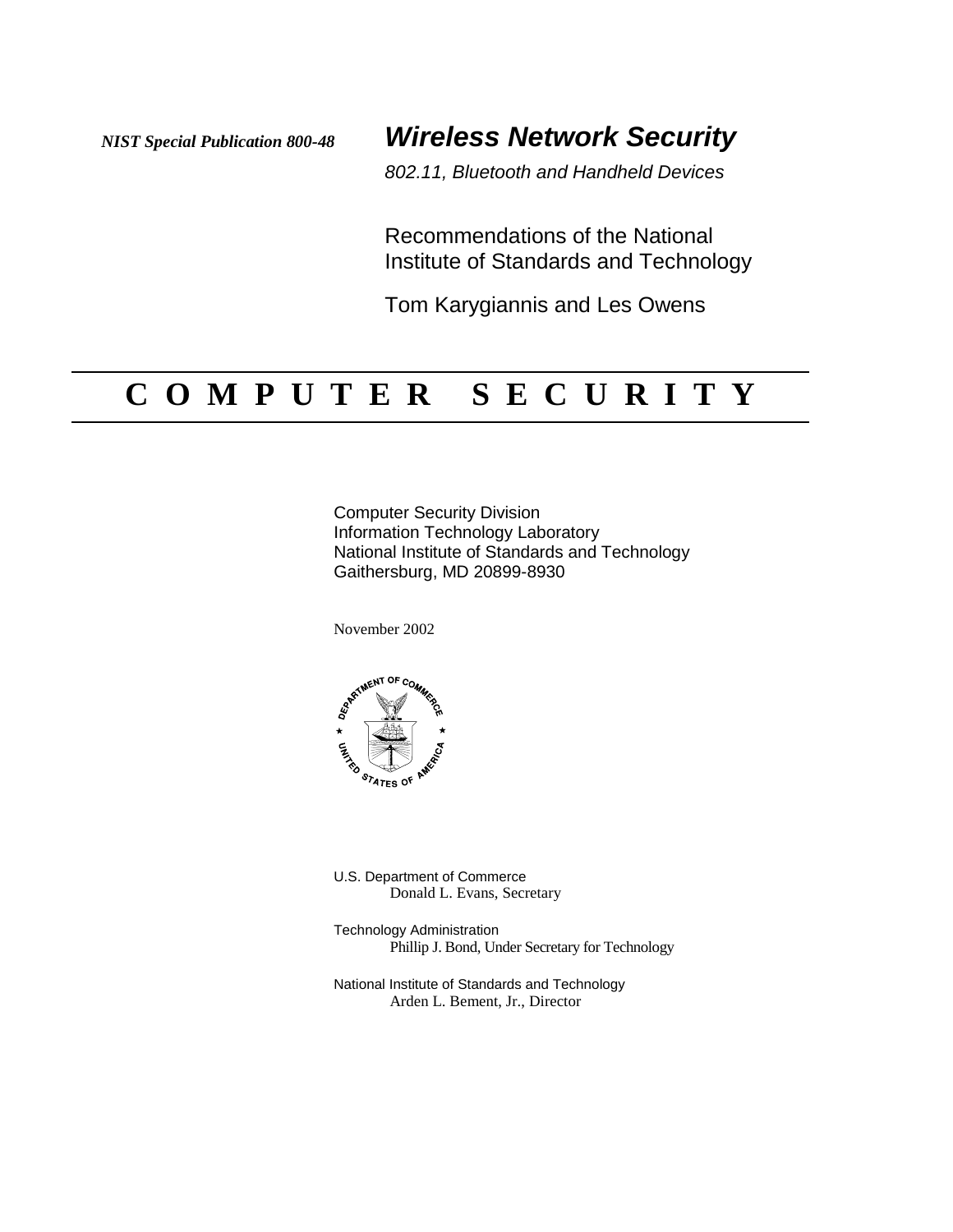*NIST Special Publication 800-48*

# *Wireless Network Security*

*802.11, Bluetooth and Handheld Devices*

Recommendations of the National Institute of Standards and Technology

Tom Karygiannis and Les Owens

---

**C O M P U T E R   S E C U R I T Y**

---

Computer Security Division
Information Technology Laboratory
National Institute of Standards and Technology
Gaithersburg, MD 20899-8930

November 2002

U.S. Department of Commerce
Donald L. Evans, Secretary

Technology Administration
Phillip J. Bond, Under Secretary for Technology

National Institute of Standards and Technology
Arden L. Bement, Jr., Director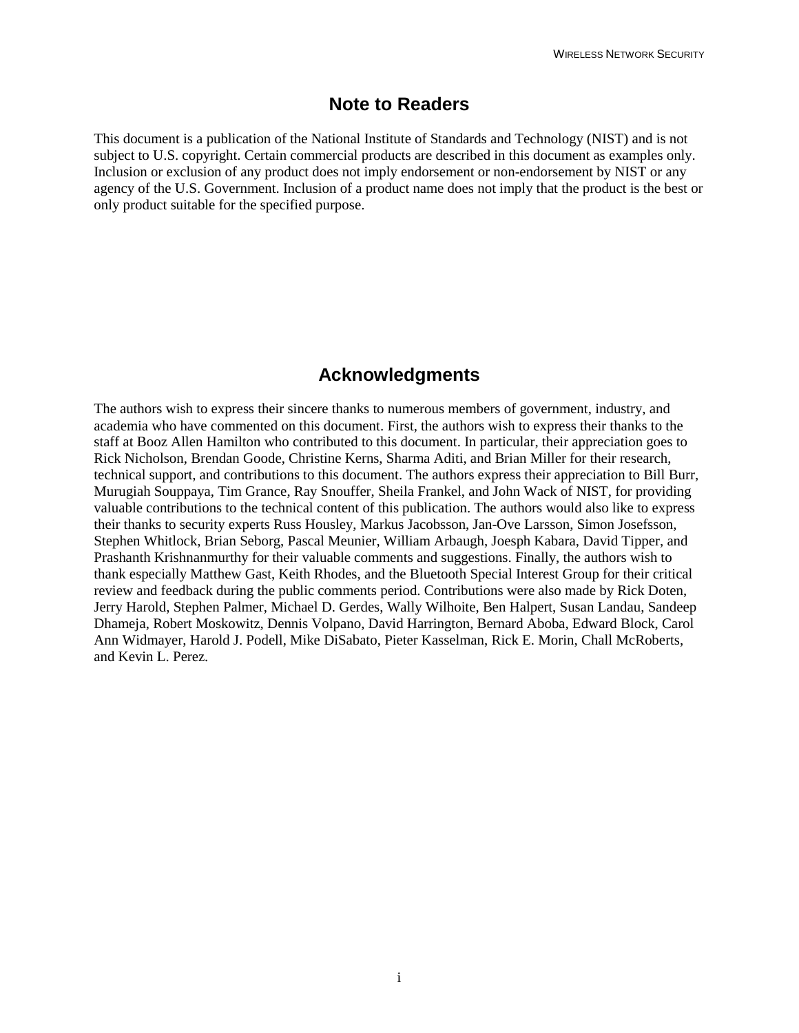## Note to Readers

This document is a publication of the National Institute of Standards and Technology (NIST) and is not subject to U.S. copyright. Certain commercial products are described in this document as examples only. Inclusion or exclusion of any product does not imply endorsement or non-endorsement by NIST or any agency of the U.S. Government. Inclusion of a product name does not imply that the product is the best or only product suitable for the specified purpose.

## Acknowledgments

The authors wish to express their sincere thanks to numerous members of government, industry, and academia who have commented on this document. First, the authors wish to express their thanks to the staff at Booz Allen Hamilton who contributed to this document. In particular, their appreciation goes to Rick Nicholson, Brendan Goode, Christine Kerns, Sharma Aditi, and Brian Miller for their research, technical support, and contributions to this document. The authors express their appreciation to Bill Burr, Murugiah Souppaya, Tim Grance, Ray Snouffer, Sheila Frankel, and John Wack of NIST, for providing valuable contributions to the technical content of this publication. The authors would also like to express their thanks to security experts Russ Housley, Markus Jacobsson, Jan-Ove Larsson, Simon Josefsson, Stephen Whitlock, Brian Seborg, Pascal Meunier, William Arbaugh, Joesph Kabara, David Tipper, and Prashanth Krishnanmurthy for their valuable comments and suggestions. Finally, the authors wish to thank especially Matthew Gast, Keith Rhodes, and the Bluetooth Special Interest Group for their critical review and feedback during the public comments period. Contributions were also made by Rick Doten, Jerry Harold, Stephen Palmer, Michael D. Gerdes, Wally Wilhoite, Ben Halpert, Susan Landau, Sandeep Dhameja, Robert Moskowitz, Dennis Volpano, David Harrington, Bernard Aboba, Edward Block, Carol Ann Widmayer, Harold J. Podell, Mike DiSabato, Pieter Kasselman, Rick E. Morin, Chall McRoberts, and Kevin L. Perez.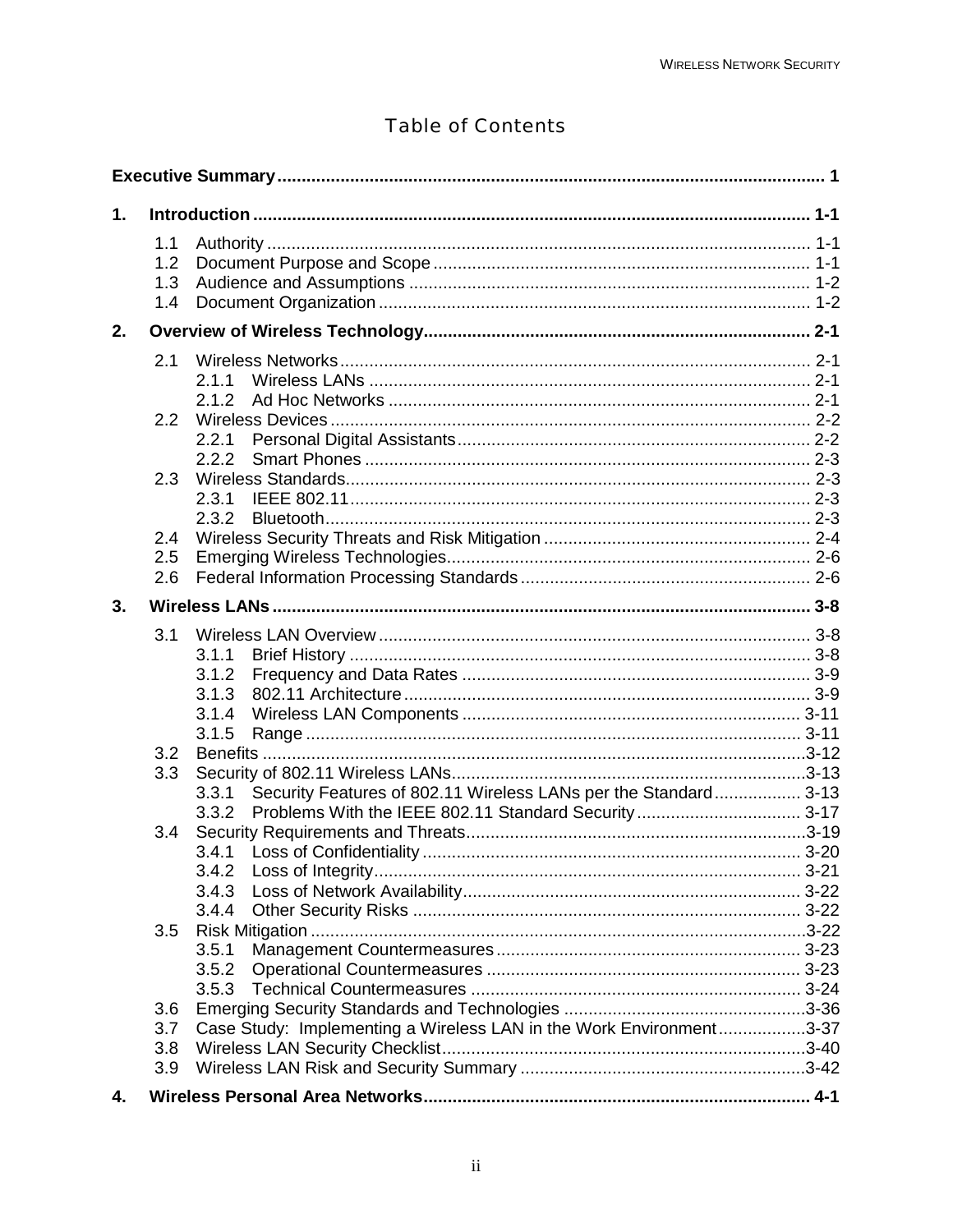# Table of Contents

**Executive Summary** ............................................................................................................. 1

**1. Introduction** ............................................................................................................ 1-1

- 1.1 Authority ............................................................................................................ 1-1
- 1.2 Document Purpose and Scope ........................................................................... 1-1
- 1.3 Audience and Assumptions ................................................................................ 1-2
- 1.4 Document Organization ...................................................................................... 1-2

**2. Overview of Wireless Technology** ........................................................................ 2-1

- 2.1 Wireless Networks .............................................................................................. 2-1
  - 2.1.1 Wireless LANs ....................................................................................... 2-1
  - 2.1.2 Ad Hoc Networks ................................................................................... 2-1
- 2.2 Wireless Devices ................................................................................................ 2-2
  - 2.2.1 Personal Digital Assistants ..................................................................... 2-2
  - 2.2.2 Smart Phones ......................................................................................... 2-3
- 2.3 Wireless Standards ............................................................................................. 2-3
  - 2.3.1 IEEE 802.11 ........................................................................................... 2-3
  - 2.3.2 Bluetooth ................................................................................................ 2-3
- 2.4 Wireless Security Threats and Risk Mitigation .................................................... 2-4
- 2.5 Emerging Wireless Technologies ........................................................................ 2-6
- 2.6 Federal Information Processing Standards ......................................................... 2-6

**3. Wireless LANs** ........................................................................................................ 3-8

- 3.1 Wireless LAN Overview ...................................................................................... 3-8
  - 3.1.1 Brief History ........................................................................................... 3-8
  - 3.1.2 Frequency and Data Rates ..................................................................... 3-9
  - 3.1.3 802.11 Architecture ................................................................................ 3-9
  - 3.1.4 Wireless LAN Components ................................................................... 3-11
  - 3.1.5 Range ................................................................................................... 3-11
- 3.2 Benefits ............................................................................................................. 3-12
- 3.3 Security of 802.11 Wireless LANs ...................................................................... 3-13
  - 3.3.1 Security Features of 802.11 Wireless LANs per the Standard ................ 3-13
  - 3.3.2 Problems With the IEEE 802.11 Standard Security ................................ 3-17
- 3.4 Security Requirements and Threats ................................................................... 3-19
  - 3.4.1 Loss of Confidentiality ........................................................................... 3-20
  - 3.4.2 Loss of Integrity ..................................................................................... 3-21
  - 3.4.3 Loss of Network Availability ................................................................... 3-22
  - 3.4.4 Other Security Risks ............................................................................. 3-22
- 3.5 Risk Mitigation ................................................................................................... 3-22
  - 3.5.1 Management Countermeasures ............................................................ 3-23
  - 3.5.2 Operational Countermeasures .............................................................. 3-23
  - 3.5.3 Technical Countermeasures ................................................................. 3-24
- 3.6 Emerging Security Standards and Technologies ............................................... 3-36
- 3.7 Case Study: Implementing a Wireless LAN in the Work Environment ................ 3-37
- 3.8 Wireless LAN Security Checklist ........................................................................ 3-40
- 3.9 Wireless LAN Risk and Security Summary ........................................................ 3-42

**4. Wireless Personal Area Networks** .......................................................................... 4-1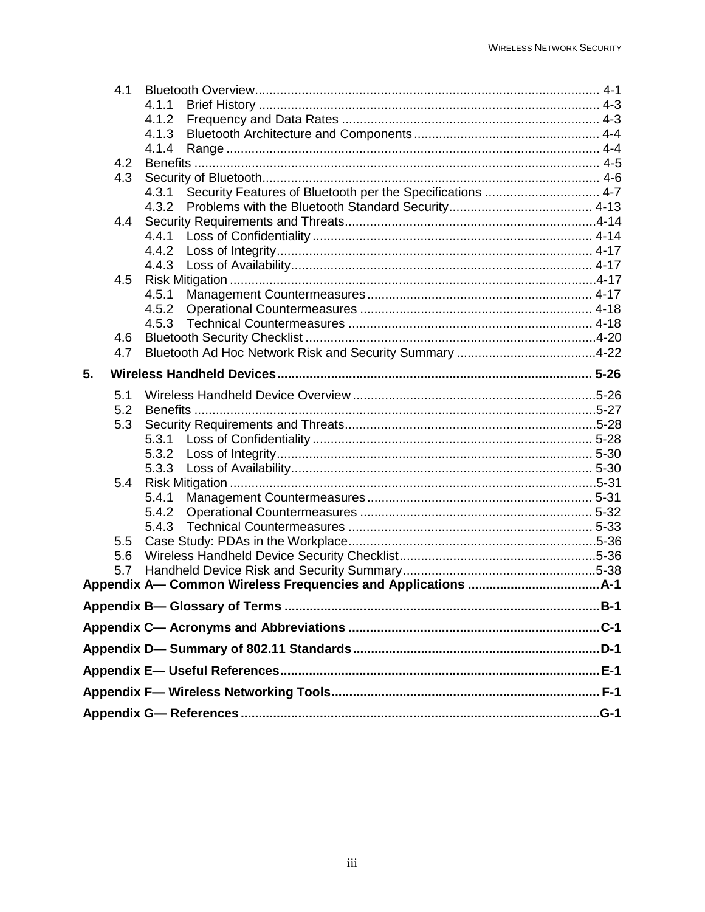4.1 Bluetooth Overview ........................................................................................ 4-1
  4.1.1 Brief History ........................................................................................ 4-3
  4.1.2 Frequency and Data Rates .................................................................. 4-3
  4.1.3 Bluetooth Architecture and Components ............................................. 4-4
  4.1.4 Range .................................................................................................. 4-4
4.2 Benefits ........................................................................................................ 4-5
4.3 Security of Bluetooth .................................................................................... 4-6
  4.3.1 Security Features of Bluetooth per the Specifications ......................... 4-7
  4.3.2 Problems with the Bluetooth Standard Security ................................. 4-13
4.4 Security Requirements and Threats ............................................................ 4-14
  4.4.1 Loss of Confidentiality ........................................................................ 4-14
  4.4.2 Loss of Integrity .................................................................................. 4-17
  4.4.3 Loss of Availability .............................................................................. 4-17
4.5 Risk Mitigation ............................................................................................ 4-17
  4.5.1 Management Countermeasures ......................................................... 4-17
  4.5.2 Operational Countermeasures ........................................................... 4-18
  4.5.3 Technical Countermeasures .............................................................. 4-18
4.6 Bluetooth Security Checklist ....................................................................... 4-20
4.7 Bluetooth Ad Hoc Network Risk and Security Summary .............................. 4-22

**5. Wireless Handheld Devices ............................................................................ 5-26**

5.1 Wireless Handheld Device Overview .......................................................... 5-26
5.2 Benefits ...................................................................................................... 5-27
5.3 Security Requirements and Threats ............................................................ 5-28
  5.3.1 Loss of Confidentiality ........................................................................ 5-28
  5.3.2 Loss of Integrity .................................................................................. 5-30
  5.3.3 Loss of Availability .............................................................................. 5-30
5.4 Risk Mitigation ............................................................................................ 5-31
  5.4.1 Management Countermeasures ......................................................... 5-31
  5.4.2 Operational Countermeasures ........................................................... 5-32
  5.4.3 Technical Countermeasures .............................................................. 5-33
5.5 Case Study: PDAs in the Workplace ............................................................ 5-36
5.6 Wireless Handheld Device Security Checklist .............................................. 5-36
5.7 Handheld Device Risk and Security Summary ............................................. 5-38

**Appendix A— Common Wireless Frequencies and Applications ......................... A-1**

**Appendix B— Glossary of Terms ........................................................................ B-1**

**Appendix C— Acronyms and Abbreviations ........................................................ C-1**

**Appendix D— Summary of 802.11 Standards ...................................................... D-1**

**Appendix E— Useful References ......................................................................... E-1**

**Appendix F— Wireless Networking Tools ............................................................. F-1**

**Appendix G— References ................................................................................... G-1**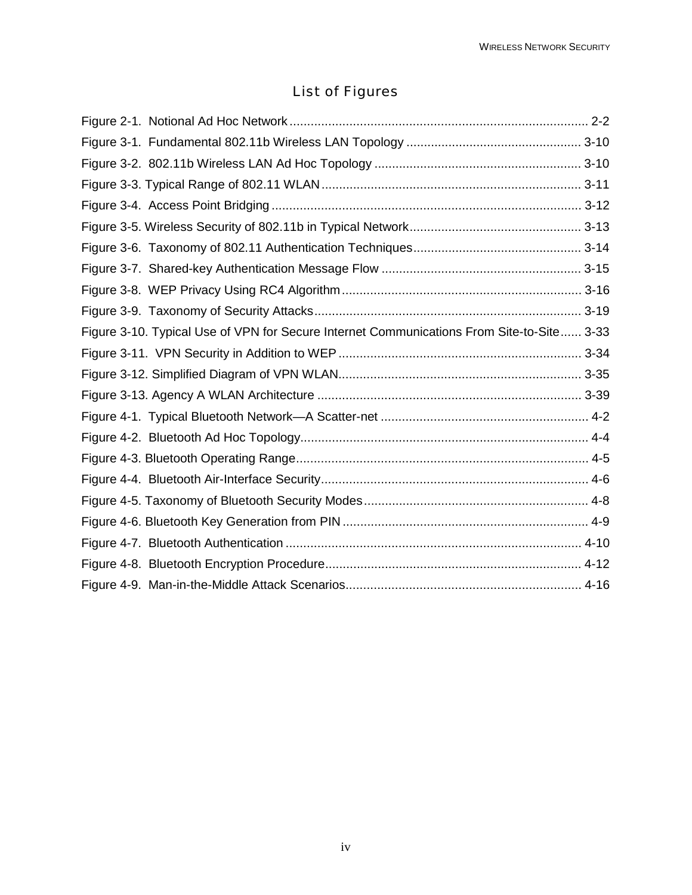# List of Figures

Figure 2-1. Notional Ad Hoc Network ..................................................................................... 2-2
Figure 3-1. Fundamental 802.11b Wireless LAN Topology .................................................. 3-10
Figure 3-2. 802.11b Wireless LAN Ad Hoc Topology ........................................................... 3-10
Figure 3-3. Typical Range of 802.11 WLAN .......................................................................... 3-11
Figure 3-4. Access Point Bridging ......................................................................................... 3-12
Figure 3-5. Wireless Security of 802.11b in Typical Network ................................................. 3-13
Figure 3-6. Taxonomy of 802.11 Authentication Techniques ................................................ 3-14
Figure 3-7. Shared-key Authentication Message Flow ......................................................... 3-15
Figure 3-8. WEP Privacy Using RC4 Algorithm .................................................................... 3-16
Figure 3-9. Taxonomy of Security Attacks ............................................................................ 3-19
Figure 3-10. Typical Use of VPN for Secure Internet Communications From Site-to-Site ...... 3-33
Figure 3-11. VPN Security in Addition to WEP ..................................................................... 3-34
Figure 3-12. Simplified Diagram of VPN WLAN .................................................................... 3-35
Figure 3-13. Agency A WLAN Architecture ........................................................................... 3-39
Figure 4-1. Typical Bluetooth Network—A Scatter-net ........................................................... 4-2
Figure 4-2. Bluetooth Ad Hoc Topology.................................................................................. 4-4
Figure 4-3. Bluetooth Operating Range................................................................................... 4-5
Figure 4-4. Bluetooth Air-Interface Security............................................................................ 4-6
Figure 4-5. Taxonomy of Bluetooth Security Modes ................................................................ 4-8
Figure 4-6. Bluetooth Key Generation from PIN ...................................................................... 4-9
Figure 4-7. Bluetooth Authentication .................................................................................... 4-10
Figure 4-8. Bluetooth Encryption Procedure......................................................................... 4-12
Figure 4-9. Man-in-the-Middle Attack Scenarios................................................................... 4-16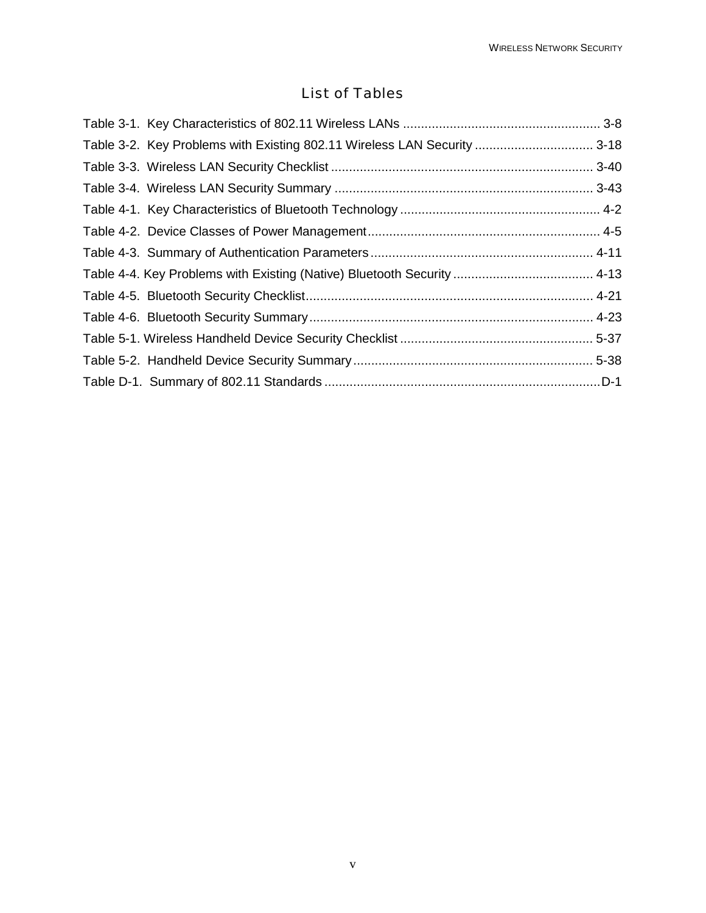# List of Tables

Table 3-1. Key Characteristics of 802.11 Wireless LANs ...................................................... 3-8

Table 3-2. Key Problems with Existing 802.11 Wireless LAN Security ................................. 3-18

Table 3-3. Wireless LAN Security Checklist ......................................................................... 3-40

Table 3-4. Wireless LAN Security Summary ........................................................................ 3-43

Table 4-1. Key Characteristics of Bluetooth Technology ........................................................ 4-2

Table 4-2. Device Classes of Power Management................................................................. 4-5

Table 4-3. Summary of Authentication Parameters .............................................................. 4-11

Table 4-4. Key Problems with Existing (Native) Bluetooth Security ....................................... 4-13

Table 4-5. Bluetooth Security Checklist................................................................................ 4-21

Table 4-6. Bluetooth Security Summary................................................................................ 4-23

Table 5-1. Wireless Handheld Device Security Checklist ...................................................... 5-37

Table 5-2. Handheld Device Security Summary................................................................... 5-38

Table D-1. Summary of 802.11 Standards .............................................................................D-1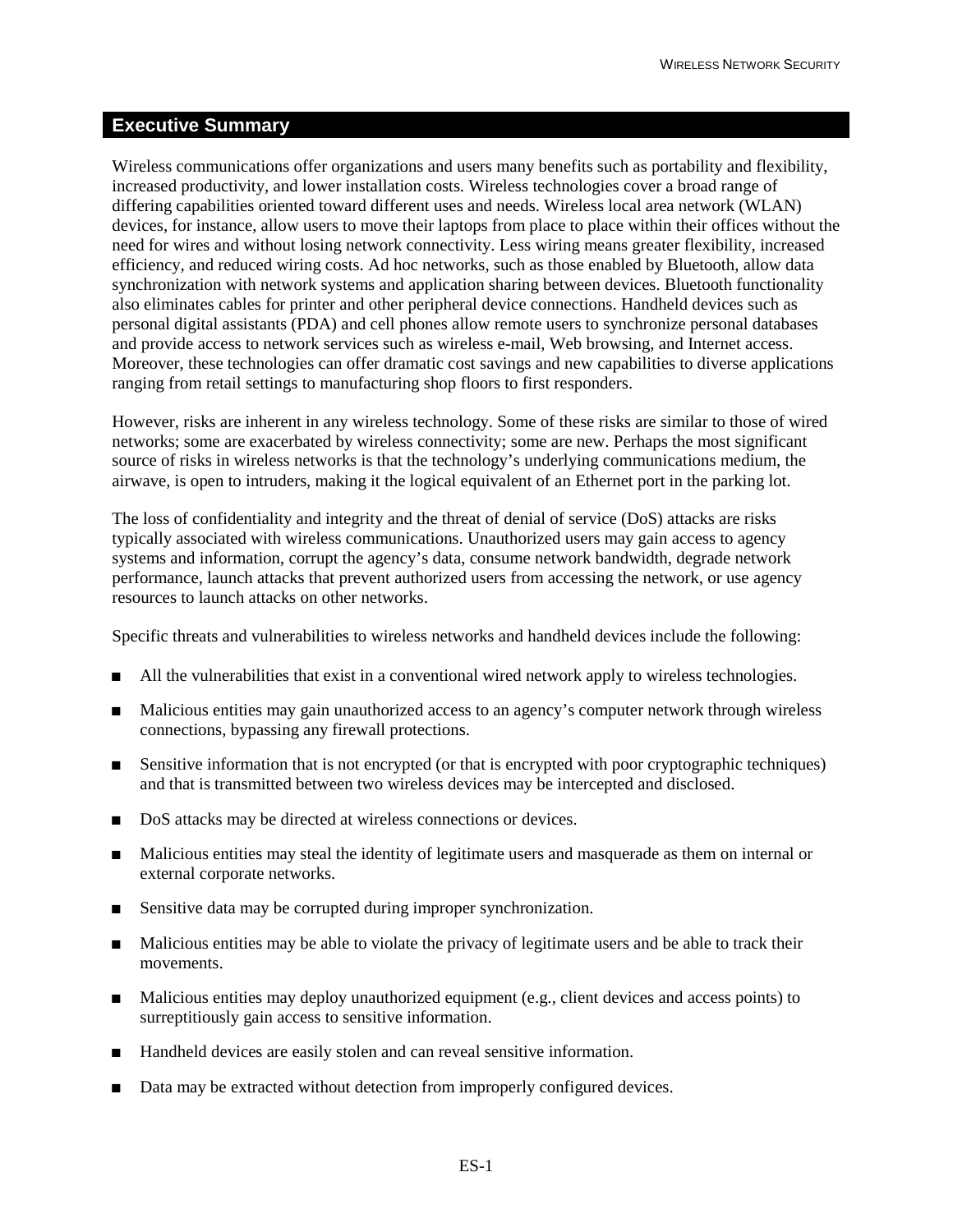## Executive Summary

Wireless communications offer organizations and users many benefits such as portability and flexibility, increased productivity, and lower installation costs. Wireless technologies cover a broad range of differing capabilities oriented toward different uses and needs. Wireless local area network (WLAN) devices, for instance, allow users to move their laptops from place to place within their offices without the need for wires and without losing network connectivity. Less wiring means greater flexibility, increased efficiency, and reduced wiring costs. Ad hoc networks, such as those enabled by Bluetooth, allow data synchronization with network systems and application sharing between devices. Bluetooth functionality also eliminates cables for printer and other peripheral device connections. Handheld devices such as personal digital assistants (PDA) and cell phones allow remote users to synchronize personal databases and provide access to network services such as wireless e-mail, Web browsing, and Internet access. Moreover, these technologies can offer dramatic cost savings and new capabilities to diverse applications ranging from retail settings to manufacturing shop floors to first responders.

However, risks are inherent in any wireless technology. Some of these risks are similar to those of wired networks; some are exacerbated by wireless connectivity; some are new. Perhaps the most significant source of risks in wireless networks is that the technology's underlying communications medium, the airwave, is open to intruders, making it the logical equivalent of an Ethernet port in the parking lot.

The loss of confidentiality and integrity and the threat of denial of service (DoS) attacks are risks typically associated with wireless communications. Unauthorized users may gain access to agency systems and information, corrupt the agency's data, consume network bandwidth, degrade network performance, launch attacks that prevent authorized users from accessing the network, or use agency resources to launch attacks on other networks.

Specific threats and vulnerabilities to wireless networks and handheld devices include the following:

- All the vulnerabilities that exist in a conventional wired network apply to wireless technologies.
- Malicious entities may gain unauthorized access to an agency's computer network through wireless connections, bypassing any firewall protections.
- Sensitive information that is not encrypted (or that is encrypted with poor cryptographic techniques) and that is transmitted between two wireless devices may be intercepted and disclosed.
- DoS attacks may be directed at wireless connections or devices.
- Malicious entities may steal the identity of legitimate users and masquerade as them on internal or external corporate networks.
- Sensitive data may be corrupted during improper synchronization.
- Malicious entities may be able to violate the privacy of legitimate users and be able to track their movements.
- Malicious entities may deploy unauthorized equipment (e.g., client devices and access points) to surreptitiously gain access to sensitive information.
- Handheld devices are easily stolen and can reveal sensitive information.
- Data may be extracted without detection from improperly configured devices.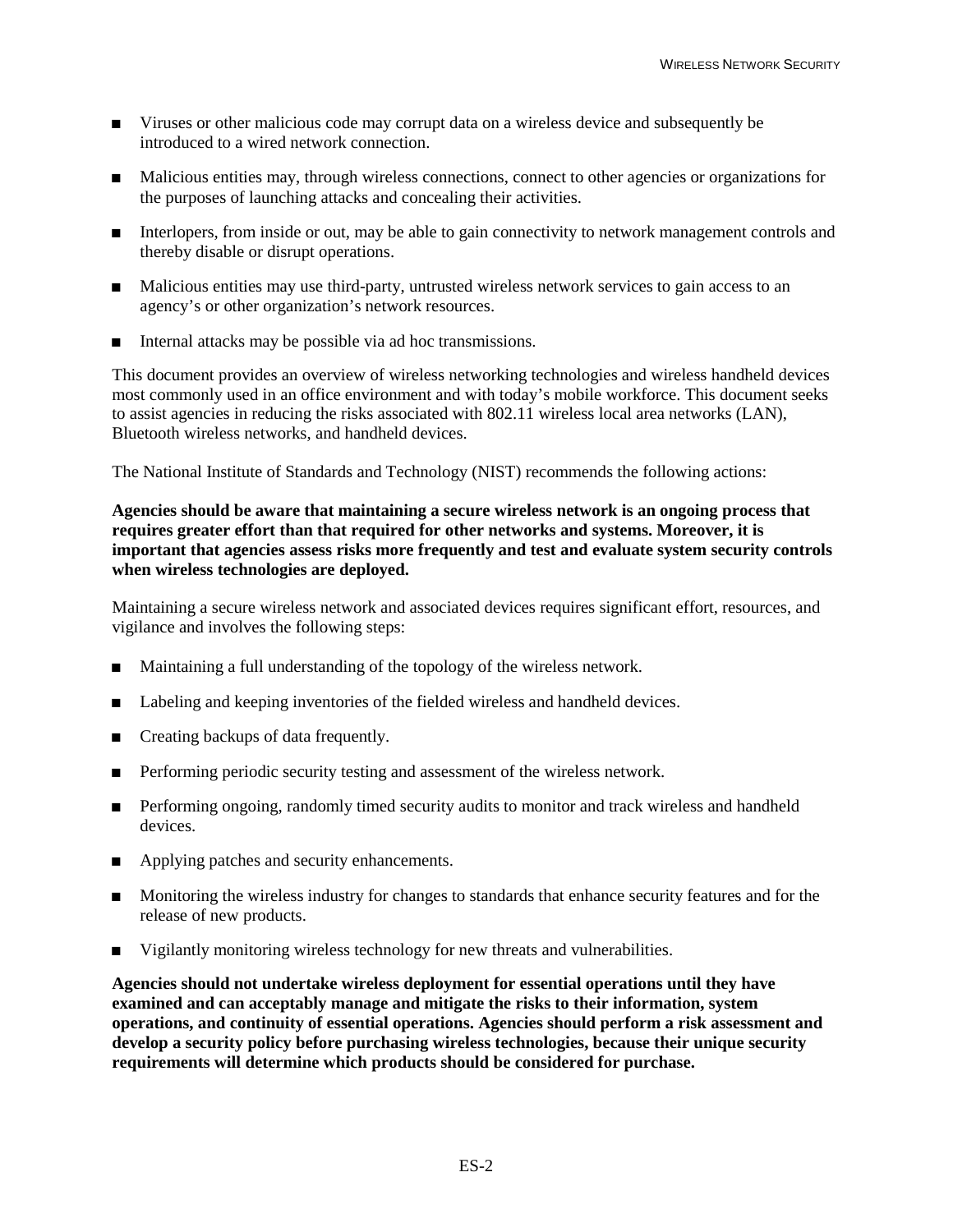- Viruses or other malicious code may corrupt data on a wireless device and subsequently be introduced to a wired network connection.
- Malicious entities may, through wireless connections, connect to other agencies or organizations for the purposes of launching attacks and concealing their activities.
- Interlopers, from inside or out, may be able to gain connectivity to network management controls and thereby disable or disrupt operations.
- Malicious entities may use third-party, untrusted wireless network services to gain access to an agency's or other organization's network resources.
- Internal attacks may be possible via ad hoc transmissions.

This document provides an overview of wireless networking technologies and wireless handheld devices most commonly used in an office environment and with today's mobile workforce. This document seeks to assist agencies in reducing the risks associated with 802.11 wireless local area networks (LAN), Bluetooth wireless networks, and handheld devices.

The National Institute of Standards and Technology (NIST) recommends the following actions:

**Agencies should be aware that maintaining a secure wireless network is an ongoing process that requires greater effort than that required for other networks and systems. Moreover, it is important that agencies assess risks more frequently and test and evaluate system security controls when wireless technologies are deployed.**

Maintaining a secure wireless network and associated devices requires significant effort, resources, and vigilance and involves the following steps:

- Maintaining a full understanding of the topology of the wireless network.
- Labeling and keeping inventories of the fielded wireless and handheld devices.
- Creating backups of data frequently.
- Performing periodic security testing and assessment of the wireless network.
- Performing ongoing, randomly timed security audits to monitor and track wireless and handheld devices.
- Applying patches and security enhancements.
- Monitoring the wireless industry for changes to standards that enhance security features and for the release of new products.
- Vigilantly monitoring wireless technology for new threats and vulnerabilities.

**Agencies should not undertake wireless deployment for essential operations until they have examined and can acceptably manage and mitigate the risks to their information, system operations, and continuity of essential operations. Agencies should perform a risk assessment and develop a security policy before purchasing wireless technologies, because their unique security requirements will determine which products should be considered for purchase.**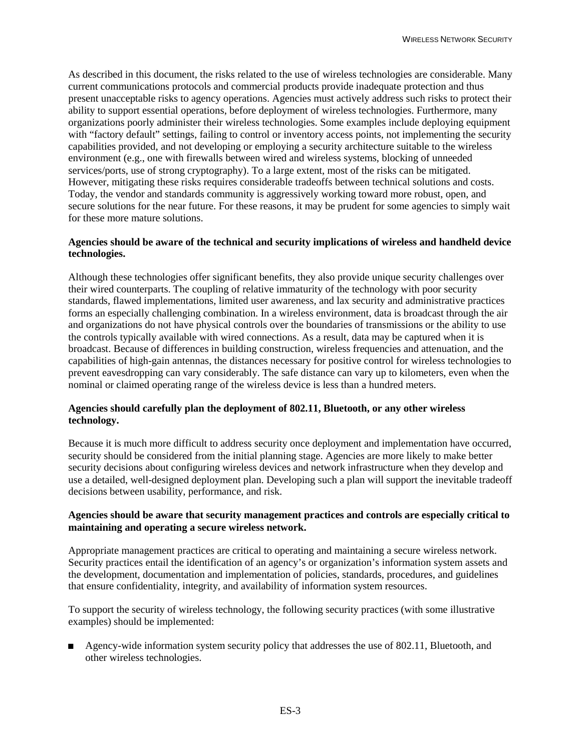As described in this document, the risks related to the use of wireless technologies are considerable. Many current communications protocols and commercial products provide inadequate protection and thus present unacceptable risks to agency operations. Agencies must actively address such risks to protect their ability to support essential operations, before deployment of wireless technologies. Furthermore, many organizations poorly administer their wireless technologies. Some examples include deploying equipment with "factory default" settings, failing to control or inventory access points, not implementing the security capabilities provided, and not developing or employing a security architecture suitable to the wireless environment (e.g., one with firewalls between wired and wireless systems, blocking of unneeded services/ports, use of strong cryptography). To a large extent, most of the risks can be mitigated. However, mitigating these risks requires considerable tradeoffs between technical solutions and costs. Today, the vendor and standards community is aggressively working toward more robust, open, and secure solutions for the near future. For these reasons, it may be prudent for some agencies to simply wait for these more mature solutions.

**Agencies should be aware of the technical and security implications of wireless and handheld device technologies.**

Although these technologies offer significant benefits, they also provide unique security challenges over their wired counterparts. The coupling of relative immaturity of the technology with poor security standards, flawed implementations, limited user awareness, and lax security and administrative practices forms an especially challenging combination. In a wireless environment, data is broadcast through the air and organizations do not have physical controls over the boundaries of transmissions or the ability to use the controls typically available with wired connections. As a result, data may be captured when it is broadcast. Because of differences in building construction, wireless frequencies and attenuation, and the capabilities of high-gain antennas, the distances necessary for positive control for wireless technologies to prevent eavesdropping can vary considerably. The safe distance can vary up to kilometers, even when the nominal or claimed operating range of the wireless device is less than a hundred meters.

**Agencies should carefully plan the deployment of 802.11, Bluetooth, or any other wireless technology.**

Because it is much more difficult to address security once deployment and implementation have occurred, security should be considered from the initial planning stage. Agencies are more likely to make better security decisions about configuring wireless devices and network infrastructure when they develop and use a detailed, well-designed deployment plan. Developing such a plan will support the inevitable tradeoff decisions between usability, performance, and risk.

**Agencies should be aware that security management practices and controls are especially critical to maintaining and operating a secure wireless network.**

Appropriate management practices are critical to operating and maintaining a secure wireless network. Security practices entail the identification of an agency's or organization's information system assets and the development, documentation and implementation of policies, standards, procedures, and guidelines that ensure confidentiality, integrity, and availability of information system resources.

To support the security of wireless technology, the following security practices (with some illustrative examples) should be implemented:

- Agency-wide information system security policy that addresses the use of 802.11, Bluetooth, and other wireless technologies.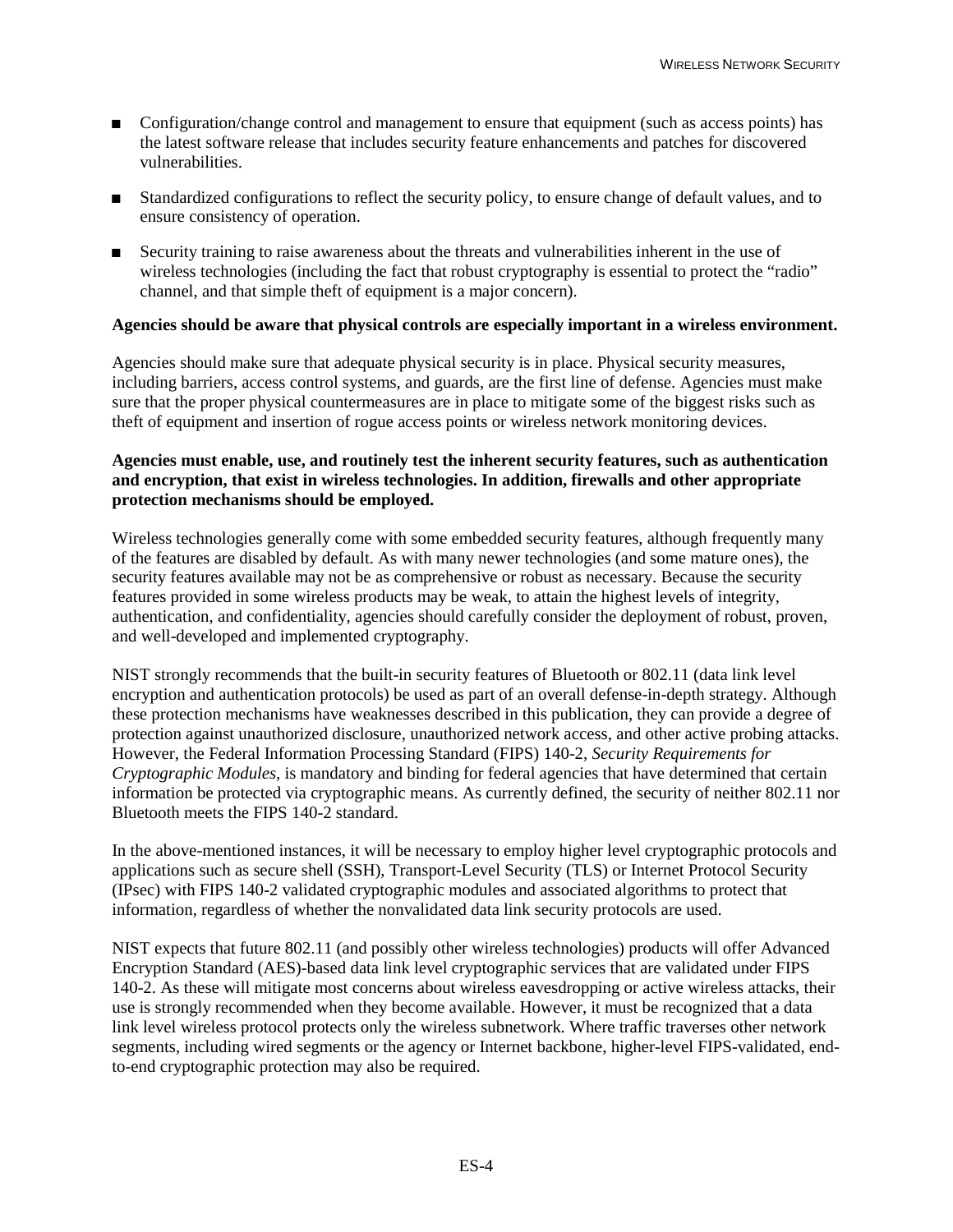- Configuration/change control and management to ensure that equipment (such as access points) has the latest software release that includes security feature enhancements and patches for discovered vulnerabilities.
- Standardized configurations to reflect the security policy, to ensure change of default values, and to ensure consistency of operation.
- Security training to raise awareness about the threats and vulnerabilities inherent in the use of wireless technologies (including the fact that robust cryptography is essential to protect the "radio" channel, and that simple theft of equipment is a major concern).

**Agencies should be aware that physical controls are especially important in a wireless environment.**

Agencies should make sure that adequate physical security is in place. Physical security measures, including barriers, access control systems, and guards, are the first line of defense. Agencies must make sure that the proper physical countermeasures are in place to mitigate some of the biggest risks such as theft of equipment and insertion of rogue access points or wireless network monitoring devices.

**Agencies must enable, use, and routinely test the inherent security features, such as authentication and encryption, that exist in wireless technologies. In addition, firewalls and other appropriate protection mechanisms should be employed.**

Wireless technologies generally come with some embedded security features, although frequently many of the features are disabled by default. As with many newer technologies (and some mature ones), the security features available may not be as comprehensive or robust as necessary. Because the security features provided in some wireless products may be weak, to attain the highest levels of integrity, authentication, and confidentiality, agencies should carefully consider the deployment of robust, proven, and well-developed and implemented cryptography.

NIST strongly recommends that the built-in security features of Bluetooth or 802.11 (data link level encryption and authentication protocols) be used as part of an overall defense-in-depth strategy. Although these protection mechanisms have weaknesses described in this publication, they can provide a degree of protection against unauthorized disclosure, unauthorized network access, and other active probing attacks. However, the Federal Information Processing Standard (FIPS) 140-2, *Security Requirements for Cryptographic Modules*, is mandatory and binding for federal agencies that have determined that certain information be protected via cryptographic means. As currently defined, the security of neither 802.11 nor Bluetooth meets the FIPS 140-2 standard.

In the above-mentioned instances, it will be necessary to employ higher level cryptographic protocols and applications such as secure shell (SSH), Transport-Level Security (TLS) or Internet Protocol Security (IPsec) with FIPS 140-2 validated cryptographic modules and associated algorithms to protect that information, regardless of whether the nonvalidated data link security protocols are used.

NIST expects that future 802.11 (and possibly other wireless technologies) products will offer Advanced Encryption Standard (AES)-based data link level cryptographic services that are validated under FIPS 140-2. As these will mitigate most concerns about wireless eavesdropping or active wireless attacks, their use is strongly recommended when they become available. However, it must be recognized that a data link level wireless protocol protects only the wireless subnetwork. Where traffic traverses other network segments, including wired segments or the agency or Internet backbone, higher-level FIPS-validated, end-to-end cryptographic protection may also be required.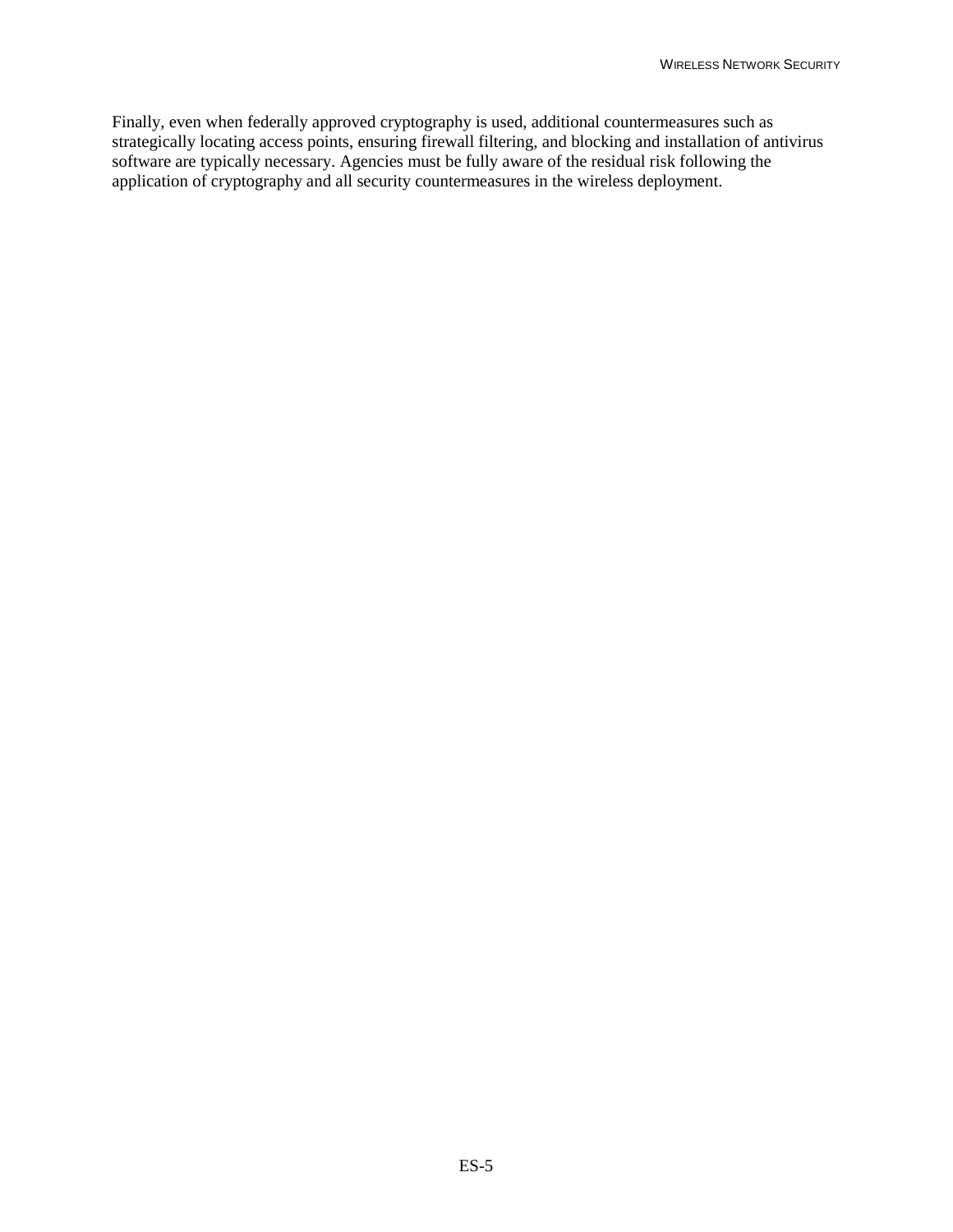Finally, even when federally approved cryptography is used, additional countermeasures such as strategically locating access points, ensuring firewall filtering, and blocking and installation of antivirus software are typically necessary. Agencies must be fully aware of the residual risk following the application of cryptography and all security countermeasures in the wireless deployment.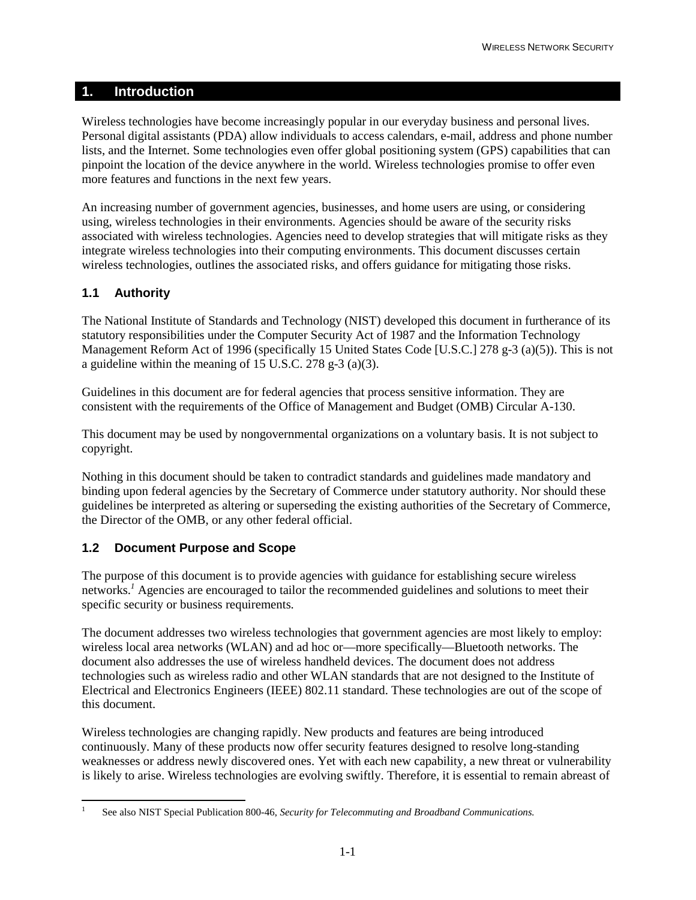# 1. Introduction

Wireless technologies have become increasingly popular in our everyday business and personal lives. Personal digital assistants (PDA) allow individuals to access calendars, e-mail, address and phone number lists, and the Internet. Some technologies even offer global positioning system (GPS) capabilities that can pinpoint the location of the device anywhere in the world. Wireless technologies promise to offer even more features and functions in the next few years.

An increasing number of government agencies, businesses, and home users are using, or considering using, wireless technologies in their environments. Agencies should be aware of the security risks associated with wireless technologies. Agencies need to develop strategies that will mitigate risks as they integrate wireless technologies into their computing environments. This document discusses certain wireless technologies, outlines the associated risks, and offers guidance for mitigating those risks.

## 1.1 Authority

The National Institute of Standards and Technology (NIST) developed this document in furtherance of its statutory responsibilities under the Computer Security Act of 1987 and the Information Technology Management Reform Act of 1996 (specifically 15 United States Code [U.S.C.] 278 g-3 (a)(5)). This is not a guideline within the meaning of 15 U.S.C. 278 g-3 (a)(3).

Guidelines in this document are for federal agencies that process sensitive information. They are consistent with the requirements of the Office of Management and Budget (OMB) Circular A-130.

This document may be used by nongovernmental organizations on a voluntary basis. It is not subject to copyright.

Nothing in this document should be taken to contradict standards and guidelines made mandatory and binding upon federal agencies by the Secretary of Commerce under statutory authority. Nor should these guidelines be interpreted as altering or superseding the existing authorities of the Secretary of Commerce, the Director of the OMB, or any other federal official.

## 1.2 Document Purpose and Scope

The purpose of this document is to provide agencies with guidance for establishing secure wireless networks.[1] Agencies are encouraged to tailor the recommended guidelines and solutions to meet their specific security or business requirements.

The document addresses two wireless technologies that government agencies are most likely to employ: wireless local area networks (WLAN) and ad hoc or—more specifically—Bluetooth networks. The document also addresses the use of wireless handheld devices. The document does not address technologies such as wireless radio and other WLAN standards that are not designed to the Institute of Electrical and Electronics Engineers (IEEE) 802.11 standard. These technologies are out of the scope of this document.

Wireless technologies are changing rapidly. New products and features are being introduced continuously. Many of these products now offer security features designed to resolve long-standing weaknesses or address newly discovered ones. Yet with each new capability, a new threat or vulnerability is likely to arise. Wireless technologies are evolving swiftly. Therefore, it is essential to remain abreast of

---

[1] See also NIST Special Publication 800-46, *Security for Telecommuting and Broadband Communications.*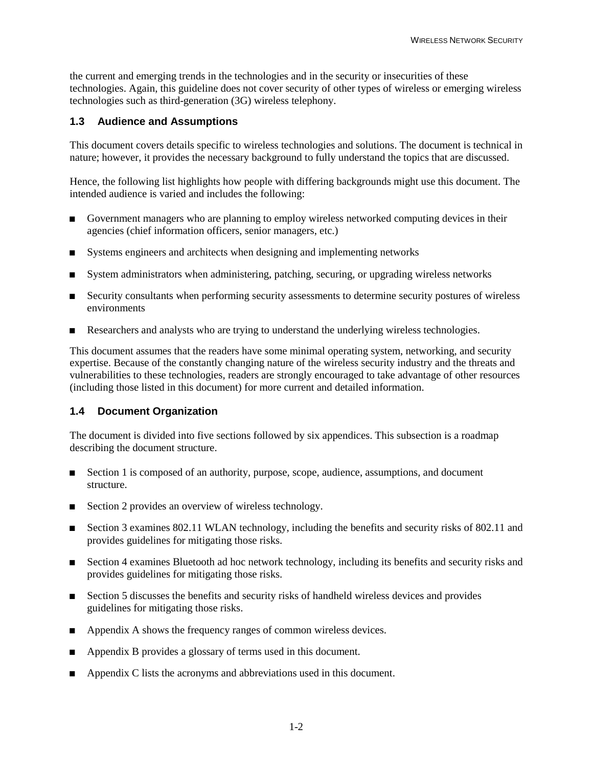the current and emerging trends in the technologies and in the security or insecurities of these technologies. Again, this guideline does not cover security of other types of wireless or emerging wireless technologies such as third-generation (3G) wireless telephony.

### 1.3 Audience and Assumptions

This document covers details specific to wireless technologies and solutions. The document is technical in nature; however, it provides the necessary background to fully understand the topics that are discussed.

Hence, the following list highlights how people with differing backgrounds might use this document. The intended audience is varied and includes the following:

- Government managers who are planning to employ wireless networked computing devices in their agencies (chief information officers, senior managers, etc.)
- Systems engineers and architects when designing and implementing networks
- System administrators when administering, patching, securing, or upgrading wireless networks
- Security consultants when performing security assessments to determine security postures of wireless environments
- Researchers and analysts who are trying to understand the underlying wireless technologies.

This document assumes that the readers have some minimal operating system, networking, and security expertise. Because of the constantly changing nature of the wireless security industry and the threats and vulnerabilities to these technologies, readers are strongly encouraged to take advantage of other resources (including those listed in this document) for more current and detailed information.

### 1.4 Document Organization

The document is divided into five sections followed by six appendices. This subsection is a roadmap describing the document structure.

- Section 1 is composed of an authority, purpose, scope, audience, assumptions, and document structure.
- Section 2 provides an overview of wireless technology.
- Section 3 examines 802.11 WLAN technology, including the benefits and security risks of 802.11 and provides guidelines for mitigating those risks.
- Section 4 examines Bluetooth ad hoc network technology, including its benefits and security risks and provides guidelines for mitigating those risks.
- Section 5 discusses the benefits and security risks of handheld wireless devices and provides guidelines for mitigating those risks.
- Appendix A shows the frequency ranges of common wireless devices.
- Appendix B provides a glossary of terms used in this document.
- Appendix C lists the acronyms and abbreviations used in this document.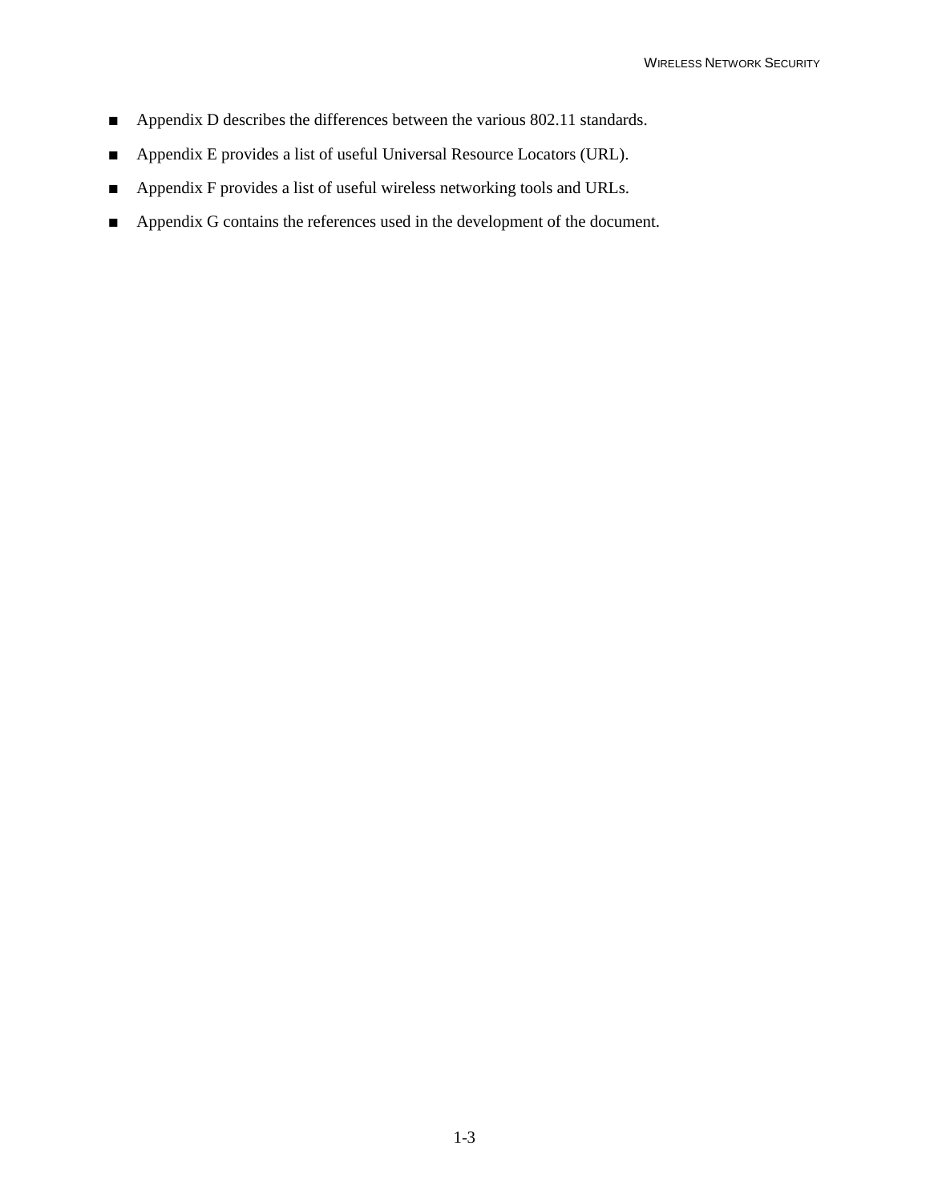- Appendix D describes the differences between the various 802.11 standards.
- Appendix E provides a list of useful Universal Resource Locators (URL).
- Appendix F provides a list of useful wireless networking tools and URLs.
- Appendix G contains the references used in the development of the document.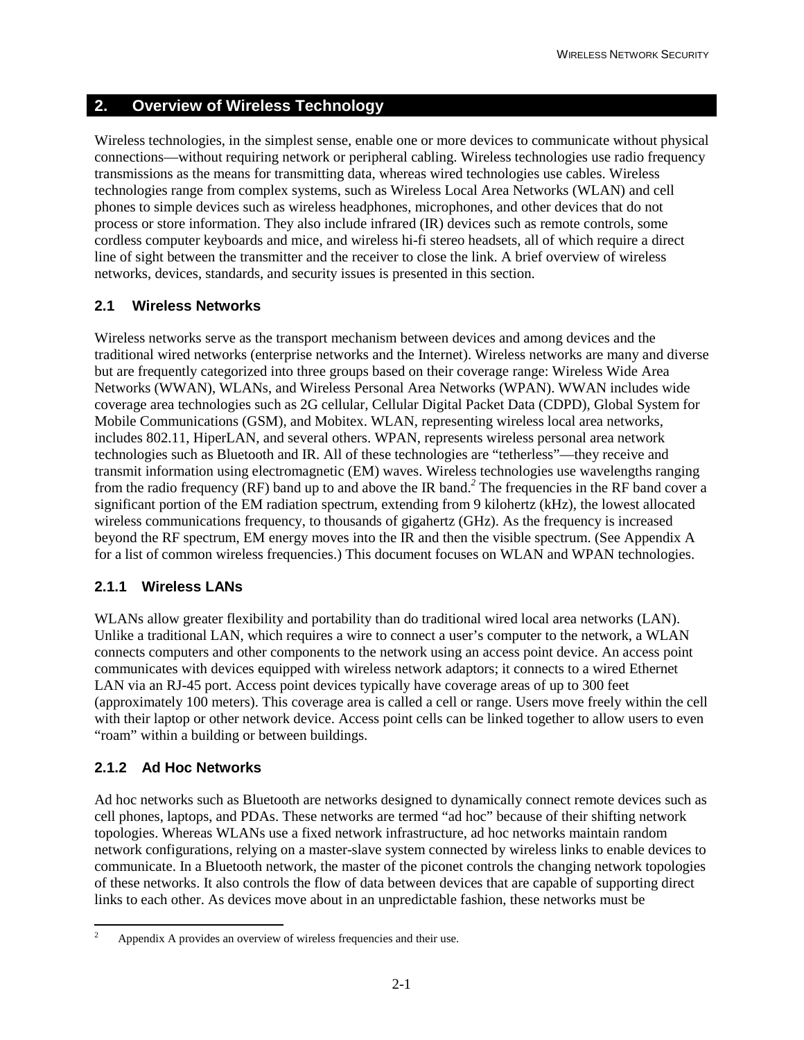# 2. Overview of Wireless Technology

Wireless technologies, in the simplest sense, enable one or more devices to communicate without physical connections—without requiring network or peripheral cabling. Wireless technologies use radio frequency transmissions as the means for transmitting data, whereas wired technologies use cables. Wireless technologies range from complex systems, such as Wireless Local Area Networks (WLAN) and cell phones to simple devices such as wireless headphones, microphones, and other devices that do not process or store information. They also include infrared (IR) devices such as remote controls, some cordless computer keyboards and mice, and wireless hi-fi stereo headsets, all of which require a direct line of sight between the transmitter and the receiver to close the link. A brief overview of wireless networks, devices, standards, and security issues is presented in this section.

## 2.1 Wireless Networks

Wireless networks serve as the transport mechanism between devices and among devices and the traditional wired networks (enterprise networks and the Internet). Wireless networks are many and diverse but are frequently categorized into three groups based on their coverage range: Wireless Wide Area Networks (WWAN), WLANs, and Wireless Personal Area Networks (WPAN). WWAN includes wide coverage area technologies such as 2G cellular, Cellular Digital Packet Data (CDPD), Global System for Mobile Communications (GSM), and Mobitex. WLAN, representing wireless local area networks, includes 802.11, HiperLAN, and several others. WPAN, represents wireless personal area network technologies such as Bluetooth and IR. All of these technologies are "tetherless"—they receive and transmit information using electromagnetic (EM) waves. Wireless technologies use wavelengths ranging from the radio frequency (RF) band up to and above the IR band.[2] The frequencies in the RF band cover a significant portion of the EM radiation spectrum, extending from 9 kilohertz (kHz), the lowest allocated wireless communications frequency, to thousands of gigahertz (GHz). As the frequency is increased beyond the RF spectrum, EM energy moves into the IR and then the visible spectrum. (See Appendix A for a list of common wireless frequencies.) This document focuses on WLAN and WPAN technologies.

### 2.1.1 Wireless LANs

WLANs allow greater flexibility and portability than do traditional wired local area networks (LAN). Unlike a traditional LAN, which requires a wire to connect a user's computer to the network, a WLAN connects computers and other components to the network using an access point device. An access point communicates with devices equipped with wireless network adaptors; it connects to a wired Ethernet LAN via an RJ-45 port. Access point devices typically have coverage areas of up to 300 feet (approximately 100 meters). This coverage area is called a cell or range. Users move freely within the cell with their laptop or other network device. Access point cells can be linked together to allow users to even "roam" within a building or between buildings.

### 2.1.2 Ad Hoc Networks

Ad hoc networks such as Bluetooth are networks designed to dynamically connect remote devices such as cell phones, laptops, and PDAs. These networks are termed "ad hoc" because of their shifting network topologies. Whereas WLANs use a fixed network infrastructure, ad hoc networks maintain random network configurations, relying on a master-slave system connected by wireless links to enable devices to communicate. In a Bluetooth network, the master of the piconet controls the changing network topologies of these networks. It also controls the flow of data between devices that are capable of supporting direct links to each other. As devices move about in an unpredictable fashion, these networks must be

[2] Appendix A provides an overview of wireless frequencies and their use.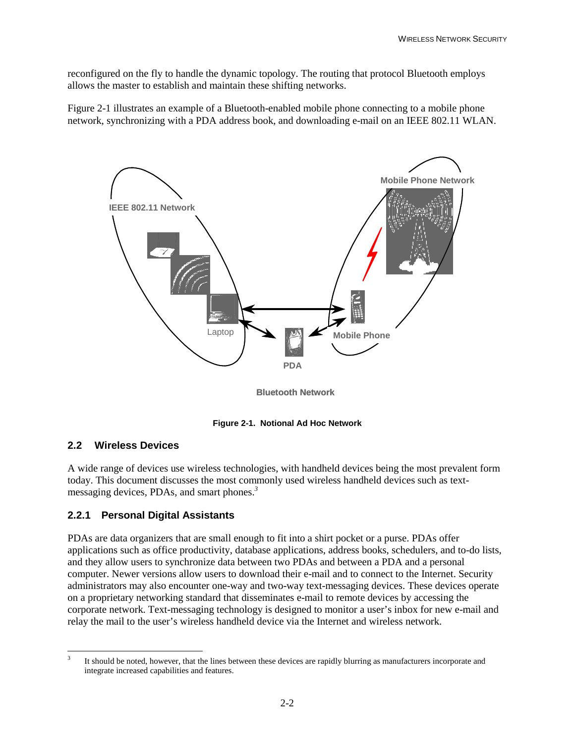reconfigured on the fly to handle the dynamic topology. The routing that protocol Bluetooth employs allows the master to establish and maintain these shifting networks.

Figure 2-1 illustrates an example of a Bluetooth-enabled mobile phone connecting to a mobile phone network, synchronizing with a PDA address book, and downloading e-mail on an IEEE 802.11 WLAN.

IEEE 802.11 Network

Mobile Phone Network

Laptop

Mobile Phone

PDA

Bluetooth Network

**Figure 2-1. Notional Ad Hoc Network**

## 2.2 Wireless Devices

A wide range of devices use wireless technologies, with handheld devices being the most prevalent form today. This document discusses the most commonly used wireless handheld devices such as text-messaging devices, PDAs, and smart phones.[3]

### 2.2.1 Personal Digital Assistants

PDAs are data organizers that are small enough to fit into a shirt pocket or a purse. PDAs offer applications such as office productivity, database applications, address books, schedulers, and to-do lists, and they allow users to synchronize data between two PDAs and between a PDA and a personal computer. Newer versions allow users to download their e-mail and to connect to the Internet. Security administrators may also encounter one-way and two-way text-messaging devices. These devices operate on a proprietary networking standard that disseminates e-mail to remote devices by accessing the corporate network. Text-messaging technology is designed to monitor a user's inbox for new e-mail and relay the mail to the user's wireless handheld device via the Internet and wireless network.

[3] It should be noted, however, that the lines between these devices are rapidly blurring as manufacturers incorporate and integrate increased capabilities and features.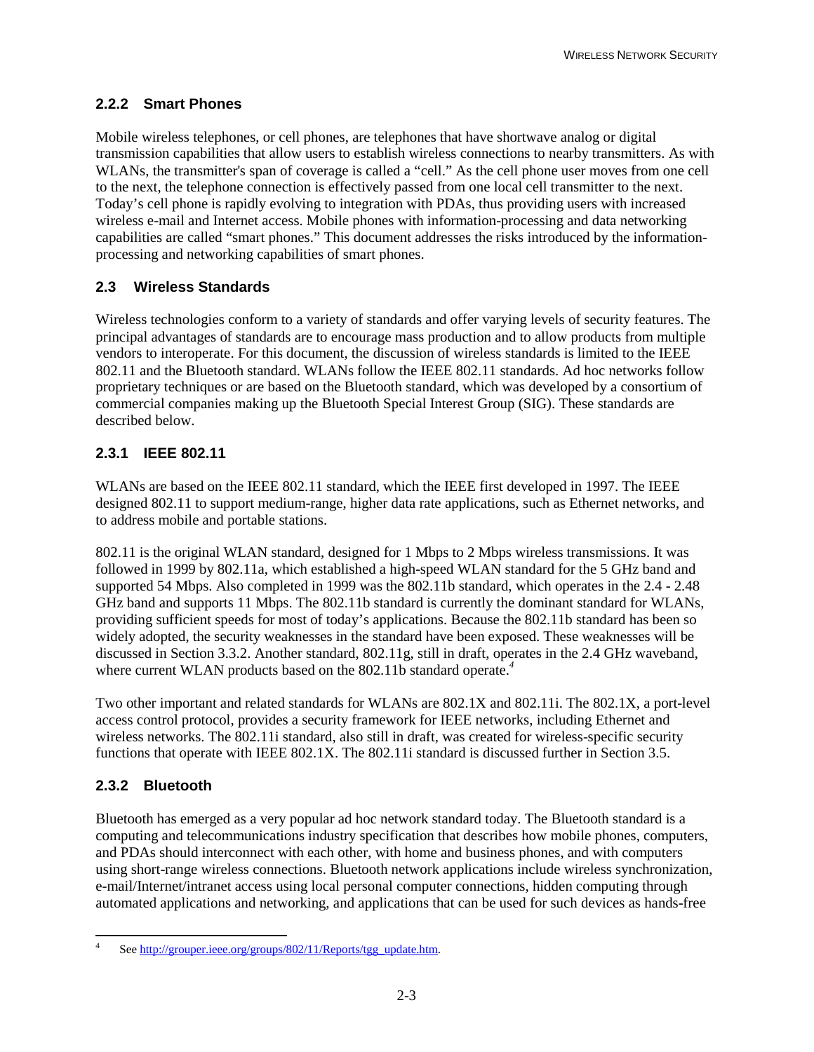### 2.2.2 Smart Phones

Mobile wireless telephones, or cell phones, are telephones that have shortwave analog or digital transmission capabilities that allow users to establish wireless connections to nearby transmitters. As with WLANs, the transmitter's span of coverage is called a "cell." As the cell phone user moves from one cell to the next, the telephone connection is effectively passed from one local cell transmitter to the next. Today's cell phone is rapidly evolving to integration with PDAs, thus providing users with increased wireless e-mail and Internet access. Mobile phones with information-processing and data networking capabilities are called "smart phones." This document addresses the risks introduced by the information-processing and networking capabilities of smart phones.

## 2.3 Wireless Standards

Wireless technologies conform to a variety of standards and offer varying levels of security features. The principal advantages of standards are to encourage mass production and to allow products from multiple vendors to interoperate. For this document, the discussion of wireless standards is limited to the IEEE 802.11 and the Bluetooth standard. WLANs follow the IEEE 802.11 standards. Ad hoc networks follow proprietary techniques or are based on the Bluetooth standard, which was developed by a consortium of commercial companies making up the Bluetooth Special Interest Group (SIG). These standards are described below.

### 2.3.1 IEEE 802.11

WLANs are based on the IEEE 802.11 standard, which the IEEE first developed in 1997. The IEEE designed 802.11 to support medium-range, higher data rate applications, such as Ethernet networks, and to address mobile and portable stations.

802.11 is the original WLAN standard, designed for 1 Mbps to 2 Mbps wireless transmissions. It was followed in 1999 by 802.11a, which established a high-speed WLAN standard for the 5 GHz band and supported 54 Mbps. Also completed in 1999 was the 802.11b standard, which operates in the 2.4 - 2.48 GHz band and supports 11 Mbps. The 802.11b standard is currently the dominant standard for WLANs, providing sufficient speeds for most of today's applications. Because the 802.11b standard has been so widely adopted, the security weaknesses in the standard have been exposed. These weaknesses will be discussed in Section 3.3.2. Another standard, 802.11g, still in draft, operates in the 2.4 GHz waveband, where current WLAN products based on the 802.11b standard operate.[4]

Two other important and related standards for WLANs are 802.1X and 802.11i. The 802.1X, a port-level access control protocol, provides a security framework for IEEE networks, including Ethernet and wireless networks. The 802.11i standard, also still in draft, was created for wireless-specific security functions that operate with IEEE 802.1X. The 802.11i standard is discussed further in Section 3.5.

### 2.3.2 Bluetooth

Bluetooth has emerged as a very popular ad hoc network standard today. The Bluetooth standard is a computing and telecommunications industry specification that describes how mobile phones, computers, and PDAs should interconnect with each other, with home and business phones, and with computers using short-range wireless connections. Bluetooth network applications include wireless synchronization, e-mail/Internet/intranet access using local personal computer connections, hidden computing through automated applications and networking, and applications that can be used for such devices as hands-free

[4] See http://grouper.ieee.org/groups/802/11/Reports/tgg_update.htm.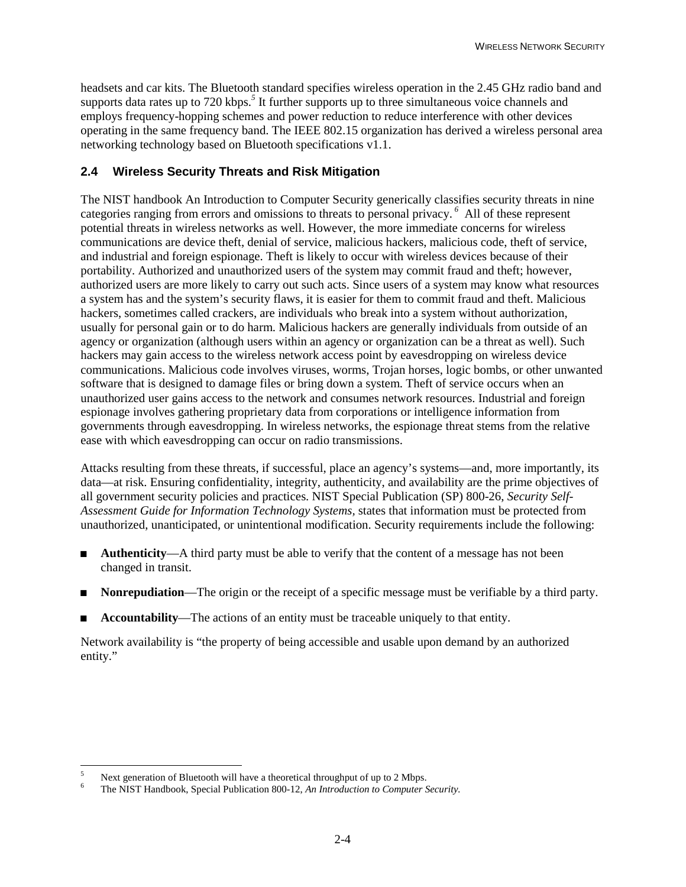headsets and car kits. The Bluetooth standard specifies wireless operation in the 2.45 GHz radio band and supports data rates up to 720 kbps.[5] It further supports up to three simultaneous voice channels and employs frequency-hopping schemes and power reduction to reduce interference with other devices operating in the same frequency band. The IEEE 802.15 organization has derived a wireless personal area networking technology based on Bluetooth specifications v1.1.

## 2.4 Wireless Security Threats and Risk Mitigation

The NIST handbook An Introduction to Computer Security generically classifies security threats in nine categories ranging from errors and omissions to threats to personal privacy.[6] All of these represent potential threats in wireless networks as well. However, the more immediate concerns for wireless communications are device theft, denial of service, malicious hackers, malicious code, theft of service, and industrial and foreign espionage. Theft is likely to occur with wireless devices because of their portability. Authorized and unauthorized users of the system may commit fraud and theft; however, authorized users are more likely to carry out such acts. Since users of a system may know what resources a system has and the system's security flaws, it is easier for them to commit fraud and theft. Malicious hackers, sometimes called crackers, are individuals who break into a system without authorization, usually for personal gain or to do harm. Malicious hackers are generally individuals from outside of an agency or organization (although users within an agency or organization can be a threat as well). Such hackers may gain access to the wireless network access point by eavesdropping on wireless device communications. Malicious code involves viruses, worms, Trojan horses, logic bombs, or other unwanted software that is designed to damage files or bring down a system. Theft of service occurs when an unauthorized user gains access to the network and consumes network resources. Industrial and foreign espionage involves gathering proprietary data from corporations or intelligence information from governments through eavesdropping. In wireless networks, the espionage threat stems from the relative ease with which eavesdropping can occur on radio transmissions.

Attacks resulting from these threats, if successful, place an agency's systems—and, more importantly, its data—at risk. Ensuring confidentiality, integrity, authenticity, and availability are the prime objectives of all government security policies and practices. NIST Special Publication (SP) 800-26, *Security Self-Assessment Guide for Information Technology Systems*, states that information must be protected from unauthorized, unanticipated, or unintentional modification. Security requirements include the following:

- **Authenticity**—A third party must be able to verify that the content of a message has not been changed in transit.
- **Nonrepudiation**—The origin or the receipt of a specific message must be verifiable by a third party.
- **Accountability**—The actions of an entity must be traceable uniquely to that entity.

Network availability is "the property of being accessible and usable upon demand by an authorized entity."

---

[5] Next generation of Bluetooth will have a theoretical throughput of up to 2 Mbps.

[6] The NIST Handbook, Special Publication 800-12, *An Introduction to Computer Security.*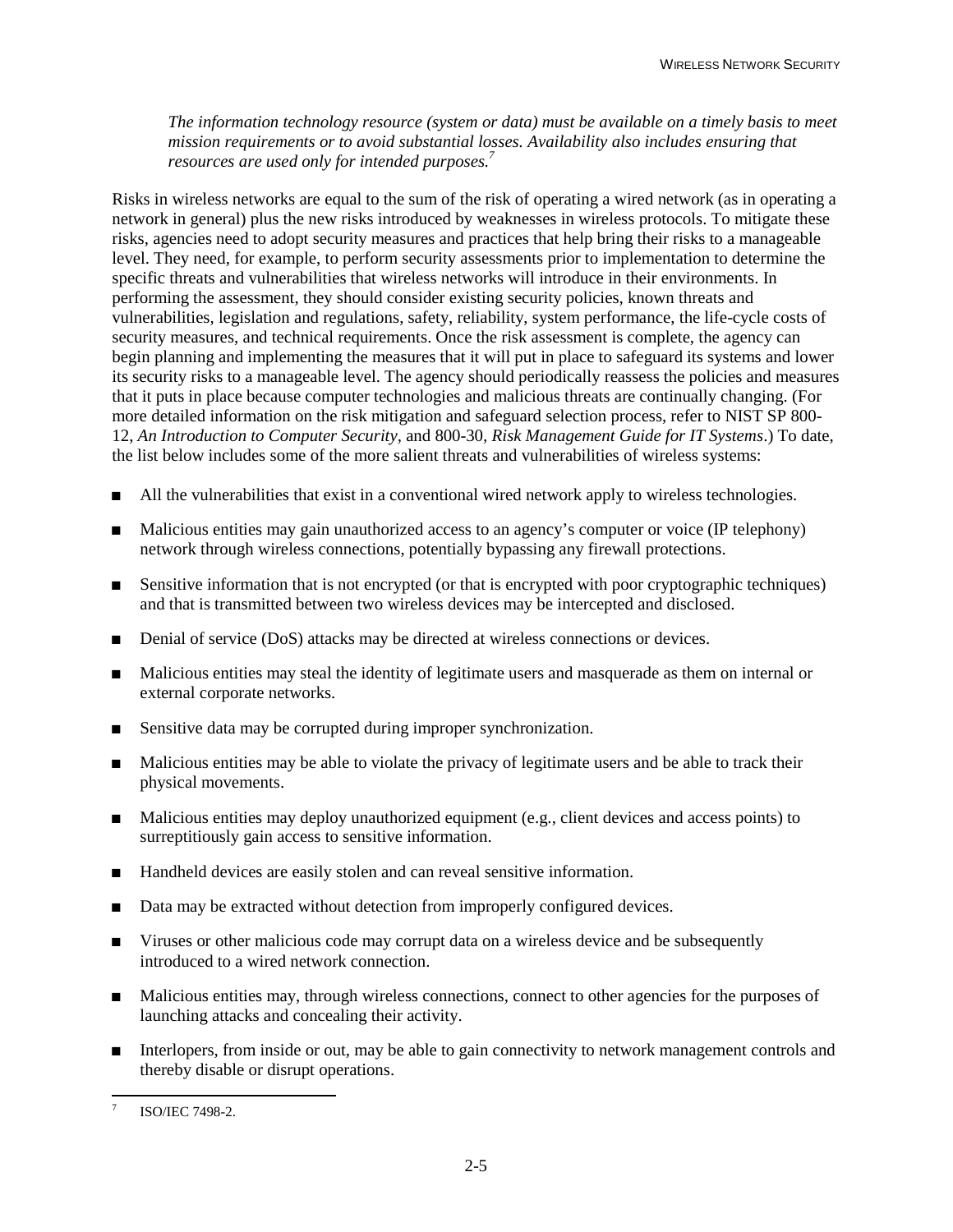*The information technology resource (system or data) must be available on a timely basis to meet mission requirements or to avoid substantial losses. Availability also includes ensuring that resources are used only for intended purposes.*[7]

Risks in wireless networks are equal to the sum of the risk of operating a wired network (as in operating a network in general) plus the new risks introduced by weaknesses in wireless protocols. To mitigate these risks, agencies need to adopt security measures and practices that help bring their risks to a manageable level. They need, for example, to perform security assessments prior to implementation to determine the specific threats and vulnerabilities that wireless networks will introduce in their environments. In performing the assessment, they should consider existing security policies, known threats and vulnerabilities, legislation and regulations, safety, reliability, system performance, the life-cycle costs of security measures, and technical requirements. Once the risk assessment is complete, the agency can begin planning and implementing the measures that it will put in place to safeguard its systems and lower its security risks to a manageable level. The agency should periodically reassess the policies and measures that it puts in place because computer technologies and malicious threats are continually changing. (For more detailed information on the risk mitigation and safeguard selection process, refer to NIST SP 800-12, *An Introduction to Computer Security,* and 800-30, *Risk Management Guide for IT Systems*.) To date, the list below includes some of the more salient threats and vulnerabilities of wireless systems:

- All the vulnerabilities that exist in a conventional wired network apply to wireless technologies.
- Malicious entities may gain unauthorized access to an agency's computer or voice (IP telephony) network through wireless connections, potentially bypassing any firewall protections.
- Sensitive information that is not encrypted (or that is encrypted with poor cryptographic techniques) and that is transmitted between two wireless devices may be intercepted and disclosed.
- Denial of service (DoS) attacks may be directed at wireless connections or devices.
- Malicious entities may steal the identity of legitimate users and masquerade as them on internal or external corporate networks.
- Sensitive data may be corrupted during improper synchronization.
- Malicious entities may be able to violate the privacy of legitimate users and be able to track their physical movements.
- Malicious entities may deploy unauthorized equipment (e.g., client devices and access points) to surreptitiously gain access to sensitive information.
- Handheld devices are easily stolen and can reveal sensitive information.
- Data may be extracted without detection from improperly configured devices.
- Viruses or other malicious code may corrupt data on a wireless device and be subsequently introduced to a wired network connection.
- Malicious entities may, through wireless connections, connect to other agencies for the purposes of launching attacks and concealing their activity.
- Interlopers, from inside or out, may be able to gain connectivity to network management controls and thereby disable or disrupt operations.

---

[7] ISO/IEC 7498-2.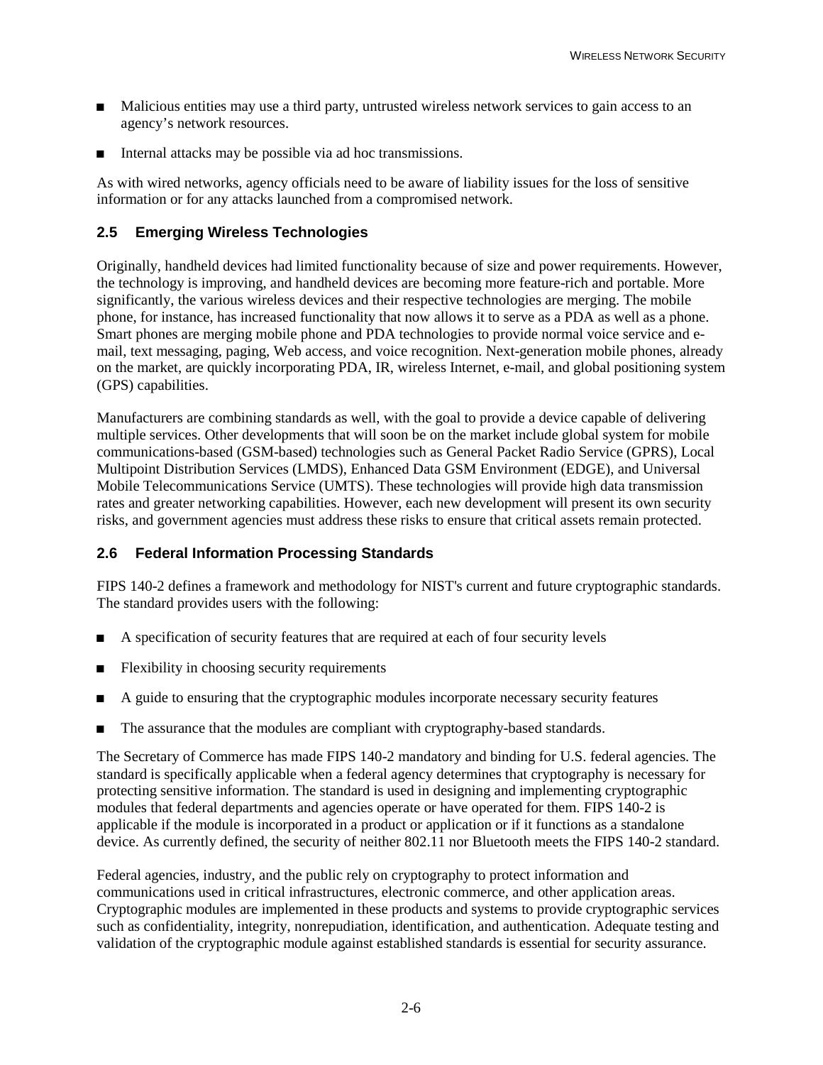- Malicious entities may use a third party, untrusted wireless network services to gain access to an agency's network resources.
- Internal attacks may be possible via ad hoc transmissions.

As with wired networks, agency officials need to be aware of liability issues for the loss of sensitive information or for any attacks launched from a compromised network.

## 2.5 Emerging Wireless Technologies

Originally, handheld devices had limited functionality because of size and power requirements. However, the technology is improving, and handheld devices are becoming more feature-rich and portable. More significantly, the various wireless devices and their respective technologies are merging. The mobile phone, for instance, has increased functionality that now allows it to serve as a PDA as well as a phone. Smart phones are merging mobile phone and PDA technologies to provide normal voice service and e-mail, text messaging, paging, Web access, and voice recognition. Next-generation mobile phones, already on the market, are quickly incorporating PDA, IR, wireless Internet, e-mail, and global positioning system (GPS) capabilities.

Manufacturers are combining standards as well, with the goal to provide a device capable of delivering multiple services. Other developments that will soon be on the market include global system for mobile communications-based (GSM-based) technologies such as General Packet Radio Service (GPRS), Local Multipoint Distribution Services (LMDS), Enhanced Data GSM Environment (EDGE), and Universal Mobile Telecommunications Service (UMTS). These technologies will provide high data transmission rates and greater networking capabilities. However, each new development will present its own security risks, and government agencies must address these risks to ensure that critical assets remain protected.

## 2.6 Federal Information Processing Standards

FIPS 140-2 defines a framework and methodology for NIST's current and future cryptographic standards. The standard provides users with the following:

- A specification of security features that are required at each of four security levels
- Flexibility in choosing security requirements
- A guide to ensuring that the cryptographic modules incorporate necessary security features
- The assurance that the modules are compliant with cryptography-based standards.

The Secretary of Commerce has made FIPS 140-2 mandatory and binding for U.S. federal agencies. The standard is specifically applicable when a federal agency determines that cryptography is necessary for protecting sensitive information. The standard is used in designing and implementing cryptographic modules that federal departments and agencies operate or have operated for them. FIPS 140-2 is applicable if the module is incorporated in a product or application or if it functions as a standalone device. As currently defined, the security of neither 802.11 nor Bluetooth meets the FIPS 140-2 standard.

Federal agencies, industry, and the public rely on cryptography to protect information and communications used in critical infrastructures, electronic commerce, and other application areas. Cryptographic modules are implemented in these products and systems to provide cryptographic services such as confidentiality, integrity, nonrepudiation, identification, and authentication. Adequate testing and validation of the cryptographic module against established standards is essential for security assurance.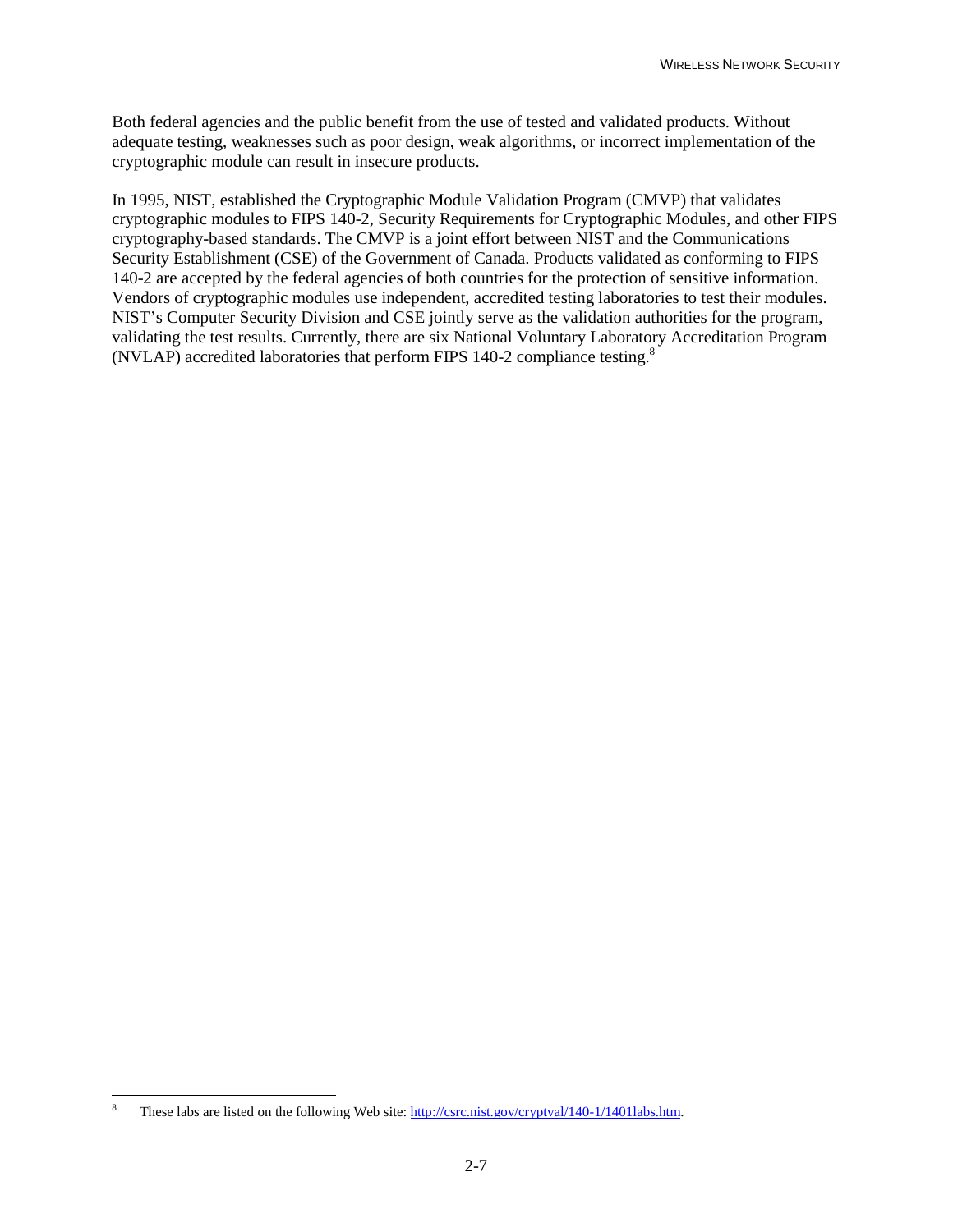Both federal agencies and the public benefit from the use of tested and validated products. Without adequate testing, weaknesses such as poor design, weak algorithms, or incorrect implementation of the cryptographic module can result in insecure products.

In 1995, NIST, established the Cryptographic Module Validation Program (CMVP) that validates cryptographic modules to FIPS 140-2, Security Requirements for Cryptographic Modules, and other FIPS cryptography-based standards. The CMVP is a joint effort between NIST and the Communications Security Establishment (CSE) of the Government of Canada. Products validated as conforming to FIPS 140-2 are accepted by the federal agencies of both countries for the protection of sensitive information. Vendors of cryptographic modules use independent, accredited testing laboratories to test their modules. NIST's Computer Security Division and CSE jointly serve as the validation authorities for the program, validating the test results. Currently, there are six National Voluntary Laboratory Accreditation Program (NVLAP) accredited laboratories that perform FIPS 140-2 compliance testing.[8]

[8] These labs are listed on the following Web site: http://csrc.nist.gov/cryptval/140-1/1401labs.htm.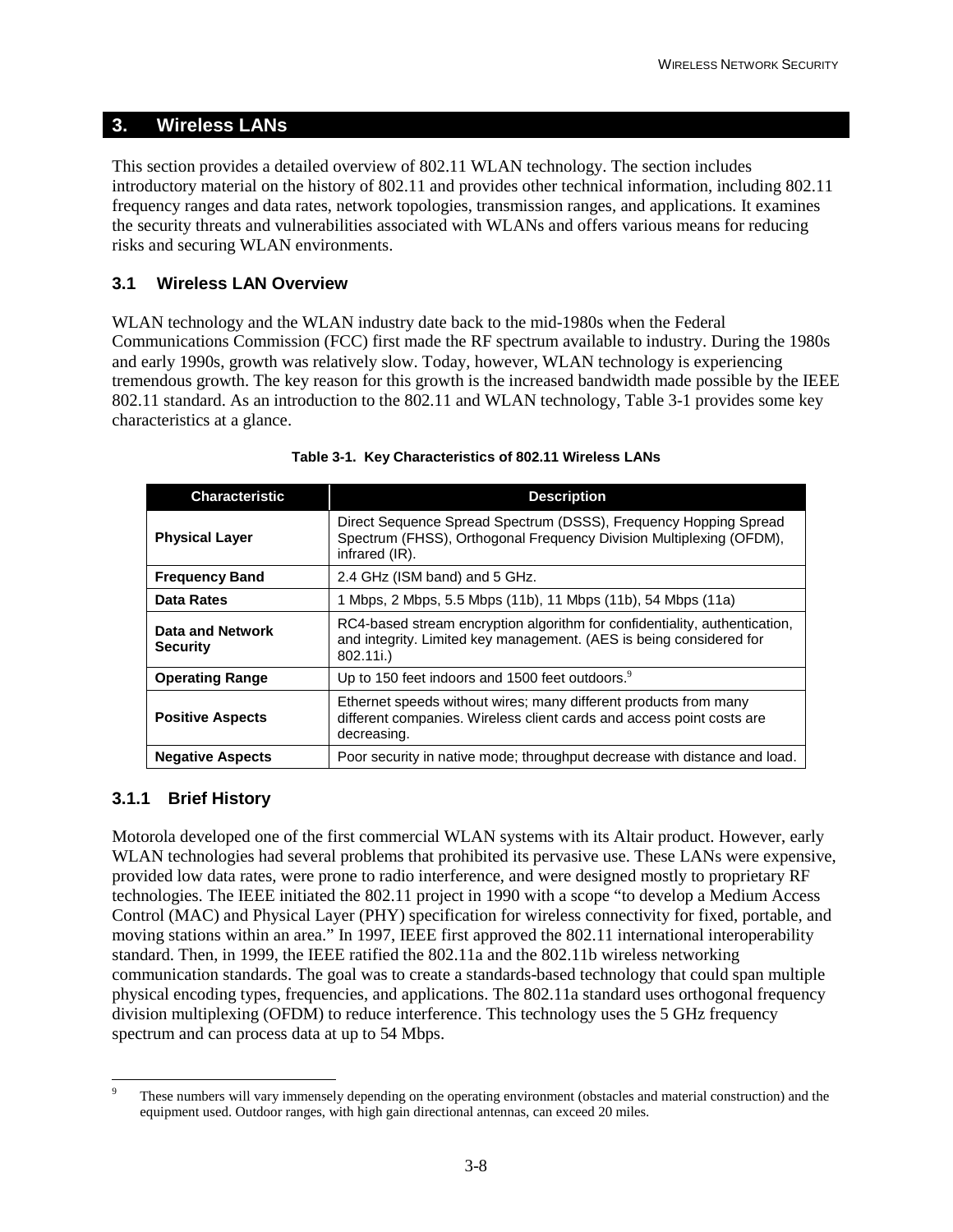# 3. Wireless LANs

This section provides a detailed overview of 802.11 WLAN technology. The section includes introductory material on the history of 802.11 and provides other technical information, including 802.11 frequency ranges and data rates, network topologies, transmission ranges, and applications. It examines the security threats and vulnerabilities associated with WLANs and offers various means for reducing risks and securing WLAN environments.

## 3.1 Wireless LAN Overview

WLAN technology and the WLAN industry date back to the mid-1980s when the Federal Communications Commission (FCC) first made the RF spectrum available to industry. During the 1980s and early 1990s, growth was relatively slow. Today, however, WLAN technology is experiencing tremendous growth. The key reason for this growth is the increased bandwidth made possible by the IEEE 802.11 standard. As an introduction to the 802.11 and WLAN technology, Table 3-1 provides some key characteristics at a glance.

**Table 3-1. Key Characteristics of 802.11 Wireless LANs**

| Characteristic | Description |
|---|---|
| **Physical Layer** | Direct Sequence Spread Spectrum (DSSS), Frequency Hopping Spread Spectrum (FHSS), Orthogonal Frequency Division Multiplexing (OFDM), infrared (IR). |
| **Frequency Band** | 2.4 GHz (ISM band) and 5 GHz. |
| **Data Rates** | 1 Mbps, 2 Mbps, 5.5 Mbps (11b), 11 Mbps (11b), 54 Mbps (11a) |
| **Data and Network Security** | RC4-based stream encryption algorithm for confidentiality, authentication, and integrity. Limited key management. (AES is being considered for 802.11i.) |
| **Operating Range** | Up to 150 feet indoors and 1500 feet outdoors.[9] |
| **Positive Aspects** | Ethernet speeds without wires; many different products from many different companies. Wireless client cards and access point costs are decreasing. |
| **Negative Aspects** | Poor security in native mode; throughput decrease with distance and load. |

### 3.1.1 Brief History

Motorola developed one of the first commercial WLAN systems with its Altair product. However, early WLAN technologies had several problems that prohibited its pervasive use. These LANs were expensive, provided low data rates, were prone to radio interference, and were designed mostly to proprietary RF technologies. The IEEE initiated the 802.11 project in 1990 with a scope "to develop a Medium Access Control (MAC) and Physical Layer (PHY) specification for wireless connectivity for fixed, portable, and moving stations within an area." In 1997, IEEE first approved the 802.11 international interoperability standard. Then, in 1999, the IEEE ratified the 802.11a and the 802.11b wireless networking communication standards. The goal was to create a standards-based technology that could span multiple physical encoding types, frequencies, and applications. The 802.11a standard uses orthogonal frequency division multiplexing (OFDM) to reduce interference. This technology uses the 5 GHz frequency spectrum and can process data at up to 54 Mbps.

---

[9] These numbers will vary immensely depending on the operating environment (obstacles and material construction) and the equipment used. Outdoor ranges, with high gain directional antennas, can exceed 20 miles.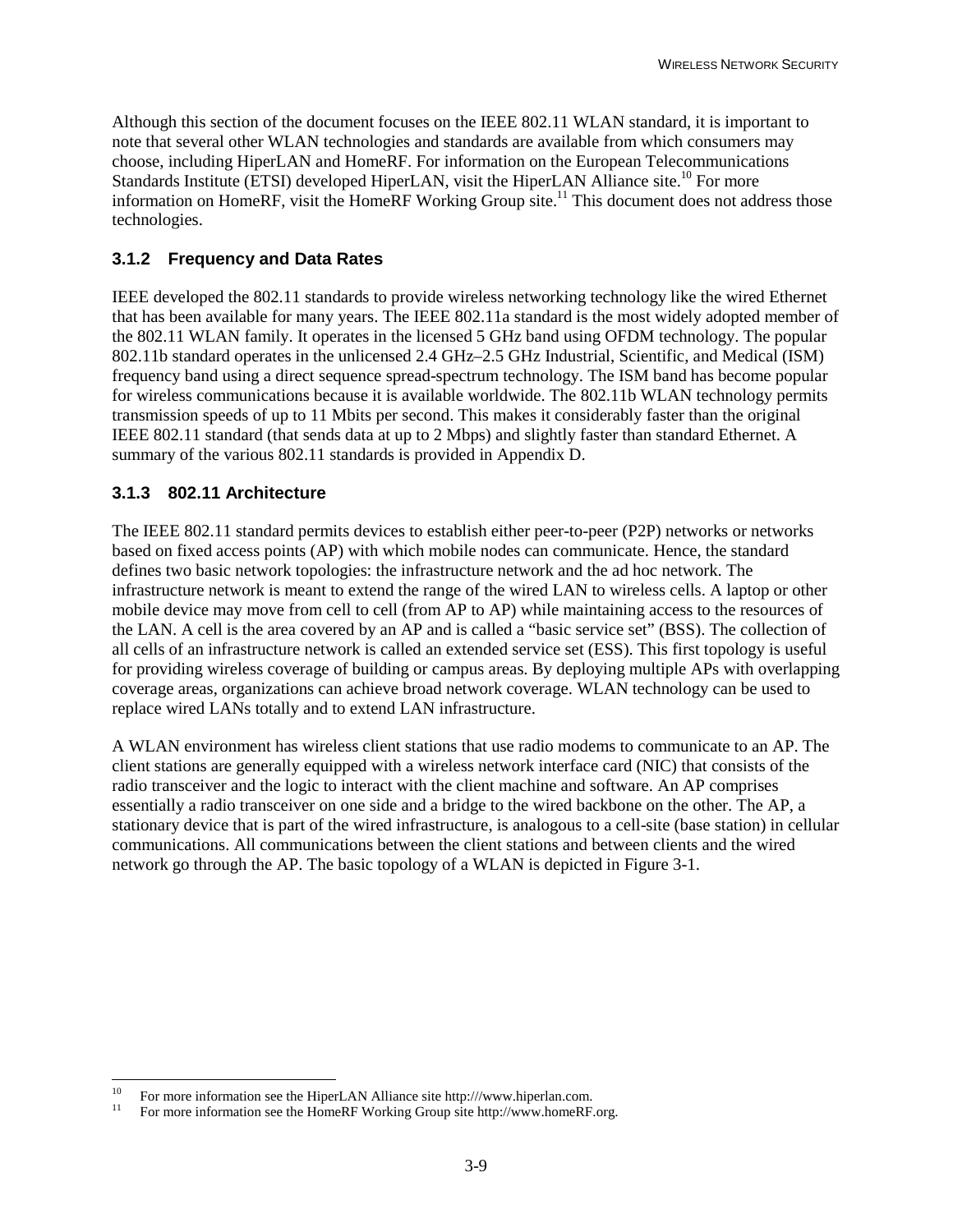Although this section of the document focuses on the IEEE 802.11 WLAN standard, it is important to note that several other WLAN technologies and standards are available from which consumers may choose, including HiperLAN and HomeRF. For information on the European Telecommunications Standards Institute (ETSI) developed HiperLAN, visit the HiperLAN Alliance site.[10] For more information on HomeRF, visit the HomeRF Working Group site.[11] This document does not address those technologies.

### 3.1.2 Frequency and Data Rates

IEEE developed the 802.11 standards to provide wireless networking technology like the wired Ethernet that has been available for many years. The IEEE 802.11a standard is the most widely adopted member of the 802.11 WLAN family. It operates in the licensed 5 GHz band using OFDM technology. The popular 802.11b standard operates in the unlicensed 2.4 GHz–2.5 GHz Industrial, Scientific, and Medical (ISM) frequency band using a direct sequence spread-spectrum technology. The ISM band has become popular for wireless communications because it is available worldwide. The 802.11b WLAN technology permits transmission speeds of up to 11 Mbits per second. This makes it considerably faster than the original IEEE 802.11 standard (that sends data at up to 2 Mbps) and slightly faster than standard Ethernet. A summary of the various 802.11 standards is provided in Appendix D.

### 3.1.3 802.11 Architecture

The IEEE 802.11 standard permits devices to establish either peer-to-peer (P2P) networks or networks based on fixed access points (AP) with which mobile nodes can communicate. Hence, the standard defines two basic network topologies: the infrastructure network and the ad hoc network. The infrastructure network is meant to extend the range of the wired LAN to wireless cells. A laptop or other mobile device may move from cell to cell (from AP to AP) while maintaining access to the resources of the LAN. A cell is the area covered by an AP and is called a "basic service set" (BSS). The collection of all cells of an infrastructure network is called an extended service set (ESS). This first topology is useful for providing wireless coverage of building or campus areas. By deploying multiple APs with overlapping coverage areas, organizations can achieve broad network coverage. WLAN technology can be used to replace wired LANs totally and to extend LAN infrastructure.

A WLAN environment has wireless client stations that use radio modems to communicate to an AP. The client stations are generally equipped with a wireless network interface card (NIC) that consists of the radio transceiver and the logic to interact with the client machine and software. An AP comprises essentially a radio transceiver on one side and a bridge to the wired backbone on the other. The AP, a stationary device that is part of the wired infrastructure, is analogous to a cell-site (base station) in cellular communications. All communications between the client stations and between clients and the wired network go through the AP. The basic topology of a WLAN is depicted in Figure 3-1.

---

[10] For more information see the HiperLAN Alliance site http:///www.hiperlan.com.

[11] For more information see the HomeRF Working Group site http://www.homeRF.org.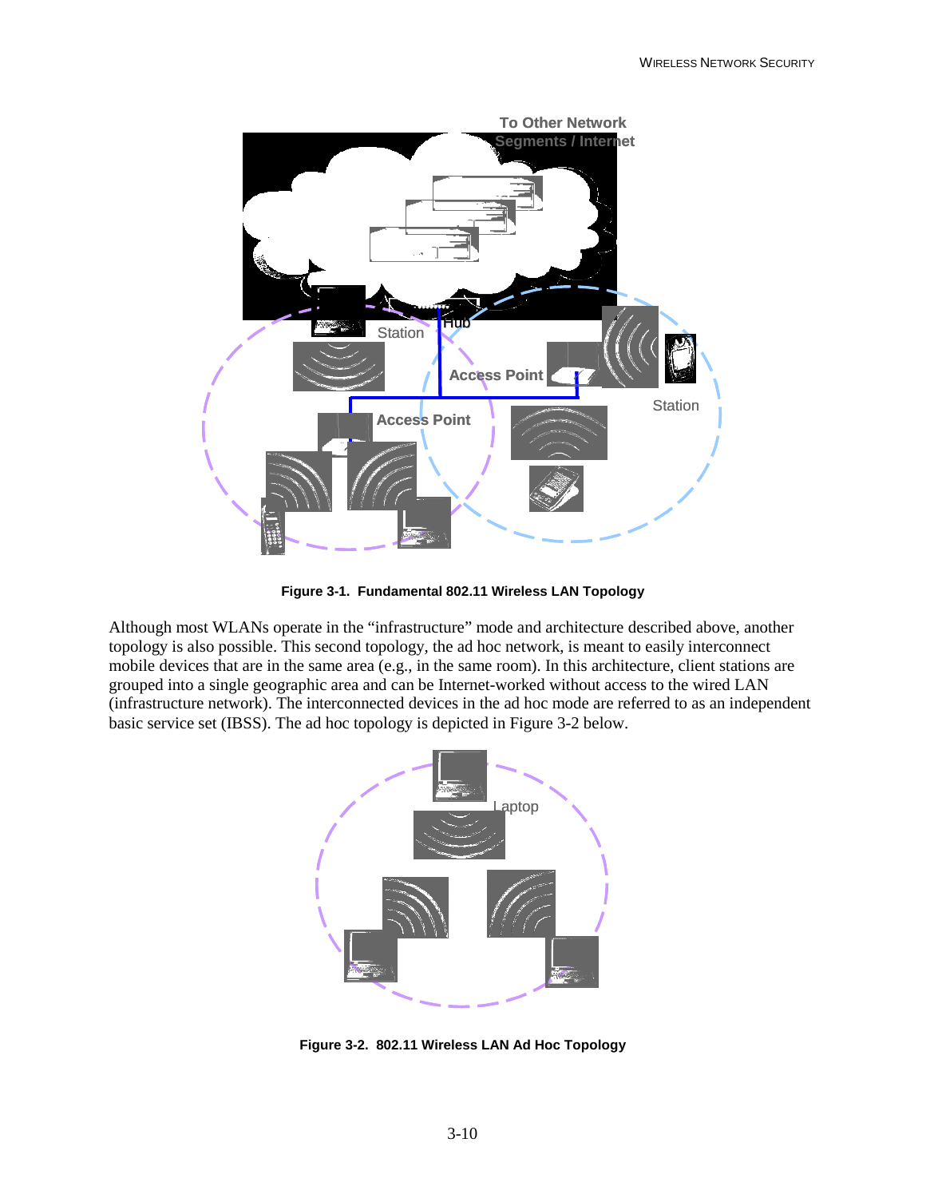To Other Network Segments / Internet

Hub

Station

Access Point

Access Point

Station

**Figure 3-1. Fundamental 802.11 Wireless LAN Topology**

Although most WLANs operate in the "infrastructure" mode and architecture described above, another topology is also possible. This second topology, the ad hoc network, is meant to easily interconnect mobile devices that are in the same area (e.g., in the same room). In this architecture, client stations are grouped into a single geographic area and can be Internet-worked without access to the wired LAN (infrastructure network). The interconnected devices in the ad hoc mode are referred to as an independent basic service set (IBSS). The ad hoc topology is depicted in Figure 3-2 below.

Laptop

**Figure 3-2. 802.11 Wireless LAN Ad Hoc Topology**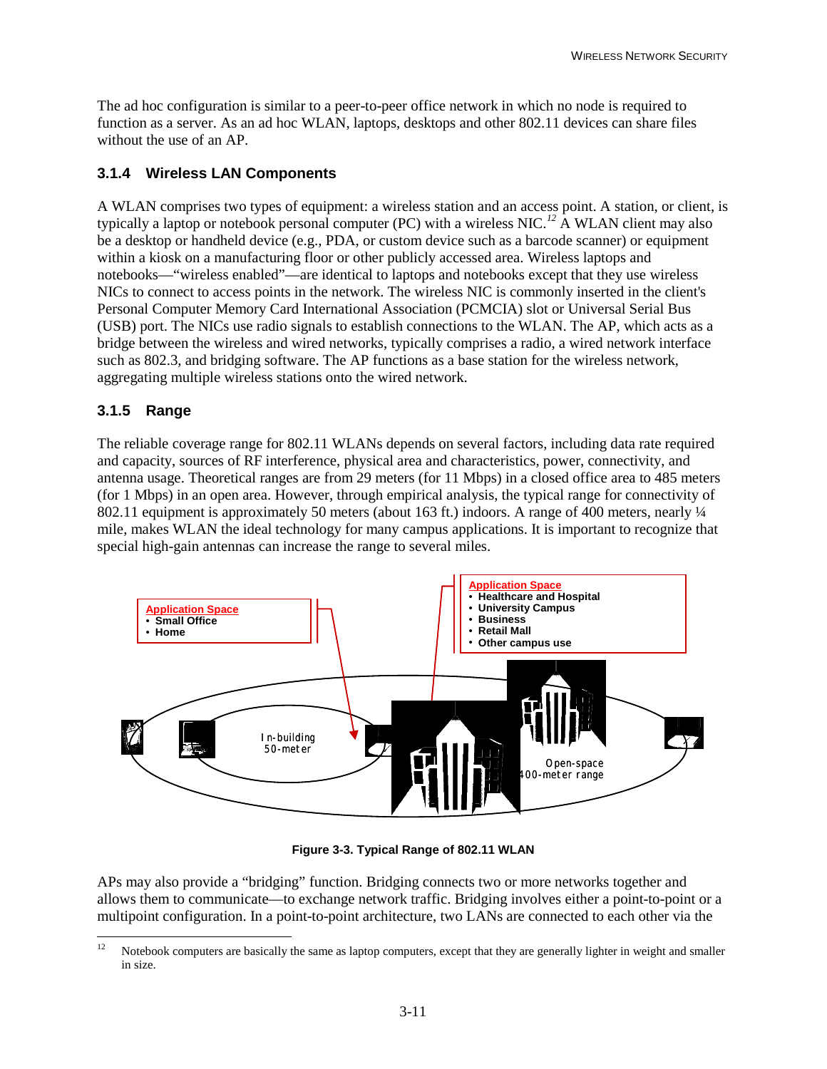The ad hoc configuration is similar to a peer-to-peer office network in which no node is required to function as a server. As an ad hoc WLAN, laptops, desktops and other 802.11 devices can share files without the use of an AP.

### 3.1.4 Wireless LAN Components

A WLAN comprises two types of equipment: a wireless station and an access point. A station, or client, is typically a laptop or notebook personal computer (PC) with a wireless NIC.[12] A WLAN client may also be a desktop or handheld device (e.g., PDA, or custom device such as a barcode scanner) or equipment within a kiosk on a manufacturing floor or other publicly accessed area. Wireless laptops and notebooks—"wireless enabled"—are identical to laptops and notebooks except that they use wireless NICs to connect to access points in the network. The wireless NIC is commonly inserted in the client's Personal Computer Memory Card International Association (PCMCIA) slot or Universal Serial Bus (USB) port. The NICs use radio signals to establish connections to the WLAN. The AP, which acts as a bridge between the wireless and wired networks, typically comprises a radio, a wired network interface such as 802.3, and bridging software. The AP functions as a base station for the wireless network, aggregating multiple wireless stations onto the wired network.

### 3.1.5 Range

The reliable coverage range for 802.11 WLANs depends on several factors, including data rate required and capacity, sources of RF interference, physical area and characteristics, power, connectivity, and antenna usage. Theoretical ranges are from 29 meters (for 11 Mbps) in a closed office area to 485 meters (for 1 Mbps) in an open area. However, through empirical analysis, the typical range for connectivity of 802.11 equipment is approximately 50 meters (about 163 ft.) indoors. A range of 400 meters, nearly ¼ mile, makes WLAN the ideal technology for many campus applications. It is important to recognize that special high-gain antennas can increase the range to several miles.

Application Space
- Small Office
- Home

Application Space
- Healthcare and Hospital
- University Campus
- Business
- Retail Mall
- Other campus use

In-building
50-meter

Open-space
400-meter range

**Figure 3-3. Typical Range of 802.11 WLAN**

APs may also provide a "bridging" function. Bridging connects two or more networks together and allows them to communicate—to exchange network traffic. Bridging involves either a point-to-point or a multipoint configuration. In a point-to-point architecture, two LANs are connected to each other via the

---

[12] Notebook computers are basically the same as laptop computers, except that they are generally lighter in weight and smaller in size.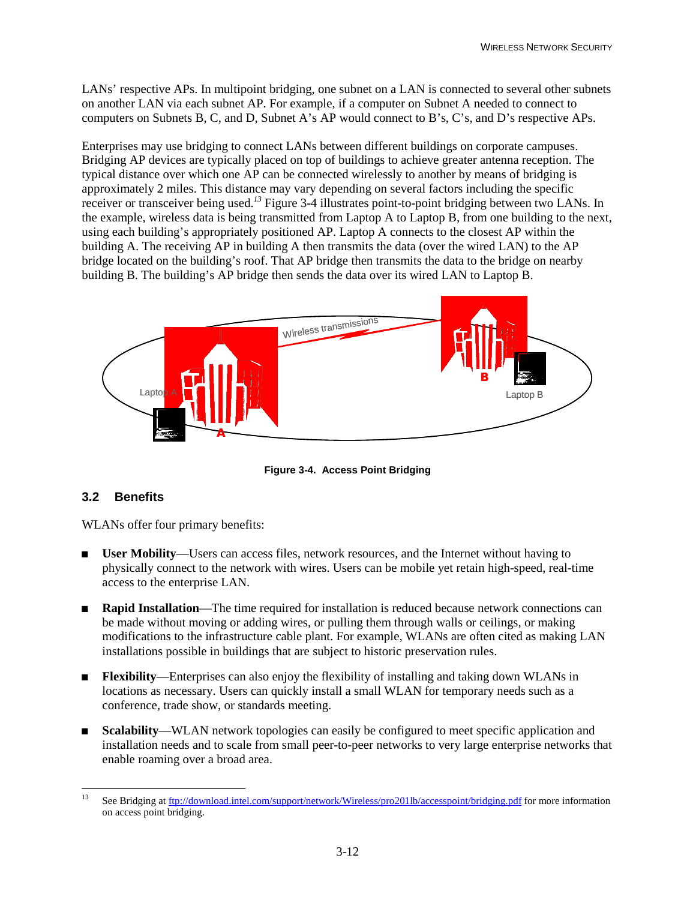LANs' respective APs. In multipoint bridging, one subnet on a LAN is connected to several other subnets on another LAN via each subnet AP. For example, if a computer on Subnet A needed to connect to computers on Subnets B, C, and D, Subnet A's AP would connect to B's, C's, and D's respective APs.

Enterprises may use bridging to connect LANs between different buildings on corporate campuses. Bridging AP devices are typically placed on top of buildings to achieve greater antenna reception. The typical distance over which one AP can be connected wirelessly to another by means of bridging is approximately 2 miles. This distance may vary depending on several factors including the specific receiver or transceiver being used.[13] Figure 3-4 illustrates point-to-point bridging between two LANs. In the example, wireless data is being transmitted from Laptop A to Laptop B, from one building to the next, using each building's appropriately positioned AP. Laptop A connects to the closest AP within the building A. The receiving AP in building A then transmits the data (over the wired LAN) to the AP bridge located on the building's roof. That AP bridge then transmits the data to the bridge on nearby building B. The building's AP bridge then sends the data over its wired LAN to Laptop B.

Wireless transmissions

Laptop A

A

B

Laptop B

**Figure 3-4. Access Point Bridging**

## 3.2 Benefits

WLANs offer four primary benefits:

- **User Mobility**—Users can access files, network resources, and the Internet without having to physically connect to the network with wires. Users can be mobile yet retain high-speed, real-time access to the enterprise LAN.
- **Rapid Installation**—The time required for installation is reduced because network connections can be made without moving or adding wires, or pulling them through walls or ceilings, or making modifications to the infrastructure cable plant. For example, WLANs are often cited as making LAN installations possible in buildings that are subject to historic preservation rules.
- **Flexibility**—Enterprises can also enjoy the flexibility of installing and taking down WLANs in locations as necessary. Users can quickly install a small WLAN for temporary needs such as a conference, trade show, or standards meeting.
- **Scalability**—WLAN network topologies can easily be configured to meet specific application and installation needs and to scale from small peer-to-peer networks to very large enterprise networks that enable roaming over a broad area.

[13] See Bridging at ftp://download.intel.com/support/network/Wireless/pro201lb/accesspoint/bridging.pdf for more information on access point bridging.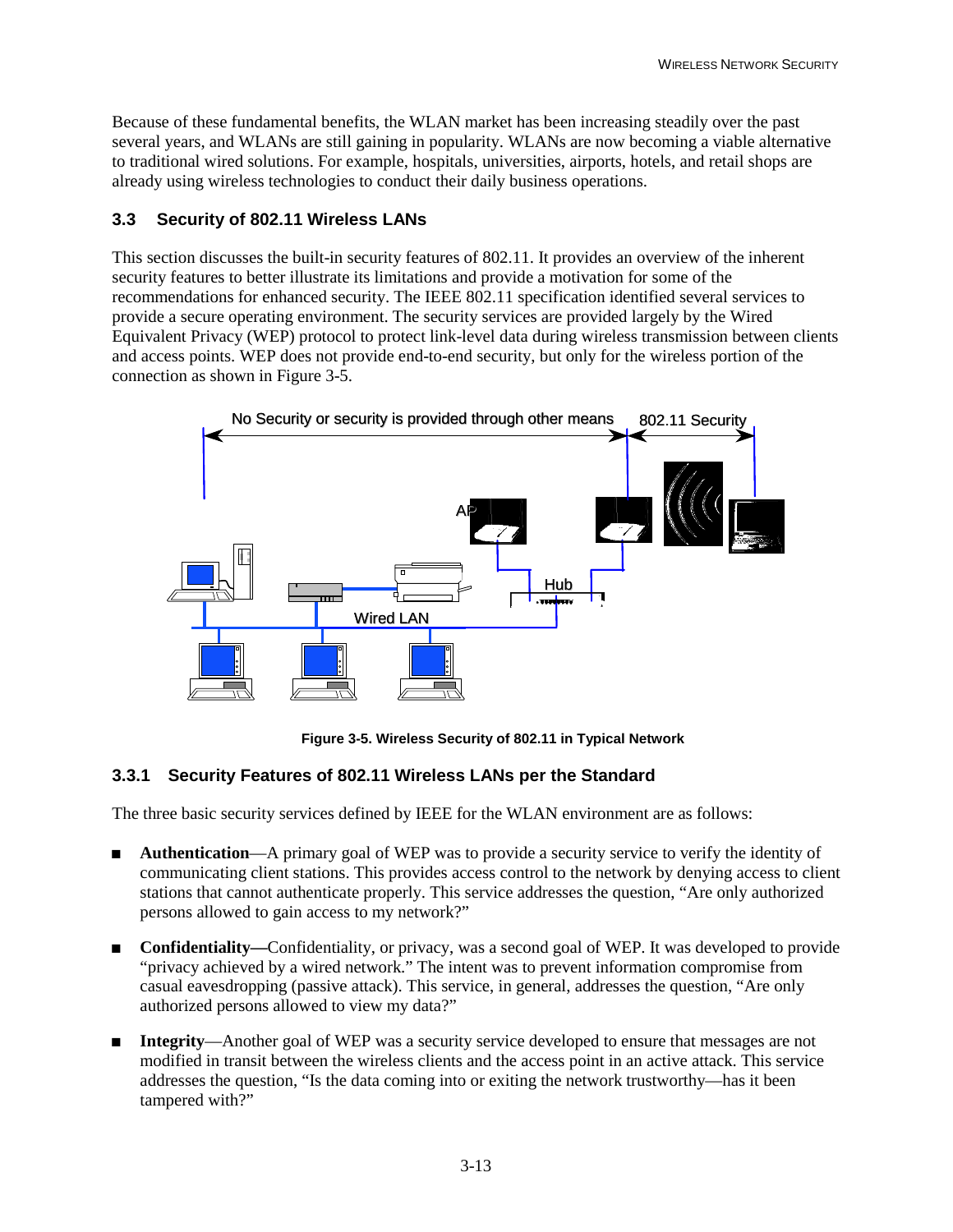Because of these fundamental benefits, the WLAN market has been increasing steadily over the past several years, and WLANs are still gaining in popularity. WLANs are now becoming a viable alternative to traditional wired solutions. For example, hospitals, universities, airports, hotels, and retail shops are already using wireless technologies to conduct their daily business operations.

## 3.3 Security of 802.11 Wireless LANs

This section discusses the built-in security features of 802.11. It provides an overview of the inherent security features to better illustrate its limitations and provide a motivation for some of the recommendations for enhanced security. The IEEE 802.11 specification identified several services to provide a secure operating environment. The security services are provided largely by the Wired Equivalent Privacy (WEP) protocol to protect link-level data during wireless transmission between clients and access points. WEP does not provide end-to-end security, but only for the wireless portion of the connection as shown in Figure 3-5.

No Security or security is provided through other means

802.11 Security

AP

Hub

Wired LAN

**Figure 3-5. Wireless Security of 802.11 in Typical Network**

### 3.3.1 Security Features of 802.11 Wireless LANs per the Standard

The three basic security services defined by IEEE for the WLAN environment are as follows:

- **Authentication**—A primary goal of WEP was to provide a security service to verify the identity of communicating client stations. This provides access control to the network by denying access to client stations that cannot authenticate properly. This service addresses the question, "Are only authorized persons allowed to gain access to my network?"

- **Confidentiality—**Confidentiality, or privacy, was a second goal of WEP. It was developed to provide "privacy achieved by a wired network." The intent was to prevent information compromise from casual eavesdropping (passive attack). This service, in general, addresses the question, "Are only authorized persons allowed to view my data?"

- **Integrity**—Another goal of WEP was a security service developed to ensure that messages are not modified in transit between the wireless clients and the access point in an active attack. This service addresses the question, "Is the data coming into or exiting the network trustworthy—has it been tampered with?"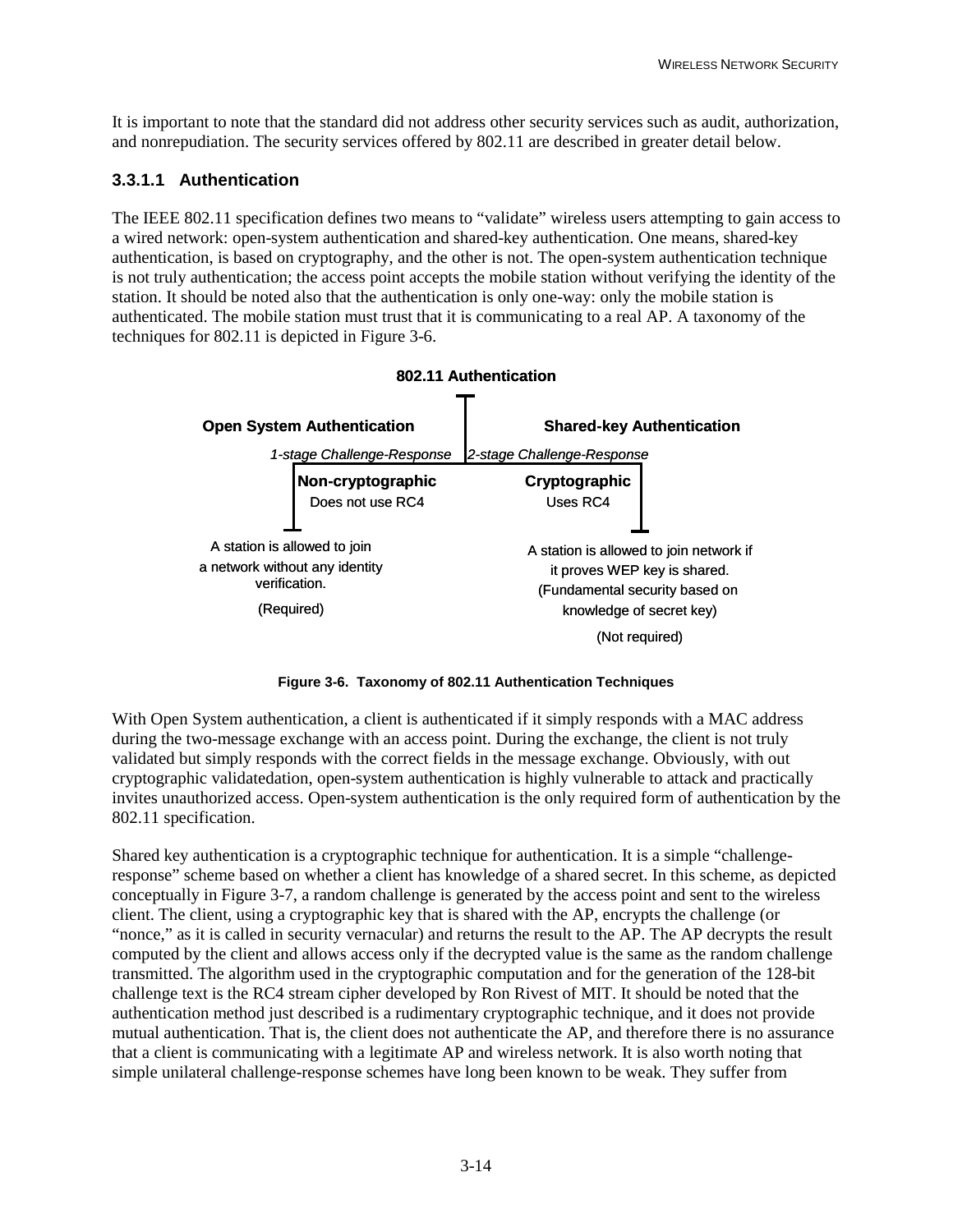It is important to note that the standard did not address other security services such as audit, authorization, and nonrepudiation. The security services offered by 802.11 are described in greater detail below.

#### 3.3.1.1 Authentication

The IEEE 802.11 specification defines two means to "validate" wireless users attempting to gain access to a wired network: open-system authentication and shared-key authentication. One means, shared-key authentication, is based on cryptography, and the other is not. The open-system authentication technique is not truly authentication; the access point accepts the mobile station without verifying the identity of the station. It should be noted also that the authentication is only one-way: only the mobile station is authenticated. The mobile station must trust that it is communicating to a real AP. A taxonomy of the techniques for 802.11 is depicted in Figure 3-6.

**802.11 Authentication**

**Open System Authentication**

*1-stage Challenge-Response*

**Non-cryptographic**

Does not use RC4

A station is allowed to join a network without any identity verification.

(Required)

**Shared-key Authentication**

*2-stage Challenge-Response*

**Cryptographic**

Uses RC4

A station is allowed to join network if it proves WEP key is shared. (Fundamental security based on knowledge of secret key)

(Not required)

**Figure 3-6. Taxonomy of 802.11 Authentication Techniques**

With Open System authentication, a client is authenticated if it simply responds with a MAC address during the two-message exchange with an access point. During the exchange, the client is not truly validated but simply responds with the correct fields in the message exchange. Obviously, with out cryptographic validatedation, open-system authentication is highly vulnerable to attack and practically invites unauthorized access. Open-system authentication is the only required form of authentication by the 802.11 specification.

Shared key authentication is a cryptographic technique for authentication. It is a simple "challenge-response" scheme based on whether a client has knowledge of a shared secret. In this scheme, as depicted conceptually in Figure 3-7, a random challenge is generated by the access point and sent to the wireless client. The client, using a cryptographic key that is shared with the AP, encrypts the challenge (or "nonce," as it is called in security vernacular) and returns the result to the AP. The AP decrypts the result computed by the client and allows access only if the decrypted value is the same as the random challenge transmitted. The algorithm used in the cryptographic computation and for the generation of the 128-bit challenge text is the RC4 stream cipher developed by Ron Rivest of MIT. It should be noted that the authentication method just described is a rudimentary cryptographic technique, and it does not provide mutual authentication. That is, the client does not authenticate the AP, and therefore there is no assurance that a client is communicating with a legitimate AP and wireless network. It is also worth noting that simple unilateral challenge-response schemes have long been known to be weak. They suffer from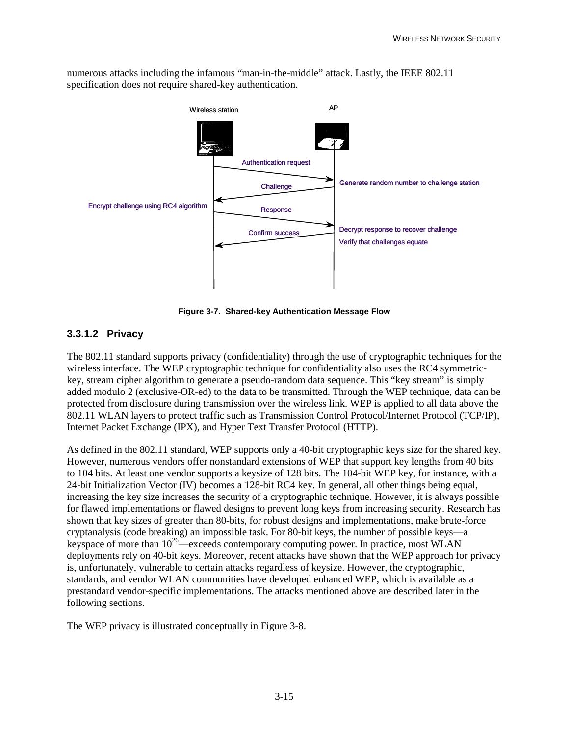numerous attacks including the infamous “man-in-the-middle” attack. Lastly, the IEEE 802.11 specification does not require shared-key authentication.

Wireless station

AP

Authentication request

Generate random number to challenge station

Challenge

Encrypt challenge using RC4 algorithm

Response

Confirm success

Decrypt response to recover challenge

Verify that challenges equate

**Figure 3-7. Shared-key Authentication Message Flow**

### 3.3.1.2 Privacy

The 802.11 standard supports privacy (confidentiality) through the use of cryptographic techniques for the wireless interface. The WEP cryptographic technique for confidentiality also uses the RC4 symmetric-key, stream cipher algorithm to generate a pseudo-random data sequence. This “key stream” is simply added modulo 2 (exclusive-OR-ed) to the data to be transmitted. Through the WEP technique, data can be protected from disclosure during transmission over the wireless link. WEP is applied to all data above the 802.11 WLAN layers to protect traffic such as Transmission Control Protocol/Internet Protocol (TCP/IP), Internet Packet Exchange (IPX), and Hyper Text Transfer Protocol (HTTP).

As defined in the 802.11 standard, WEP supports only a 40-bit cryptographic keys size for the shared key. However, numerous vendors offer nonstandard extensions of WEP that support key lengths from 40 bits to 104 bits. At least one vendor supports a keysize of 128 bits. The 104-bit WEP key, for instance, with a 24-bit Initialization Vector (IV) becomes a 128-bit RC4 key. In general, all other things being equal, increasing the key size increases the security of a cryptographic technique. However, it is always possible for flawed implementations or flawed designs to prevent long keys from increasing security. Research has shown that key sizes of greater than 80-bits, for robust designs and implementations, make brute-force cryptanalysis (code breaking) an impossible task. For 80-bit keys, the number of possible keys—a keyspace of more than $10^{26}$—exceeds contemporary computing power. In practice, most WLAN deployments rely on 40-bit keys. Moreover, recent attacks have shown that the WEP approach for privacy is, unfortunately, vulnerable to certain attacks regardless of keysize. However, the cryptographic, standards, and vendor WLAN communities have developed enhanced WEP, which is available as a prestandard vendor-specific implementations. The attacks mentioned above are described later in the following sections.

The WEP privacy is illustrated conceptually in Figure 3-8.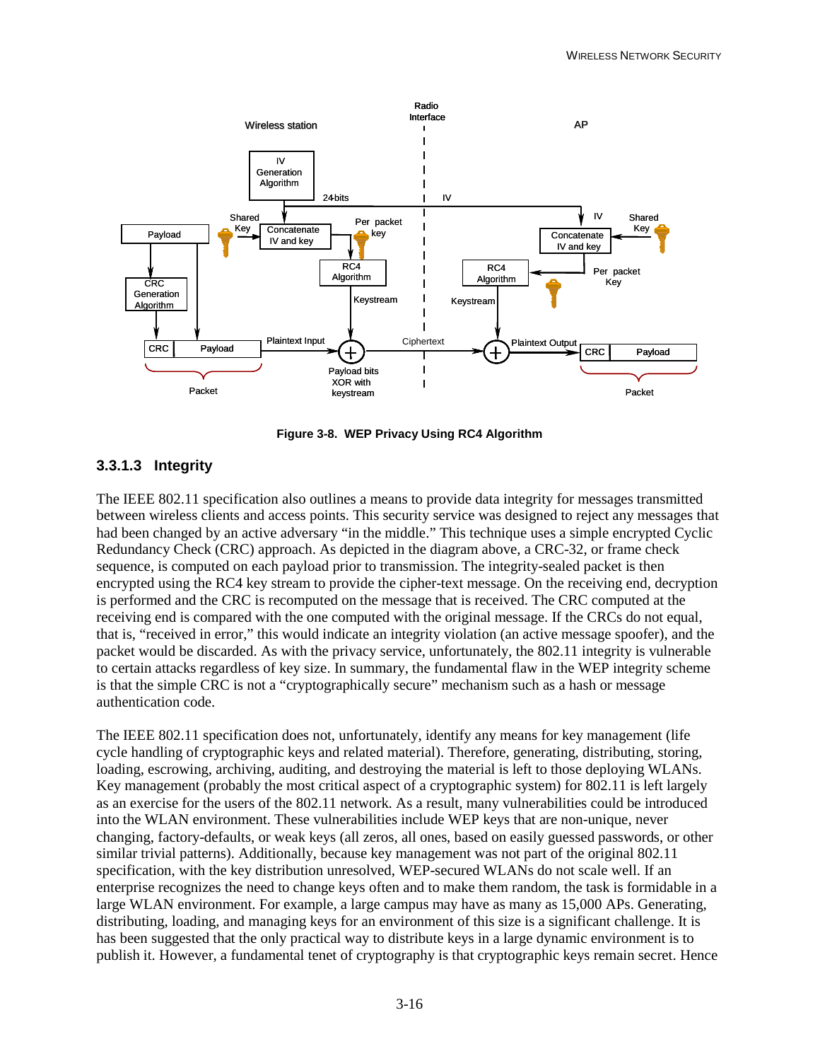Radio Interface

Wireless station

AP

IV Generation Algorithm

24-bits

IV

IV

Shared Key

Shared Key

Payload

Concatenate IV and key

Per packet key

Concatenate IV and key

RC4 Algorithm

RC4 Algorithm

Per packet Key

CRC Generation Algorithm

Keystream

Keystream

CRC

Payload

Plaintext Input

Ciphertext

Plaintext Output

CRC

Payload

Payload bits XOR with keystream

Packet

Packet

**Figure 3-8. WEP Privacy Using RC4 Algorithm**

#### 3.3.1.3 Integrity

The IEEE 802.11 specification also outlines a means to provide data integrity for messages transmitted between wireless clients and access points. This security service was designed to reject any messages that had been changed by an active adversary "in the middle." This technique uses a simple encrypted Cyclic Redundancy Check (CRC) approach. As depicted in the diagram above, a CRC-32, or frame check sequence, is computed on each payload prior to transmission. The integrity-sealed packet is then encrypted using the RC4 key stream to provide the cipher-text message. On the receiving end, decryption is performed and the CRC is recomputed on the message that is received. The CRC computed at the receiving end is compared with the one computed with the original message. If the CRCs do not equal, that is, "received in error," this would indicate an integrity violation (an active message spoofer), and the packet would be discarded. As with the privacy service, unfortunately, the 802.11 integrity is vulnerable to certain attacks regardless of key size. In summary, the fundamental flaw in the WEP integrity scheme is that the simple CRC is not a "cryptographically secure" mechanism such as a hash or message authentication code.

The IEEE 802.11 specification does not, unfortunately, identify any means for key management (life cycle handling of cryptographic keys and related material). Therefore, generating, distributing, storing, loading, escrowing, archiving, auditing, and destroying the material is left to those deploying WLANs. Key management (probably the most critical aspect of a cryptographic system) for 802.11 is left largely as an exercise for the users of the 802.11 network. As a result, many vulnerabilities could be introduced into the WLAN environment. These vulnerabilities include WEP keys that are non-unique, never changing, factory-defaults, or weak keys (all zeros, all ones, based on easily guessed passwords, or other similar trivial patterns). Additionally, because key management was not part of the original 802.11 specification, with the key distribution unresolved, WEP-secured WLANs do not scale well. If an enterprise recognizes the need to change keys often and to make them random, the task is formidable in a large WLAN environment. For example, a large campus may have as many as 15,000 APs. Generating, distributing, loading, and managing keys for an environment of this size is a significant challenge. It is has been suggested that the only practical way to distribute keys in a large dynamic environment is to publish it. However, a fundamental tenet of cryptography is that cryptographic keys remain secret. Hence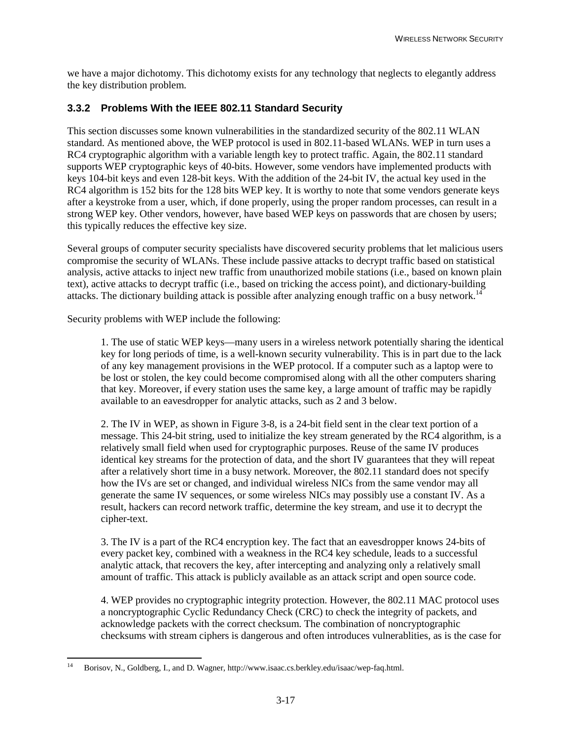we have a major dichotomy. This dichotomy exists for any technology that neglects to elegantly address the key distribution problem.

### 3.3.2 Problems With the IEEE 802.11 Standard Security

This section discusses some known vulnerabilities in the standardized security of the 802.11 WLAN standard. As mentioned above, the WEP protocol is used in 802.11-based WLANs. WEP in turn uses a RC4 cryptographic algorithm with a variable length key to protect traffic. Again, the 802.11 standard supports WEP cryptographic keys of 40-bits. However, some vendors have implemented products with keys 104-bit keys and even 128-bit keys. With the addition of the 24-bit IV, the actual key used in the RC4 algorithm is 152 bits for the 128 bits WEP key. It is worthy to note that some vendors generate keys after a keystroke from a user, which, if done properly, using the proper random processes, can result in a strong WEP key. Other vendors, however, have based WEP keys on passwords that are chosen by users; this typically reduces the effective key size.

Several groups of computer security specialists have discovered security problems that let malicious users compromise the security of WLANs. These include passive attacks to decrypt traffic based on statistical analysis, active attacks to inject new traffic from unauthorized mobile stations (i.e., based on known plain text), active attacks to decrypt traffic (i.e., based on tricking the access point), and dictionary-building attacks. The dictionary building attack is possible after analyzing enough traffic on a busy network.[14]

Security problems with WEP include the following:

1. The use of static WEP keys—many users in a wireless network potentially sharing the identical key for long periods of time, is a well-known security vulnerability. This is in part due to the lack of any key management provisions in the WEP protocol. If a computer such as a laptop were to be lost or stolen, the key could become compromised along with all the other computers sharing that key. Moreover, if every station uses the same key, a large amount of traffic may be rapidly available to an eavesdropper for analytic attacks, such as 2 and 3 below.

2. The IV in WEP, as shown in Figure 3-8, is a 24-bit field sent in the clear text portion of a message. This 24-bit string, used to initialize the key stream generated by the RC4 algorithm, is a relatively small field when used for cryptographic purposes. Reuse of the same IV produces identical key streams for the protection of data, and the short IV guarantees that they will repeat after a relatively short time in a busy network. Moreover, the 802.11 standard does not specify how the IVs are set or changed, and individual wireless NICs from the same vendor may all generate the same IV sequences, or some wireless NICs may possibly use a constant IV. As a result, hackers can record network traffic, determine the key stream, and use it to decrypt the cipher-text.

3. The IV is a part of the RC4 encryption key. The fact that an eavesdropper knows 24-bits of every packet key, combined with a weakness in the RC4 key schedule, leads to a successful analytic attack, that recovers the key, after intercepting and analyzing only a relatively small amount of traffic. This attack is publicly available as an attack script and open source code.

4. WEP provides no cryptographic integrity protection. However, the 802.11 MAC protocol uses a noncryptographic Cyclic Redundancy Check (CRC) to check the integrity of packets, and acknowledge packets with the correct checksum. The combination of noncryptographic checksums with stream ciphers is dangerous and often introduces vulnerablities, as is the case for

[14] Borisov, N., Goldberg, I., and D. Wagner, http://www.isaac.cs.berkley.edu/isaac/wep-faq.html.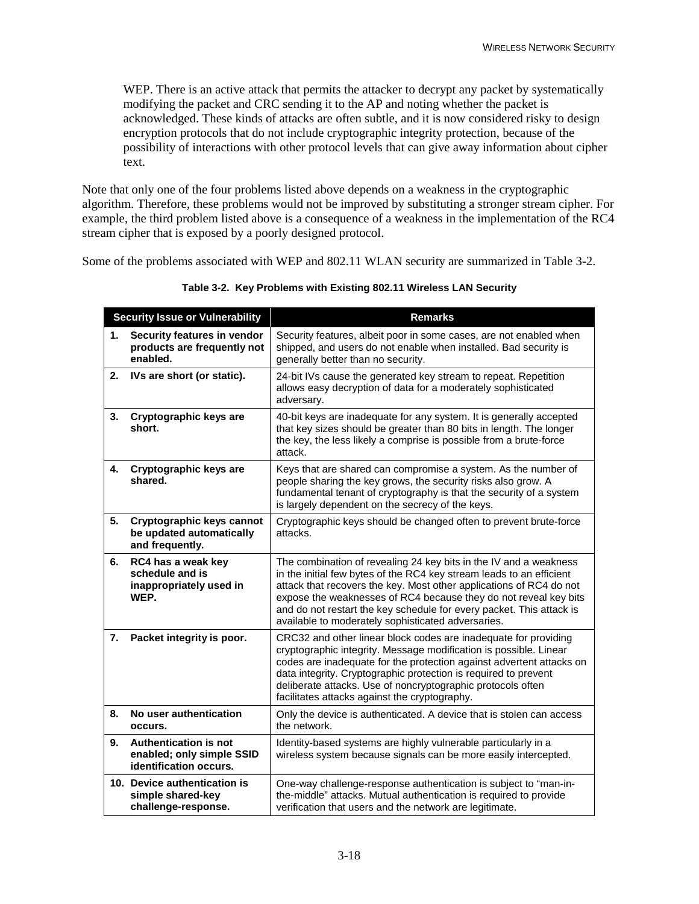WEP. There is an active attack that permits the attacker to decrypt any packet by systematically modifying the packet and CRC sending it to the AP and noting whether the packet is acknowledged. These kinds of attacks are often subtle, and it is now considered risky to design encryption protocols that do not include cryptographic integrity protection, because of the possibility of interactions with other protocol levels that can give away information about cipher text.

Note that only one of the four problems listed above depends on a weakness in the cryptographic algorithm. Therefore, these problems would not be improved by substituting a stronger stream cipher. For example, the third problem listed above is a consequence of a weakness in the implementation of the RC4 stream cipher that is exposed by a poorly designed protocol.

Some of the problems associated with WEP and 802.11 WLAN security are summarized in Table 3-2.

**Table 3-2. Key Problems with Existing 802.11 Wireless LAN Security**

| Security Issue or Vulnerability | Remarks |
|---|---|
| **1. Security features in vendor products are frequently not enabled.** | Security features, albeit poor in some cases, are not enabled when shipped, and users do not enable when installed. Bad security is generally better than no security. |
| **2. IVs are short (or static).** | 24-bit IVs cause the generated key stream to repeat. Repetition allows easy decryption of data for a moderately sophisticated adversary. |
| **3. Cryptographic keys are short.** | 40-bit keys are inadequate for any system. It is generally accepted that key sizes should be greater than 80 bits in length. The longer the key, the less likely a comprise is possible from a brute-force attack. |
| **4. Cryptographic keys are shared.** | Keys that are shared can compromise a system. As the number of people sharing the key grows, the security risks also grow. A fundamental tenant of cryptography is that the security of a system is largely dependent on the secrecy of the keys. |
| **5. Cryptographic keys cannot be updated automatically and frequently.** | Cryptographic keys should be changed often to prevent brute-force attacks. |
| **6. RC4 has a weak key schedule and is inappropriately used in WEP.** | The combination of revealing 24 key bits in the IV and a weakness in the initial few bytes of the RC4 key stream leads to an efficient attack that recovers the key. Most other applications of RC4 do not expose the weaknesses of RC4 because they do not reveal key bits and do not restart the key schedule for every packet. This attack is available to moderately sophisticated adversaries. |
| **7. Packet integrity is poor.** | CRC32 and other linear block codes are inadequate for providing cryptographic integrity. Message modification is possible. Linear codes are inadequate for the protection against advertent attacks on data integrity. Cryptographic protection is required to prevent deliberate attacks. Use of noncryptographic protocols often facilitates attacks against the cryptography. |
| **8. No user authentication occurs.** | Only the device is authenticated. A device that is stolen can access the network. |
| **9. Authentication is not enabled; only simple SSID identification occurs.** | Identity-based systems are highly vulnerable particularly in a wireless system because signals can be more easily intercepted. |
| **10. Device authentication is simple shared-key challenge-response.** | One-way challenge-response authentication is subject to “man-in-the-middle” attacks. Mutual authentication is required to provide verification that users and the network are legitimate. |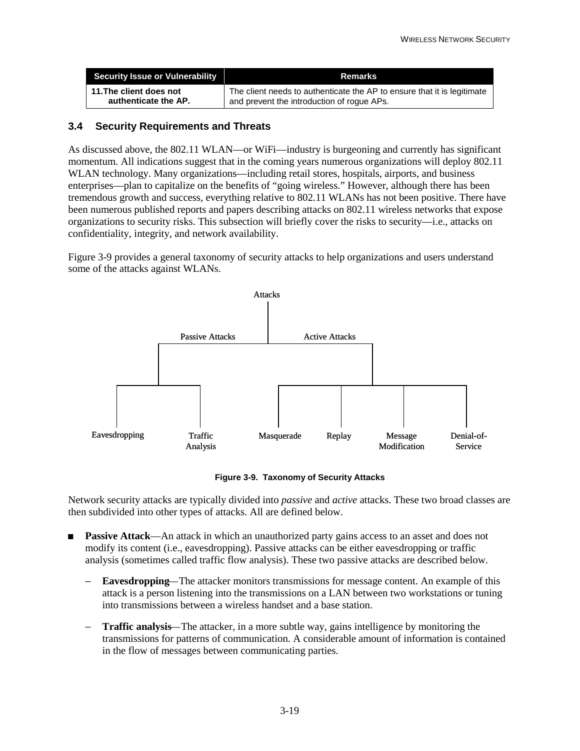| Security Issue or Vulnerability | Remarks |
|---|---|
| **11. The client does not authenticate the AP.** | The client needs to authenticate the AP to ensure that it is legitimate and prevent the introduction of rogue APs. |

### 3.4 Security Requirements and Threats

As discussed above, the 802.11 WLAN—or WiFi—industry is burgeoning and currently has significant momentum. All indications suggest that in the coming years numerous organizations will deploy 802.11 WLAN technology. Many organizations—including retail stores, hospitals, airports, and business enterprises—plan to capitalize on the benefits of "going wireless." However, although there has been tremendous growth and success, everything relative to 802.11 WLANs has not been positive. There have been numerous published reports and papers describing attacks on 802.11 wireless networks that expose organizations to security risks. This subsection will briefly cover the risks to security—i.e., attacks on confidentiality, integrity, and network availability.

Figure 3-9 provides a general taxonomy of security attacks to help organizations and users understand some of the attacks against WLANs.

Attacks
Passive Attacks
Active Attacks
Eavesdropping
Traffic Analysis
Masquerade
Replay
Message Modification
Denial-of-Service

**Figure 3-9. Taxonomy of Security Attacks**

Network security attacks are typically divided into *passive* and *active* attacks. These two broad classes are then subdivided into other types of attacks. All are defined below.

- **Passive Attack**—An attack in which an unauthorized party gains access to an asset and does not modify its content (i.e., eavesdropping). Passive attacks can be either eavesdropping or traffic analysis (sometimes called traffic flow analysis). These two passive attacks are described below.
  - **Eavesdropping**—The attacker monitors transmissions for message content. An example of this attack is a person listening into the transmissions on a LAN between two workstations or tuning into transmissions between a wireless handset and a base station.
  - **Traffic analysis**—The attacker, in a more subtle way, gains intelligence by monitoring the transmissions for patterns of communication. A considerable amount of information is contained in the flow of messages between communicating parties.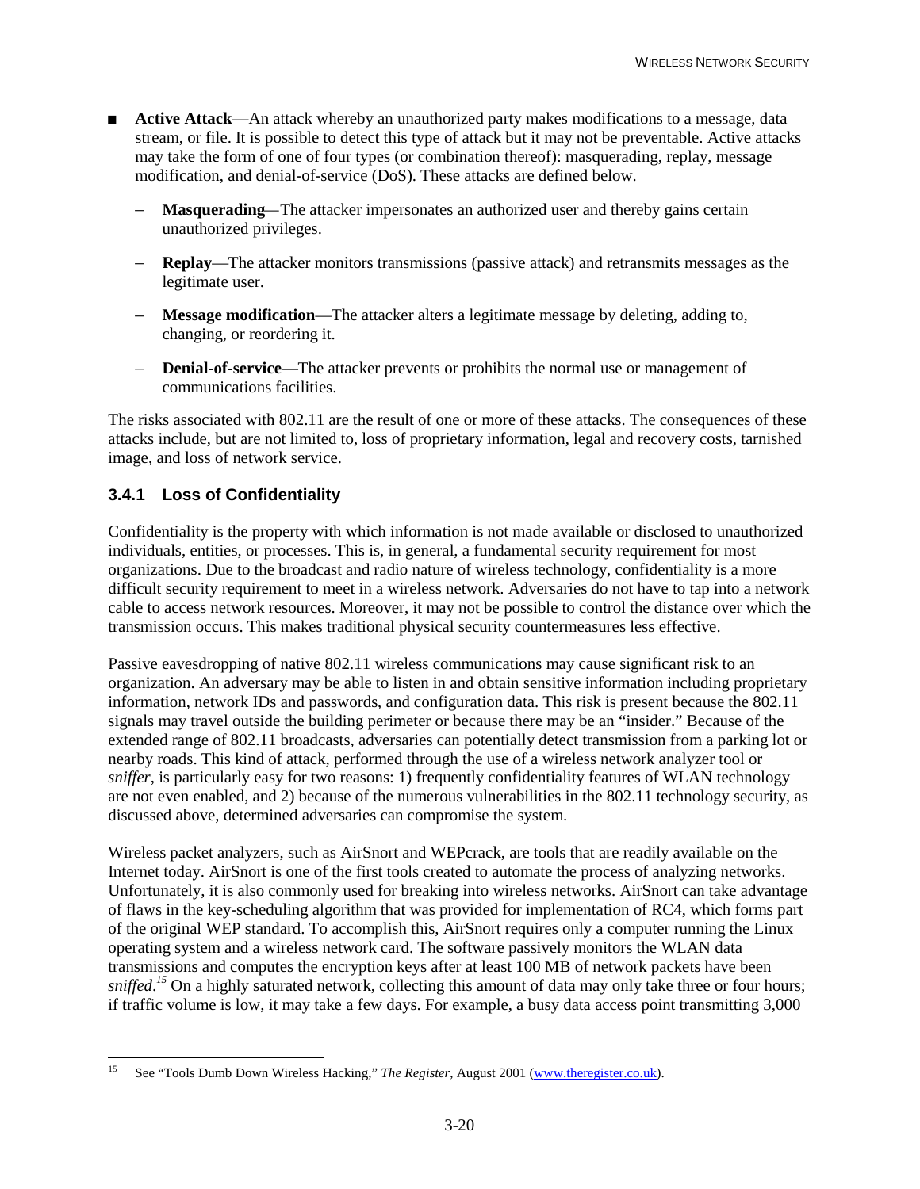- **Active Attack**—An attack whereby an unauthorized party makes modifications to a message, data stream, or file. It is possible to detect this type of attack but it may not be preventable. Active attacks may take the form of one of four types (or combination thereof): masquerading, replay, message modification, and denial-of-service (DoS). These attacks are defined below.
  - **Masquerading**—The attacker impersonates an authorized user and thereby gains certain unauthorized privileges.
  - **Replay**—The attacker monitors transmissions (passive attack) and retransmits messages as the legitimate user.
  - **Message modification**—The attacker alters a legitimate message by deleting, adding to, changing, or reordering it.
  - **Denial-of-service**—The attacker prevents or prohibits the normal use or management of communications facilities.

The risks associated with 802.11 are the result of one or more of these attacks. The consequences of these attacks include, but are not limited to, loss of proprietary information, legal and recovery costs, tarnished image, and loss of network service.

### 3.4.1 Loss of Confidentiality

Confidentiality is the property with which information is not made available or disclosed to unauthorized individuals, entities, or processes. This is, in general, a fundamental security requirement for most organizations. Due to the broadcast and radio nature of wireless technology, confidentiality is a more difficult security requirement to meet in a wireless network. Adversaries do not have to tap into a network cable to access network resources. Moreover, it may not be possible to control the distance over which the transmission occurs. This makes traditional physical security countermeasures less effective.

Passive eavesdropping of native 802.11 wireless communications may cause significant risk to an organization. An adversary may be able to listen in and obtain sensitive information including proprietary information, network IDs and passwords, and configuration data. This risk is present because the 802.11 signals may travel outside the building perimeter or because there may be an "insider." Because of the extended range of 802.11 broadcasts, adversaries can potentially detect transmission from a parking lot or nearby roads. This kind of attack, performed through the use of a wireless network analyzer tool or *sniffer*, is particularly easy for two reasons: 1) frequently confidentiality features of WLAN technology are not even enabled, and 2) because of the numerous vulnerabilities in the 802.11 technology security, as discussed above, determined adversaries can compromise the system.

Wireless packet analyzers, such as AirSnort and WEPcrack, are tools that are readily available on the Internet today. AirSnort is one of the first tools created to automate the process of analyzing networks. Unfortunately, it is also commonly used for breaking into wireless networks. AirSnort can take advantage of flaws in the key-scheduling algorithm that was provided for implementation of RC4, which forms part of the original WEP standard. To accomplish this, AirSnort requires only a computer running the Linux operating system and a wireless network card. The software passively monitors the WLAN data transmissions and computes the encryption keys after at least 100 MB of network packets have been *sniffed*.[15] On a highly saturated network, collecting this amount of data may only take three or four hours; if traffic volume is low, it may take a few days. For example, a busy data access point transmitting 3,000

[15] See "Tools Dumb Down Wireless Hacking," *The Register*, August 2001 (www.theregister.co.uk).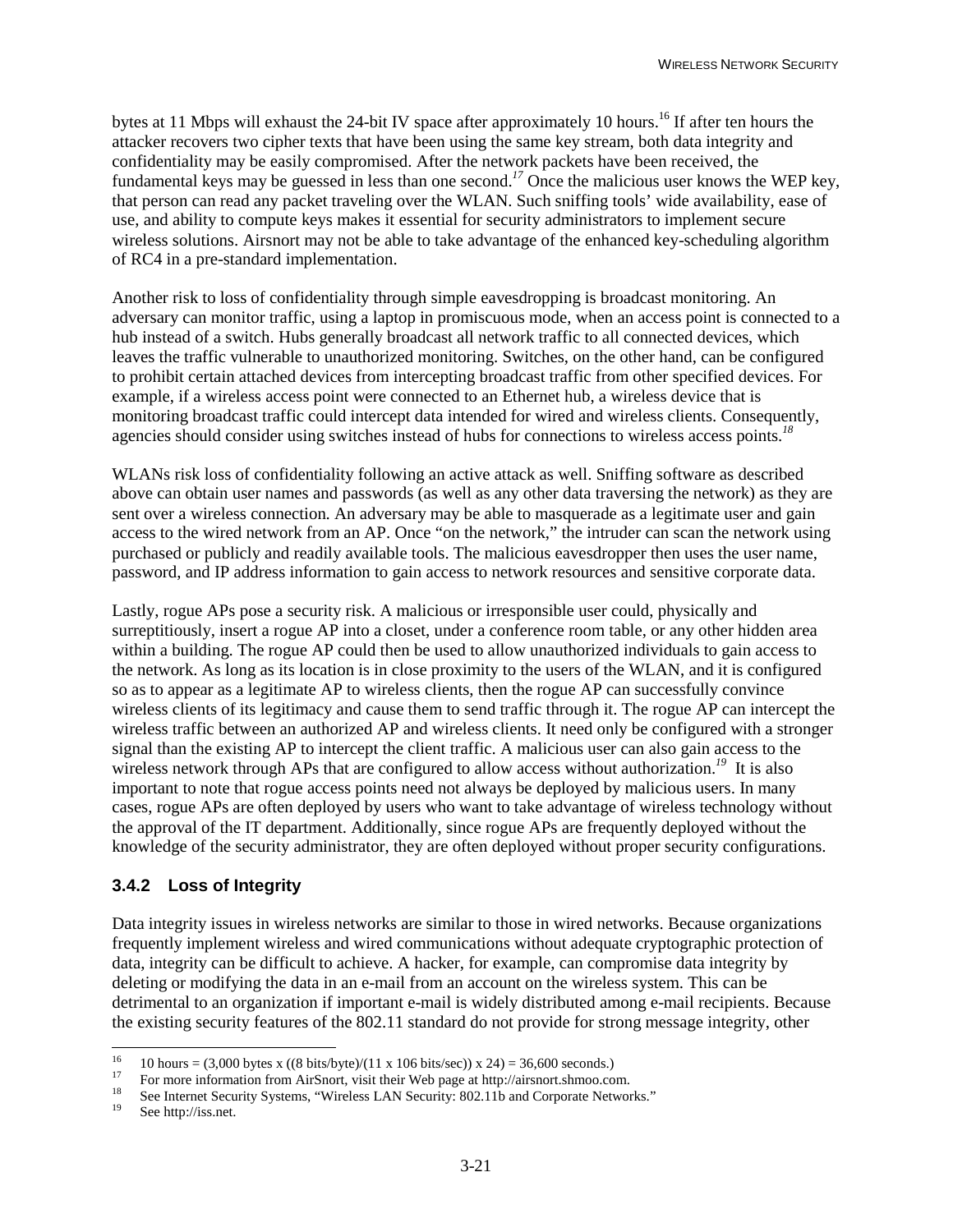bytes at 11 Mbps will exhaust the 24-bit IV space after approximately 10 hours.[16] If after ten hours the attacker recovers two cipher texts that have been using the same key stream, both data integrity and confidentiality may be easily compromised. After the network packets have been received, the fundamental keys may be guessed in less than one second.[17] Once the malicious user knows the WEP key, that person can read any packet traveling over the WLAN. Such sniffing tools' wide availability, ease of use, and ability to compute keys makes it essential for security administrators to implement secure wireless solutions. Airsnort may not be able to take advantage of the enhanced key-scheduling algorithm of RC4 in a pre-standard implementation.

Another risk to loss of confidentiality through simple eavesdropping is broadcast monitoring. An adversary can monitor traffic, using a laptop in promiscuous mode, when an access point is connected to a hub instead of a switch. Hubs generally broadcast all network traffic to all connected devices, which leaves the traffic vulnerable to unauthorized monitoring. Switches, on the other hand, can be configured to prohibit certain attached devices from intercepting broadcast traffic from other specified devices. For example, if a wireless access point were connected to an Ethernet hub, a wireless device that is monitoring broadcast traffic could intercept data intended for wired and wireless clients. Consequently, agencies should consider using switches instead of hubs for connections to wireless access points.[18]

WLANs risk loss of confidentiality following an active attack as well. Sniffing software as described above can obtain user names and passwords (as well as any other data traversing the network) as they are sent over a wireless connection. An adversary may be able to masquerade as a legitimate user and gain access to the wired network from an AP. Once "on the network," the intruder can scan the network using purchased or publicly and readily available tools. The malicious eavesdropper then uses the user name, password, and IP address information to gain access to network resources and sensitive corporate data.

Lastly, rogue APs pose a security risk. A malicious or irresponsible user could, physically and surreptitiously, insert a rogue AP into a closet, under a conference room table, or any other hidden area within a building. The rogue AP could then be used to allow unauthorized individuals to gain access to the network. As long as its location is in close proximity to the users of the WLAN, and it is configured so as to appear as a legitimate AP to wireless clients, then the rogue AP can successfully convince wireless clients of its legitimacy and cause them to send traffic through it. The rogue AP can intercept the wireless traffic between an authorized AP and wireless clients. It need only be configured with a stronger signal than the existing AP to intercept the client traffic. A malicious user can also gain access to the wireless network through APs that are configured to allow access without authorization.[19] It is also important to note that rogue access points need not always be deployed by malicious users. In many cases, rogue APs are often deployed by users who want to take advantage of wireless technology without the approval of the IT department. Additionally, since rogue APs are frequently deployed without the knowledge of the security administrator, they are often deployed without proper security configurations.

### 3.4.2 Loss of Integrity

Data integrity issues in wireless networks are similar to those in wired networks. Because organizations frequently implement wireless and wired communications without adequate cryptographic protection of data, integrity can be difficult to achieve. A hacker, for example, can compromise data integrity by deleting or modifying the data in an e-mail from an account on the wireless system. This can be detrimental to an organization if important e-mail is widely distributed among e-mail recipients. Because the existing security features of the 802.11 standard do not provide for strong message integrity, other

---

[16] 10 hours = (3,000 bytes x ((8 bits/byte)/(11 x 106 bits/sec)) x 24) = 36,600 seconds.)

[17] For more information from AirSnort, visit their Web page at http://airsnort.shmoo.com.

[18] See Internet Security Systems, "Wireless LAN Security: 802.11b and Corporate Networks."

[19] See http://iss.net.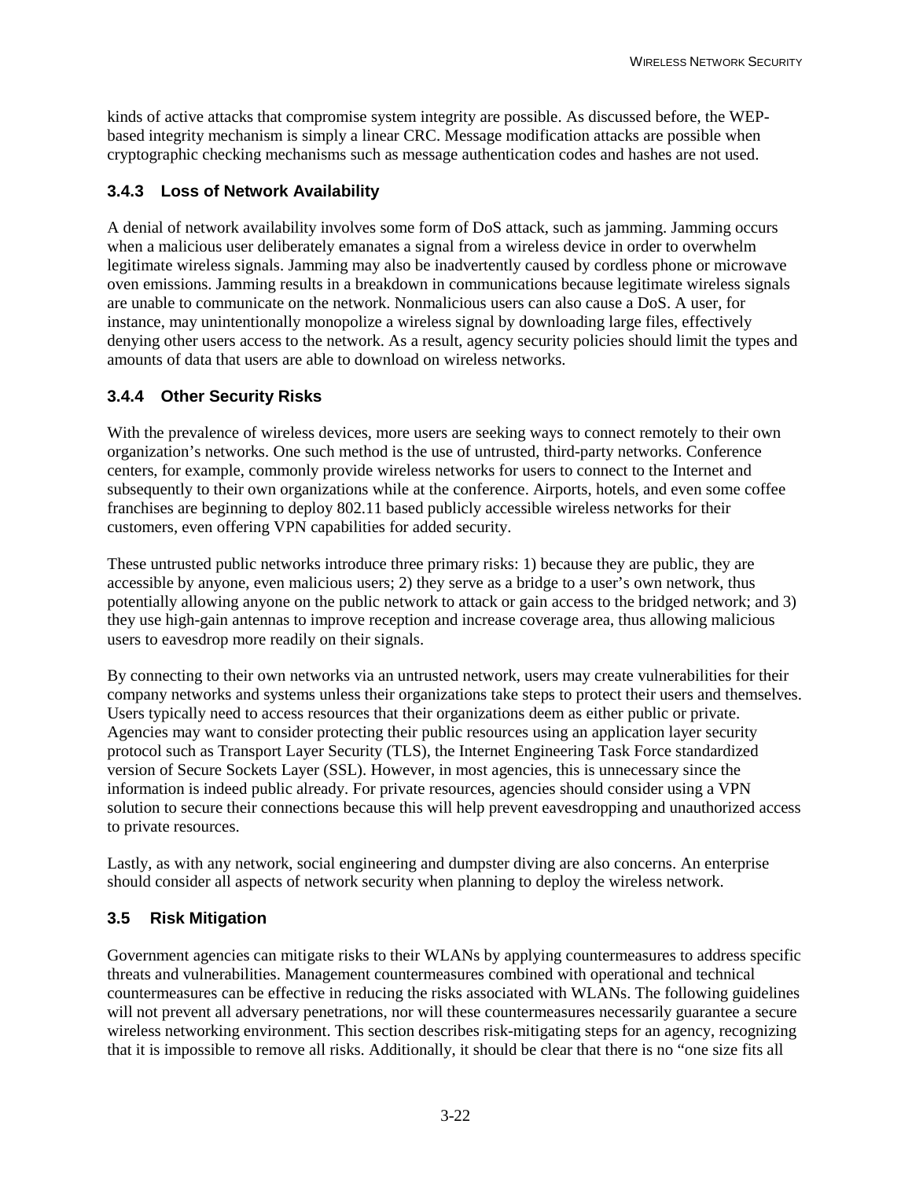kinds of active attacks that compromise system integrity are possible. As discussed before, the WEP-based integrity mechanism is simply a linear CRC. Message modification attacks are possible when cryptographic checking mechanisms such as message authentication codes and hashes are not used.

### 3.4.3 Loss of Network Availability

A denial of network availability involves some form of DoS attack, such as jamming. Jamming occurs when a malicious user deliberately emanates a signal from a wireless device in order to overwhelm legitimate wireless signals. Jamming may also be inadvertently caused by cordless phone or microwave oven emissions. Jamming results in a breakdown in communications because legitimate wireless signals are unable to communicate on the network. Nonmalicious users can also cause a DoS. A user, for instance, may unintentionally monopolize a wireless signal by downloading large files, effectively denying other users access to the network. As a result, agency security policies should limit the types and amounts of data that users are able to download on wireless networks.

### 3.4.4 Other Security Risks

With the prevalence of wireless devices, more users are seeking ways to connect remotely to their own organization's networks. One such method is the use of untrusted, third-party networks. Conference centers, for example, commonly provide wireless networks for users to connect to the Internet and subsequently to their own organizations while at the conference. Airports, hotels, and even some coffee franchises are beginning to deploy 802.11 based publicly accessible wireless networks for their customers, even offering VPN capabilities for added security.

These untrusted public networks introduce three primary risks: 1) because they are public, they are accessible by anyone, even malicious users; 2) they serve as a bridge to a user's own network, thus potentially allowing anyone on the public network to attack or gain access to the bridged network; and 3) they use high-gain antennas to improve reception and increase coverage area, thus allowing malicious users to eavesdrop more readily on their signals.

By connecting to their own networks via an untrusted network, users may create vulnerabilities for their company networks and systems unless their organizations take steps to protect their users and themselves. Users typically need to access resources that their organizations deem as either public or private. Agencies may want to consider protecting their public resources using an application layer security protocol such as Transport Layer Security (TLS), the Internet Engineering Task Force standardized version of Secure Sockets Layer (SSL). However, in most agencies, this is unnecessary since the information is indeed public already. For private resources, agencies should consider using a VPN solution to secure their connections because this will help prevent eavesdropping and unauthorized access to private resources.

Lastly, as with any network, social engineering and dumpster diving are also concerns. An enterprise should consider all aspects of network security when planning to deploy the wireless network.

## 3.5 Risk Mitigation

Government agencies can mitigate risks to their WLANs by applying countermeasures to address specific threats and vulnerabilities. Management countermeasures combined with operational and technical countermeasures can be effective in reducing the risks associated with WLANs. The following guidelines will not prevent all adversary penetrations, nor will these countermeasures necessarily guarantee a secure wireless networking environment. This section describes risk-mitigating steps for an agency, recognizing that it is impossible to remove all risks. Additionally, it should be clear that there is no "one size fits all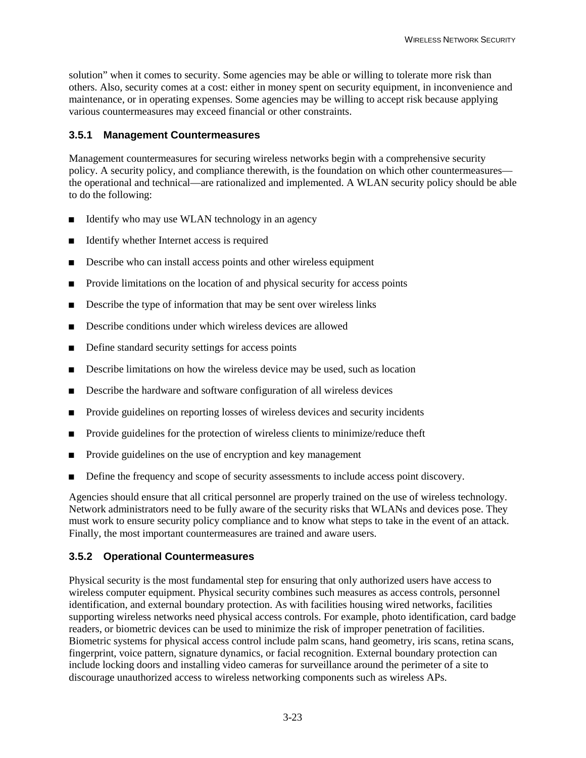solution" when it comes to security. Some agencies may be able or willing to tolerate more risk than others. Also, security comes at a cost: either in money spent on security equipment, in inconvenience and maintenance, or in operating expenses. Some agencies may be willing to accept risk because applying various countermeasures may exceed financial or other constraints.

### 3.5.1 Management Countermeasures

Management countermeasures for securing wireless networks begin with a comprehensive security policy. A security policy, and compliance therewith, is the foundation on which other countermeasures—the operational and technical—are rationalized and implemented. A WLAN security policy should be able to do the following:

- Identify who may use WLAN technology in an agency
- Identify whether Internet access is required
- Describe who can install access points and other wireless equipment
- Provide limitations on the location of and physical security for access points
- Describe the type of information that may be sent over wireless links
- Describe conditions under which wireless devices are allowed
- Define standard security settings for access points
- Describe limitations on how the wireless device may be used, such as location
- Describe the hardware and software configuration of all wireless devices
- Provide guidelines on reporting losses of wireless devices and security incidents
- Provide guidelines for the protection of wireless clients to minimize/reduce theft
- Provide guidelines on the use of encryption and key management
- Define the frequency and scope of security assessments to include access point discovery.

Agencies should ensure that all critical personnel are properly trained on the use of wireless technology. Network administrators need to be fully aware of the security risks that WLANs and devices pose. They must work to ensure security policy compliance and to know what steps to take in the event of an attack. Finally, the most important countermeasures are trained and aware users.

### 3.5.2 Operational Countermeasures

Physical security is the most fundamental step for ensuring that only authorized users have access to wireless computer equipment. Physical security combines such measures as access controls, personnel identification, and external boundary protection. As with facilities housing wired networks, facilities supporting wireless networks need physical access controls. For example, photo identification, card badge readers, or biometric devices can be used to minimize the risk of improper penetration of facilities. Biometric systems for physical access control include palm scans, hand geometry, iris scans, retina scans, fingerprint, voice pattern, signature dynamics, or facial recognition. External boundary protection can include locking doors and installing video cameras for surveillance around the perimeter of a site to discourage unauthorized access to wireless networking components such as wireless APs.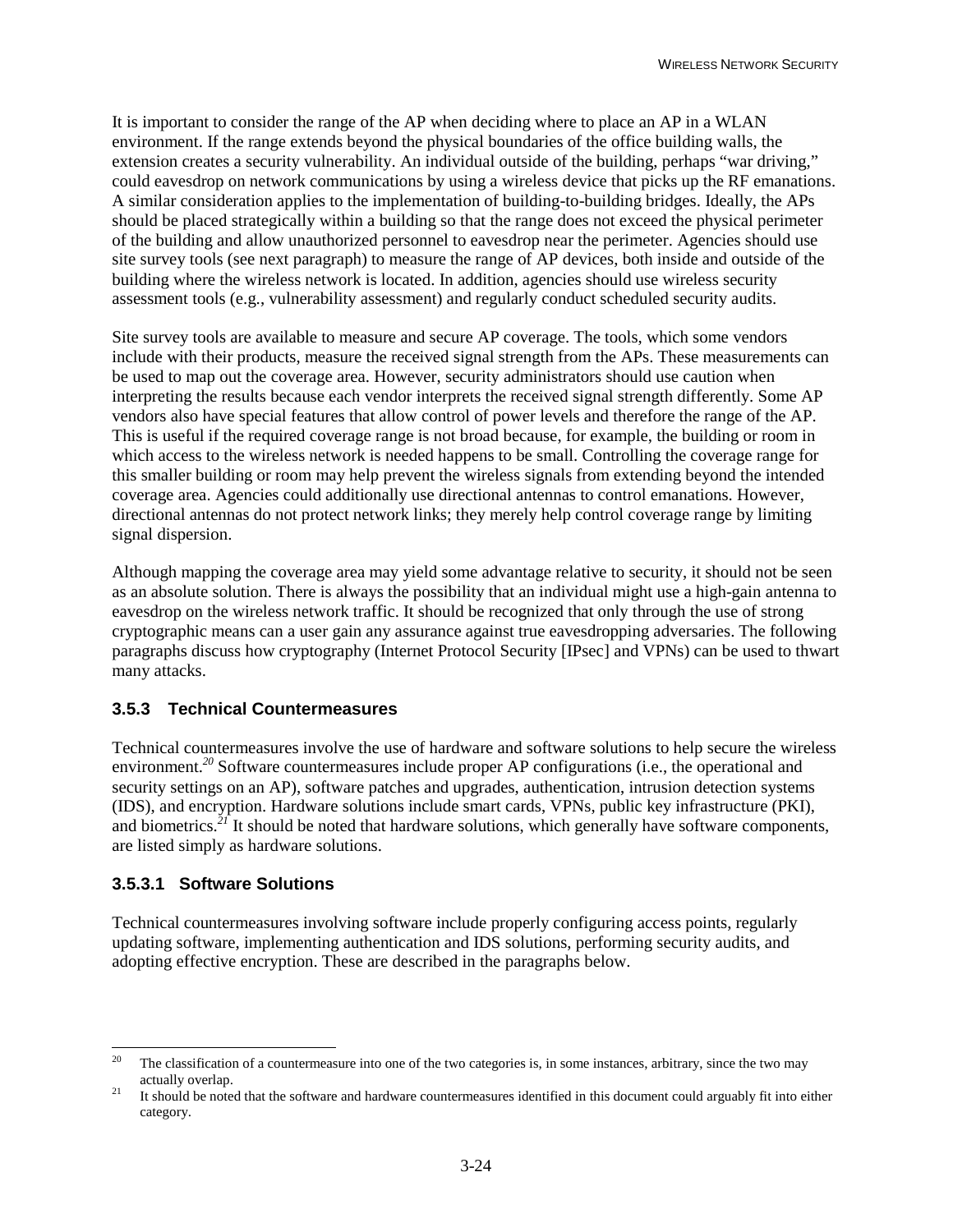It is important to consider the range of the AP when deciding where to place an AP in a WLAN environment. If the range extends beyond the physical boundaries of the office building walls, the extension creates a security vulnerability. An individual outside of the building, perhaps "war driving," could eavesdrop on network communications by using a wireless device that picks up the RF emanations. A similar consideration applies to the implementation of building-to-building bridges. Ideally, the APs should be placed strategically within a building so that the range does not exceed the physical perimeter of the building and allow unauthorized personnel to eavesdrop near the perimeter. Agencies should use site survey tools (see next paragraph) to measure the range of AP devices, both inside and outside of the building where the wireless network is located. In addition, agencies should use wireless security assessment tools (e.g., vulnerability assessment) and regularly conduct scheduled security audits.

Site survey tools are available to measure and secure AP coverage. The tools, which some vendors include with their products, measure the received signal strength from the APs. These measurements can be used to map out the coverage area. However, security administrators should use caution when interpreting the results because each vendor interprets the received signal strength differently. Some AP vendors also have special features that allow control of power levels and therefore the range of the AP. This is useful if the required coverage range is not broad because, for example, the building or room in which access to the wireless network is needed happens to be small. Controlling the coverage range for this smaller building or room may help prevent the wireless signals from extending beyond the intended coverage area. Agencies could additionally use directional antennas to control emanations. However, directional antennas do not protect network links; they merely help control coverage range by limiting signal dispersion.

Although mapping the coverage area may yield some advantage relative to security, it should not be seen as an absolute solution. There is always the possibility that an individual might use a high-gain antenna to eavesdrop on the wireless network traffic. It should be recognized that only through the use of strong cryptographic means can a user gain any assurance against true eavesdropping adversaries. The following paragraphs discuss how cryptography (Internet Protocol Security [IPsec] and VPNs) can be used to thwart many attacks.

### 3.5.3 Technical Countermeasures

Technical countermeasures involve the use of hardware and software solutions to help secure the wireless environment.[20] Software countermeasures include proper AP configurations (i.e., the operational and security settings on an AP), software patches and upgrades, authentication, intrusion detection systems (IDS), and encryption. Hardware solutions include smart cards, VPNs, public key infrastructure (PKI), and biometrics.[21] It should be noted that hardware solutions, which generally have software components, are listed simply as hardware solutions.

#### 3.5.3.1 Software Solutions

Technical countermeasures involving software include properly configuring access points, regularly updating software, implementing authentication and IDS solutions, performing security audits, and adopting effective encryption. These are described in the paragraphs below.

---

[20] The classification of a countermeasure into one of the two categories is, in some instances, arbitrary, since the two may actually overlap.

[21] It should be noted that the software and hardware countermeasures identified in this document could arguably fit into either category.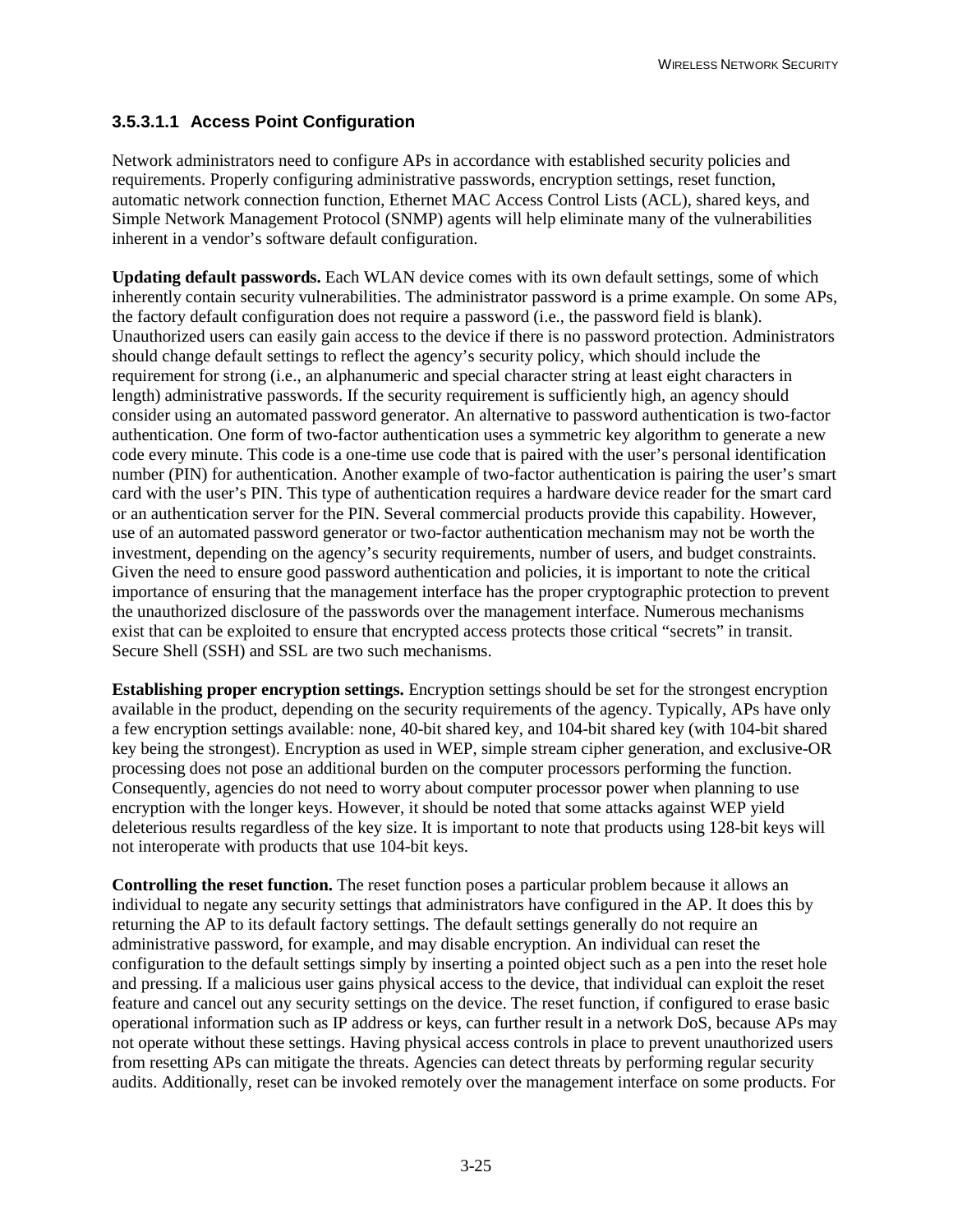#### 3.5.3.1.1 Access Point Configuration

Network administrators need to configure APs in accordance with established security policies and requirements. Properly configuring administrative passwords, encryption settings, reset function, automatic network connection function, Ethernet MAC Access Control Lists (ACL), shared keys, and Simple Network Management Protocol (SNMP) agents will help eliminate many of the vulnerabilities inherent in a vendor's software default configuration.

**Updating default passwords.** Each WLAN device comes with its own default settings, some of which inherently contain security vulnerabilities. The administrator password is a prime example. On some APs, the factory default configuration does not require a password (i.e., the password field is blank). Unauthorized users can easily gain access to the device if there is no password protection. Administrators should change default settings to reflect the agency's security policy, which should include the requirement for strong (i.e., an alphanumeric and special character string at least eight characters in length) administrative passwords. If the security requirement is sufficiently high, an agency should consider using an automated password generator. An alternative to password authentication is two-factor authentication. One form of two-factor authentication uses a symmetric key algorithm to generate a new code every minute. This code is a one-time use code that is paired with the user's personal identification number (PIN) for authentication. Another example of two-factor authentication is pairing the user's smart card with the user's PIN. This type of authentication requires a hardware device reader for the smart card or an authentication server for the PIN. Several commercial products provide this capability. However, use of an automated password generator or two-factor authentication mechanism may not be worth the investment, depending on the agency's security requirements, number of users, and budget constraints. Given the need to ensure good password authentication and policies, it is important to note the critical importance of ensuring that the management interface has the proper cryptographic protection to prevent the unauthorized disclosure of the passwords over the management interface. Numerous mechanisms exist that can be exploited to ensure that encrypted access protects those critical "secrets" in transit. Secure Shell (SSH) and SSL are two such mechanisms.

**Establishing proper encryption settings.** Encryption settings should be set for the strongest encryption available in the product, depending on the security requirements of the agency. Typically, APs have only a few encryption settings available: none, 40-bit shared key, and 104-bit shared key (with 104-bit shared key being the strongest). Encryption as used in WEP, simple stream cipher generation, and exclusive-OR processing does not pose an additional burden on the computer processors performing the function. Consequently, agencies do not need to worry about computer processor power when planning to use encryption with the longer keys. However, it should be noted that some attacks against WEP yield deleterious results regardless of the key size. It is important to note that products using 128-bit keys will not interoperate with products that use 104-bit keys.

**Controlling the reset function.** The reset function poses a particular problem because it allows an individual to negate any security settings that administrators have configured in the AP. It does this by returning the AP to its default factory settings. The default settings generally do not require an administrative password, for example, and may disable encryption. An individual can reset the configuration to the default settings simply by inserting a pointed object such as a pen into the reset hole and pressing. If a malicious user gains physical access to the device, that individual can exploit the reset feature and cancel out any security settings on the device. The reset function, if configured to erase basic operational information such as IP address or keys, can further result in a network DoS, because APs may not operate without these settings. Having physical access controls in place to prevent unauthorized users from resetting APs can mitigate the threats. Agencies can detect threats by performing regular security audits. Additionally, reset can be invoked remotely over the management interface on some products. For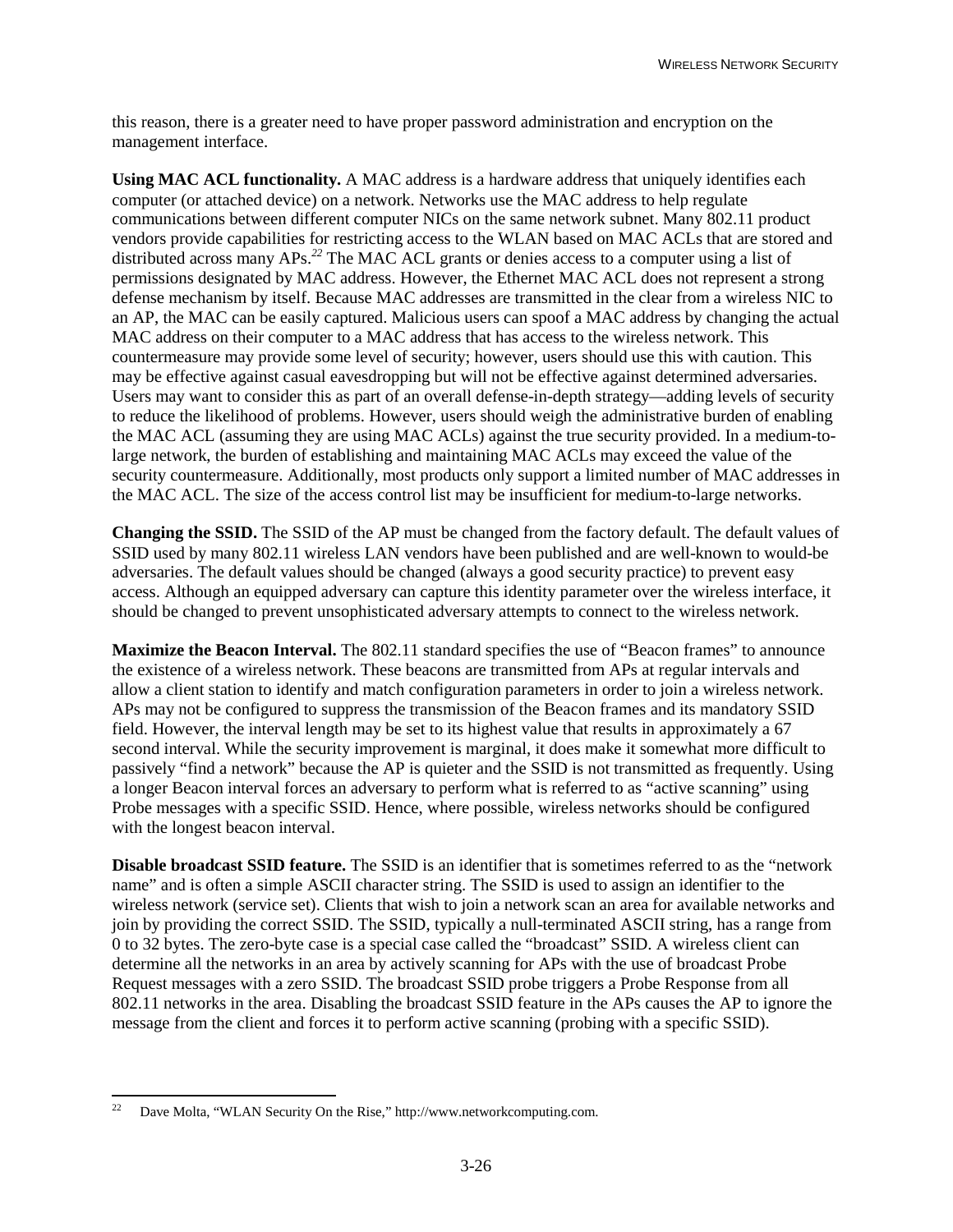this reason, there is a greater need to have proper password administration and encryption on the management interface.

**Using MAC ACL functionality.** A MAC address is a hardware address that uniquely identifies each computer (or attached device) on a network. Networks use the MAC address to help regulate communications between different computer NICs on the same network subnet. Many 802.11 product vendors provide capabilities for restricting access to the WLAN based on MAC ACLs that are stored and distributed across many APs.[22] The MAC ACL grants or denies access to a computer using a list of permissions designated by MAC address. However, the Ethernet MAC ACL does not represent a strong defense mechanism by itself. Because MAC addresses are transmitted in the clear from a wireless NIC to an AP, the MAC can be easily captured. Malicious users can spoof a MAC address by changing the actual MAC address on their computer to a MAC address that has access to the wireless network. This countermeasure may provide some level of security; however, users should use this with caution. This may be effective against casual eavesdropping but will not be effective against determined adversaries. Users may want to consider this as part of an overall defense-in-depth strategy—adding levels of security to reduce the likelihood of problems. However, users should weigh the administrative burden of enabling the MAC ACL (assuming they are using MAC ACLs) against the true security provided. In a medium-to-large network, the burden of establishing and maintaining MAC ACLs may exceed the value of the security countermeasure. Additionally, most products only support a limited number of MAC addresses in the MAC ACL. The size of the access control list may be insufficient for medium-to-large networks.

**Changing the SSID.** The SSID of the AP must be changed from the factory default. The default values of SSID used by many 802.11 wireless LAN vendors have been published and are well-known to would-be adversaries. The default values should be changed (always a good security practice) to prevent easy access. Although an equipped adversary can capture this identity parameter over the wireless interface, it should be changed to prevent unsophisticated adversary attempts to connect to the wireless network.

**Maximize the Beacon Interval.** The 802.11 standard specifies the use of "Beacon frames" to announce the existence of a wireless network. These beacons are transmitted from APs at regular intervals and allow a client station to identify and match configuration parameters in order to join a wireless network. APs may not be configured to suppress the transmission of the Beacon frames and its mandatory SSID field. However, the interval length may be set to its highest value that results in approximately a 67 second interval. While the security improvement is marginal, it does make it somewhat more difficult to passively "find a network" because the AP is quieter and the SSID is not transmitted as frequently. Using a longer Beacon interval forces an adversary to perform what is referred to as "active scanning" using Probe messages with a specific SSID. Hence, where possible, wireless networks should be configured with the longest beacon interval.

**Disable broadcast SSID feature.** The SSID is an identifier that is sometimes referred to as the "network name" and is often a simple ASCII character string. The SSID is used to assign an identifier to the wireless network (service set). Clients that wish to join a network scan an area for available networks and join by providing the correct SSID. The SSID, typically a null-terminated ASCII string, has a range from 0 to 32 bytes. The zero-byte case is a special case called the "broadcast" SSID. A wireless client can determine all the networks in an area by actively scanning for APs with the use of broadcast Probe Request messages with a zero SSID. The broadcast SSID probe triggers a Probe Response from all 802.11 networks in the area. Disabling the broadcast SSID feature in the APs causes the AP to ignore the message from the client and forces it to perform active scanning (probing with a specific SSID).

---

[22] Dave Molta, "WLAN Security On the Rise," http://www.networkcomputing.com.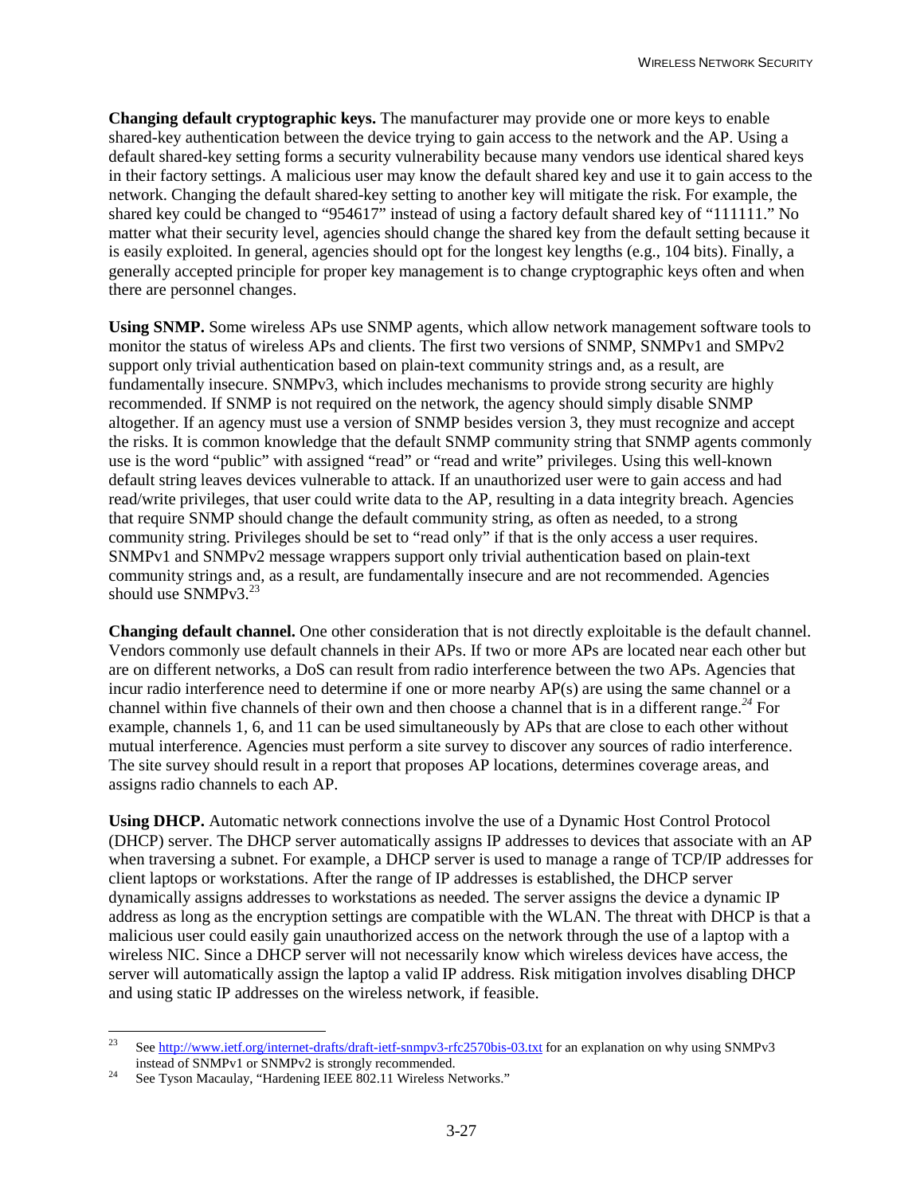**Changing default cryptographic keys.** The manufacturer may provide one or more keys to enable shared-key authentication between the device trying to gain access to the network and the AP. Using a default shared-key setting forms a security vulnerability because many vendors use identical shared keys in their factory settings. A malicious user may know the default shared key and use it to gain access to the network. Changing the default shared-key setting to another key will mitigate the risk. For example, the shared key could be changed to "954617" instead of using a factory default shared key of "111111." No matter what their security level, agencies should change the shared key from the default setting because it is easily exploited. In general, agencies should opt for the longest key lengths (e.g., 104 bits). Finally, a generally accepted principle for proper key management is to change cryptographic keys often and when there are personnel changes.

**Using SNMP.** Some wireless APs use SNMP agents, which allow network management software tools to monitor the status of wireless APs and clients. The first two versions of SNMP, SNMPv1 and SMPv2 support only trivial authentication based on plain-text community strings and, as a result, are fundamentally insecure. SNMPv3, which includes mechanisms to provide strong security are highly recommended. If SNMP is not required on the network, the agency should simply disable SNMP altogether. If an agency must use a version of SNMP besides version 3, they must recognize and accept the risks. It is common knowledge that the default SNMP community string that SNMP agents commonly use is the word "public" with assigned "read" or "read and write" privileges. Using this well-known default string leaves devices vulnerable to attack. If an unauthorized user were to gain access and had read/write privileges, that user could write data to the AP, resulting in a data integrity breach. Agencies that require SNMP should change the default community string, as often as needed, to a strong community string. Privileges should be set to "read only" if that is the only access a user requires. SNMPv1 and SNMPv2 message wrappers support only trivial authentication based on plain-text community strings and, as a result, are fundamentally insecure and are not recommended. Agencies should use SNMPv3.[23]

**Changing default channel.** One other consideration that is not directly exploitable is the default channel. Vendors commonly use default channels in their APs. If two or more APs are located near each other but are on different networks, a DoS can result from radio interference between the two APs. Agencies that incur radio interference need to determine if one or more nearby AP(s) are using the same channel or a channel within five channels of their own and then choose a channel that is in a different range.[24] For example, channels 1, 6, and 11 can be used simultaneously by APs that are close to each other without mutual interference. Agencies must perform a site survey to discover any sources of radio interference. The site survey should result in a report that proposes AP locations, determines coverage areas, and assigns radio channels to each AP.

**Using DHCP.** Automatic network connections involve the use of a Dynamic Host Control Protocol (DHCP) server. The DHCP server automatically assigns IP addresses to devices that associate with an AP when traversing a subnet. For example, a DHCP server is used to manage a range of TCP/IP addresses for client laptops or workstations. After the range of IP addresses is established, the DHCP server dynamically assigns addresses to workstations as needed. The server assigns the device a dynamic IP address as long as the encryption settings are compatible with the WLAN. The threat with DHCP is that a malicious user could easily gain unauthorized access on the network through the use of a laptop with a wireless NIC. Since a DHCP server will not necessarily know which wireless devices have access, the server will automatically assign the laptop a valid IP address. Risk mitigation involves disabling DHCP and using static IP addresses on the wireless network, if feasible.

---

[23] See http://www.ietf.org/internet-drafts/draft-ietf-snmpv3-rfc2570bis-03.txt for an explanation on why using SNMPv3 instead of SNMPv1 or SNMPv2 is strongly recommended.

[24] See Tyson Macaulay, "Hardening IEEE 802.11 Wireless Networks."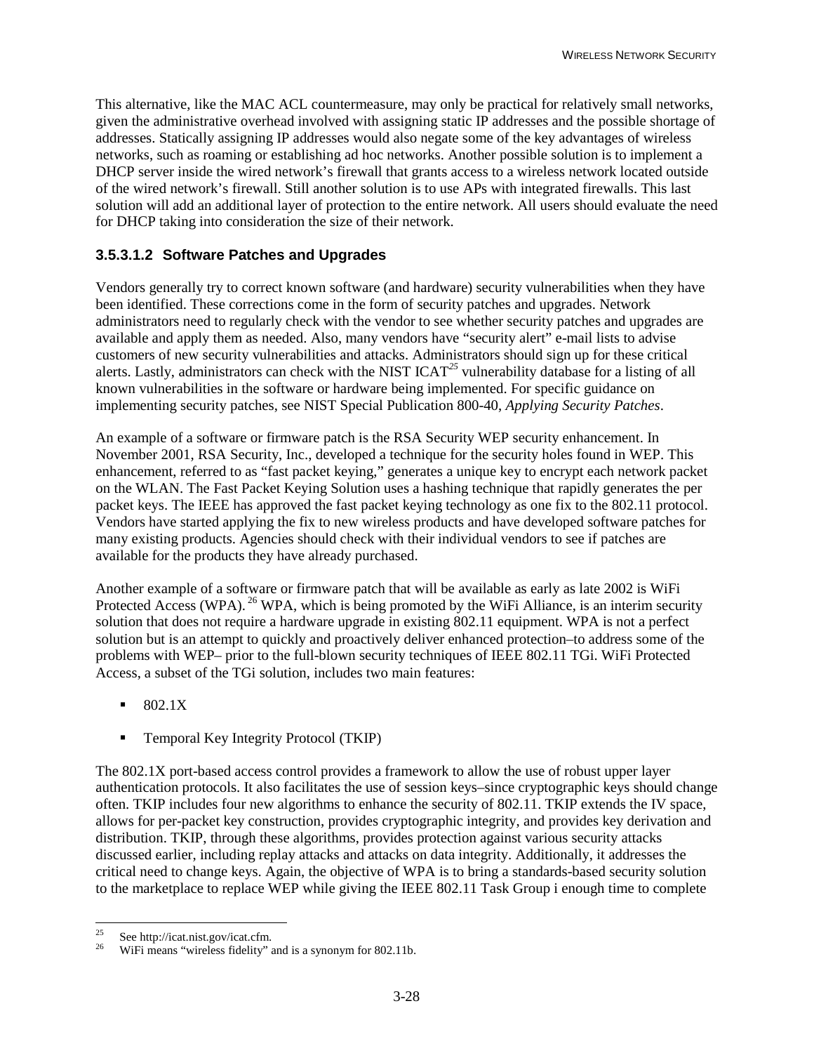This alternative, like the MAC ACL countermeasure, may only be practical for relatively small networks, given the administrative overhead involved with assigning static IP addresses and the possible shortage of addresses. Statically assigning IP addresses would also negate some of the key advantages of wireless networks, such as roaming or establishing ad hoc networks. Another possible solution is to implement a DHCP server inside the wired network's firewall that grants access to a wireless network located outside of the wired network's firewall. Still another solution is to use APs with integrated firewalls. This last solution will add an additional layer of protection to the entire network. All users should evaluate the need for DHCP taking into consideration the size of their network.

#### 3.5.3.1.2 Software Patches and Upgrades

Vendors generally try to correct known software (and hardware) security vulnerabilities when they have been identified. These corrections come in the form of security patches and upgrades. Network administrators need to regularly check with the vendor to see whether security patches and upgrades are available and apply them as needed. Also, many vendors have "security alert" e-mail lists to advise customers of new security vulnerabilities and attacks. Administrators should sign up for these critical alerts. Lastly, administrators can check with the NIST ICAT[25] vulnerability database for a listing of all known vulnerabilities in the software or hardware being implemented. For specific guidance on implementing security patches, see NIST Special Publication 800-40, *Applying Security Patches*.

An example of a software or firmware patch is the RSA Security WEP security enhancement. In November 2001, RSA Security, Inc., developed a technique for the security holes found in WEP. This enhancement, referred to as "fast packet keying," generates a unique key to encrypt each network packet on the WLAN. The Fast Packet Keying Solution uses a hashing technique that rapidly generates the per packet keys. The IEEE has approved the fast packet keying technology as one fix to the 802.11 protocol. Vendors have started applying the fix to new wireless products and have developed software patches for many existing products. Agencies should check with their individual vendors to see if patches are available for the products they have already purchased.

Another example of a software or firmware patch that will be available as early as late 2002 is WiFi Protected Access (WPA).[26] WPA, which is being promoted by the WiFi Alliance, is an interim security solution that does not require a hardware upgrade in existing 802.11 equipment. WPA is not a perfect solution but is an attempt to quickly and proactively deliver enhanced protection–to address some of the problems with WEP– prior to the full-blown security techniques of IEEE 802.11 TGi. WiFi Protected Access, a subset of the TGi solution, includes two main features:

- 802.1X
- Temporal Key Integrity Protocol (TKIP)

The 802.1X port-based access control provides a framework to allow the use of robust upper layer authentication protocols. It also facilitates the use of session keys–since cryptographic keys should change often. TKIP includes four new algorithms to enhance the security of 802.11. TKIP extends the IV space, allows for per-packet key construction, provides cryptographic integrity, and provides key derivation and distribution. TKIP, through these algorithms, provides protection against various security attacks discussed earlier, including replay attacks and attacks on data integrity. Additionally, it addresses the critical need to change keys. Again, the objective of WPA is to bring a standards-based security solution to the marketplace to replace WEP while giving the IEEE 802.11 Task Group i enough time to complete

---

[25] See http://icat.nist.gov/icat.cfm.

[26] WiFi means "wireless fidelity" and is a synonym for 802.11b.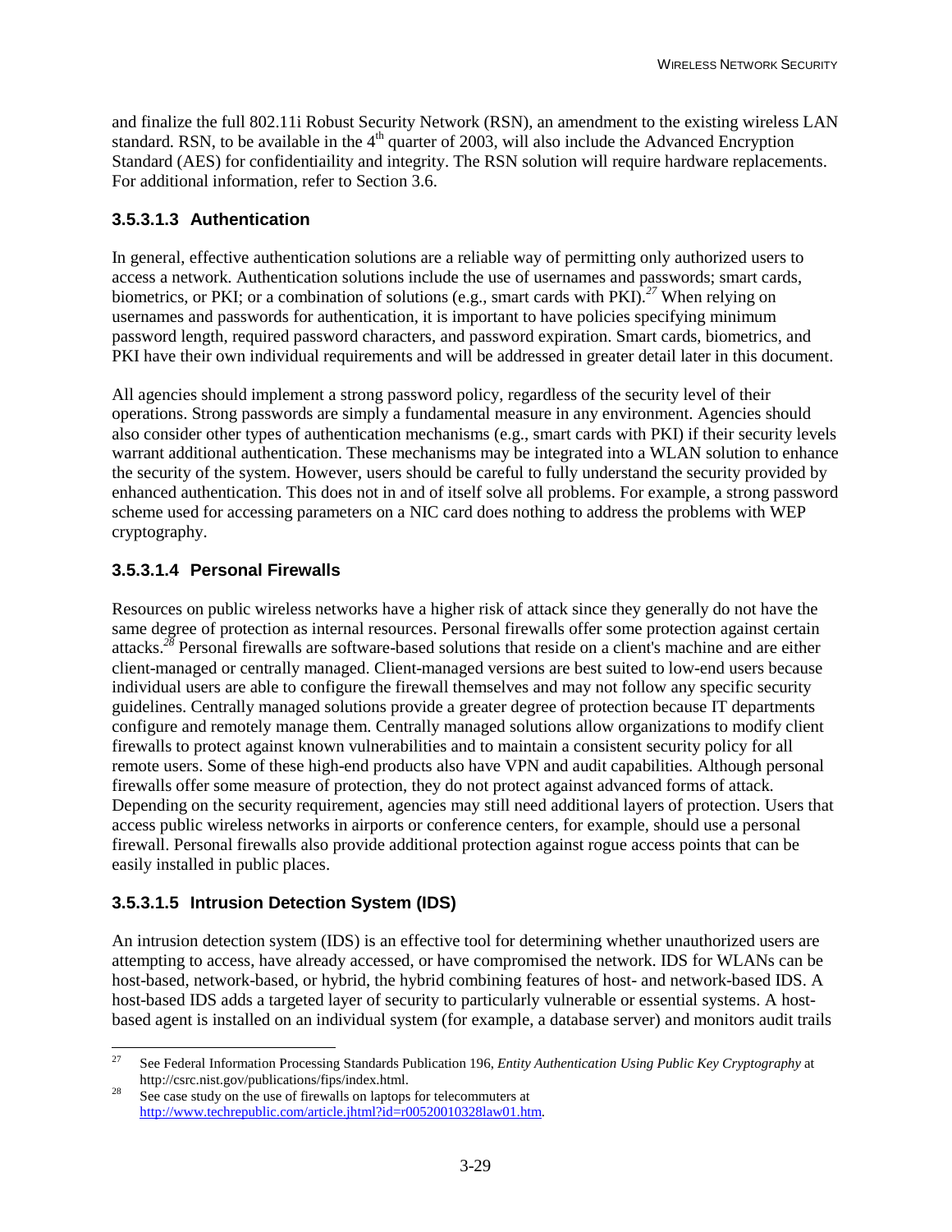and finalize the full 802.11i Robust Security Network (RSN), an amendment to the existing wireless LAN standard. RSN, to be available in the 4th quarter of 2003, will also include the Advanced Encryption Standard (AES) for confidentiaility and integrity. The RSN solution will require hardware replacements. For additional information, refer to Section 3.6.

#### 3.5.3.1.3 Authentication

In general, effective authentication solutions are a reliable way of permitting only authorized users to access a network. Authentication solutions include the use of usernames and passwords; smart cards, biometrics, or PKI; or a combination of solutions (e.g., smart cards with PKI).[27] When relying on usernames and passwords for authentication, it is important to have policies specifying minimum password length, required password characters, and password expiration. Smart cards, biometrics, and PKI have their own individual requirements and will be addressed in greater detail later in this document.

All agencies should implement a strong password policy, regardless of the security level of their operations. Strong passwords are simply a fundamental measure in any environment. Agencies should also consider other types of authentication mechanisms (e.g., smart cards with PKI) if their security levels warrant additional authentication. These mechanisms may be integrated into a WLAN solution to enhance the security of the system. However, users should be careful to fully understand the security provided by enhanced authentication. This does not in and of itself solve all problems. For example, a strong password scheme used for accessing parameters on a NIC card does nothing to address the problems with WEP cryptography.

#### 3.5.3.1.4 Personal Firewalls

Resources on public wireless networks have a higher risk of attack since they generally do not have the same degree of protection as internal resources. Personal firewalls offer some protection against certain attacks.[28] Personal firewalls are software-based solutions that reside on a client's machine and are either client-managed or centrally managed. Client-managed versions are best suited to low-end users because individual users are able to configure the firewall themselves and may not follow any specific security guidelines. Centrally managed solutions provide a greater degree of protection because IT departments configure and remotely manage them. Centrally managed solutions allow organizations to modify client firewalls to protect against known vulnerabilities and to maintain a consistent security policy for all remote users. Some of these high-end products also have VPN and audit capabilities. Although personal firewalls offer some measure of protection, they do not protect against advanced forms of attack. Depending on the security requirement, agencies may still need additional layers of protection. Users that access public wireless networks in airports or conference centers, for example, should use a personal firewall. Personal firewalls also provide additional protection against rogue access points that can be easily installed in public places.

#### 3.5.3.1.5 Intrusion Detection System (IDS)

An intrusion detection system (IDS) is an effective tool for determining whether unauthorized users are attempting to access, have already accessed, or have compromised the network. IDS for WLANs can be host-based, network-based, or hybrid, the hybrid combining features of host- and network-based IDS. A host-based IDS adds a targeted layer of security to particularly vulnerable or essential systems. A host-based agent is installed on an individual system (for example, a database server) and monitors audit trails

---

[27] See Federal Information Processing Standards Publication 196, *Entity Authentication Using Public Key Cryptography* at http://csrc.nist.gov/publications/fips/index.html.

[28] See case study on the use of firewalls on laptops for telecommuters at http://www.techrepublic.com/article.jhtml?id=r00520010328law01.htm.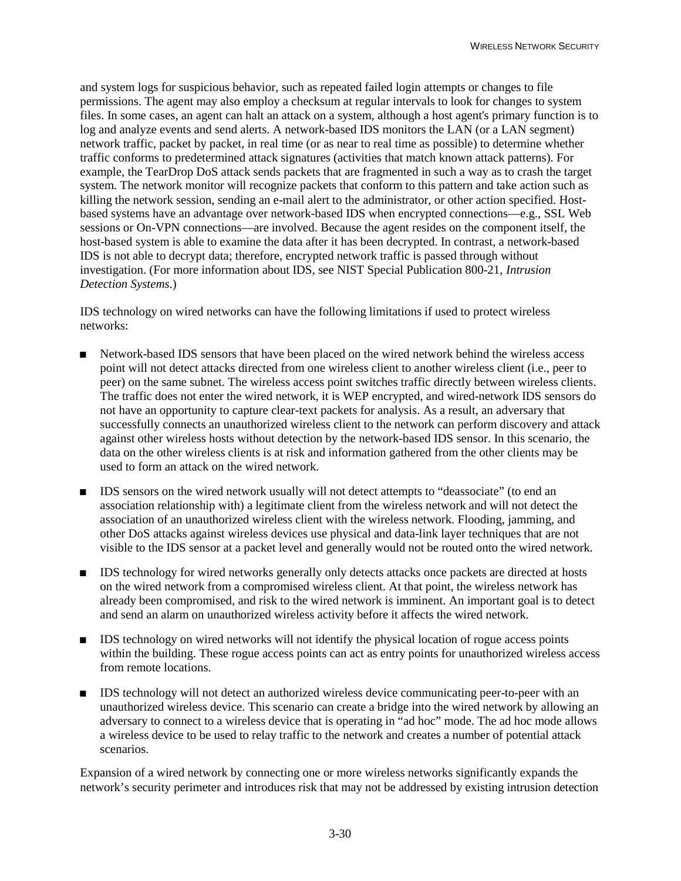and system logs for suspicious behavior, such as repeated failed login attempts or changes to file permissions. The agent may also employ a checksum at regular intervals to look for changes to system files. In some cases, an agent can halt an attack on a system, although a host agent's primary function is to log and analyze events and send alerts. A network-based IDS monitors the LAN (or a LAN segment) network traffic, packet by packet, in real time (or as near to real time as possible) to determine whether traffic conforms to predetermined attack signatures (activities that match known attack patterns). For example, the TearDrop DoS attack sends packets that are fragmented in such a way as to crash the target system. The network monitor will recognize packets that conform to this pattern and take action such as killing the network session, sending an e-mail alert to the administrator, or other action specified. Host-based systems have an advantage over network-based IDS when encrypted connections—e.g., SSL Web sessions or On-VPN connections—are involved. Because the agent resides on the component itself, the host-based system is able to examine the data after it has been decrypted. In contrast, a network-based IDS is not able to decrypt data; therefore, encrypted network traffic is passed through without investigation. (For more information about IDS, see NIST Special Publication 800-21, *Intrusion Detection Systems*.)

IDS technology on wired networks can have the following limitations if used to protect wireless networks:

- Network-based IDS sensors that have been placed on the wired network behind the wireless access point will not detect attacks directed from one wireless client to another wireless client (i.e., peer to peer) on the same subnet. The wireless access point switches traffic directly between wireless clients. The traffic does not enter the wired network, it is WEP encrypted, and wired-network IDS sensors do not have an opportunity to capture clear-text packets for analysis. As a result, an adversary that successfully connects an unauthorized wireless client to the network can perform discovery and attack against other wireless hosts without detection by the network-based IDS sensor. In this scenario, the data on the other wireless clients is at risk and information gathered from the other clients may be used to form an attack on the wired network.

- IDS sensors on the wired network usually will not detect attempts to "deassociate" (to end an association relationship with) a legitimate client from the wireless network and will not detect the association of an unauthorized wireless client with the wireless network. Flooding, jamming, and other DoS attacks against wireless devices use physical and data-link layer techniques that are not visible to the IDS sensor at a packet level and generally would not be routed onto the wired network.

- IDS technology for wired networks generally only detects attacks once packets are directed at hosts on the wired network from a compromised wireless client. At that point, the wireless network has already been compromised, and risk to the wired network is imminent. An important goal is to detect and send an alarm on unauthorized wireless activity before it affects the wired network.

- IDS technology on wired networks will not identify the physical location of rogue access points within the building. These rogue access points can act as entry points for unauthorized wireless access from remote locations.

- IDS technology will not detect an authorized wireless device communicating peer-to-peer with an unauthorized wireless device. This scenario can create a bridge into the wired network by allowing an adversary to connect to a wireless device that is operating in "ad hoc" mode. The ad hoc mode allows a wireless device to be used to relay traffic to the network and creates a number of potential attack scenarios.

Expansion of a wired network by connecting one or more wireless networks significantly expands the network's security perimeter and introduces risk that may not be addressed by existing intrusion detection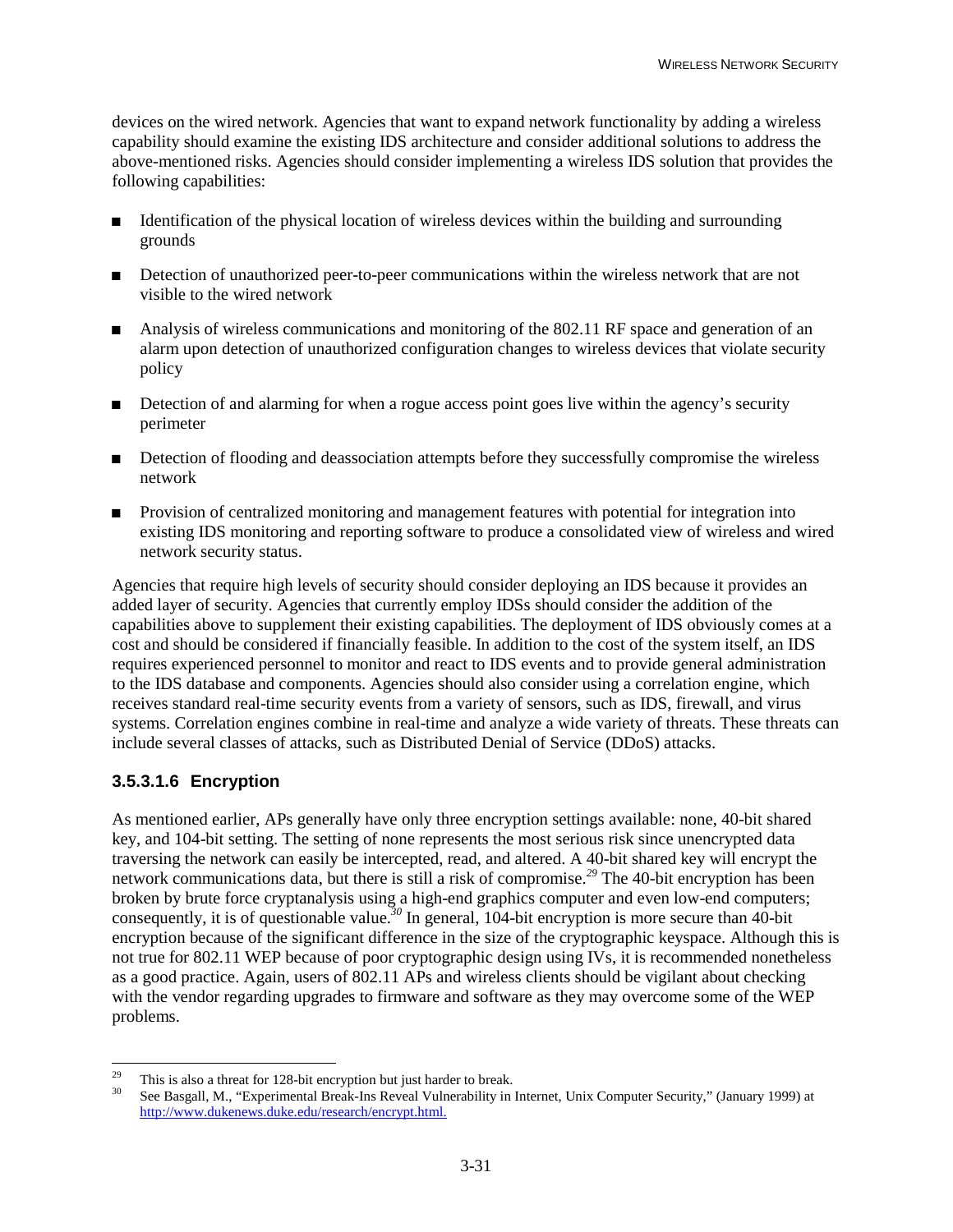devices on the wired network. Agencies that want to expand network functionality by adding a wireless capability should examine the existing IDS architecture and consider additional solutions to address the above-mentioned risks. Agencies should consider implementing a wireless IDS solution that provides the following capabilities:

- Identification of the physical location of wireless devices within the building and surrounding grounds
- Detection of unauthorized peer-to-peer communications within the wireless network that are not visible to the wired network
- Analysis of wireless communications and monitoring of the 802.11 RF space and generation of an alarm upon detection of unauthorized configuration changes to wireless devices that violate security policy
- Detection of and alarming for when a rogue access point goes live within the agency's security perimeter
- Detection of flooding and deassociation attempts before they successfully compromise the wireless network
- Provision of centralized monitoring and management features with potential for integration into existing IDS monitoring and reporting software to produce a consolidated view of wireless and wired network security status.

Agencies that require high levels of security should consider deploying an IDS because it provides an added layer of security. Agencies that currently employ IDSs should consider the addition of the capabilities above to supplement their existing capabilities. The deployment of IDS obviously comes at a cost and should be considered if financially feasible. In addition to the cost of the system itself, an IDS requires experienced personnel to monitor and react to IDS events and to provide general administration to the IDS database and components. Agencies should also consider using a correlation engine, which receives standard real-time security events from a variety of sensors, such as IDS, firewall, and virus systems. Correlation engines combine in real-time and analyze a wide variety of threats. These threats can include several classes of attacks, such as Distributed Denial of Service (DDoS) attacks.

#### 3.5.3.1.6 Encryption

As mentioned earlier, APs generally have only three encryption settings available: none, 40-bit shared key, and 104-bit setting. The setting of none represents the most serious risk since unencrypted data traversing the network can easily be intercepted, read, and altered. A 40-bit shared key will encrypt the network communications data, but there is still a risk of compromise.[29] The 40-bit encryption has been broken by brute force cryptanalysis using a high-end graphics computer and even low-end computers; consequently, it is of questionable value.[30] In general, 104-bit encryption is more secure than 40-bit encryption because of the significant difference in the size of the cryptographic keyspace. Although this is not true for 802.11 WEP because of poor cryptographic design using IVs, it is recommended nonetheless as a good practice. Again, users of 802.11 APs and wireless clients should be vigilant about checking with the vendor regarding upgrades to firmware and software as they may overcome some of the WEP problems.

---

[29] This is also a threat for 128-bit encryption but just harder to break.

[30] See Basgall, M., "Experimental Break-Ins Reveal Vulnerability in Internet, Unix Computer Security," (January 1999) at http://www.dukenews.duke.edu/research/encrypt.html.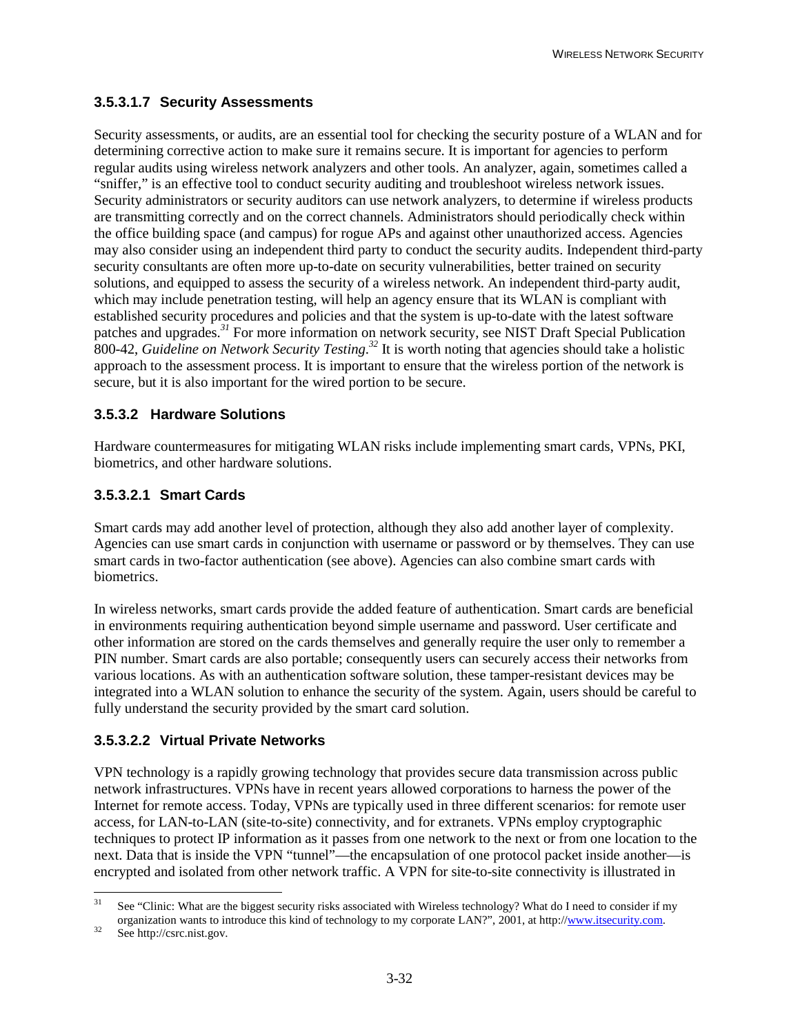#### 3.5.3.1.7 Security Assessments

Security assessments, or audits, are an essential tool for checking the security posture of a WLAN and for determining corrective action to make sure it remains secure. It is important for agencies to perform regular audits using wireless network analyzers and other tools. An analyzer, again, sometimes called a "sniffer," is an effective tool to conduct security auditing and troubleshoot wireless network issues. Security administrators or security auditors can use network analyzers, to determine if wireless products are transmitting correctly and on the correct channels. Administrators should periodically check within the office building space (and campus) for rogue APs and against other unauthorized access. Agencies may also consider using an independent third party to conduct the security audits. Independent third-party security consultants are often more up-to-date on security vulnerabilities, better trained on security solutions, and equipped to assess the security of a wireless network. An independent third-party audit, which may include penetration testing, will help an agency ensure that its WLAN is compliant with established security procedures and policies and that the system is up-to-date with the latest software patches and upgrades.[31] For more information on network security, see NIST Draft Special Publication 800-42, *Guideline on Network Security Testing*.[32] It is worth noting that agencies should take a holistic approach to the assessment process. It is important to ensure that the wireless portion of the network is secure, but it is also important for the wired portion to be secure.

### 3.5.3.2 Hardware Solutions

Hardware countermeasures for mitigating WLAN risks include implementing smart cards, VPNs, PKI, biometrics, and other hardware solutions.

#### 3.5.3.2.1 Smart Cards

Smart cards may add another level of protection, although they also add another layer of complexity. Agencies can use smart cards in conjunction with username or password or by themselves. They can use smart cards in two-factor authentication (see above). Agencies can also combine smart cards with biometrics.

In wireless networks, smart cards provide the added feature of authentication. Smart cards are beneficial in environments requiring authentication beyond simple username and password. User certificate and other information are stored on the cards themselves and generally require the user only to remember a PIN number. Smart cards are also portable; consequently users can securely access their networks from various locations. As with an authentication software solution, these tamper-resistant devices may be integrated into a WLAN solution to enhance the security of the system. Again, users should be careful to fully understand the security provided by the smart card solution.

#### 3.5.3.2.2 Virtual Private Networks

VPN technology is a rapidly growing technology that provides secure data transmission across public network infrastructures. VPNs have in recent years allowed corporations to harness the power of the Internet for remote access. Today, VPNs are typically used in three different scenarios: for remote user access, for LAN-to-LAN (site-to-site) connectivity, and for extranets. VPNs employ cryptographic techniques to protect IP information as it passes from one network to the next or from one location to the next. Data that is inside the VPN "tunnel"—the encapsulation of one protocol packet inside another—is encrypted and isolated from other network traffic. A VPN for site-to-site connectivity is illustrated in

---

[31] See "Clinic: What are the biggest security risks associated with Wireless technology? What do I need to consider if my organization wants to introduce this kind of technology to my corporate LAN?", 2001, at http://www.itsecurity.com.

[32] See http://csrc.nist.gov.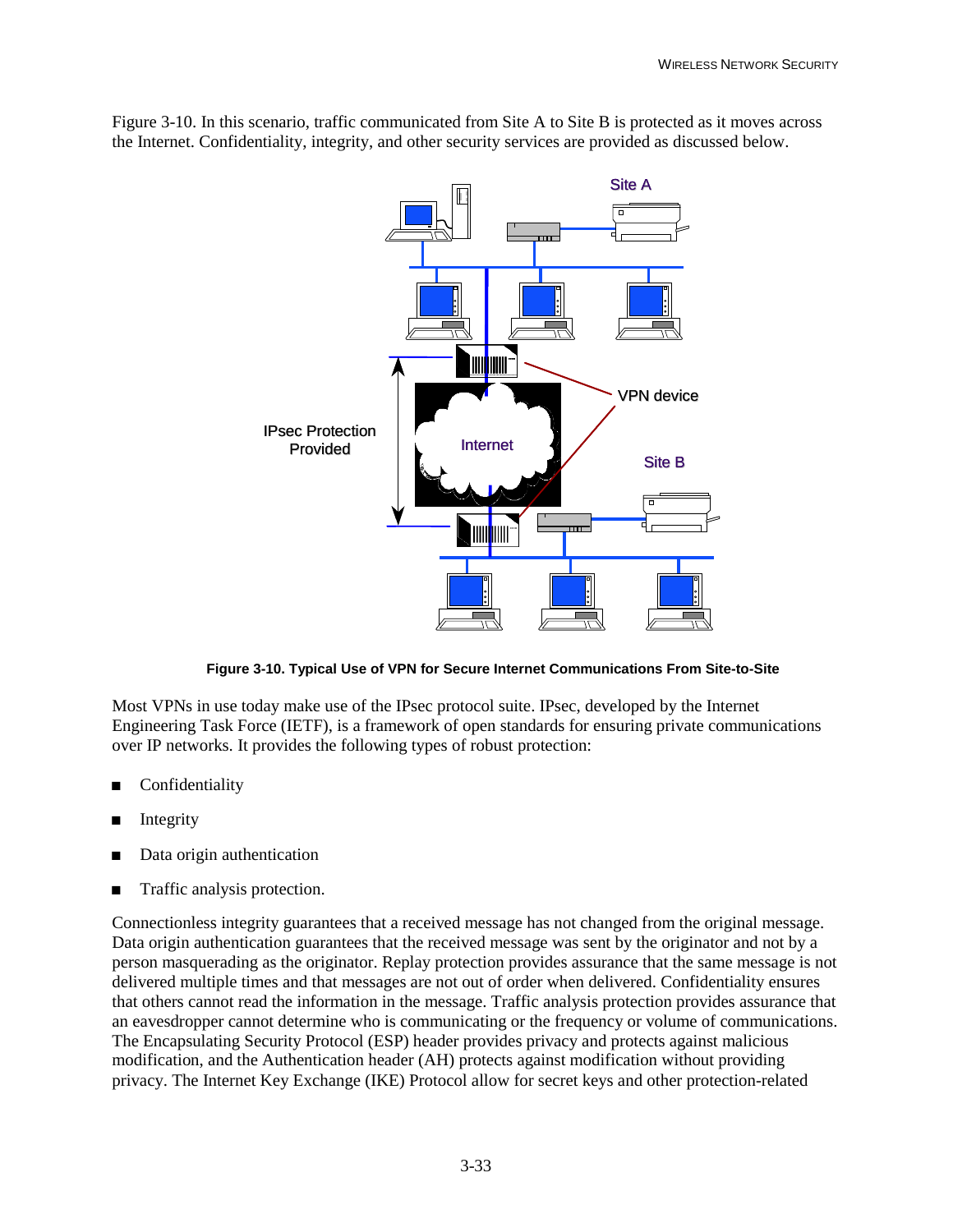Figure 3-10. In this scenario, traffic communicated from Site A to Site B is protected as it moves across the Internet. Confidentiality, integrity, and other security services are provided as discussed below.

Site A

VPN device

IPsec Protection Provided

Internet

Site B

**Figure 3-10. Typical Use of VPN for Secure Internet Communications From Site-to-Site**

Most VPNs in use today make use of the IPsec protocol suite. IPsec, developed by the Internet Engineering Task Force (IETF), is a framework of open standards for ensuring private communications over IP networks. It provides the following types of robust protection:

- Confidentiality
- Integrity
- Data origin authentication
- Traffic analysis protection.

Connectionless integrity guarantees that a received message has not changed from the original message. Data origin authentication guarantees that the received message was sent by the originator and not by a person masquerading as the originator. Replay protection provides assurance that the same message is not delivered multiple times and that messages are not out of order when delivered. Confidentiality ensures that others cannot read the information in the message. Traffic analysis protection provides assurance that an eavesdropper cannot determine who is communicating or the frequency or volume of communications. The Encapsulating Security Protocol (ESP) header provides privacy and protects against malicious modification, and the Authentication header (AH) protects against modification without providing privacy. The Internet Key Exchange (IKE) Protocol allow for secret keys and other protection-related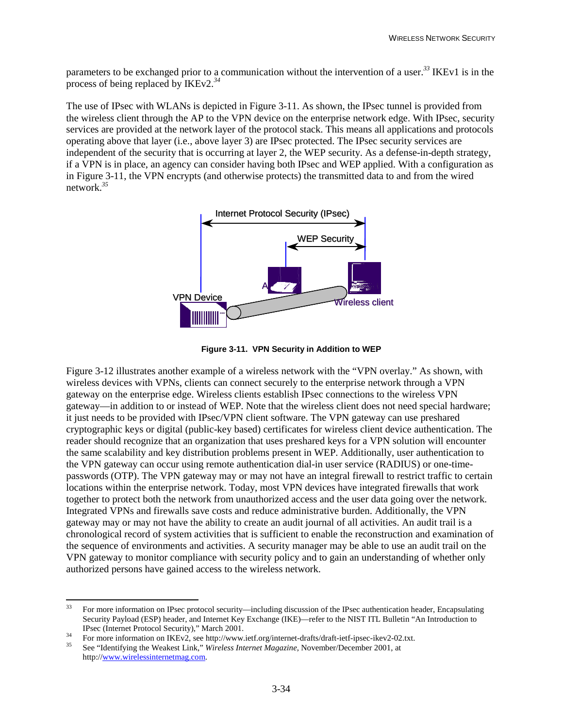parameters to be exchanged prior to a communication without the intervention of a user.[33] IKEv1 is in the process of being replaced by IKEv2.[34]

The use of IPsec with WLANs is depicted in Figure 3-11. As shown, the IPsec tunnel is provided from the wireless client through the AP to the VPN device on the enterprise network edge. With IPsec, security services are provided at the network layer of the protocol stack. This means all applications and protocols operating above that layer (i.e., above layer 3) are IPsec protected. The IPsec security services are independent of the security that is occurring at layer 2, the WEP security. As a defense-in-depth strategy, if a VPN is in place, an agency can consider having both IPsec and WEP applied. With a configuration as in Figure 3-11, the VPN encrypts (and otherwise protects) the transmitted data to and from the wired network.[35]

Internet Protocol Security (IPsec)

WEP Security

AP

VPN Device

Wireless client

**Figure 3-11. VPN Security in Addition to WEP**

Figure 3-12 illustrates another example of a wireless network with the "VPN overlay." As shown, with wireless devices with VPNs, clients can connect securely to the enterprise network through a VPN gateway on the enterprise edge. Wireless clients establish IPsec connections to the wireless VPN gateway—in addition to or instead of WEP. Note that the wireless client does not need special hardware; it just needs to be provided with IPsec/VPN client software. The VPN gateway can use preshared cryptographic keys or digital (public-key based) certificates for wireless client device authentication. The reader should recognize that an organization that uses preshared keys for a VPN solution will encounter the same scalability and key distribution problems present in WEP. Additionally, user authentication to the VPN gateway can occur using remote authentication dial-in user service (RADIUS) or one-time-passwords (OTP). The VPN gateway may or may not have an integral firewall to restrict traffic to certain locations within the enterprise network. Today, most VPN devices have integrated firewalls that work together to protect both the network from unauthorized access and the user data going over the network. Integrated VPNs and firewalls save costs and reduce administrative burden. Additionally, the VPN gateway may or may not have the ability to create an audit journal of all activities. An audit trail is a chronological record of system activities that is sufficient to enable the reconstruction and examination of the sequence of environments and activities. A security manager may be able to use an audit trail on the VPN gateway to monitor compliance with security policy and to gain an understanding of whether only authorized persons have gained access to the wireless network.

---

[33] For more information on IPsec protocol security—including discussion of the IPsec authentication header, Encapsulating Security Payload (ESP) header, and Internet Key Exchange (IKE)—refer to the NIST ITL Bulletin "An Introduction to IPsec (Internet Protocol Security)," March 2001.

[34] For more information on IKEv2, see http://www.ietf.org/internet-drafts/draft-ietf-ipsec-ikev2-02.txt.

[35] See "Identifying the Weakest Link," *Wireless Internet Magazine*, November/December 2001, at http://www.wirelessinternetmag.com.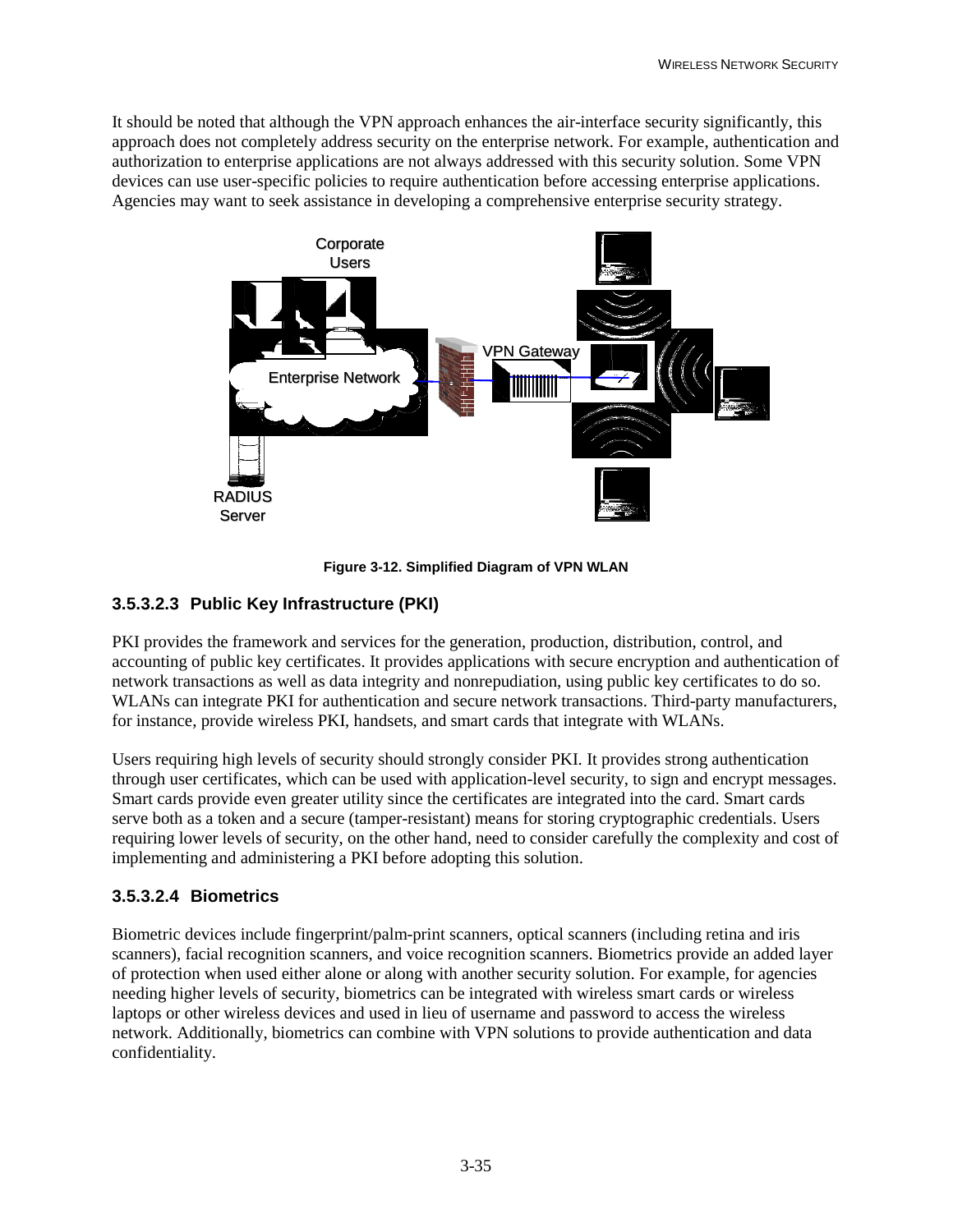It should be noted that although the VPN approach enhances the air-interface security significantly, this approach does not completely address security on the enterprise network. For example, authentication and authorization to enterprise applications are not always addressed with this security solution. Some VPN devices can use user-specific policies to require authentication before accessing enterprise applications. Agencies may want to seek assistance in developing a comprehensive enterprise security strategy.

Corporate Users

Enterprise Network

VPN Gateway

RADIUS Server

**Figure 3-12. Simplified Diagram of VPN WLAN**

### 3.5.3.2.3 Public Key Infrastructure (PKI)

PKI provides the framework and services for the generation, production, distribution, control, and accounting of public key certificates. It provides applications with secure encryption and authentication of network transactions as well as data integrity and nonrepudiation, using public key certificates to do so. WLANs can integrate PKI for authentication and secure network transactions. Third-party manufacturers, for instance, provide wireless PKI, handsets, and smart cards that integrate with WLANs.

Users requiring high levels of security should strongly consider PKI. It provides strong authentication through user certificates, which can be used with application-level security, to sign and encrypt messages. Smart cards provide even greater utility since the certificates are integrated into the card. Smart cards serve both as a token and a secure (tamper-resistant) means for storing cryptographic credentials. Users requiring lower levels of security, on the other hand, need to consider carefully the complexity and cost of implementing and administering a PKI before adopting this solution.

### 3.5.3.2.4 Biometrics

Biometric devices include fingerprint/palm-print scanners, optical scanners (including retina and iris scanners), facial recognition scanners, and voice recognition scanners. Biometrics provide an added layer of protection when used either alone or along with another security solution. For example, for agencies needing higher levels of security, biometrics can be integrated with wireless smart cards or wireless laptops or other wireless devices and used in lieu of username and password to access the wireless network. Additionally, biometrics can combine with VPN solutions to provide authentication and data confidentiality.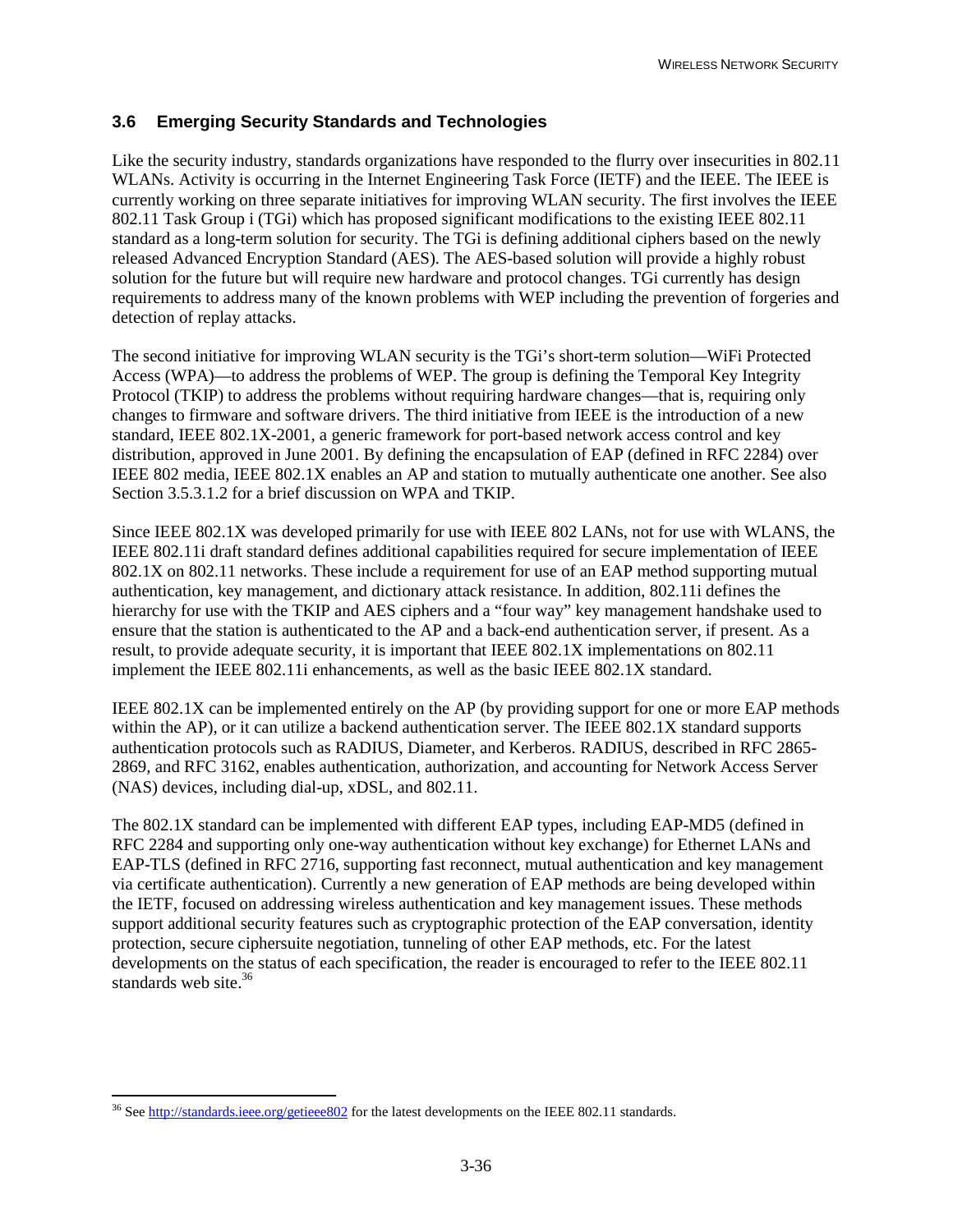### 3.6 Emerging Security Standards and Technologies

Like the security industry, standards organizations have responded to the flurry over insecurities in 802.11 WLANs. Activity is occurring in the Internet Engineering Task Force (IETF) and the IEEE. The IEEE is currently working on three separate initiatives for improving WLAN security. The first involves the IEEE 802.11 Task Group i (TGi) which has proposed significant modifications to the existing IEEE 802.11 standard as a long-term solution for security. The TGi is defining additional ciphers based on the newly released Advanced Encryption Standard (AES). The AES-based solution will provide a highly robust solution for the future but will require new hardware and protocol changes. TGi currently has design requirements to address many of the known problems with WEP including the prevention of forgeries and detection of replay attacks.

The second initiative for improving WLAN security is the TGi's short-term solution—WiFi Protected Access (WPA)—to address the problems of WEP. The group is defining the Temporal Key Integrity Protocol (TKIP) to address the problems without requiring hardware changes—that is, requiring only changes to firmware and software drivers. The third initiative from IEEE is the introduction of a new standard, IEEE 802.1X-2001, a generic framework for port-based network access control and key distribution, approved in June 2001. By defining the encapsulation of EAP (defined in RFC 2284) over IEEE 802 media, IEEE 802.1X enables an AP and station to mutually authenticate one another. See also Section 3.5.3.1.2 for a brief discussion on WPA and TKIP.

Since IEEE 802.1X was developed primarily for use with IEEE 802 LANs, not for use with WLANS, the IEEE 802.11i draft standard defines additional capabilities required for secure implementation of IEEE 802.1X on 802.11 networks. These include a requirement for use of an EAP method supporting mutual authentication, key management, and dictionary attack resistance. In addition, 802.11i defines the hierarchy for use with the TKIP and AES ciphers and a "four way" key management handshake used to ensure that the station is authenticated to the AP and a back-end authentication server, if present. As a result, to provide adequate security, it is important that IEEE 802.1X implementations on 802.11 implement the IEEE 802.11i enhancements, as well as the basic IEEE 802.1X standard.

IEEE 802.1X can be implemented entirely on the AP (by providing support for one or more EAP methods within the AP), or it can utilize a backend authentication server. The IEEE 802.1X standard supports authentication protocols such as RADIUS, Diameter, and Kerberos. RADIUS, described in RFC 2865-2869, and RFC 3162, enables authentication, authorization, and accounting for Network Access Server (NAS) devices, including dial-up, xDSL, and 802.11.

The 802.1X standard can be implemented with different EAP types, including EAP-MD5 (defined in RFC 2284 and supporting only one-way authentication without key exchange) for Ethernet LANs and EAP-TLS (defined in RFC 2716, supporting fast reconnect, mutual authentication and key management via certificate authentication). Currently a new generation of EAP methods are being developed within the IETF, focused on addressing wireless authentication and key management issues. These methods support additional security features such as cryptographic protection of the EAP conversation, identity protection, secure ciphersuite negotiation, tunneling of other EAP methods, etc. For the latest developments on the status of each specification, the reader is encouraged to refer to the IEEE 802.11 standards web site.[36]

---

[36] See http://standards.ieee.org/getieee802 for the latest developments on the IEEE 802.11 standards.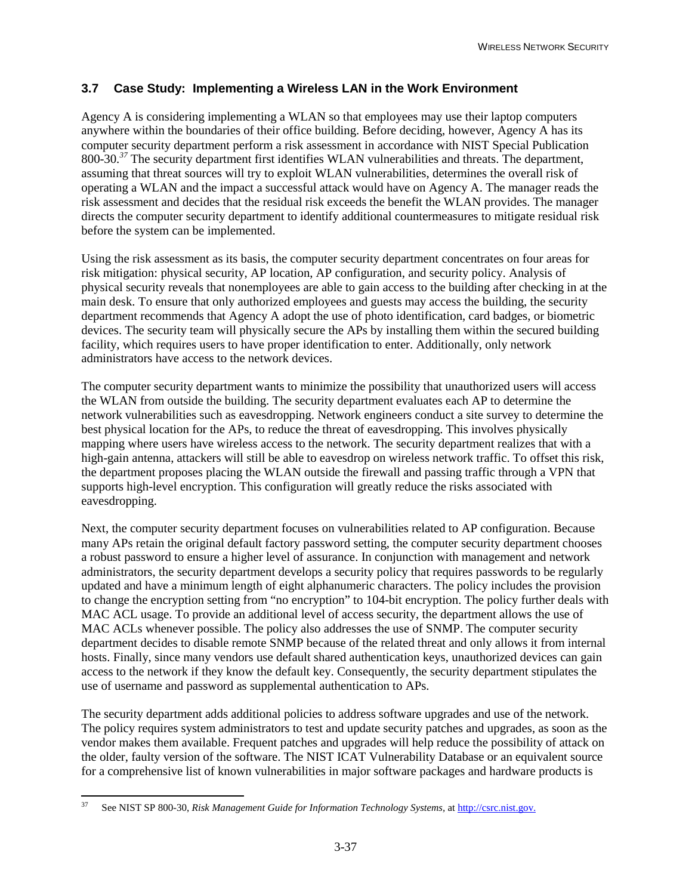### 3.7 Case Study: Implementing a Wireless LAN in the Work Environment

Agency A is considering implementing a WLAN so that employees may use their laptop computers anywhere within the boundaries of their office building. Before deciding, however, Agency A has its computer security department perform a risk assessment in accordance with NIST Special Publication 800-30.[37] The security department first identifies WLAN vulnerabilities and threats. The department, assuming that threat sources will try to exploit WLAN vulnerabilities, determines the overall risk of operating a WLAN and the impact a successful attack would have on Agency A. The manager reads the risk assessment and decides that the residual risk exceeds the benefit the WLAN provides. The manager directs the computer security department to identify additional countermeasures to mitigate residual risk before the system can be implemented.

Using the risk assessment as its basis, the computer security department concentrates on four areas for risk mitigation: physical security, AP location, AP configuration, and security policy. Analysis of physical security reveals that nonemployees are able to gain access to the building after checking in at the main desk. To ensure that only authorized employees and guests may access the building, the security department recommends that Agency A adopt the use of photo identification, card badges, or biometric devices. The security team will physically secure the APs by installing them within the secured building facility, which requires users to have proper identification to enter. Additionally, only network administrators have access to the network devices.

The computer security department wants to minimize the possibility that unauthorized users will access the WLAN from outside the building. The security department evaluates each AP to determine the network vulnerabilities such as eavesdropping. Network engineers conduct a site survey to determine the best physical location for the APs, to reduce the threat of eavesdropping. This involves physically mapping where users have wireless access to the network. The security department realizes that with a high-gain antenna, attackers will still be able to eavesdrop on wireless network traffic. To offset this risk, the department proposes placing the WLAN outside the firewall and passing traffic through a VPN that supports high-level encryption. This configuration will greatly reduce the risks associated with eavesdropping.

Next, the computer security department focuses on vulnerabilities related to AP configuration. Because many APs retain the original default factory password setting, the computer security department chooses a robust password to ensure a higher level of assurance. In conjunction with management and network administrators, the security department develops a security policy that requires passwords to be regularly updated and have a minimum length of eight alphanumeric characters. The policy includes the provision to change the encryption setting from "no encryption" to 104-bit encryption. The policy further deals with MAC ACL usage. To provide an additional level of access security, the department allows the use of MAC ACLs whenever possible. The policy also addresses the use of SNMP. The computer security department decides to disable remote SNMP because of the related threat and only allows it from internal hosts. Finally, since many vendors use default shared authentication keys, unauthorized devices can gain access to the network if they know the default key. Consequently, the security department stipulates the use of username and password as supplemental authentication to APs.

The security department adds additional policies to address software upgrades and use of the network. The policy requires system administrators to test and update security patches and upgrades, as soon as the vendor makes them available. Frequent patches and upgrades will help reduce the possibility of attack on the older, faulty version of the software. The NIST ICAT Vulnerability Database or an equivalent source for a comprehensive list of known vulnerabilities in major software packages and hardware products is

[37] See NIST SP 800-30, *Risk Management Guide for Information Technology Systems*, at http://csrc.nist.gov.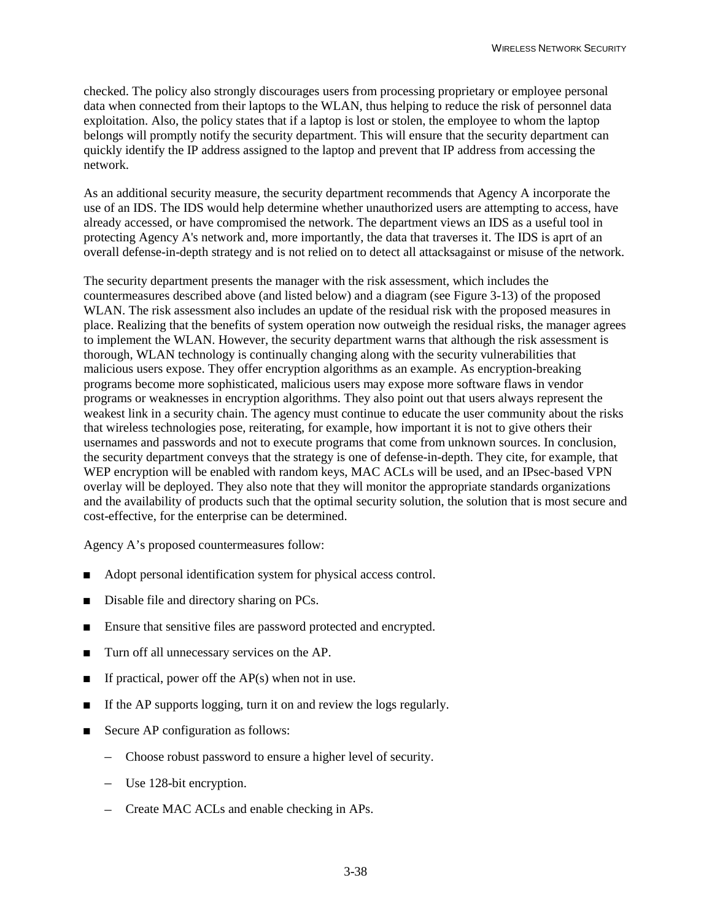checked. The policy also strongly discourages users from processing proprietary or employee personal data when connected from their laptops to the WLAN, thus helping to reduce the risk of personnel data exploitation. Also, the policy states that if a laptop is lost or stolen, the employee to whom the laptop belongs will promptly notify the security department. This will ensure that the security department can quickly identify the IP address assigned to the laptop and prevent that IP address from accessing the network.

As an additional security measure, the security department recommends that Agency A incorporate the use of an IDS. The IDS would help determine whether unauthorized users are attempting to access, have already accessed, or have compromised the network. The department views an IDS as a useful tool in protecting Agency A's network and, more importantly, the data that traverses it. The IDS is aprt of an overall defense-in-depth strategy and is not relied on to detect all attacksagainst or misuse of the network.

The security department presents the manager with the risk assessment, which includes the countermeasures described above (and listed below) and a diagram (see Figure 3-13) of the proposed WLAN. The risk assessment also includes an update of the residual risk with the proposed measures in place. Realizing that the benefits of system operation now outweigh the residual risks, the manager agrees to implement the WLAN. However, the security department warns that although the risk assessment is thorough, WLAN technology is continually changing along with the security vulnerabilities that malicious users expose. They offer encryption algorithms as an example. As encryption-breaking programs become more sophisticated, malicious users may expose more software flaws in vendor programs or weaknesses in encryption algorithms. They also point out that users always represent the weakest link in a security chain. The agency must continue to educate the user community about the risks that wireless technologies pose, reiterating, for example, how important it is not to give others their usernames and passwords and not to execute programs that come from unknown sources. In conclusion, the security department conveys that the strategy is one of defense-in-depth. They cite, for example, that WEP encryption will be enabled with random keys, MAC ACLs will be used, and an IPsec-based VPN overlay will be deployed. They also note that they will monitor the appropriate standards organizations and the availability of products such that the optimal security solution, the solution that is most secure and cost-effective, for the enterprise can be determined.

Agency A's proposed countermeasures follow:

- Adopt personal identification system for physical access control.
- Disable file and directory sharing on PCs.
- Ensure that sensitive files are password protected and encrypted.
- Turn off all unnecessary services on the AP.
- If practical, power off the AP(s) when not in use.
- If the AP supports logging, turn it on and review the logs regularly.
- Secure AP configuration as follows:
  - Choose robust password to ensure a higher level of security.
  - Use 128-bit encryption.
  - Create MAC ACLs and enable checking in APs.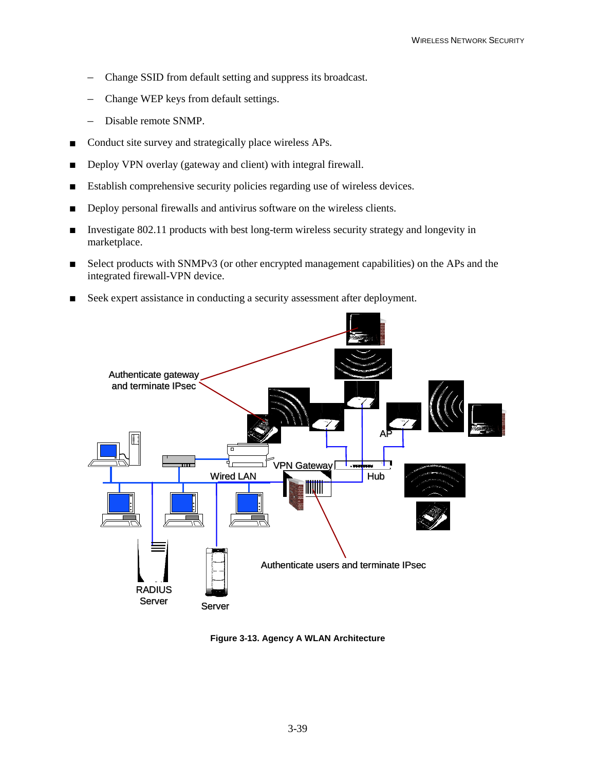- Change SSID from default setting and suppress its broadcast.
  - Change WEP keys from default settings.
  - Disable remote SNMP.

- Conduct site survey and strategically place wireless APs.
- Deploy VPN overlay (gateway and client) with integral firewall.
- Establish comprehensive security policies regarding use of wireless devices.
- Deploy personal firewalls and antivirus software on the wireless clients.
- Investigate 802.11 products with best long-term wireless security strategy and longevity in marketplace.
- Select products with SNMPv3 (or other encrypted management capabilities) on the APs and the integrated firewall-VPN device.
- Seek expert assistance in conducting a security assessment after deployment.

Authenticate gateway and terminate IPsec

AP

VPN Gateway

Wired LAN

Hub

Authenticate users and terminate IPsec

RADIUS Server

Server

**Figure 3-13. Agency A WLAN Architecture**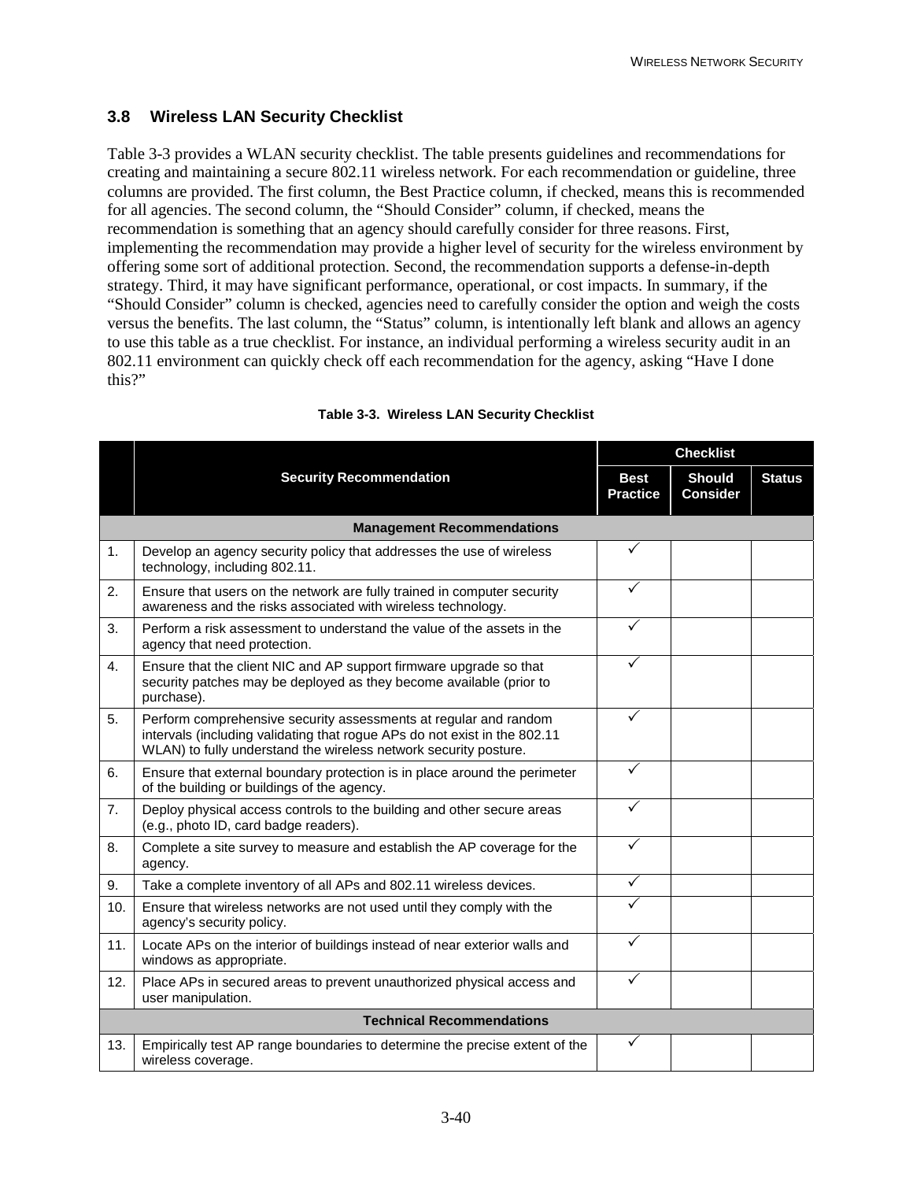### 3.8 Wireless LAN Security Checklist

Table 3-3 provides a WLAN security checklist. The table presents guidelines and recommendations for creating and maintaining a secure 802.11 wireless network. For each recommendation or guideline, three columns are provided. The first column, the Best Practice column, if checked, means this is recommended for all agencies. The second column, the "Should Consider" column, if checked, means the recommendation is something that an agency should carefully consider for three reasons. First, implementing the recommendation may provide a higher level of security for the wireless environment by offering some sort of additional protection. Second, the recommendation supports a defense-in-depth strategy. Third, it may have significant performance, operational, or cost impacts. In summary, if the "Should Consider" column is checked, agencies need to carefully consider the option and weigh the costs versus the benefits. The last column, the "Status" column, is intentionally left blank and allows an agency to use this table as a true checklist. For instance, an individual performing a wireless security audit in an 802.11 environment can quickly check off each recommendation for the agency, asking "Have I done this?"

**Table 3-3. Wireless LAN Security Checklist**

| | Security Recommendation | Checklist | | |
|---|---|---|---|---|
| | | Best Practice | Should Consider | Status |
| | **Management Recommendations** | | | |
| 1. | Develop an agency security policy that addresses the use of wireless technology, including 802.11. | ✓ | | |
| 2. | Ensure that users on the network are fully trained in computer security awareness and the risks associated with wireless technology. | ✓ | | |
| 3. | Perform a risk assessment to understand the value of the assets in the agency that need protection. | ✓ | | |
| 4. | Ensure that the client NIC and AP support firmware upgrade so that security patches may be deployed as they become available (prior to purchase). | ✓ | | |
| 5. | Perform comprehensive security assessments at regular and random intervals (including validating that rogue APs do not exist in the 802.11 WLAN) to fully understand the wireless network security posture. | ✓ | | |
| 6. | Ensure that external boundary protection is in place around the perimeter of the building or buildings of the agency. | ✓ | | |
| 7. | Deploy physical access controls to the building and other secure areas (e.g., photo ID, card badge readers). | ✓ | | |
| 8. | Complete a site survey to measure and establish the AP coverage for the agency. | ✓ | | |
| 9. | Take a complete inventory of all APs and 802.11 wireless devices. | ✓ | | |
| 10. | Ensure that wireless networks are not used until they comply with the agency's security policy. | ✓ | | |
| 11. | Locate APs on the interior of buildings instead of near exterior walls and windows as appropriate. | ✓ | | |
| 12. | Place APs in secured areas to prevent unauthorized physical access and user manipulation. | ✓ | | |
| | **Technical Recommendations** | | | |
| 13. | Empirically test AP range boundaries to determine the precise extent of the wireless coverage. | ✓ | | |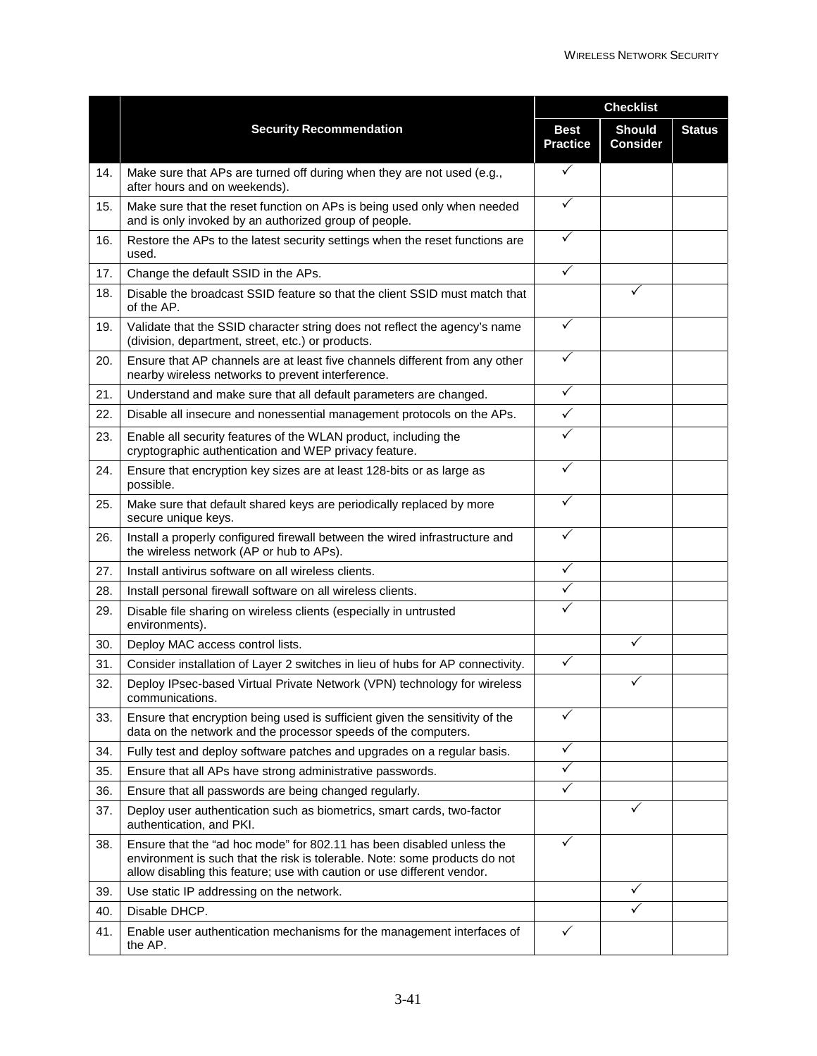| | Security Recommendation | Checklist | | |
|---|---|---|---|---|
| | | Best Practice | Should Consider | Status |
| 14. | Make sure that APs are turned off during when they are not used (e.g., after hours and on weekends). | ✓ | | |
| 15. | Make sure that the reset function on APs is being used only when needed and is only invoked by an authorized group of people. | ✓ | | |
| 16. | Restore the APs to the latest security settings when the reset functions are used. | ✓ | | |
| 17. | Change the default SSID in the APs. | ✓ | | |
| 18. | Disable the broadcast SSID feature so that the client SSID must match that of the AP. | | ✓ | |
| 19. | Validate that the SSID character string does not reflect the agency's name (division, department, street, etc.) or products. | ✓ | | |
| 20. | Ensure that AP channels are at least five channels different from any other nearby wireless networks to prevent interference. | ✓ | | |
| 21. | Understand and make sure that all default parameters are changed. | ✓ | | |
| 22. | Disable all insecure and nonessential management protocols on the APs. | ✓ | | |
| 23. | Enable all security features of the WLAN product, including the cryptographic authentication and WEP privacy feature. | ✓ | | |
| 24. | Ensure that encryption key sizes are at least 128-bits or as large as possible. | ✓ | | |
| 25. | Make sure that default shared keys are periodically replaced by more secure unique keys. | ✓ | | |
| 26. | Install a properly configured firewall between the wired infrastructure and the wireless network (AP or hub to APs). | ✓ | | |
| 27. | Install antivirus software on all wireless clients. | ✓ | | |
| 28. | Install personal firewall software on all wireless clients. | ✓ | | |
| 29. | Disable file sharing on wireless clients (especially in untrusted environments). | ✓ | | |
| 30. | Deploy MAC access control lists. | | ✓ | |
| 31. | Consider installation of Layer 2 switches in lieu of hubs for AP connectivity. | ✓ | | |
| 32. | Deploy IPsec-based Virtual Private Network (VPN) technology for wireless communications. | | ✓ | |
| 33. | Ensure that encryption being used is sufficient given the sensitivity of the data on the network and the processor speeds of the computers. | ✓ | | |
| 34. | Fully test and deploy software patches and upgrades on a regular basis. | ✓ | | |
| 35. | Ensure that all APs have strong administrative passwords. | ✓ | | |
| 36. | Ensure that all passwords are being changed regularly. | ✓ | | |
| 37. | Deploy user authentication such as biometrics, smart cards, two-factor authentication, and PKI. | | ✓ | |
| 38. | Ensure that the "ad hoc mode" for 802.11 has been disabled unless the environment is such that the risk is tolerable. Note: some products do not allow disabling this feature; use with caution or use different vendor. | ✓ | | |
| 39. | Use static IP addressing on the network. | | ✓ | |
| 40. | Disable DHCP. | | ✓ | |
| 41. | Enable user authentication mechanisms for the management interfaces of the AP. | ✓ | | |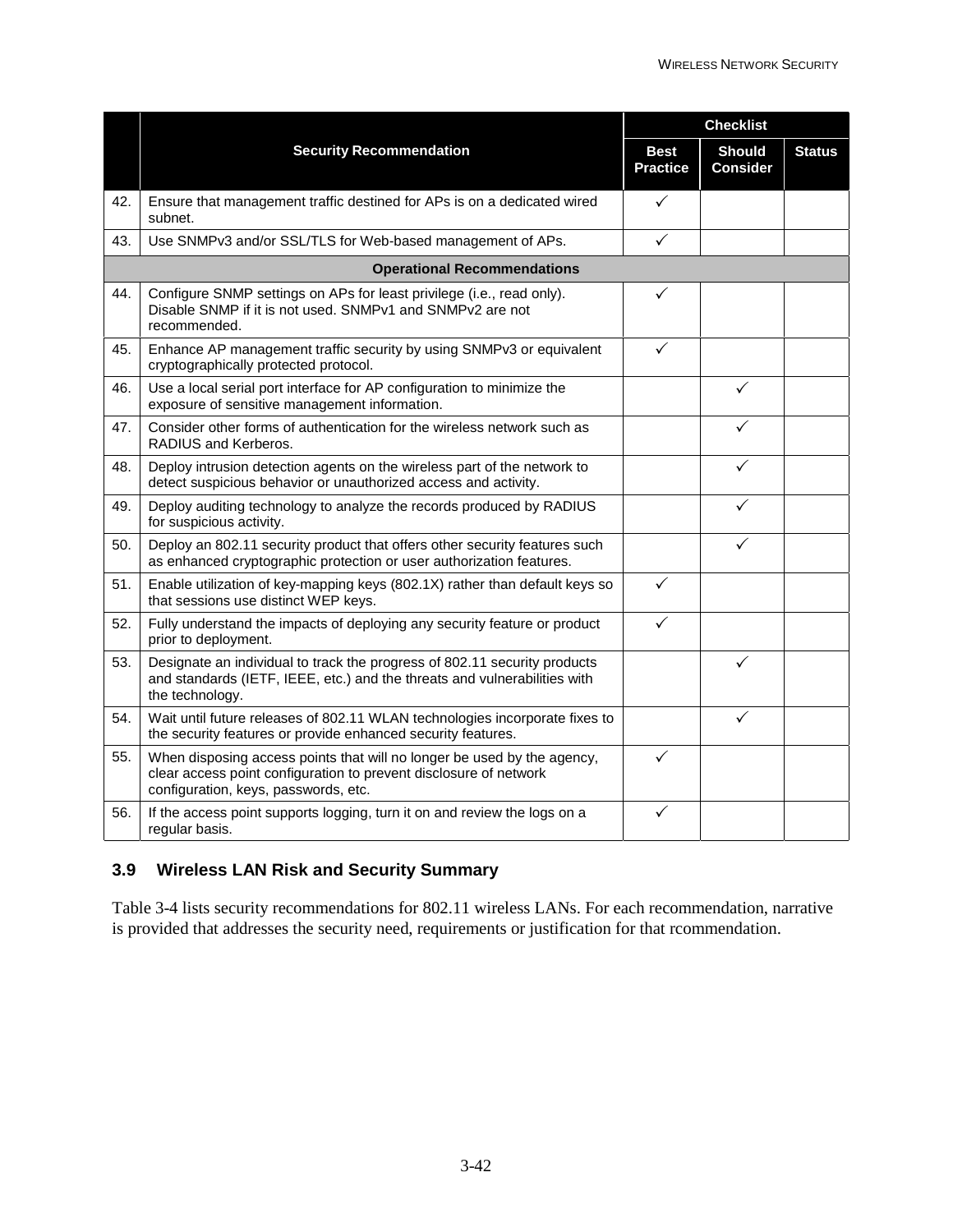| | Security Recommendation | Checklist | | |
|---|---|---|---|---|
| | | Best Practice | Should Consider | Status |
| 42. | Ensure that management traffic destined for APs is on a dedicated wired subnet. | ✓ | | |
| 43. | Use SNMPv3 and/or SSL/TLS for Web-based management of APs. | ✓ | | |
| | **Operational Recommendations** | | | |
| 44. | Configure SNMP settings on APs for least privilege (i.e., read only). Disable SNMP if it is not used. SNMPv1 and SNMPv2 are not recommended. | ✓ | | |
| 45. | Enhance AP management traffic security by using SNMPv3 or equivalent cryptographically protected protocol. | ✓ | | |
| 46. | Use a local serial port interface for AP configuration to minimize the exposure of sensitive management information. | | ✓ | |
| 47. | Consider other forms of authentication for the wireless network such as RADIUS and Kerberos. | | ✓ | |
| 48. | Deploy intrusion detection agents on the wireless part of the network to detect suspicious behavior or unauthorized access and activity. | | ✓ | |
| 49. | Deploy auditing technology to analyze the records produced by RADIUS for suspicious activity. | | ✓ | |
| 50. | Deploy an 802.11 security product that offers other security features such as enhanced cryptographic protection or user authorization features. | | ✓ | |
| 51. | Enable utilization of key-mapping keys (802.1X) rather than default keys so that sessions use distinct WEP keys. | ✓ | | |
| 52. | Fully understand the impacts of deploying any security feature or product prior to deployment. | ✓ | | |
| 53. | Designate an individual to track the progress of 802.11 security products and standards (IETF, IEEE, etc.) and the threats and vulnerabilities with the technology. | | ✓ | |
| 54. | Wait until future releases of 802.11 WLAN technologies incorporate fixes to the security features or provide enhanced security features. | | ✓ | |
| 55. | When disposing access points that will no longer be used by the agency, clear access point configuration to prevent disclosure of network configuration, keys, passwords, etc. | ✓ | | |
| 56. | If the access point supports logging, turn it on and review the logs on a regular basis. | ✓ | | |

### 3.9 Wireless LAN Risk and Security Summary

Table 3-4 lists security recommendations for 802.11 wireless LANs. For each recommendation, narrative is provided that addresses the security need, requirements or justification for that rcommendation.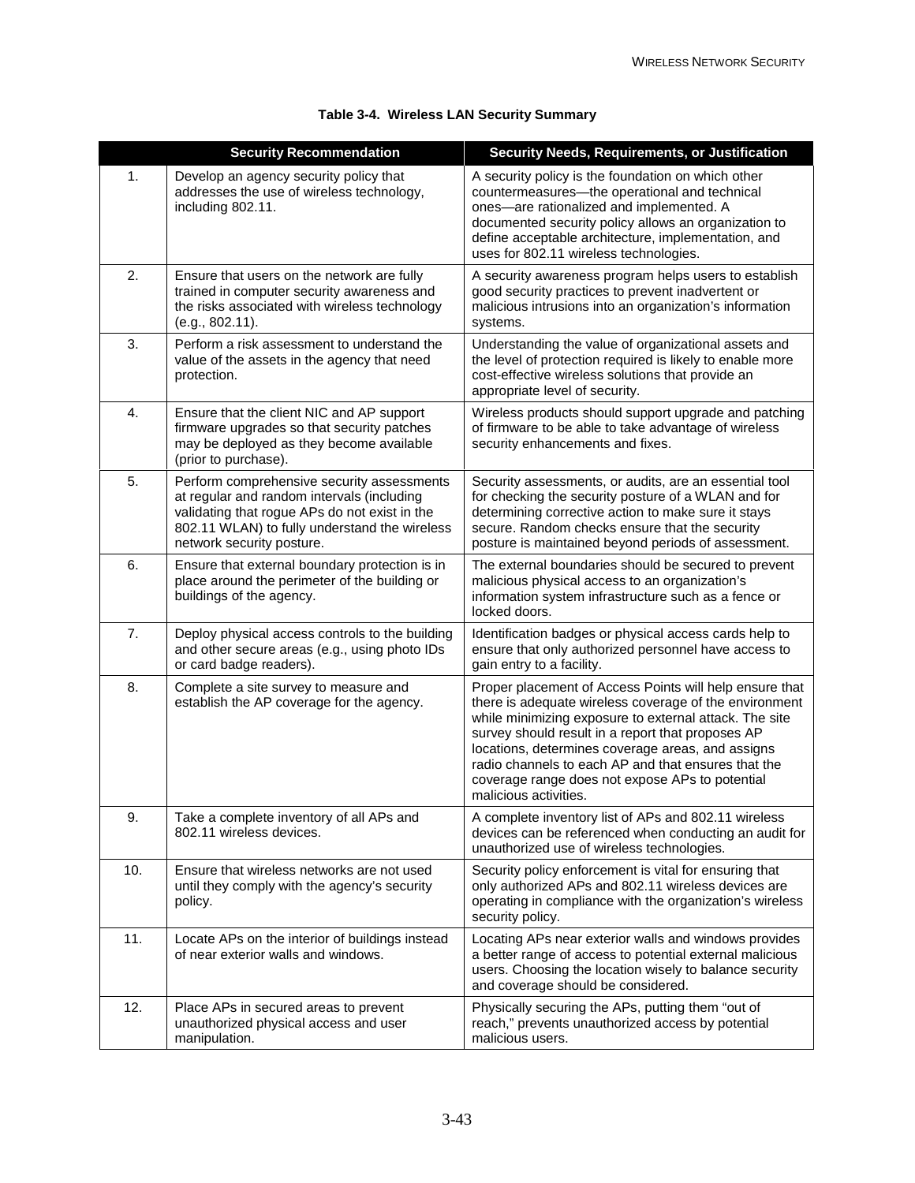**Table 3-4. Wireless LAN Security Summary**

| | Security Recommendation | Security Needs, Requirements, or Justification |
|---|---|---|
| 1. | Develop an agency security policy that addresses the use of wireless technology, including 802.11. | A security policy is the foundation on which other countermeasures—the operational and technical ones—are rationalized and implemented. A documented security policy allows an organization to define acceptable architecture, implementation, and uses for 802.11 wireless technologies. |
| 2. | Ensure that users on the network are fully trained in computer security awareness and the risks associated with wireless technology (e.g., 802.11). | A security awareness program helps users to establish good security practices to prevent inadvertent or malicious intrusions into an organization's information systems. |
| 3. | Perform a risk assessment to understand the value of the assets in the agency that need protection. | Understanding the value of organizational assets and the level of protection required is likely to enable more cost-effective wireless solutions that provide an appropriate level of security. |
| 4. | Ensure that the client NIC and AP support firmware upgrades so that security patches may be deployed as they become available (prior to purchase). | Wireless products should support upgrade and patching of firmware to be able to take advantage of wireless security enhancements and fixes. |
| 5. | Perform comprehensive security assessments at regular and random intervals (including validating that rogue APs do not exist in the 802.11 WLAN) to fully understand the wireless network security posture. | Security assessments, or audits, are an essential tool for checking the security posture of a WLAN and for determining corrective action to make sure it stays secure. Random checks ensure that the security posture is maintained beyond periods of assessment. |
| 6. | Ensure that external boundary protection is in place around the perimeter of the building or buildings of the agency. | The external boundaries should be secured to prevent malicious physical access to an organization's information system infrastructure such as a fence or locked doors. |
| 7. | Deploy physical access controls to the building and other secure areas (e.g., using photo IDs or card badge readers). | Identification badges or physical access cards help to ensure that only authorized personnel have access to gain entry to a facility. |
| 8. | Complete a site survey to measure and establish the AP coverage for the agency. | Proper placement of Access Points will help ensure that there is adequate wireless coverage of the environment while minimizing exposure to external attack. The site survey should result in a report that proposes AP locations, determines coverage areas, and assigns radio channels to each AP and that ensures that the coverage range does not expose APs to potential malicious activities. |
| 9. | Take a complete inventory of all APs and 802.11 wireless devices. | A complete inventory list of APs and 802.11 wireless devices can be referenced when conducting an audit for unauthorized use of wireless technologies. |
| 10. | Ensure that wireless networks are not used until they comply with the agency's security policy. | Security policy enforcement is vital for ensuring that only authorized APs and 802.11 wireless devices are operating in compliance with the organization's wireless security policy. |
| 11. | Locate APs on the interior of buildings instead of near exterior walls and windows. | Locating APs near exterior walls and windows provides a better range of access to potential external malicious users. Choosing the location wisely to balance security and coverage should be considered. |
| 12. | Place APs in secured areas to prevent unauthorized physical access and user manipulation. | Physically securing the APs, putting them "out of reach," prevents unauthorized access by potential malicious users. |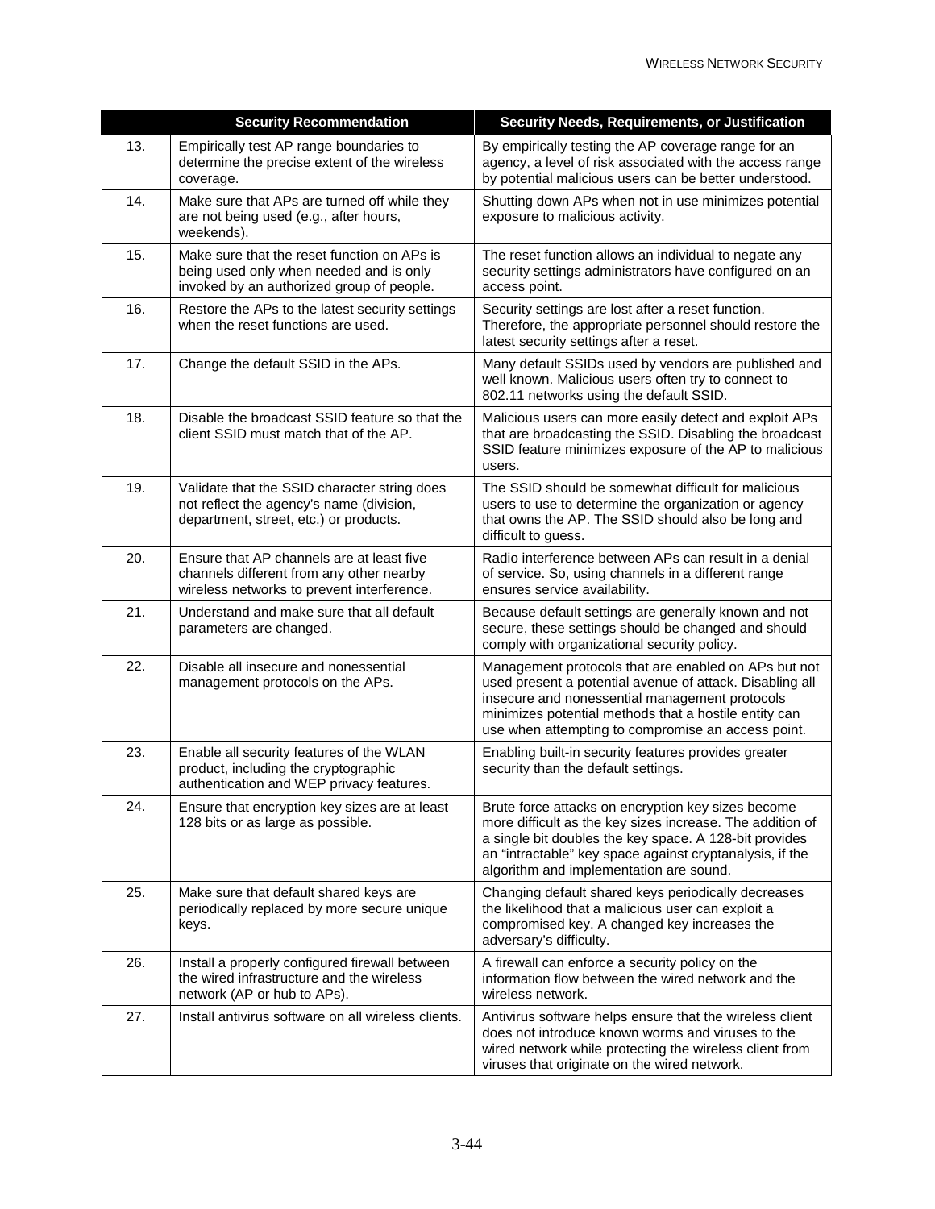| | Security Recommendation | Security Needs, Requirements, or Justification |
|---|---|---|
| 13. | Empirically test AP range boundaries to determine the precise extent of the wireless coverage. | By empirically testing the AP coverage range for an agency, a level of risk associated with the access range by potential malicious users can be better understood. |
| 14. | Make sure that APs are turned off while they are not being used (e.g., after hours, weekends). | Shutting down APs when not in use minimizes potential exposure to malicious activity. |
| 15. | Make sure that the reset function on APs is being used only when needed and is only invoked by an authorized group of people. | The reset function allows an individual to negate any security settings administrators have configured on an access point. |
| 16. | Restore the APs to the latest security settings when the reset functions are used. | Security settings are lost after a reset function. Therefore, the appropriate personnel should restore the latest security settings after a reset. |
| 17. | Change the default SSID in the APs. | Many default SSIDs used by vendors are published and well known. Malicious users often try to connect to 802.11 networks using the default SSID. |
| 18. | Disable the broadcast SSID feature so that the client SSID must match that of the AP. | Malicious users can more easily detect and exploit APs that are broadcasting the SSID. Disabling the broadcast SSID feature minimizes exposure of the AP to malicious users. |
| 19. | Validate that the SSID character string does not reflect the agency's name (division, department, street, etc.) or products. | The SSID should be somewhat difficult for malicious users to use to determine the organization or agency that owns the AP. The SSID should also be long and difficult to guess. |
| 20. | Ensure that AP channels are at least five channels different from any other nearby wireless networks to prevent interference. | Radio interference between APs can result in a denial of service. So, using channels in a different range ensures service availability. |
| 21. | Understand and make sure that all default parameters are changed. | Because default settings are generally known and not secure, these settings should be changed and should comply with organizational security policy. |
| 22. | Disable all insecure and nonessential management protocols on the APs. | Management protocols that are enabled on APs but not used present a potential avenue of attack. Disabling all insecure and nonessential management protocols minimizes potential methods that a hostile entity can use when attempting to compromise an access point. |
| 23. | Enable all security features of the WLAN product, including the cryptographic authentication and WEP privacy features. | Enabling built-in security features provides greater security than the default settings. |
| 24. | Ensure that encryption key sizes are at least 128 bits or as large as possible. | Brute force attacks on encryption key sizes become more difficult as the key sizes increase. The addition of a single bit doubles the key space. A 128-bit provides an "intractable" key space against cryptanalysis, if the algorithm and implementation are sound. |
| 25. | Make sure that default shared keys are periodically replaced by more secure unique keys. | Changing default shared keys periodically decreases the likelihood that a malicious user can exploit a compromised key. A changed key increases the adversary's difficulty. |
| 26. | Install a properly configured firewall between the wired infrastructure and the wireless network (AP or hub to APs). | A firewall can enforce a security policy on the information flow between the wired network and the wireless network. |
| 27. | Install antivirus software on all wireless clients. | Antivirus software helps ensure that the wireless client does not introduce known worms and viruses to the wired network while protecting the wireless client from viruses that originate on the wired network. |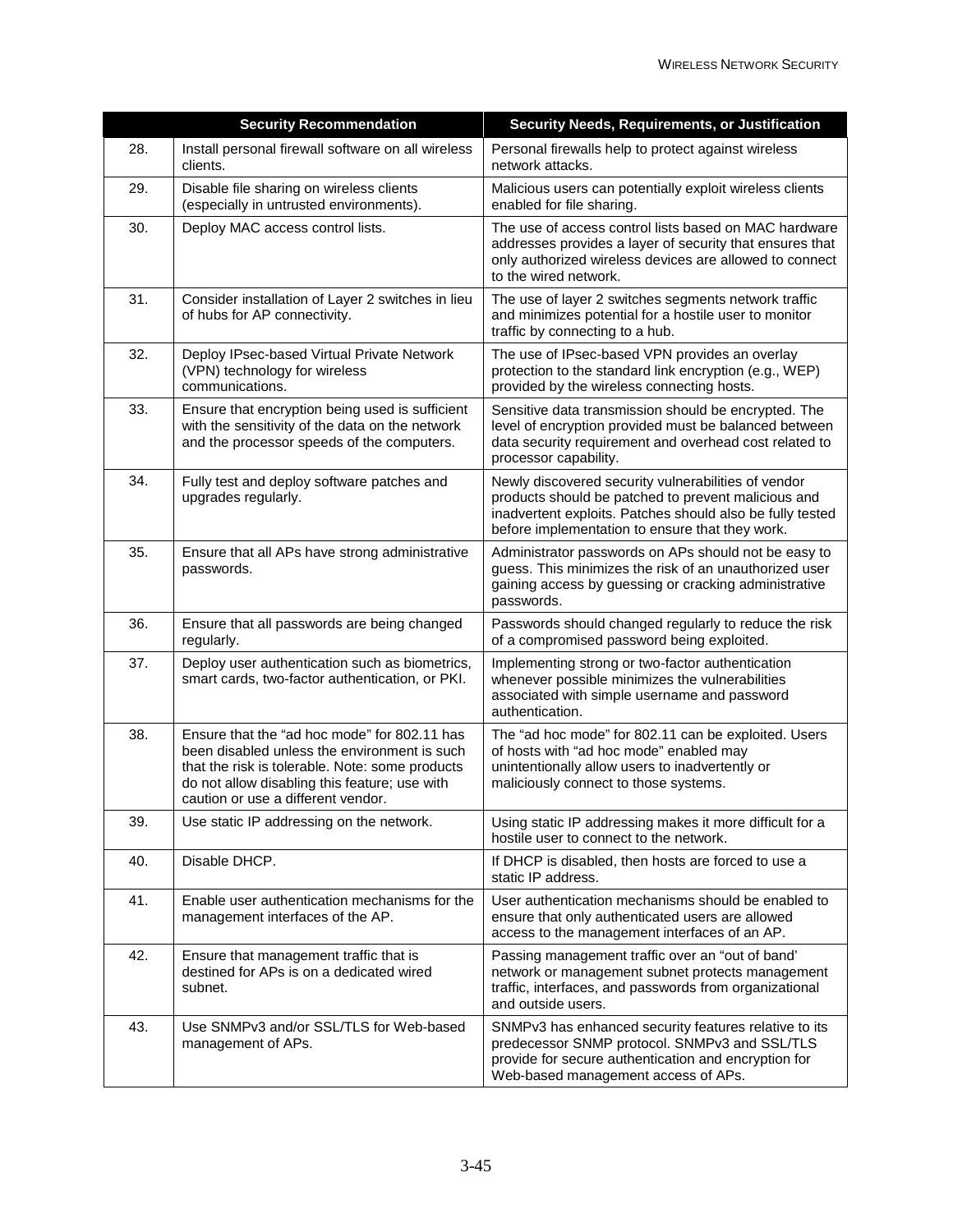| | Security Recommendation | Security Needs, Requirements, or Justification |
|---|---|---|
| 28. | Install personal firewall software on all wireless clients. | Personal firewalls help to protect against wireless network attacks. |
| 29. | Disable file sharing on wireless clients (especially in untrusted environments). | Malicious users can potentially exploit wireless clients enabled for file sharing. |
| 30. | Deploy MAC access control lists. | The use of access control lists based on MAC hardware addresses provides a layer of security that ensures that only authorized wireless devices are allowed to connect to the wired network. |
| 31. | Consider installation of Layer 2 switches in lieu of hubs for AP connectivity. | The use of layer 2 switches segments network traffic and minimizes potential for a hostile user to monitor traffic by connecting to a hub. |
| 32. | Deploy IPsec-based Virtual Private Network (VPN) technology for wireless communications. | The use of IPsec-based VPN provides an overlay protection to the standard link encryption (e.g., WEP) provided by the wireless connecting hosts. |
| 33. | Ensure that encryption being used is sufficient with the sensitivity of the data on the network and the processor speeds of the computers. | Sensitive data transmission should be encrypted. The level of encryption provided must be balanced between data security requirement and overhead cost related to processor capability. |
| 34. | Fully test and deploy software patches and upgrades regularly. | Newly discovered security vulnerabilities of vendor products should be patched to prevent malicious and inadvertent exploits. Patches should also be fully tested before implementation to ensure that they work. |
| 35. | Ensure that all APs have strong administrative passwords. | Administrator passwords on APs should not be easy to guess. This minimizes the risk of an unauthorized user gaining access by guessing or cracking administrative passwords. |
| 36. | Ensure that all passwords are being changed regularly. | Passwords should changed regularly to reduce the risk of a compromised password being exploited. |
| 37. | Deploy user authentication such as biometrics, smart cards, two-factor authentication, or PKI. | Implementing strong or two-factor authentication whenever possible minimizes the vulnerabilities associated with simple username and password authentication. |
| 38. | Ensure that the "ad hoc mode" for 802.11 has been disabled unless the environment is such that the risk is tolerable. Note: some products do not allow disabling this feature; use with caution or use a different vendor. | The "ad hoc mode" for 802.11 can be exploited. Users of hosts with "ad hoc mode" enabled may unintentionally allow users to inadvertently or maliciously connect to those systems. |
| 39. | Use static IP addressing on the network. | Using static IP addressing makes it more difficult for a hostile user to connect to the network. |
| 40. | Disable DHCP. | If DHCP is disabled, then hosts are forced to use a static IP address. |
| 41. | Enable user authentication mechanisms for the management interfaces of the AP. | User authentication mechanisms should be enabled to ensure that only authenticated users are allowed access to the management interfaces of an AP. |
| 42. | Ensure that management traffic that is destined for APs is on a dedicated wired subnet. | Passing management traffic over an "out of band' network or management subnet protects management traffic, interfaces, and passwords from organizational and outside users. |
| 43. | Use SNMPv3 and/or SSL/TLS for Web-based management of APs. | SNMPv3 has enhanced security features relative to its predecessor SNMP protocol. SNMPv3 and SSL/TLS provide for secure authentication and encryption for Web-based management access of APs. |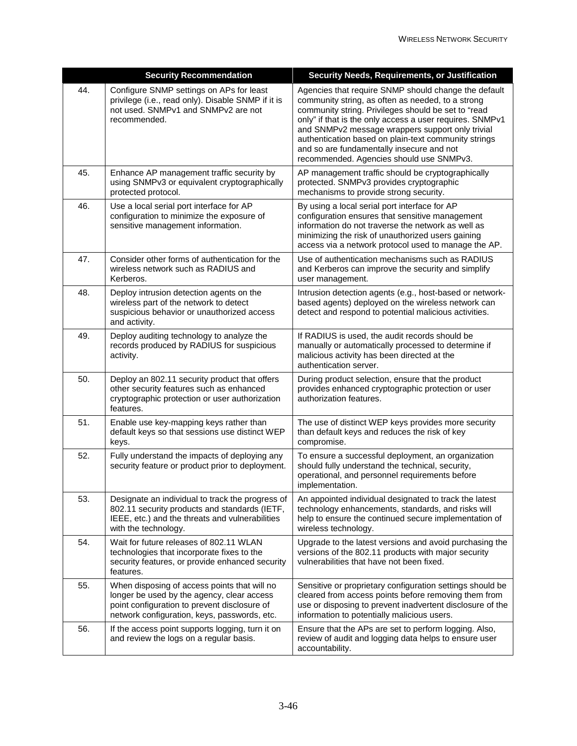| | Security Recommendation | Security Needs, Requirements, or Justification |
|---|---|---|
| 44. | Configure SNMP settings on APs for least privilege (i.e., read only). Disable SNMP if it is not used. SNMPv1 and SNMPv2 are not recommended. | Agencies that require SNMP should change the default community string, as often as needed, to a strong community string. Privileges should be set to "read only" if that is the only access a user requires. SNMPv1 and SNMPv2 message wrappers support only trivial authentication based on plain-text community strings and so are fundamentally insecure and not recommended. Agencies should use SNMPv3. |
| 45. | Enhance AP management traffic security by using SNMPv3 or equivalent cryptographically protected protocol. | AP management traffic should be cryptographically protected. SNMPv3 provides cryptographic mechanisms to provide strong security. |
| 46. | Use a local serial port interface for AP configuration to minimize the exposure of sensitive management information. | By using a local serial port interface for AP configuration ensures that sensitive management information do not traverse the network as well as minimizing the risk of unauthorized users gaining access via a network protocol used to manage the AP. |
| 47. | Consider other forms of authentication for the wireless network such as RADIUS and Kerberos. | Use of authentication mechanisms such as RADIUS and Kerberos can improve the security and simplify user management. |
| 48. | Deploy intrusion detection agents on the wireless part of the network to detect suspicious behavior or unauthorized access and activity. | Intrusion detection agents (e.g., host-based or network-based agents) deployed on the wireless network can detect and respond to potential malicious activities. |
| 49. | Deploy auditing technology to analyze the records produced by RADIUS for suspicious activity. | If RADIUS is used, the audit records should be manually or automatically processed to determine if malicious activity has been directed at the authentication server. |
| 50. | Deploy an 802.11 security product that offers other security features such as enhanced cryptographic protection or user authorization features. | During product selection, ensure that the product provides enhanced cryptographic protection or user authorization features. |
| 51. | Enable use key-mapping keys rather than default keys so that sessions use distinct WEP keys. | The use of distinct WEP keys provides more security than default keys and reduces the risk of key compromise. |
| 52. | Fully understand the impacts of deploying any security feature or product prior to deployment. | To ensure a successful deployment, an organization should fully understand the technical, security, operational, and personnel requirements before implementation. |
| 53. | Designate an individual to track the progress of 802.11 security products and standards (IETF, IEEE, etc.) and the threats and vulnerabilities with the technology. | An appointed individual designated to track the latest technology enhancements, standards, and risks will help to ensure the continued secure implementation of wireless technology. |
| 54. | Wait for future releases of 802.11 WLAN technologies that incorporate fixes to the security features, or provide enhanced security features. | Upgrade to the latest versions and avoid purchasing the versions of the 802.11 products with major security vulnerabilities that have not been fixed. |
| 55. | When disposing of access points that will no longer be used by the agency, clear access point configuration to prevent disclosure of network configuration, keys, passwords, etc. | Sensitive or proprietary configuration settings should be cleared from access points before removing them from use or disposing to prevent inadvertent disclosure of the information to potentially malicious users. |
| 56. | If the access point supports logging, turn it on and review the logs on a regular basis. | Ensure that the APs are set to perform logging. Also, review of audit and logging data helps to ensure user accountability. |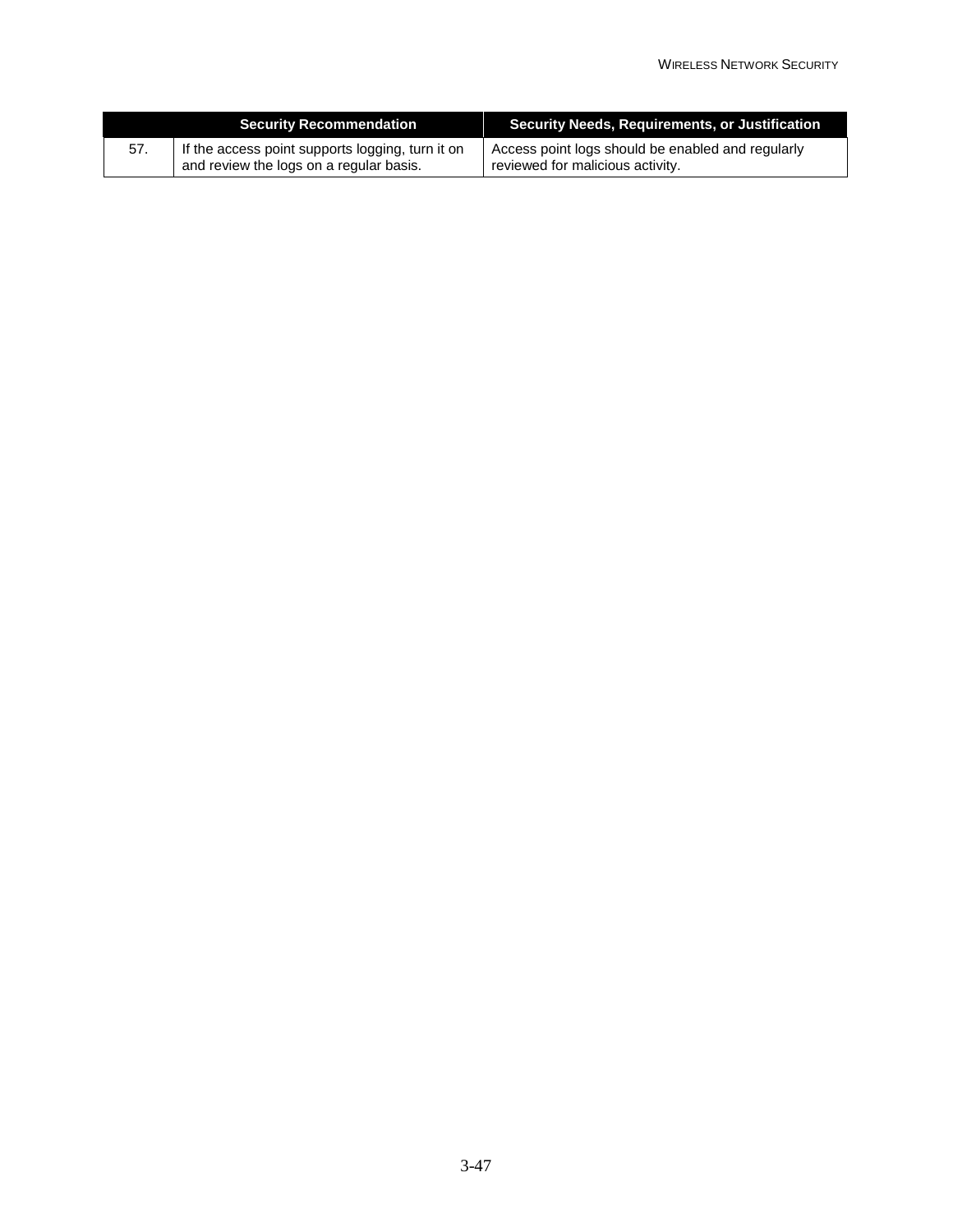| | Security Recommendation | Security Needs, Requirements, or Justification |
|---|---|---|
| 57. | If the access point supports logging, turn it on and review the logs on a regular basis. | Access point logs should be enabled and regularly reviewed for malicious activity. |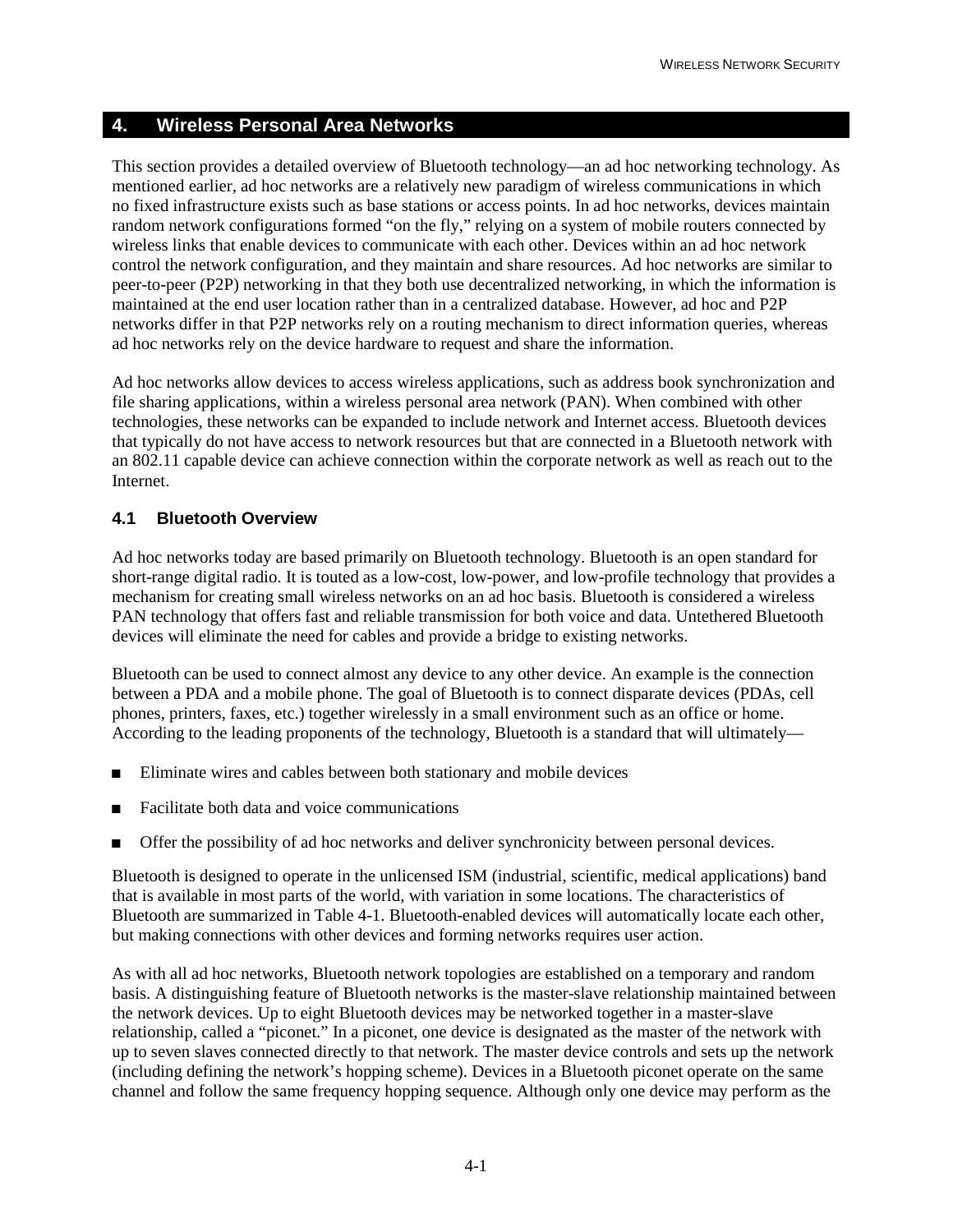## 4. Wireless Personal Area Networks

This section provides a detailed overview of Bluetooth technology—an ad hoc networking technology. As mentioned earlier, ad hoc networks are a relatively new paradigm of wireless communications in which no fixed infrastructure exists such as base stations or access points. In ad hoc networks, devices maintain random network configurations formed "on the fly," relying on a system of mobile routers connected by wireless links that enable devices to communicate with each other. Devices within an ad hoc network control the network configuration, and they maintain and share resources. Ad hoc networks are similar to peer-to-peer (P2P) networking in that they both use decentralized networking, in which the information is maintained at the end user location rather than in a centralized database. However, ad hoc and P2P networks differ in that P2P networks rely on a routing mechanism to direct information queries, whereas ad hoc networks rely on the device hardware to request and share the information.

Ad hoc networks allow devices to access wireless applications, such as address book synchronization and file sharing applications, within a wireless personal area network (PAN). When combined with other technologies, these networks can be expanded to include network and Internet access. Bluetooth devices that typically do not have access to network resources but that are connected in a Bluetooth network with an 802.11 capable device can achieve connection within the corporate network as well as reach out to the Internet.

### 4.1 Bluetooth Overview

Ad hoc networks today are based primarily on Bluetooth technology. Bluetooth is an open standard for short-range digital radio. It is touted as a low-cost, low-power, and low-profile technology that provides a mechanism for creating small wireless networks on an ad hoc basis. Bluetooth is considered a wireless PAN technology that offers fast and reliable transmission for both voice and data. Untethered Bluetooth devices will eliminate the need for cables and provide a bridge to existing networks.

Bluetooth can be used to connect almost any device to any other device. An example is the connection between a PDA and a mobile phone. The goal of Bluetooth is to connect disparate devices (PDAs, cell phones, printers, faxes, etc.) together wirelessly in a small environment such as an office or home. According to the leading proponents of the technology, Bluetooth is a standard that will ultimately—

- Eliminate wires and cables between both stationary and mobile devices
- Facilitate both data and voice communications
- Offer the possibility of ad hoc networks and deliver synchronicity between personal devices.

Bluetooth is designed to operate in the unlicensed ISM (industrial, scientific, medical applications) band that is available in most parts of the world, with variation in some locations. The characteristics of Bluetooth are summarized in Table 4-1. Bluetooth-enabled devices will automatically locate each other, but making connections with other devices and forming networks requires user action.

As with all ad hoc networks, Bluetooth network topologies are established on a temporary and random basis. A distinguishing feature of Bluetooth networks is the master-slave relationship maintained between the network devices. Up to eight Bluetooth devices may be networked together in a master-slave relationship, called a "piconet." In a piconet, one device is designated as the master of the network with up to seven slaves connected directly to that network. The master device controls and sets up the network (including defining the network's hopping scheme). Devices in a Bluetooth piconet operate on the same channel and follow the same frequency hopping sequence. Although only one device may perform as the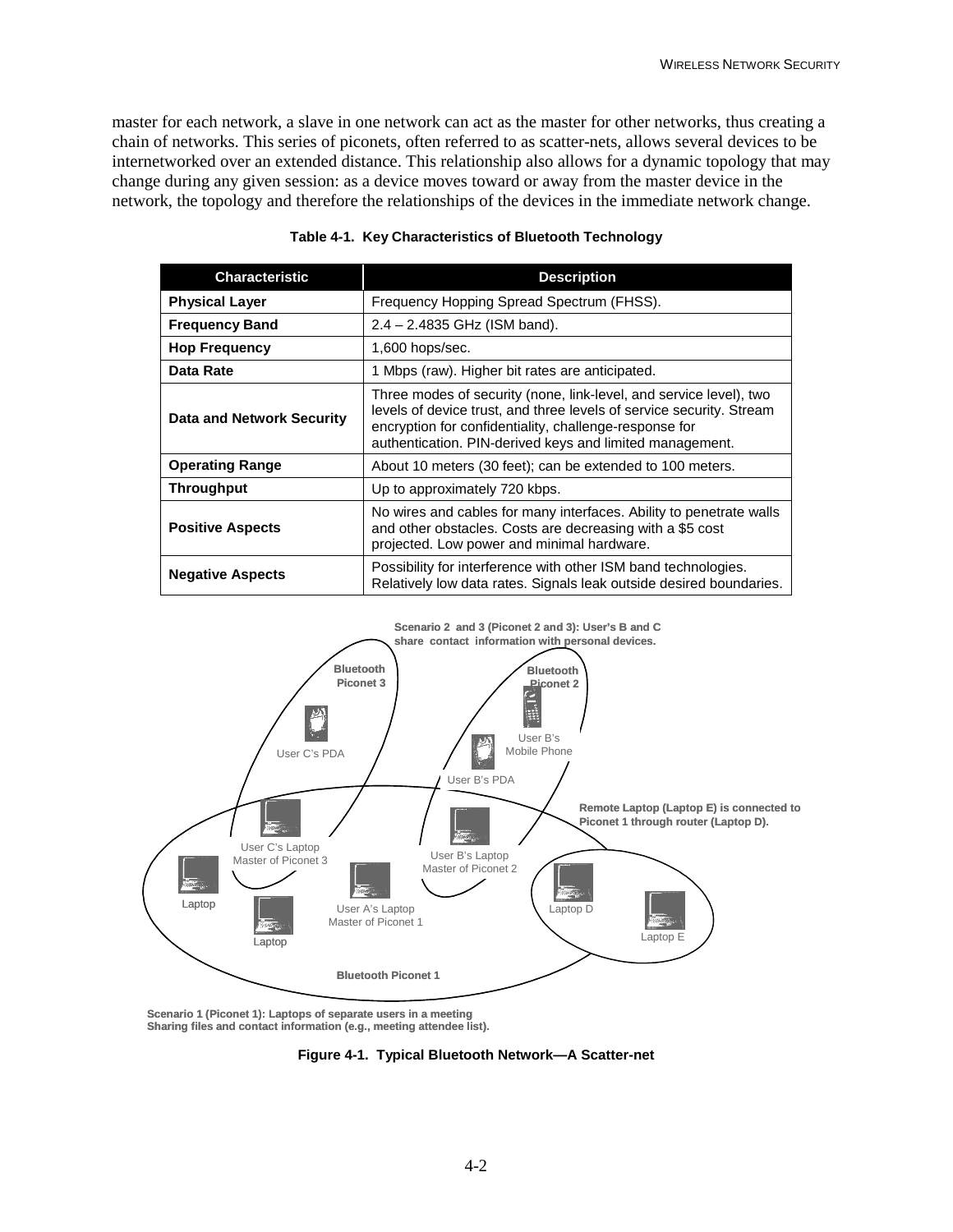master for each network, a slave in one network can act as the master for other networks, thus creating a chain of networks. This series of piconets, often referred to as scatter-nets, allows several devices to be internetworked over an extended distance. This relationship also allows for a dynamic topology that may change during any given session: as a device moves toward or away from the master device in the network, the topology and therefore the relationships of the devices in the immediate network change.

**Table 4-1. Key Characteristics of Bluetooth Technology**

| Characteristic | Description |
|---|---|
| **Physical Layer** | Frequency Hopping Spread Spectrum (FHSS). |
| **Frequency Band** | 2.4 – 2.4835 GHz (ISM band). |
| **Hop Frequency** | 1,600 hops/sec. |
| **Data Rate** | 1 Mbps (raw). Higher bit rates are anticipated. |
| **Data and Network Security** | Three modes of security (none, link-level, and service level), two levels of device trust, and three levels of service security. Stream encryption for confidentiality, challenge-response for authentication. PIN-derived keys and limited management. |
| **Operating Range** | About 10 meters (30 feet); can be extended to 100 meters. |
| **Throughput** | Up to approximately 720 kbps. |
| **Positive Aspects** | No wires and cables for many interfaces. Ability to penetrate walls and other obstacles. Costs are decreasing with a $5 cost projected. Low power and minimal hardware. |
| **Negative Aspects** | Possibility for interference with other ISM band technologies. Relatively low data rates. Signals leak outside desired boundaries. |

Scenario 2 and 3 (Piconet 2 and 3): User's B and C share contact information with personal devices.

Bluetooth Piconet 3

Bluetooth Piconet 2

User C's PDA

User B's Mobile Phone

User B's PDA

Remote Laptop (Laptop E) is connected to Piconet 1 through router (Laptop D).

User C's Laptop Master of Piconet 3

User B's Laptop Master of Piconet 2

Laptop

Laptop

User A's Laptop Master of Piconet 1

Laptop D

Laptop E

Bluetooth Piconet 1

Scenario 1 (Piconet 1): Laptops of separate users in a meeting Sharing files and contact information (e.g., meeting attendee list).

**Figure 4-1. Typical Bluetooth Network—A Scatter-net**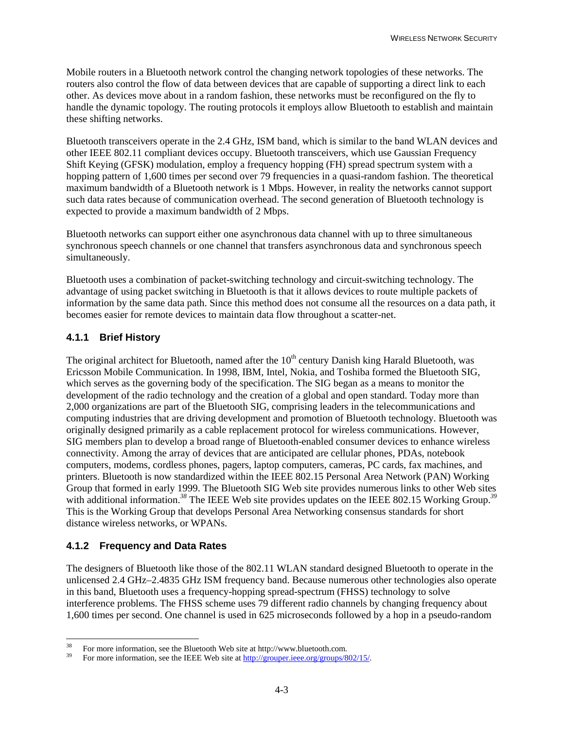Mobile routers in a Bluetooth network control the changing network topologies of these networks. The routers also control the flow of data between devices that are capable of supporting a direct link to each other. As devices move about in a random fashion, these networks must be reconfigured on the fly to handle the dynamic topology. The routing protocols it employs allow Bluetooth to establish and maintain these shifting networks.

Bluetooth transceivers operate in the 2.4 GHz, ISM band, which is similar to the band WLAN devices and other IEEE 802.11 compliant devices occupy. Bluetooth transceivers, which use Gaussian Frequency Shift Keying (GFSK) modulation, employ a frequency hopping (FH) spread spectrum system with a hopping pattern of 1,600 times per second over 79 frequencies in a quasi-random fashion. The theoretical maximum bandwidth of a Bluetooth network is 1 Mbps. However, in reality the networks cannot support such data rates because of communication overhead. The second generation of Bluetooth technology is expected to provide a maximum bandwidth of 2 Mbps.

Bluetooth networks can support either one asynchronous data channel with up to three simultaneous synchronous speech channels or one channel that transfers asynchronous data and synchronous speech simultaneously.

Bluetooth uses a combination of packet-switching technology and circuit-switching technology. The advantage of using packet switching in Bluetooth is that it allows devices to route multiple packets of information by the same data path. Since this method does not consume all the resources on a data path, it becomes easier for remote devices to maintain data flow throughout a scatter-net.

### 4.1.1 Brief History

The original architect for Bluetooth, named after the 10th century Danish king Harald Bluetooth, was Ericsson Mobile Communication. In 1998, IBM, Intel, Nokia, and Toshiba formed the Bluetooth SIG, which serves as the governing body of the specification. The SIG began as a means to monitor the development of the radio technology and the creation of a global and open standard. Today more than 2,000 organizations are part of the Bluetooth SIG, comprising leaders in the telecommunications and computing industries that are driving development and promotion of Bluetooth technology. Bluetooth was originally designed primarily as a cable replacement protocol for wireless communications. However, SIG members plan to develop a broad range of Bluetooth-enabled consumer devices to enhance wireless connectivity. Among the array of devices that are anticipated are cellular phones, PDAs, notebook computers, modems, cordless phones, pagers, laptop computers, cameras, PC cards, fax machines, and printers. Bluetooth is now standardized within the IEEE 802.15 Personal Area Network (PAN) Working Group that formed in early 1999. The Bluetooth SIG Web site provides numerous links to other Web sites with additional information.[38] The IEEE Web site provides updates on the IEEE 802.15 Working Group.[39] This is the Working Group that develops Personal Area Networking consensus standards for short distance wireless networks, or WPANs.

### 4.1.2 Frequency and Data Rates

The designers of Bluetooth like those of the 802.11 WLAN standard designed Bluetooth to operate in the unlicensed 2.4 GHz–2.4835 GHz ISM frequency band. Because numerous other technologies also operate in this band, Bluetooth uses a frequency-hopping spread-spectrum (FHSS) technology to solve interference problems. The FHSS scheme uses 79 different radio channels by changing frequency about 1,600 times per second. One channel is used in 625 microseconds followed by a hop in a pseudo-random

---

[38] For more information, see the Bluetooth Web site at http://www.bluetooth.com.

[39] For more information, see the IEEE Web site at http://grouper.ieee.org/groups/802/15/.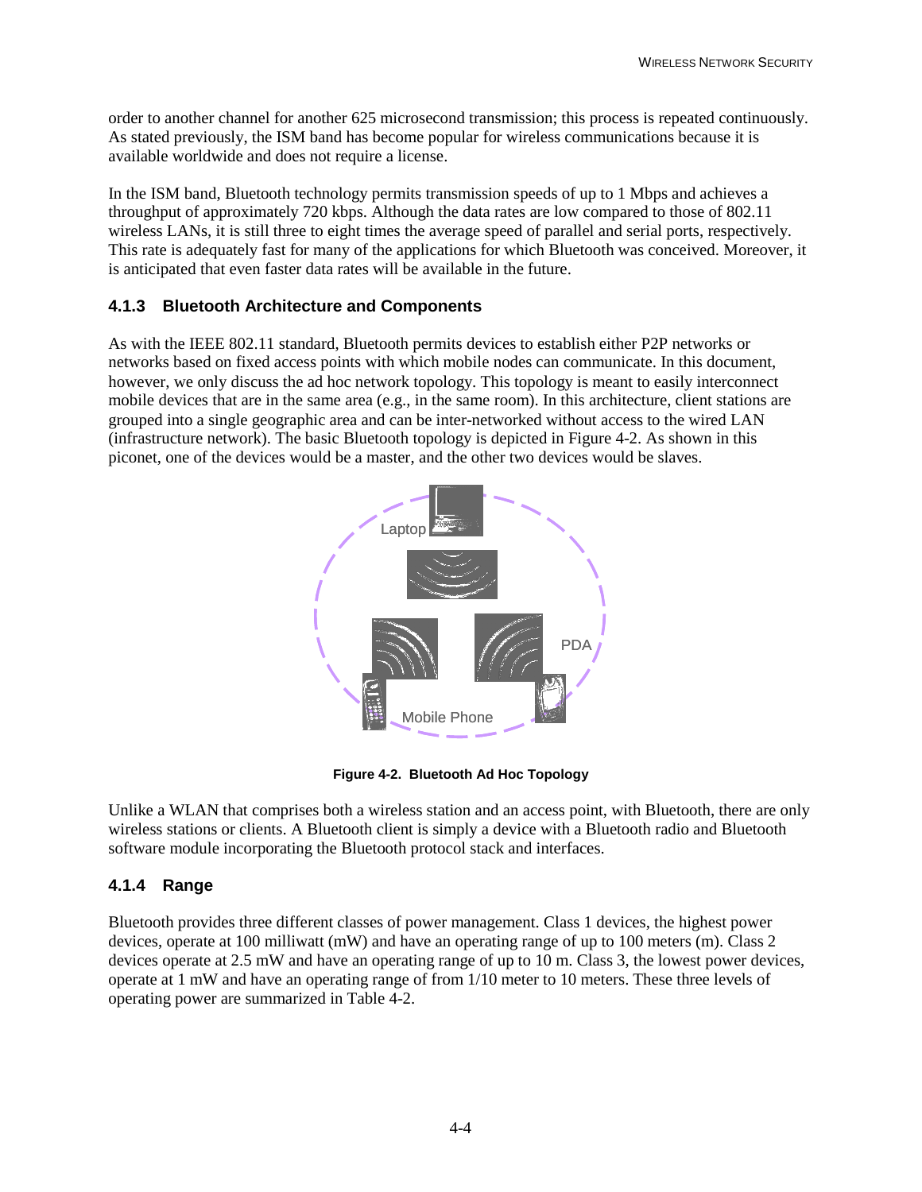order to another channel for another 625 microsecond transmission; this process is repeated continuously. As stated previously, the ISM band has become popular for wireless communications because it is available worldwide and does not require a license.

In the ISM band, Bluetooth technology permits transmission speeds of up to 1 Mbps and achieves a throughput of approximately 720 kbps. Although the data rates are low compared to those of 802.11 wireless LANs, it is still three to eight times the average speed of parallel and serial ports, respectively. This rate is adequately fast for many of the applications for which Bluetooth was conceived. Moreover, it is anticipated that even faster data rates will be available in the future.

### 4.1.3 Bluetooth Architecture and Components

As with the IEEE 802.11 standard, Bluetooth permits devices to establish either P2P networks or networks based on fixed access points with which mobile nodes can communicate. In this document, however, we only discuss the ad hoc network topology. This topology is meant to easily interconnect mobile devices that are in the same area (e.g., in the same room). In this architecture, client stations are grouped into a single geographic area and can be inter-networked without access to the wired LAN (infrastructure network). The basic Bluetooth topology is depicted in Figure 4-2. As shown in this piconet, one of the devices would be a master, and the other two devices would be slaves.

Laptop

PDA

Mobile Phone

**Figure 4-2. Bluetooth Ad Hoc Topology**

Unlike a WLAN that comprises both a wireless station and an access point, with Bluetooth, there are only wireless stations or clients. A Bluetooth client is simply a device with a Bluetooth radio and Bluetooth software module incorporating the Bluetooth protocol stack and interfaces.

### 4.1.4 Range

Bluetooth provides three different classes of power management. Class 1 devices, the highest power devices, operate at 100 milliwatt (mW) and have an operating range of up to 100 meters (m). Class 2 devices operate at 2.5 mW and have an operating range of up to 10 m. Class 3, the lowest power devices, operate at 1 mW and have an operating range of from 1/10 meter to 10 meters. These three levels of operating power are summarized in Table 4-2.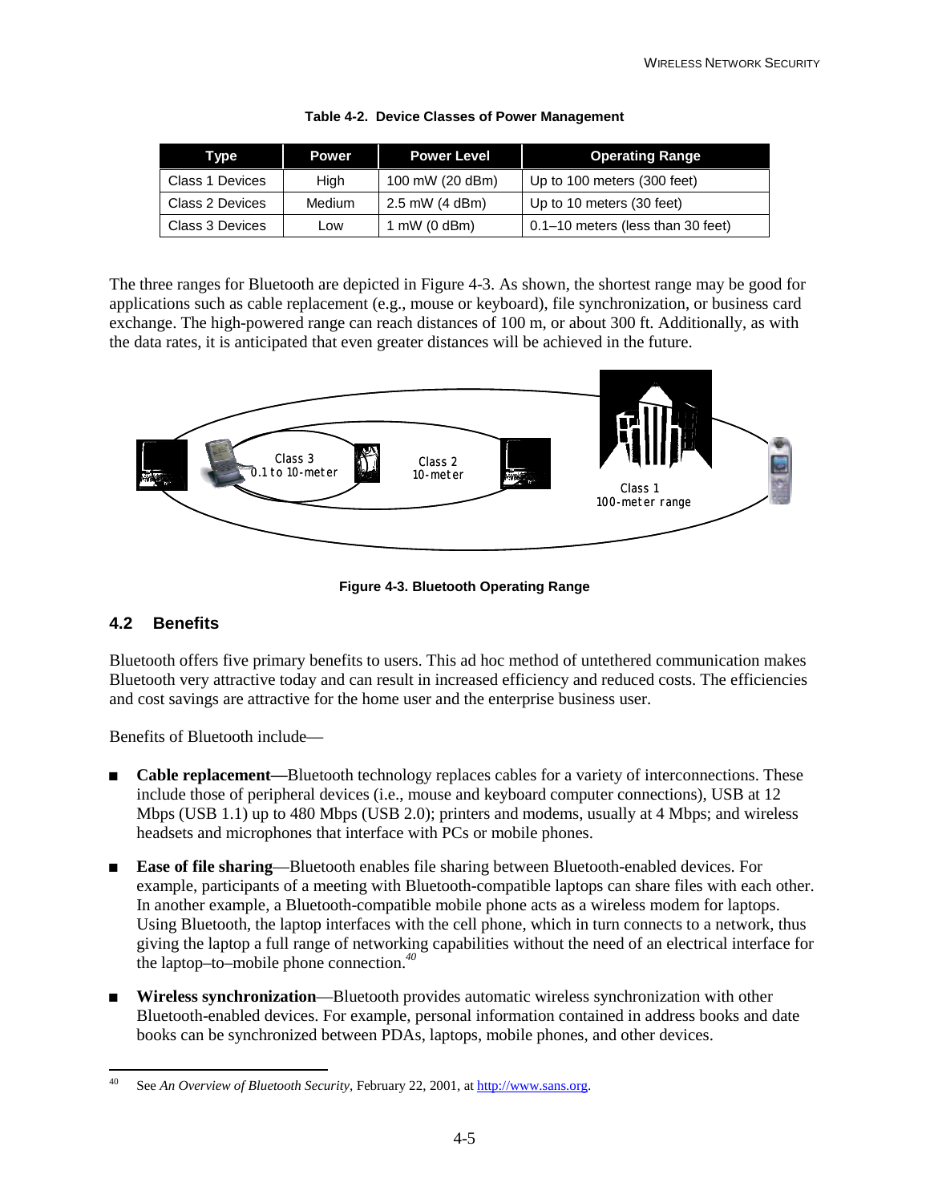**Table 4-2. Device Classes of Power Management**

| Type | Power | Power Level | Operating Range |
| --- | --- | --- | --- |
| Class 1 Devices | High | 100 mW (20 dBm) | Up to 100 meters (300 feet) |
| Class 2 Devices | Medium | 2.5 mW (4 dBm) | Up to 10 meters (30 feet) |
| Class 3 Devices | Low | 1 mW (0 dBm) | 0.1–10 meters (less than 30 feet) |

The three ranges for Bluetooth are depicted in Figure 4-3. As shown, the shortest range may be good for applications such as cable replacement (e.g., mouse or keyboard), file synchronization, or business card exchange. The high-powered range can reach distances of 100 m, or about 300 ft. Additionally, as with the data rates, it is anticipated that even greater distances will be achieved in the future.

Class 3 0.1 to 10-meter

Class 2 10-meter

Class 1 100-meter range

**Figure 4-3. Bluetooth Operating Range**

## 4.2 Benefits

Bluetooth offers five primary benefits to users. This ad hoc method of untethered communication makes Bluetooth very attractive today and can result in increased efficiency and reduced costs. The efficiencies and cost savings are attractive for the home user and the enterprise business user.

Benefits of Bluetooth include—

- **Cable replacement—**Bluetooth technology replaces cables for a variety of interconnections. These include those of peripheral devices (i.e., mouse and keyboard computer connections), USB at 12 Mbps (USB 1.1) up to 480 Mbps (USB 2.0); printers and modems, usually at 4 Mbps; and wireless headsets and microphones that interface with PCs or mobile phones.

- **Ease of file sharing**—Bluetooth enables file sharing between Bluetooth-enabled devices. For example, participants of a meeting with Bluetooth-compatible laptops can share files with each other. In another example, a Bluetooth-compatible mobile phone acts as a wireless modem for laptops. Using Bluetooth, the laptop interfaces with the cell phone, which in turn connects to a network, thus giving the laptop a full range of networking capabilities without the need of an electrical interface for the laptop–to–mobile phone connection.[40]

- **Wireless synchronization**—Bluetooth provides automatic wireless synchronization with other Bluetooth-enabled devices. For example, personal information contained in address books and date books can be synchronized between PDAs, laptops, mobile phones, and other devices.

---

[40] See *An Overview of Bluetooth Security*, February 22, 2001, at http://www.sans.org.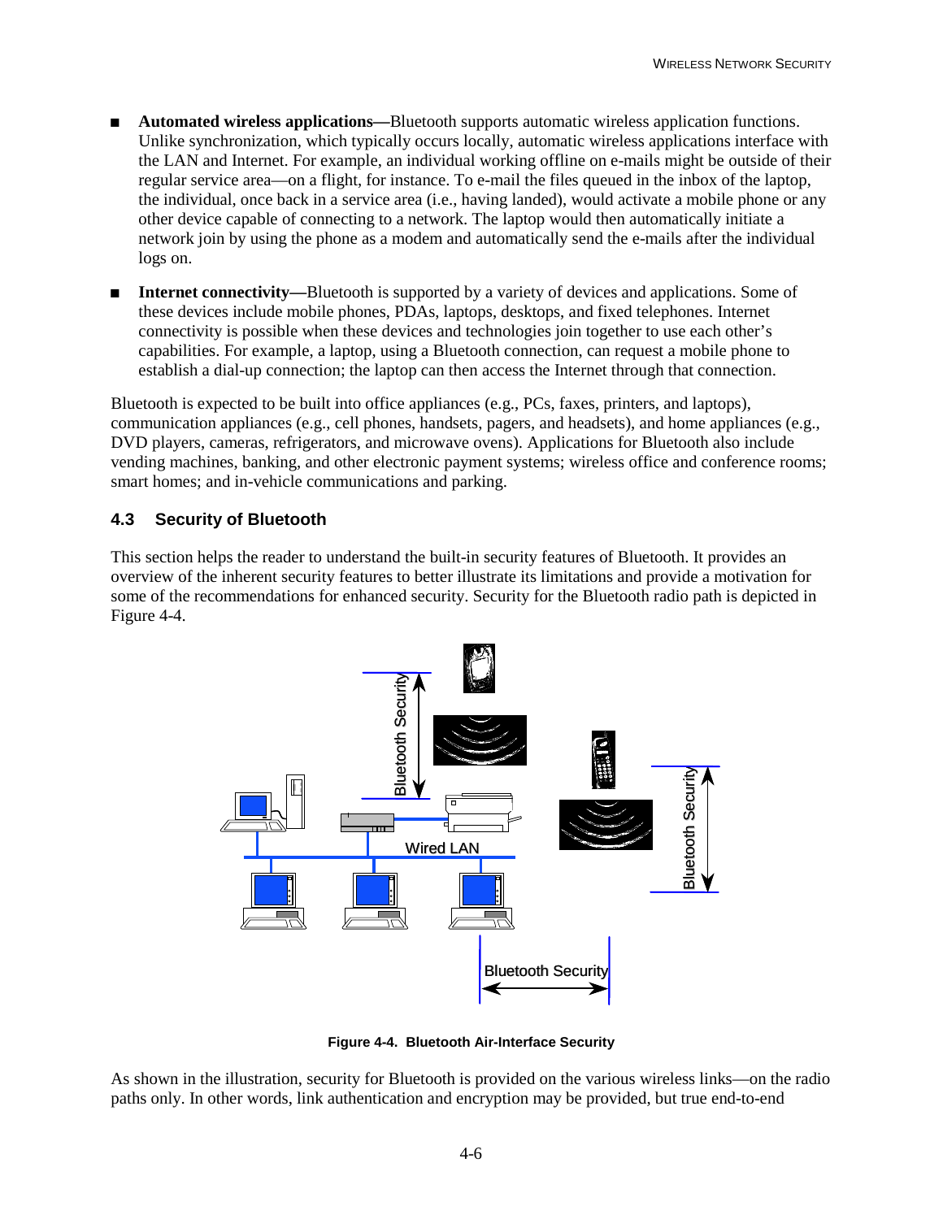- **Automated wireless applications—**Bluetooth supports automatic wireless application functions. Unlike synchronization, which typically occurs locally, automatic wireless applications interface with the LAN and Internet. For example, an individual working offline on e-mails might be outside of their regular service area—on a flight, for instance. To e-mail the files queued in the inbox of the laptop, the individual, once back in a service area (i.e., having landed), would activate a mobile phone or any other device capable of connecting to a network. The laptop would then automatically initiate a network join by using the phone as a modem and automatically send the e-mails after the individual logs on.

- **Internet connectivity—**Bluetooth is supported by a variety of devices and applications. Some of these devices include mobile phones, PDAs, laptops, desktops, and fixed telephones. Internet connectivity is possible when these devices and technologies join together to use each other's capabilities. For example, a laptop, using a Bluetooth connection, can request a mobile phone to establish a dial-up connection; the laptop can then access the Internet through that connection.

Bluetooth is expected to be built into office appliances (e.g., PCs, faxes, printers, and laptops), communication appliances (e.g., cell phones, handsets, pagers, and headsets), and home appliances (e.g., DVD players, cameras, refrigerators, and microwave ovens). Applications for Bluetooth also include vending machines, banking, and other electronic payment systems; wireless office and conference rooms; smart homes; and in-vehicle communications and parking.

### 4.3 Security of Bluetooth

This section helps the reader to understand the built-in security features of Bluetooth. It provides an overview of the inherent security features to better illustrate its limitations and provide a motivation for some of the recommendations for enhanced security. Security for the Bluetooth radio path is depicted in Figure 4-4.

Bluetooth Security

Wired LAN

Bluetooth Security

Bluetooth Security

**Figure 4-4. Bluetooth Air-Interface Security**

As shown in the illustration, security for Bluetooth is provided on the various wireless links—on the radio paths only. In other words, link authentication and encryption may be provided, but true end-to-end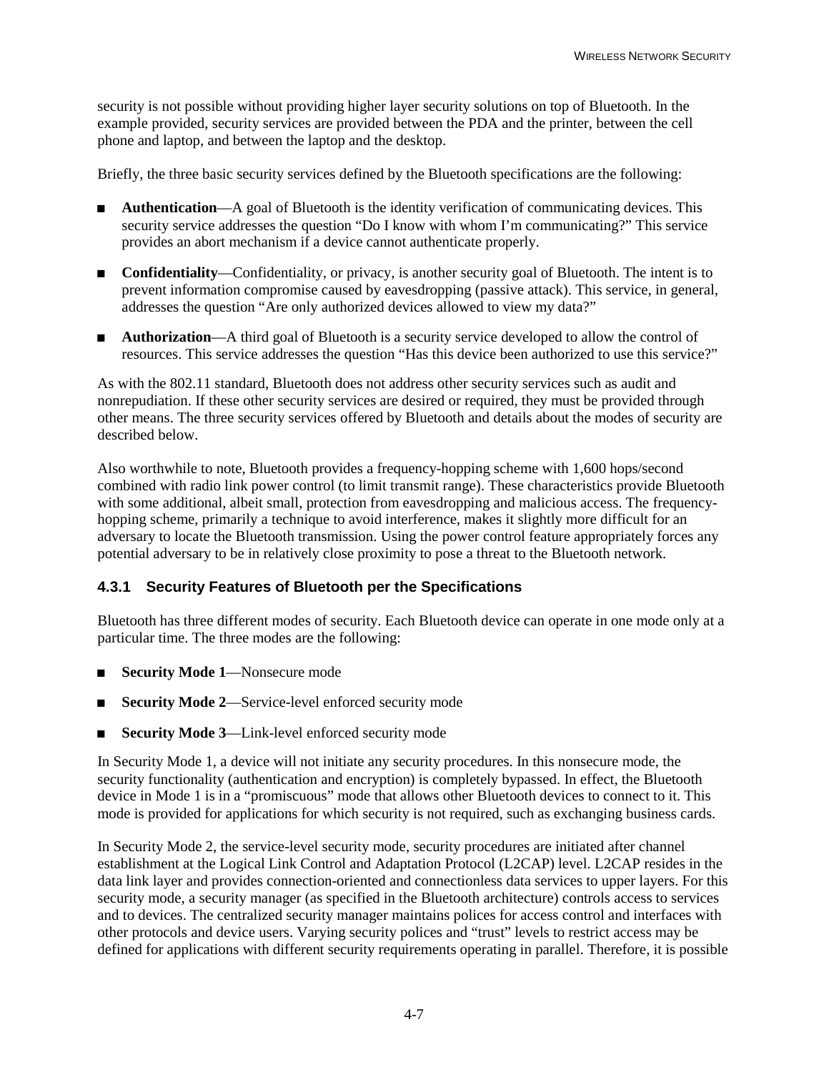security is not possible without providing higher layer security solutions on top of Bluetooth. In the example provided, security services are provided between the PDA and the printer, between the cell phone and laptop, and between the laptop and the desktop.

Briefly, the three basic security services defined by the Bluetooth specifications are the following:

- **Authentication**—A goal of Bluetooth is the identity verification of communicating devices. This security service addresses the question "Do I know with whom I'm communicating?" This service provides an abort mechanism if a device cannot authenticate properly.
- **Confidentiality**—Confidentiality, or privacy, is another security goal of Bluetooth. The intent is to prevent information compromise caused by eavesdropping (passive attack). This service, in general, addresses the question "Are only authorized devices allowed to view my data?"
- **Authorization**—A third goal of Bluetooth is a security service developed to allow the control of resources. This service addresses the question "Has this device been authorized to use this service?"

As with the 802.11 standard, Bluetooth does not address other security services such as audit and nonrepudiation. If these other security services are desired or required, they must be provided through other means. The three security services offered by Bluetooth and details about the modes of security are described below.

Also worthwhile to note, Bluetooth provides a frequency-hopping scheme with 1,600 hops/second combined with radio link power control (to limit transmit range). These characteristics provide Bluetooth with some additional, albeit small, protection from eavesdropping and malicious access. The frequency-hopping scheme, primarily a technique to avoid interference, makes it slightly more difficult for an adversary to locate the Bluetooth transmission. Using the power control feature appropriately forces any potential adversary to be in relatively close proximity to pose a threat to the Bluetooth network.

### 4.3.1 Security Features of Bluetooth per the Specifications

Bluetooth has three different modes of security. Each Bluetooth device can operate in one mode only at a particular time. The three modes are the following:

- **Security Mode 1**—Nonsecure mode
- **Security Mode 2**—Service-level enforced security mode
- **Security Mode 3**—Link-level enforced security mode

In Security Mode 1, a device will not initiate any security procedures. In this nonsecure mode, the security functionality (authentication and encryption) is completely bypassed. In effect, the Bluetooth device in Mode 1 is in a "promiscuous" mode that allows other Bluetooth devices to connect to it. This mode is provided for applications for which security is not required, such as exchanging business cards.

In Security Mode 2, the service-level security mode, security procedures are initiated after channel establishment at the Logical Link Control and Adaptation Protocol (L2CAP) level. L2CAP resides in the data link layer and provides connection-oriented and connectionless data services to upper layers. For this security mode, a security manager (as specified in the Bluetooth architecture) controls access to services and to devices. The centralized security manager maintains polices for access control and interfaces with other protocols and device users. Varying security polices and "trust" levels to restrict access may be defined for applications with different security requirements operating in parallel. Therefore, it is possible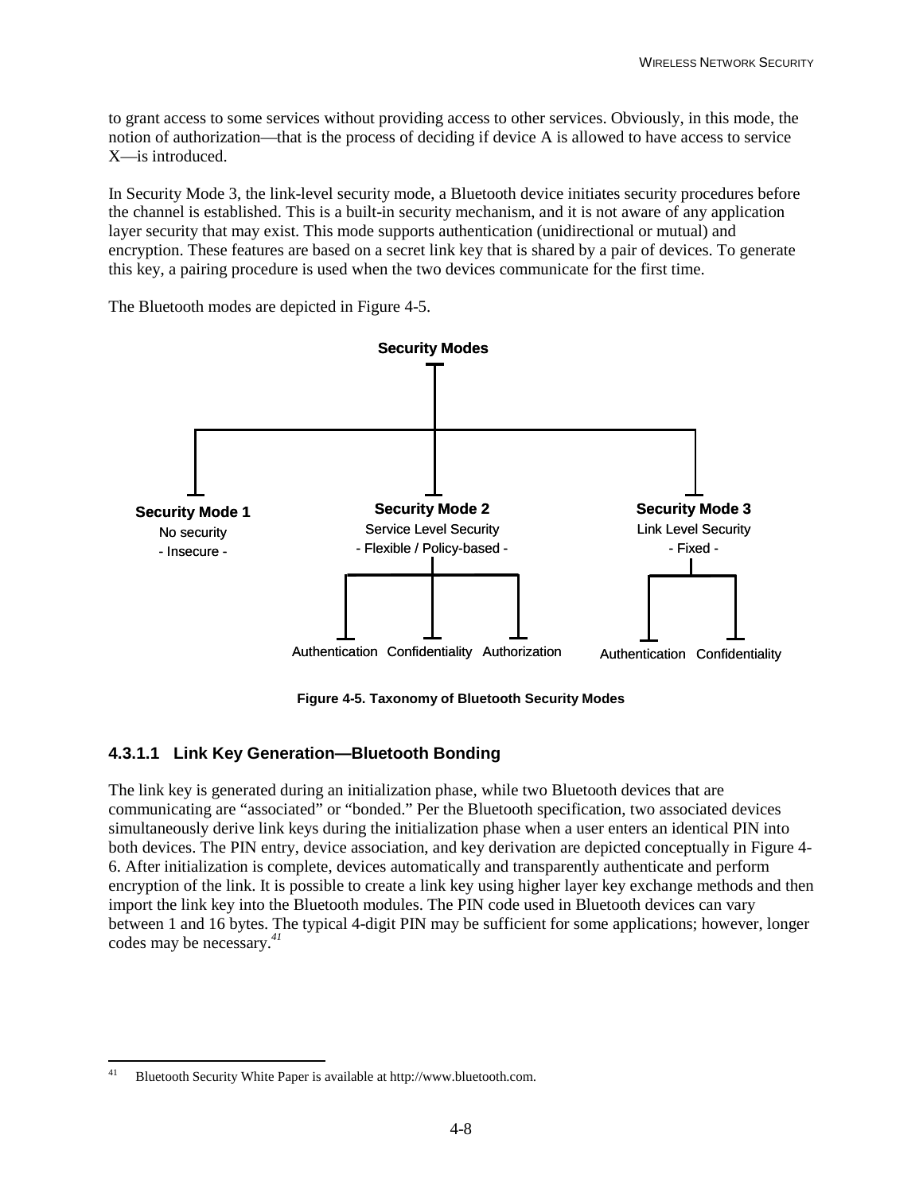to grant access to some services without providing access to other services. Obviously, in this mode, the notion of authorization—that is the process of deciding if device A is allowed to have access to service X—is introduced.

In Security Mode 3, the link-level security mode, a Bluetooth device initiates security procedures before the channel is established. This is a built-in security mechanism, and it is not aware of any application layer security that may exist. This mode supports authentication (unidirectional or mutual) and encryption. These features are based on a secret link key that is shared by a pair of devices. To generate this key, a pairing procedure is used when the two devices communicate for the first time.

The Bluetooth modes are depicted in Figure 4-5.

Security Modes

Security Mode 1
No security
- Insecure -

Security Mode 2
Service Level Security
- Flexible / Policy-based -

Authentication Confidentiality Authorization

Security Mode 3
Link Level Security
- Fixed -

Authentication Confidentiality

**Figure 4-5. Taxonomy of Bluetooth Security Modes**

#### 4.3.1.1 Link Key Generation—Bluetooth Bonding

The link key is generated during an initialization phase, while two Bluetooth devices that are communicating are "associated" or "bonded." Per the Bluetooth specification, two associated devices simultaneously derive link keys during the initialization phase when a user enters an identical PIN into both devices. The PIN entry, device association, and key derivation are depicted conceptually in Figure 4-6. After initialization is complete, devices automatically and transparently authenticate and perform encryption of the link. It is possible to create a link key using higher layer key exchange methods and then import the link key into the Bluetooth modules. The PIN code used in Bluetooth devices can vary between 1 and 16 bytes. The typical 4-digit PIN may be sufficient for some applications; however, longer codes may be necessary.[41]

[41] Bluetooth Security White Paper is available at http://www.bluetooth.com.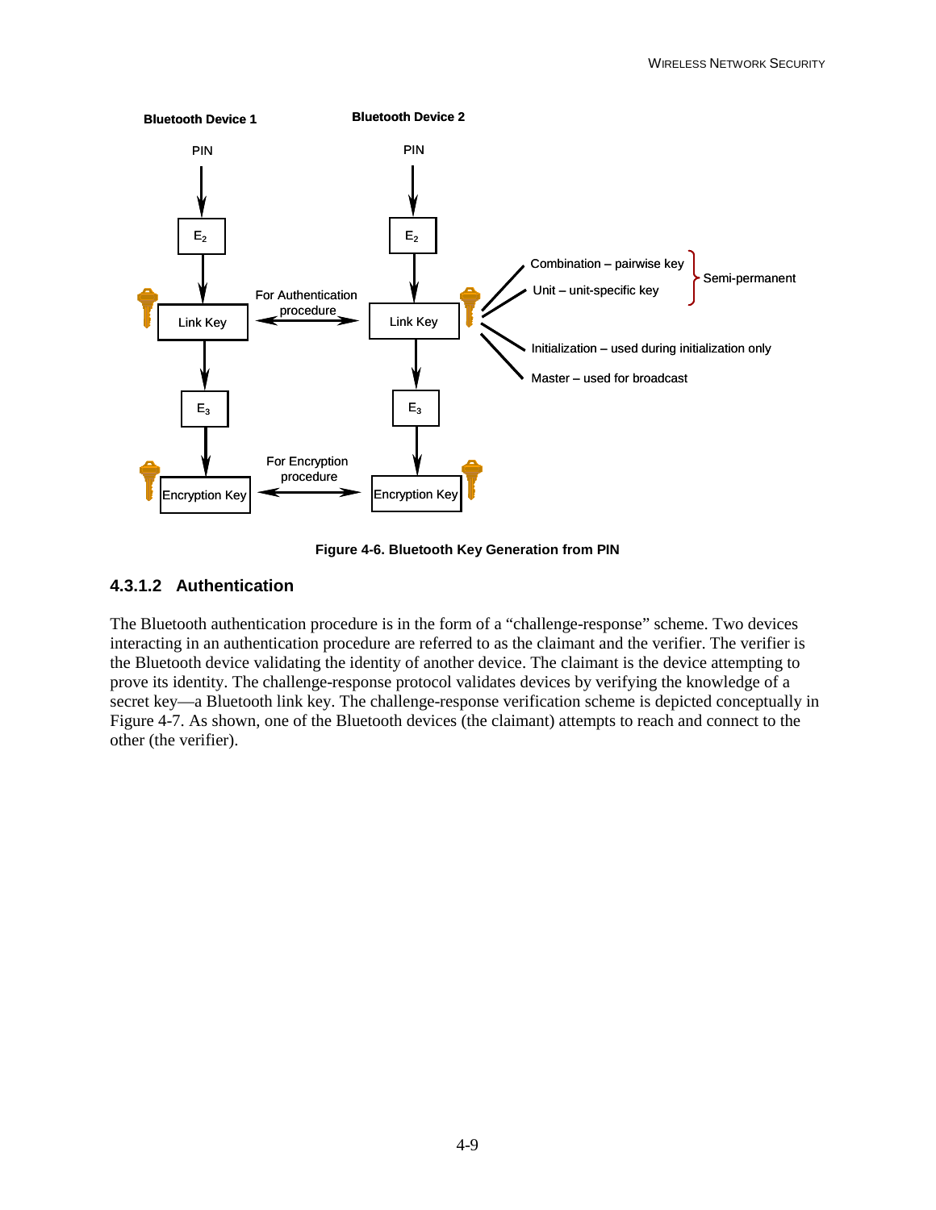Bluetooth Device 1

Bluetooth Device 2

PIN

PIN

$E_2$

$E_2$

Link Key

For Authentication procedure

Link Key

Combination – pairwise key

Unit – unit-specific key

Semi-permanent

Initialization – used during initialization only

Master – used for broadcast

$E_3$

$E_3$

Encryption Key

For Encryption procedure

Encryption Key

**Figure 4-6. Bluetooth Key Generation from PIN**

#### 4.3.1.2 Authentication

The Bluetooth authentication procedure is in the form of a "challenge-response" scheme. Two devices interacting in an authentication procedure are referred to as the claimant and the verifier. The verifier is the Bluetooth device validating the identity of another device. The claimant is the device attempting to prove its identity. The challenge-response protocol validates devices by verifying the knowledge of a secret key—a Bluetooth link key. The challenge-response verification scheme is depicted conceptually in Figure 4-7. As shown, one of the Bluetooth devices (the claimant) attempts to reach and connect to the other (the verifier).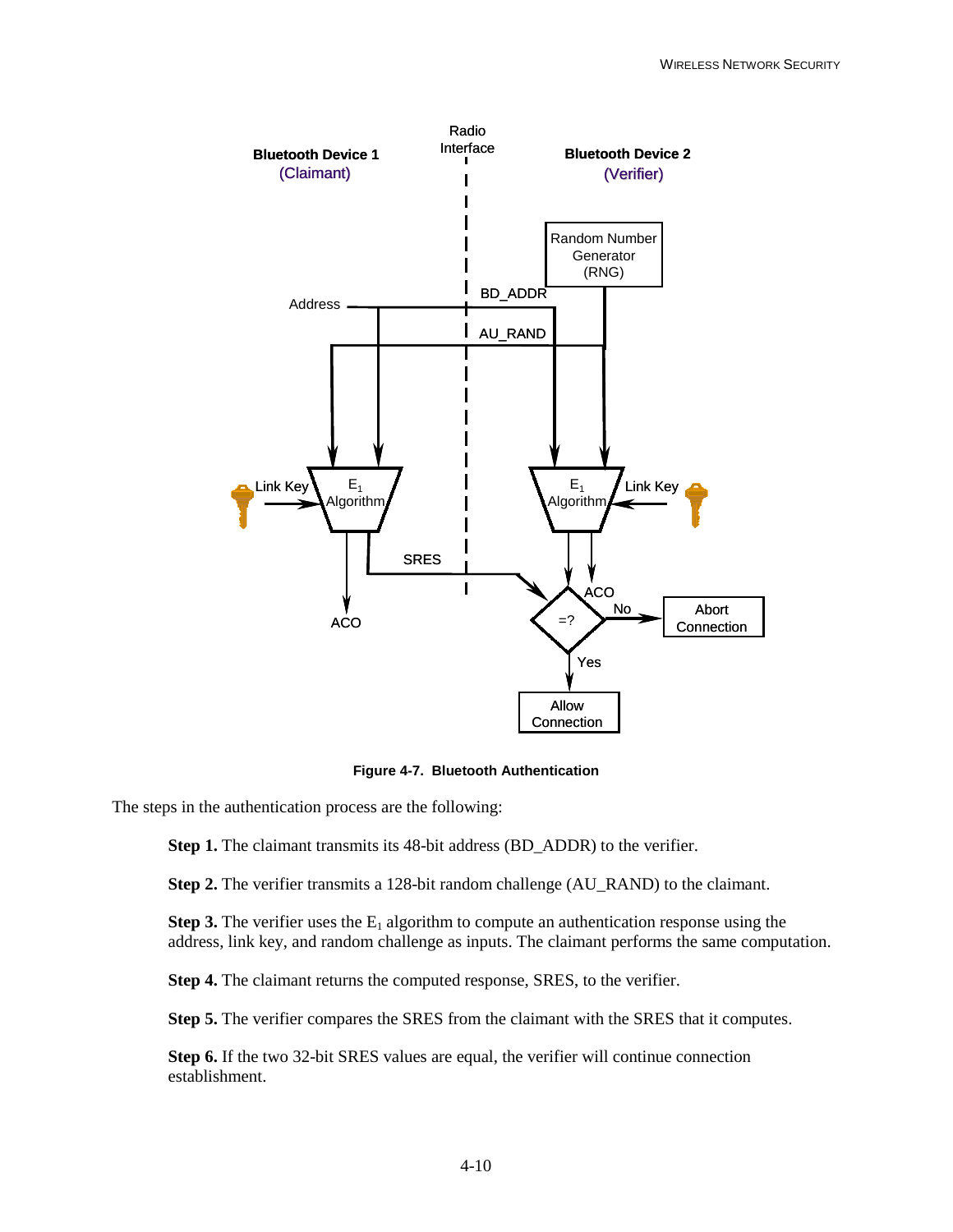Radio Interface

Bluetooth Device 1 (Claimant)

Bluetooth Device 2 (Verifier)

Random Number Generator (RNG)

Address

BD_ADDR

AU_RAND

Link Key

$E_1$ Algorithm

$E_1$ Algorithm

Link Key

SRES

ACO

ACO

=?

No

Abort Connection

Yes

Allow Connection

**Figure 4-7. Bluetooth Authentication**

The steps in the authentication process are the following:

**Step 1.** The claimant transmits its 48-bit address (BD_ADDR) to the verifier.

**Step 2.** The verifier transmits a 128-bit random challenge (AU_RAND) to the claimant.

**Step 3.** The verifier uses the $E_1$ algorithm to compute an authentication response using the address, link key, and random challenge as inputs. The claimant performs the same computation.

**Step 4.** The claimant returns the computed response, SRES, to the verifier.

**Step 5.** The verifier compares the SRES from the claimant with the SRES that it computes.

**Step 6.** If the two 32-bit SRES values are equal, the verifier will continue connection establishment.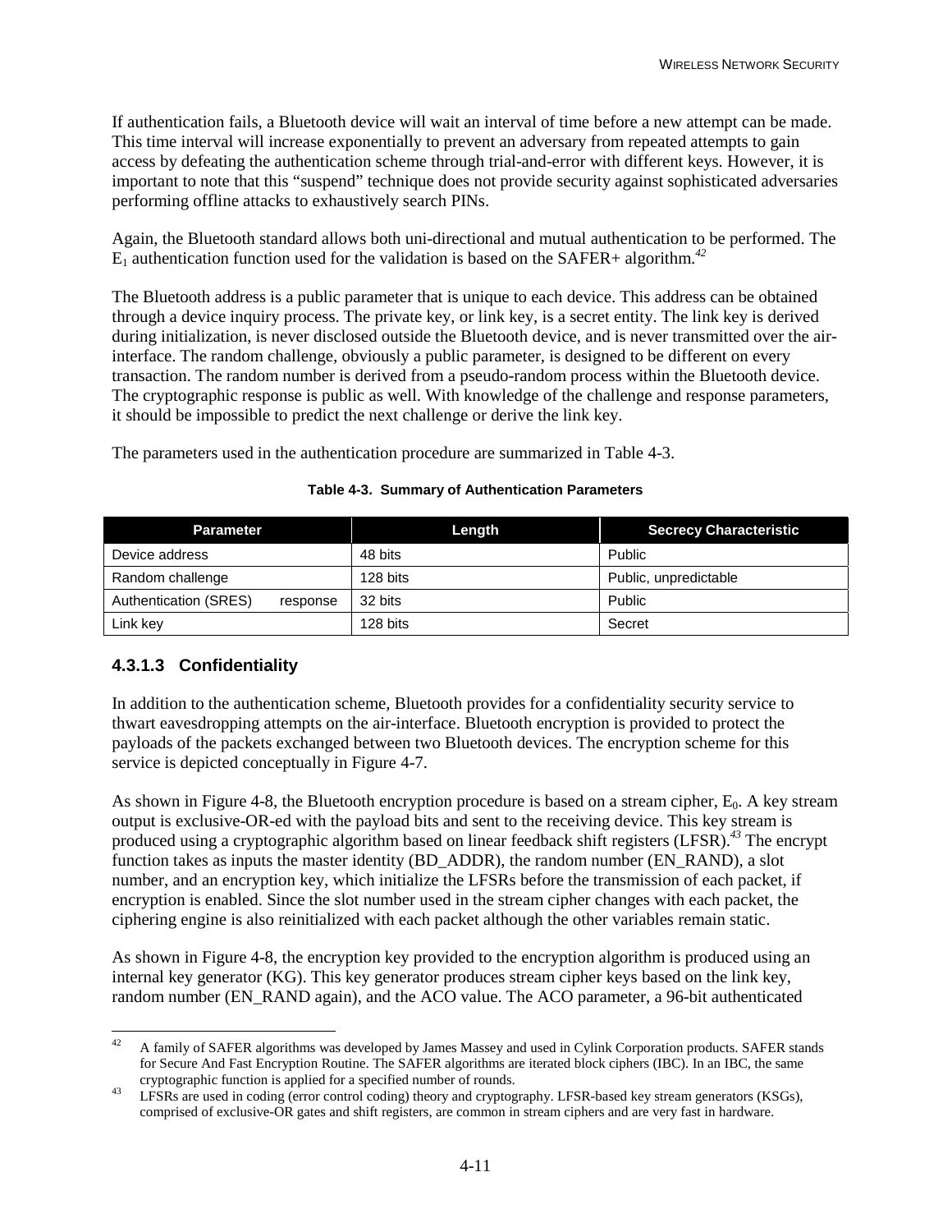If authentication fails, a Bluetooth device will wait an interval of time before a new attempt can be made. This time interval will increase exponentially to prevent an adversary from repeated attempts to gain access by defeating the authentication scheme through trial-and-error with different keys. However, it is important to note that this "suspend" technique does not provide security against sophisticated adversaries performing offline attacks to exhaustively search PINs.

Again, the Bluetooth standard allows both uni-directional and mutual authentication to be performed. The $E_1$ authentication function used for the validation is based on the SAFER+ algorithm.[42]

The Bluetooth address is a public parameter that is unique to each device. This address can be obtained through a device inquiry process. The private key, or link key, is a secret entity. The link key is derived during initialization, is never disclosed outside the Bluetooth device, and is never transmitted over the air-interface. The random challenge, obviously a public parameter, is designed to be different on every transaction. The random number is derived from a pseudo-random process within the Bluetooth device. The cryptographic response is public as well. With knowledge of the challenge and response parameters, it should be impossible to predict the next challenge or derive the link key.

The parameters used in the authentication procedure are summarized in Table 4-3.

**Table 4-3. Summary of Authentication Parameters**

| Parameter | Length | Secrecy Characteristic |
|---|---|---|
| Device address | 48 bits | Public |
| Random challenge | 128 bits | Public, unpredictable |
| Authentication (SRES) response | 32 bits | Public |
| Link key | 128 bits | Secret |

### 4.3.1.3 Confidentiality

In addition to the authentication scheme, Bluetooth provides for a confidentiality security service to thwart eavesdropping attempts on the air-interface. Bluetooth encryption is provided to protect the payloads of the packets exchanged between two Bluetooth devices. The encryption scheme for this service is depicted conceptually in Figure 4-7.

As shown in Figure 4-8, the Bluetooth encryption procedure is based on a stream cipher, $E_0$. A key stream output is exclusive-OR-ed with the payload bits and sent to the receiving device. This key stream is produced using a cryptographic algorithm based on linear feedback shift registers (LFSR).[43] The encrypt function takes as inputs the master identity (BD_ADDR), the random number (EN_RAND), a slot number, and an encryption key, which initialize the LFSRs before the transmission of each packet, if encryption is enabled. Since the slot number used in the stream cipher changes with each packet, the ciphering engine is also reinitialized with each packet although the other variables remain static.

As shown in Figure 4-8, the encryption key provided to the encryption algorithm is produced using an internal key generator (KG). This key generator produces stream cipher keys based on the link key, random number (EN_RAND again), and the ACO value. The ACO parameter, a 96-bit authenticated

---

[42] A family of SAFER algorithms was developed by James Massey and used in Cylink Corporation products. SAFER stands for Secure And Fast Encryption Routine. The SAFER algorithms are iterated block ciphers (IBC). In an IBC, the same cryptographic function is applied for a specified number of rounds.

[43] LFSRs are used in coding (error control coding) theory and cryptography. LFSR-based key stream generators (KSGs), comprised of exclusive-OR gates and shift registers, are common in stream ciphers and are very fast in hardware.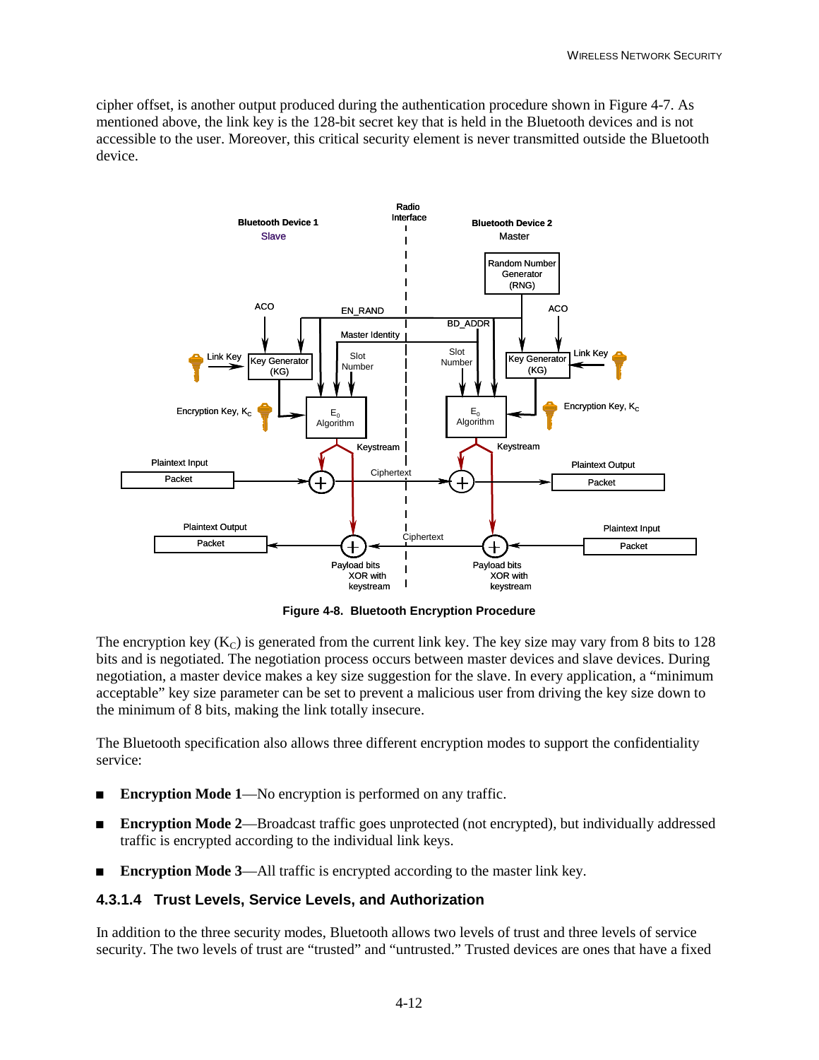cipher offset, is another output produced during the authentication procedure shown in Figure 4-7. As mentioned above, the link key is the 128-bit secret key that is held in the Bluetooth devices and is not accessible to the user. Moreover, this critical security element is never transmitted outside the Bluetooth device.

Radio Interface

Bluetooth Device 1
Slave

Bluetooth Device 2
Master

Random Number Generator (RNG)

ACO

EN_RAND

ACO

BD_ADDR

Master Identity

Link Key

Key Generator (KG)

Slot Number

Slot Number

Key Generator (KG)

Link Key

Encryption Key, $K_C$

$E_0$ Algorithm

$E_0$ Algorithm

Encryption Key, $K_C$

Keystream

Keystream

Plaintext Input

Packet

Ciphertext

Plaintext Output

Packet

Plaintext Output

Packet

Ciphertext

Plaintext Input

Packet

Payload bits XOR with keystream

Payload bits XOR with keystream

**Figure 4-8. Bluetooth Encryption Procedure**

The encryption key ($K_C$) is generated from the current link key. The key size may vary from 8 bits to 128 bits and is negotiated. The negotiation process occurs between master devices and slave devices. During negotiation, a master device makes a key size suggestion for the slave. In every application, a "minimum acceptable" key size parameter can be set to prevent a malicious user from driving the key size down to the minimum of 8 bits, making the link totally insecure.

The Bluetooth specification also allows three different encryption modes to support the confidentiality service:

- **Encryption Mode 1**—No encryption is performed on any traffic.
- **Encryption Mode 2**—Broadcast traffic goes unprotected (not encrypted), but individually addressed traffic is encrypted according to the individual link keys.
- **Encryption Mode 3**—All traffic is encrypted according to the master link key.

### 4.3.1.4 Trust Levels, Service Levels, and Authorization

In addition to the three security modes, Bluetooth allows two levels of trust and three levels of service security. The two levels of trust are "trusted" and "untrusted." Trusted devices are ones that have a fixed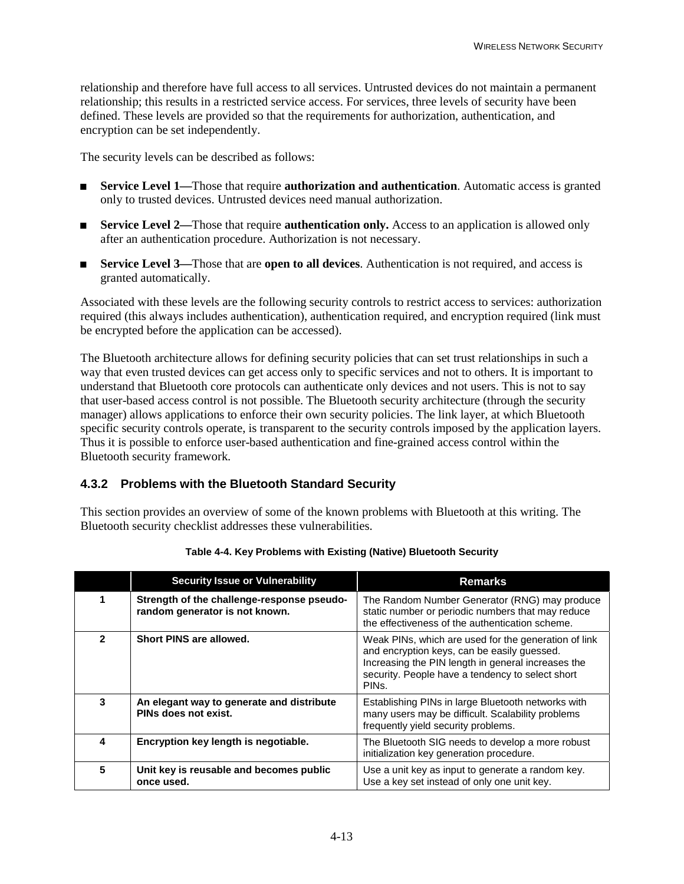relationship and therefore have full access to all services. Untrusted devices do not maintain a permanent relationship; this results in a restricted service access. For services, three levels of security have been defined. These levels are provided so that the requirements for authorization, authentication, and encryption can be set independently.

The security levels can be described as follows:

- **Service Level 1—**Those that require **authorization and authentication**. Automatic access is granted only to trusted devices. Untrusted devices need manual authorization.
- **Service Level 2—**Those that require **authentication only.** Access to an application is allowed only after an authentication procedure. Authorization is not necessary.
- **Service Level 3—**Those that are **open to all devices**. Authentication is not required, and access is granted automatically.

Associated with these levels are the following security controls to restrict access to services: authorization required (this always includes authentication), authentication required, and encryption required (link must be encrypted before the application can be accessed).

The Bluetooth architecture allows for defining security policies that can set trust relationships in such a way that even trusted devices can get access only to specific services and not to others. It is important to understand that Bluetooth core protocols can authenticate only devices and not users. This is not to say that user-based access control is not possible. The Bluetooth security architecture (through the security manager) allows applications to enforce their own security policies. The link layer, at which Bluetooth specific security controls operate, is transparent to the security controls imposed by the application layers. Thus it is possible to enforce user-based authentication and fine-grained access control within the Bluetooth security framework.

### 4.3.2 Problems with the Bluetooth Standard Security

This section provides an overview of some of the known problems with Bluetooth at this writing. The Bluetooth security checklist addresses these vulnerabilities.

**Table 4-4. Key Problems with Existing (Native) Bluetooth Security**

| | Security Issue or Vulnerability | Remarks |
|---|---|---|
| 1 | **Strength of the challenge-response pseudo-random generator is not known.** | The Random Number Generator (RNG) may produce static number or periodic numbers that may reduce the effectiveness of the authentication scheme. |
| 2 | **Short PINS are allowed.** | Weak PINs, which are used for the generation of link and encryption keys, can be easily guessed. Increasing the PIN length in general increases the security. People have a tendency to select short PINs. |
| 3 | **An elegant way to generate and distribute PINs does not exist.** | Establishing PINs in large Bluetooth networks with many users may be difficult. Scalability problems frequently yield security problems. |
| 4 | **Encryption key length is negotiable.** | The Bluetooth SIG needs to develop a more robust initialization key generation procedure. |
| 5 | **Unit key is reusable and becomes public once used.** | Use a unit key as input to generate a random key. Use a key set instead of only one unit key. |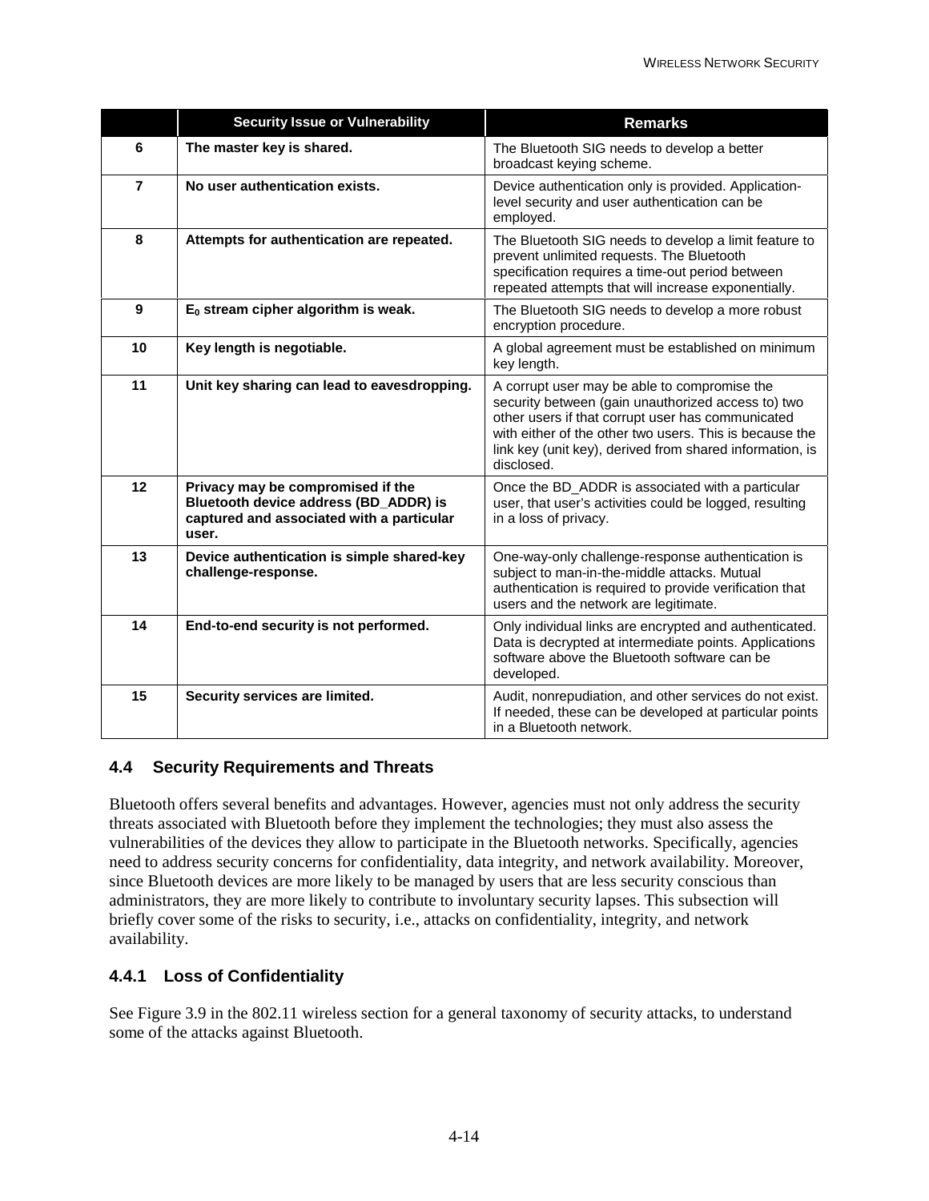| | Security Issue or Vulnerability | Remarks |
|---|---|---|
| 6 | **The master key is shared.** | The Bluetooth SIG needs to develop a better broadcast keying scheme. |
| 7 | **No user authentication exists.** | Device authentication only is provided. Application-level security and user authentication can be employed. |
| 8 | **Attempts for authentication are repeated.** | The Bluetooth SIG needs to develop a limit feature to prevent unlimited requests. The Bluetooth specification requires a time-out period between repeated attempts that will increase exponentially. |
| 9 | **$E_0$ stream cipher algorithm is weak.** | The Bluetooth SIG needs to develop a more robust encryption procedure. |
| 10 | **Key length is negotiable.** | A global agreement must be established on minimum key length. |
| 11 | **Unit key sharing can lead to eavesdropping.** | A corrupt user may be able to compromise the security between (gain unauthorized access to) two other users if that corrupt user has communicated with either of the other two users. This is because the link key (unit key), derived from shared information, is disclosed. |
| 12 | **Privacy may be compromised if the Bluetooth device address (BD_ADDR) is captured and associated with a particular user.** | Once the BD_ADDR is associated with a particular user, that user's activities could be logged, resulting in a loss of privacy. |
| 13 | **Device authentication is simple shared-key challenge-response.** | One-way-only challenge-response authentication is subject to man-in-the-middle attacks. Mutual authentication is required to provide verification that users and the network are legitimate. |
| 14 | **End-to-end security is not performed.** | Only individual links are encrypted and authenticated. Data is decrypted at intermediate points. Applications software above the Bluetooth software can be developed. |
| 15 | **Security services are limited.** | Audit, nonrepudiation, and other services do not exist. If needed, these can be developed at particular points in a Bluetooth network. |

## 4.4 Security Requirements and Threats

Bluetooth offers several benefits and advantages. However, agencies must not only address the security threats associated with Bluetooth before they implement the technologies; they must also assess the vulnerabilities of the devices they allow to participate in the Bluetooth networks. Specifically, agencies need to address security concerns for confidentiality, data integrity, and network availability. Moreover, since Bluetooth devices are more likely to be managed by users that are less security conscious than administrators, they are more likely to contribute to involuntary security lapses. This subsection will briefly cover some of the risks to security, i.e., attacks on confidentiality, integrity, and network availability.

### 4.4.1 Loss of Confidentiality

See Figure 3.9 in the 802.11 wireless section for a general taxonomy of security attacks, to understand some of the attacks against Bluetooth.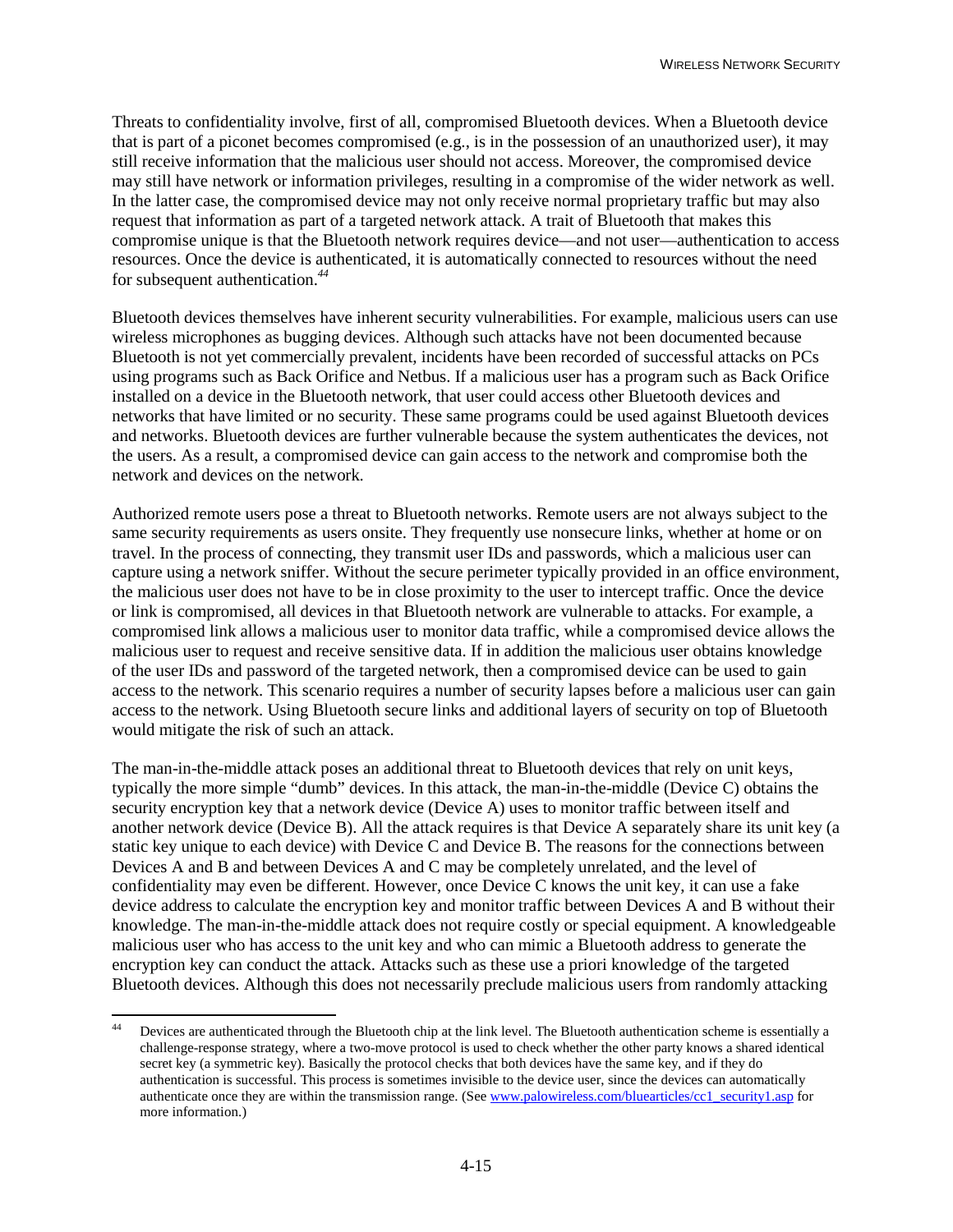Threats to confidentiality involve, first of all, compromised Bluetooth devices. When a Bluetooth device that is part of a piconet becomes compromised (e.g., is in the possession of an unauthorized user), it may still receive information that the malicious user should not access. Moreover, the compromised device may still have network or information privileges, resulting in a compromise of the wider network as well. In the latter case, the compromised device may not only receive normal proprietary traffic but may also request that information as part of a targeted network attack. A trait of Bluetooth that makes this compromise unique is that the Bluetooth network requires device—and not user—authentication to access resources. Once the device is authenticated, it is automatically connected to resources without the need for subsequent authentication.[44]

Bluetooth devices themselves have inherent security vulnerabilities. For example, malicious users can use wireless microphones as bugging devices. Although such attacks have not been documented because Bluetooth is not yet commercially prevalent, incidents have been recorded of successful attacks on PCs using programs such as Back Orifice and Netbus. If a malicious user has a program such as Back Orifice installed on a device in the Bluetooth network, that user could access other Bluetooth devices and networks that have limited or no security. These same programs could be used against Bluetooth devices and networks. Bluetooth devices are further vulnerable because the system authenticates the devices, not the users. As a result, a compromised device can gain access to the network and compromise both the network and devices on the network.

Authorized remote users pose a threat to Bluetooth networks. Remote users are not always subject to the same security requirements as users onsite. They frequently use nonsecure links, whether at home or on travel. In the process of connecting, they transmit user IDs and passwords, which a malicious user can capture using a network sniffer. Without the secure perimeter typically provided in an office environment, the malicious user does not have to be in close proximity to the user to intercept traffic. Once the device or link is compromised, all devices in that Bluetooth network are vulnerable to attacks. For example, a compromised link allows a malicious user to monitor data traffic, while a compromised device allows the malicious user to request and receive sensitive data. If in addition the malicious user obtains knowledge of the user IDs and password of the targeted network, then a compromised device can be used to gain access to the network. This scenario requires a number of security lapses before a malicious user can gain access to the network. Using Bluetooth secure links and additional layers of security on top of Bluetooth would mitigate the risk of such an attack.

The man-in-the-middle attack poses an additional threat to Bluetooth devices that rely on unit keys, typically the more simple "dumb" devices. In this attack, the man-in-the-middle (Device C) obtains the security encryption key that a network device (Device A) uses to monitor traffic between itself and another network device (Device B). All the attack requires is that Device A separately share its unit key (a static key unique to each device) with Device C and Device B. The reasons for the connections between Devices A and B and between Devices A and C may be completely unrelated, and the level of confidentiality may even be different. However, once Device C knows the unit key, it can use a fake device address to calculate the encryption key and monitor traffic between Devices A and B without their knowledge. The man-in-the-middle attack does not require costly or special equipment. A knowledgeable malicious user who has access to the unit key and who can mimic a Bluetooth address to generate the encryption key can conduct the attack. Attacks such as these use a priori knowledge of the targeted Bluetooth devices. Although this does not necessarily preclude malicious users from randomly attacking

[44] Devices are authenticated through the Bluetooth chip at the link level. The Bluetooth authentication scheme is essentially a challenge-response strategy, where a two-move protocol is used to check whether the other party knows a shared identical secret key (a symmetric key). Basically the protocol checks that both devices have the same key, and if they do authentication is successful. This process is sometimes invisible to the device user, since the devices can automatically authenticate once they are within the transmission range. (See www.palowireless.com/bluearticles/cc1_security1.asp for more information.)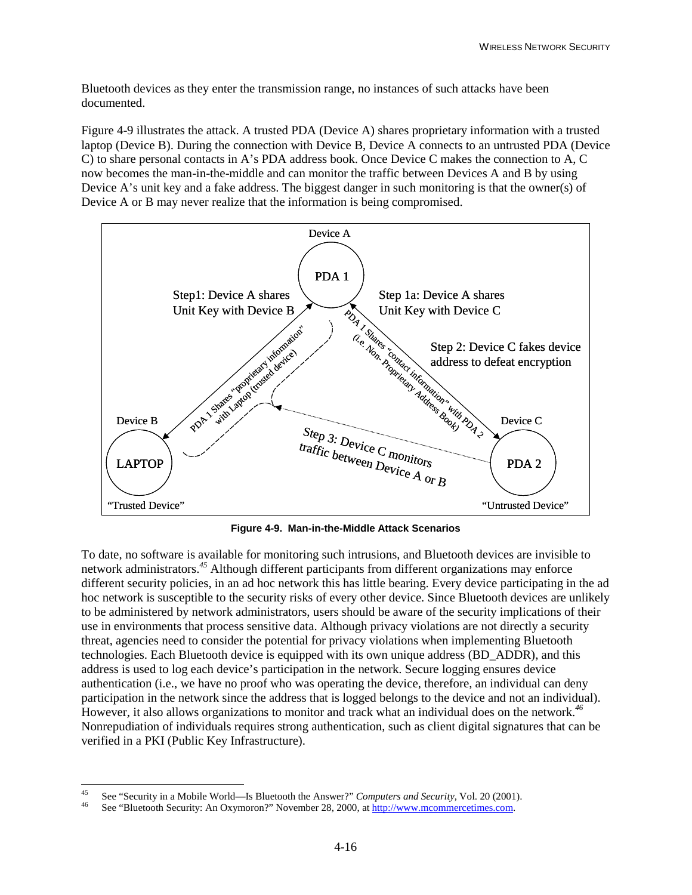Bluetooth devices as they enter the transmission range, no instances of such attacks have been documented.

Figure 4-9 illustrates the attack. A trusted PDA (Device A) shares proprietary information with a trusted laptop (Device B). During the connection with Device B, Device A connects to an untrusted PDA (Device C) to share personal contacts in A's PDA address book. Once Device C makes the connection to A, C now becomes the man-in-the-middle and can monitor the traffic between Devices A and B by using Device A's unit key and a fake address. The biggest danger in such monitoring is that the owner(s) of Device A or B may never realize that the information is being compromised.

Device A

PDA 1

Step1: Device A shares Unit Key with Device B

Step 1a: Device A shares Unit Key with Device C

Step 2: Device C fakes device address to defeat encryption

PDA 1 Shares "proprietary information" with Laptop (trusted device)

PDA 1 Shares "contact information" with PDA 2 (i.e. Non- Proprietary Address Book)

Step 3: Device C monitors traffic between Device A or B

Device B

LAPTOP

"Trusted Device"

Device C

PDA 2

"Untrusted Device"

**Figure 4-9. Man-in-the-Middle Attack Scenarios**

To date, no software is available for monitoring such intrusions, and Bluetooth devices are invisible to network administrators.[45] Although different participants from different organizations may enforce different security policies, in an ad hoc network this has little bearing. Every device participating in the ad hoc network is susceptible to the security risks of every other device. Since Bluetooth devices are unlikely to be administered by network administrators, users should be aware of the security implications of their use in environments that process sensitive data. Although privacy violations are not directly a security threat, agencies need to consider the potential for privacy violations when implementing Bluetooth technologies. Each Bluetooth device is equipped with its own unique address (BD_ADDR), and this address is used to log each device's participation in the network. Secure logging ensures device authentication (i.e., we have no proof who was operating the device, therefore, an individual can deny participation in the network since the address that is logged belongs to the device and not an individual). However, it also allows organizations to monitor and track what an individual does on the network.[46] Nonrepudiation of individuals requires strong authentication, such as client digital signatures that can be verified in a PKI (Public Key Infrastructure).

---

[45] See "Security in a Mobile World—Is Bluetooth the Answer?" *Computers and Security*, Vol. 20 (2001).

[46] See "Bluetooth Security: An Oxymoron?" November 28, 2000, at http://www.mcommercetimes.com.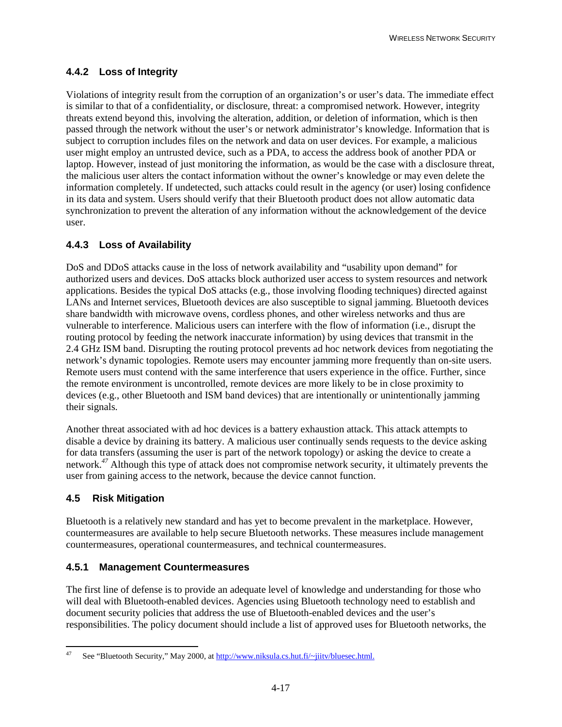### 4.4.2 Loss of Integrity

Violations of integrity result from the corruption of an organization's or user's data. The immediate effect is similar to that of a confidentiality, or disclosure, threat: a compromised network. However, integrity threats extend beyond this, involving the alteration, addition, or deletion of information, which is then passed through the network without the user's or network administrator's knowledge. Information that is subject to corruption includes files on the network and data on user devices. For example, a malicious user might employ an untrusted device, such as a PDA, to access the address book of another PDA or laptop. However, instead of just monitoring the information, as would be the case with a disclosure threat, the malicious user alters the contact information without the owner's knowledge or may even delete the information completely. If undetected, such attacks could result in the agency (or user) losing confidence in its data and system. Users should verify that their Bluetooth product does not allow automatic data synchronization to prevent the alteration of any information without the acknowledgement of the device user.

### 4.4.3 Loss of Availability

DoS and DDoS attacks cause in the loss of network availability and "usability upon demand" for authorized users and devices. DoS attacks block authorized user access to system resources and network applications. Besides the typical DoS attacks (e.g., those involving flooding techniques) directed against LANs and Internet services, Bluetooth devices are also susceptible to signal jamming. Bluetooth devices share bandwidth with microwave ovens, cordless phones, and other wireless networks and thus are vulnerable to interference. Malicious users can interfere with the flow of information (i.e., disrupt the routing protocol by feeding the network inaccurate information) by using devices that transmit in the 2.4 GHz ISM band. Disrupting the routing protocol prevents ad hoc network devices from negotiating the network's dynamic topologies. Remote users may encounter jamming more frequently than on-site users. Remote users must contend with the same interference that users experience in the office. Further, since the remote environment is uncontrolled, remote devices are more likely to be in close proximity to devices (e.g., other Bluetooth and ISM band devices) that are intentionally or unintentionally jamming their signals.

Another threat associated with ad hoc devices is a battery exhaustion attack. This attack attempts to disable a device by draining its battery. A malicious user continually sends requests to the device asking for data transfers (assuming the user is part of the network topology) or asking the device to create a network.[47] Although this type of attack does not compromise network security, it ultimately prevents the user from gaining access to the network, because the device cannot function.

## 4.5 Risk Mitigation

Bluetooth is a relatively new standard and has yet to become prevalent in the marketplace. However, countermeasures are available to help secure Bluetooth networks. These measures include management countermeasures, operational countermeasures, and technical countermeasures.

### 4.5.1 Management Countermeasures

The first line of defense is to provide an adequate level of knowledge and understanding for those who will deal with Bluetooth-enabled devices. Agencies using Bluetooth technology need to establish and document security policies that address the use of Bluetooth-enabled devices and the user's responsibilities. The policy document should include a list of approved uses for Bluetooth networks, the

---

[47] See "Bluetooth Security," May 2000, at http://www.niksula.cs.hut.fi/~jiitv/bluesec.html.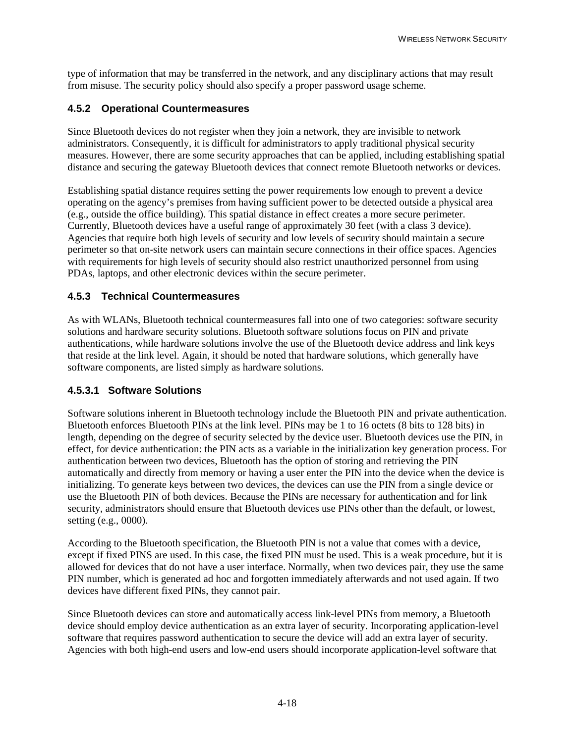type of information that may be transferred in the network, and any disciplinary actions that may result from misuse. The security policy should also specify a proper password usage scheme.

### 4.5.2 Operational Countermeasures

Since Bluetooth devices do not register when they join a network, they are invisible to network administrators. Consequently, it is difficult for administrators to apply traditional physical security measures. However, there are some security approaches that can be applied, including establishing spatial distance and securing the gateway Bluetooth devices that connect remote Bluetooth networks or devices.

Establishing spatial distance requires setting the power requirements low enough to prevent a device operating on the agency's premises from having sufficient power to be detected outside a physical area (e.g., outside the office building). This spatial distance in effect creates a more secure perimeter. Currently, Bluetooth devices have a useful range of approximately 30 feet (with a class 3 device). Agencies that require both high levels of security and low levels of security should maintain a secure perimeter so that on-site network users can maintain secure connections in their office spaces. Agencies with requirements for high levels of security should also restrict unauthorized personnel from using PDAs, laptops, and other electronic devices within the secure perimeter.

### 4.5.3 Technical Countermeasures

As with WLANs, Bluetooth technical countermeasures fall into one of two categories: software security solutions and hardware security solutions. Bluetooth software solutions focus on PIN and private authentications, while hardware solutions involve the use of the Bluetooth device address and link keys that reside at the link level. Again, it should be noted that hardware solutions, which generally have software components, are listed simply as hardware solutions.

#### 4.5.3.1 Software Solutions

Software solutions inherent in Bluetooth technology include the Bluetooth PIN and private authentication. Bluetooth enforces Bluetooth PINs at the link level. PINs may be 1 to 16 octets (8 bits to 128 bits) in length, depending on the degree of security selected by the device user. Bluetooth devices use the PIN, in effect, for device authentication: the PIN acts as a variable in the initialization key generation process. For authentication between two devices, Bluetooth has the option of storing and retrieving the PIN automatically and directly from memory or having a user enter the PIN into the device when the device is initializing. To generate keys between two devices, the devices can use the PIN from a single device or use the Bluetooth PIN of both devices. Because the PINs are necessary for authentication and for link security, administrators should ensure that Bluetooth devices use PINs other than the default, or lowest, setting (e.g., 0000).

According to the Bluetooth specification, the Bluetooth PIN is not a value that comes with a device, except if fixed PINS are used. In this case, the fixed PIN must be used. This is a weak procedure, but it is allowed for devices that do not have a user interface. Normally, when two devices pair, they use the same PIN number, which is generated ad hoc and forgotten immediately afterwards and not used again. If two devices have different fixed PINs, they cannot pair.

Since Bluetooth devices can store and automatically access link-level PINs from memory, a Bluetooth device should employ device authentication as an extra layer of security. Incorporating application-level software that requires password authentication to secure the device will add an extra layer of security. Agencies with both high-end users and low-end users should incorporate application-level software that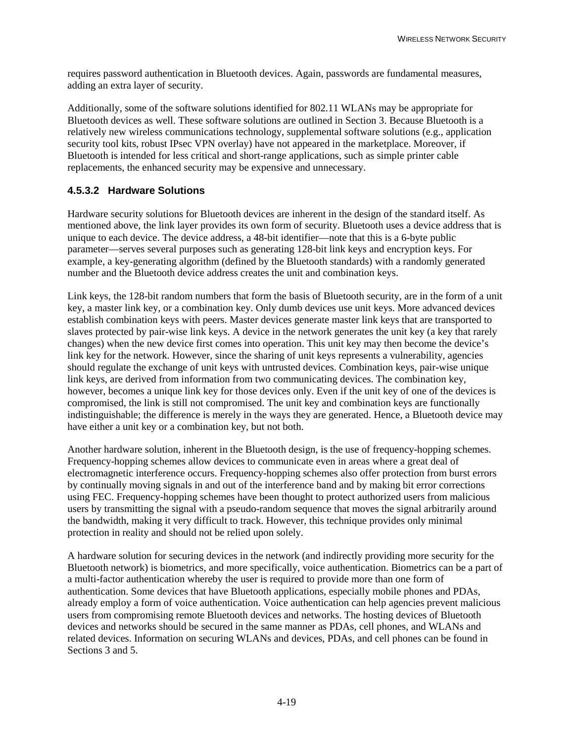requires password authentication in Bluetooth devices. Again, passwords are fundamental measures, adding an extra layer of security.

Additionally, some of the software solutions identified for 802.11 WLANs may be appropriate for Bluetooth devices as well. These software solutions are outlined in Section 3. Because Bluetooth is a relatively new wireless communications technology, supplemental software solutions (e.g., application security tool kits, robust IPsec VPN overlay) have not appeared in the marketplace. Moreover, if Bluetooth is intended for less critical and short-range applications, such as simple printer cable replacements, the enhanced security may be expensive and unnecessary.

#### 4.5.3.2 Hardware Solutions

Hardware security solutions for Bluetooth devices are inherent in the design of the standard itself. As mentioned above, the link layer provides its own form of security. Bluetooth uses a device address that is unique to each device. The device address, a 48-bit identifier—note that this is a 6-byte public parameter—serves several purposes such as generating 128-bit link keys and encryption keys. For example, a key-generating algorithm (defined by the Bluetooth standards) with a randomly generated number and the Bluetooth device address creates the unit and combination keys.

Link keys, the 128-bit random numbers that form the basis of Bluetooth security, are in the form of a unit key, a master link key, or a combination key. Only dumb devices use unit keys. More advanced devices establish combination keys with peers. Master devices generate master link keys that are transported to slaves protected by pair-wise link keys. A device in the network generates the unit key (a key that rarely changes) when the new device first comes into operation. This unit key may then become the device's link key for the network. However, since the sharing of unit keys represents a vulnerability, agencies should regulate the exchange of unit keys with untrusted devices. Combination keys, pair-wise unique link keys, are derived from information from two communicating devices. The combination key, however, becomes a unique link key for those devices only. Even if the unit key of one of the devices is compromised, the link is still not compromised. The unit key and combination keys are functionally indistinguishable; the difference is merely in the ways they are generated. Hence, a Bluetooth device may have either a unit key or a combination key, but not both.

Another hardware solution, inherent in the Bluetooth design, is the use of frequency-hopping schemes. Frequency-hopping schemes allow devices to communicate even in areas where a great deal of electromagnetic interference occurs. Frequency-hopping schemes also offer protection from burst errors by continually moving signals in and out of the interference band and by making bit error corrections using FEC. Frequency-hopping schemes have been thought to protect authorized users from malicious users by transmitting the signal with a pseudo-random sequence that moves the signal arbitrarily around the bandwidth, making it very difficult to track. However, this technique provides only minimal protection in reality and should not be relied upon solely.

A hardware solution for securing devices in the network (and indirectly providing more security for the Bluetooth network) is biometrics, and more specifically, voice authentication. Biometrics can be a part of a multi-factor authentication whereby the user is required to provide more than one form of authentication. Some devices that have Bluetooth applications, especially mobile phones and PDAs, already employ a form of voice authentication. Voice authentication can help agencies prevent malicious users from compromising remote Bluetooth devices and networks. The hosting devices of Bluetooth devices and networks should be secured in the same manner as PDAs, cell phones, and WLANs and related devices. Information on securing WLANs and devices, PDAs, and cell phones can be found in Sections 3 and 5.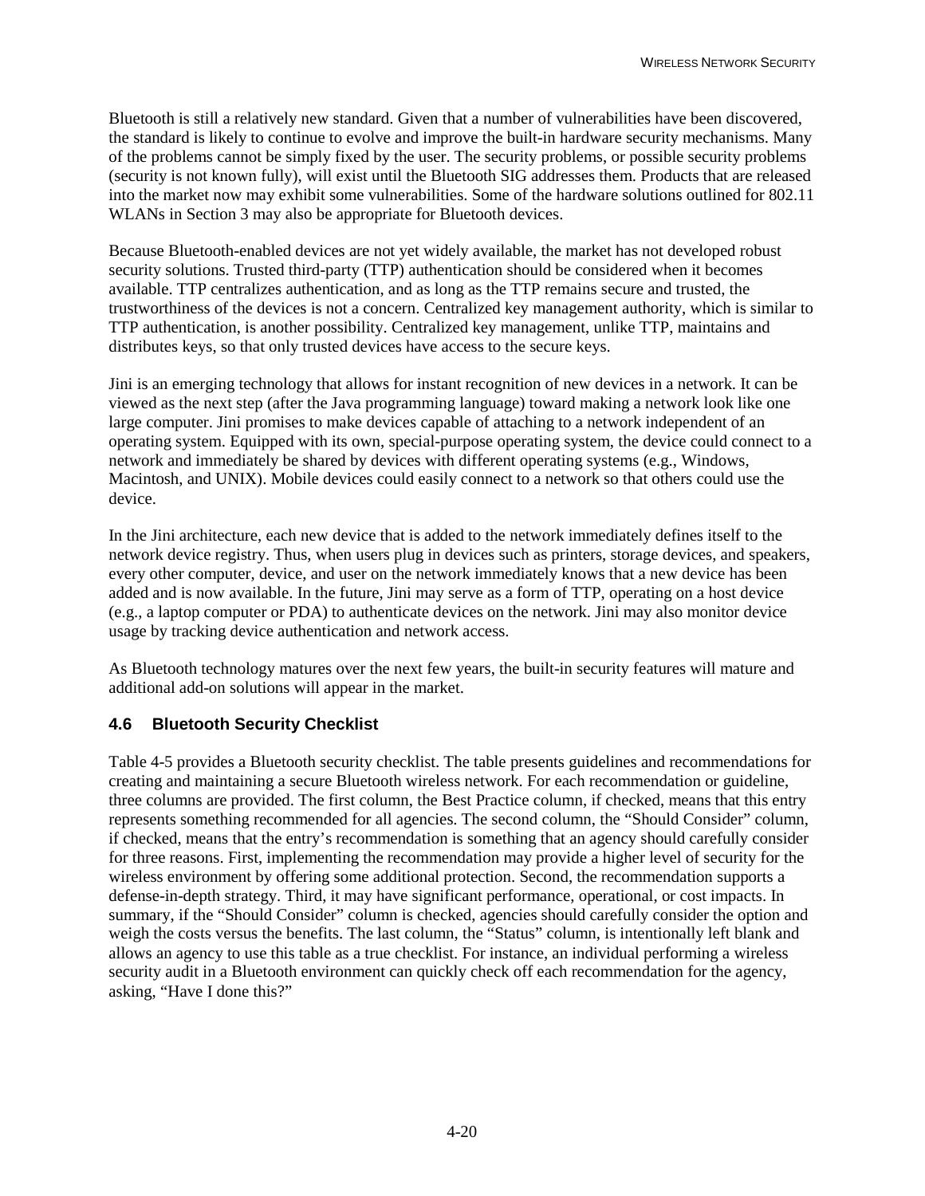Bluetooth is still a relatively new standard. Given that a number of vulnerabilities have been discovered, the standard is likely to continue to evolve and improve the built-in hardware security mechanisms. Many of the problems cannot be simply fixed by the user. The security problems, or possible security problems (security is not known fully), will exist until the Bluetooth SIG addresses them. Products that are released into the market now may exhibit some vulnerabilities. Some of the hardware solutions outlined for 802.11 WLANs in Section 3 may also be appropriate for Bluetooth devices.

Because Bluetooth-enabled devices are not yet widely available, the market has not developed robust security solutions. Trusted third-party (TTP) authentication should be considered when it becomes available. TTP centralizes authentication, and as long as the TTP remains secure and trusted, the trustworthiness of the devices is not a concern. Centralized key management authority, which is similar to TTP authentication, is another possibility. Centralized key management, unlike TTP, maintains and distributes keys, so that only trusted devices have access to the secure keys.

Jini is an emerging technology that allows for instant recognition of new devices in a network. It can be viewed as the next step (after the Java programming language) toward making a network look like one large computer. Jini promises to make devices capable of attaching to a network independent of an operating system. Equipped with its own, special-purpose operating system, the device could connect to a network and immediately be shared by devices with different operating systems (e.g., Windows, Macintosh, and UNIX). Mobile devices could easily connect to a network so that others could use the device.

In the Jini architecture, each new device that is added to the network immediately defines itself to the network device registry. Thus, when users plug in devices such as printers, storage devices, and speakers, every other computer, device, and user on the network immediately knows that a new device has been added and is now available. In the future, Jini may serve as a form of TTP, operating on a host device (e.g., a laptop computer or PDA) to authenticate devices on the network. Jini may also monitor device usage by tracking device authentication and network access.

As Bluetooth technology matures over the next few years, the built-in security features will mature and additional add-on solutions will appear in the market.

### 4.6 Bluetooth Security Checklist

Table 4-5 provides a Bluetooth security checklist. The table presents guidelines and recommendations for creating and maintaining a secure Bluetooth wireless network. For each recommendation or guideline, three columns are provided. The first column, the Best Practice column, if checked, means that this entry represents something recommended for all agencies. The second column, the "Should Consider" column, if checked, means that the entry's recommendation is something that an agency should carefully consider for three reasons. First, implementing the recommendation may provide a higher level of security for the wireless environment by offering some additional protection. Second, the recommendation supports a defense-in-depth strategy. Third, it may have significant performance, operational, or cost impacts. In summary, if the "Should Consider" column is checked, agencies should carefully consider the option and weigh the costs versus the benefits. The last column, the "Status" column, is intentionally left blank and allows an agency to use this table as a true checklist. For instance, an individual performing a wireless security audit in a Bluetooth environment can quickly check off each recommendation for the agency, asking, "Have I done this?"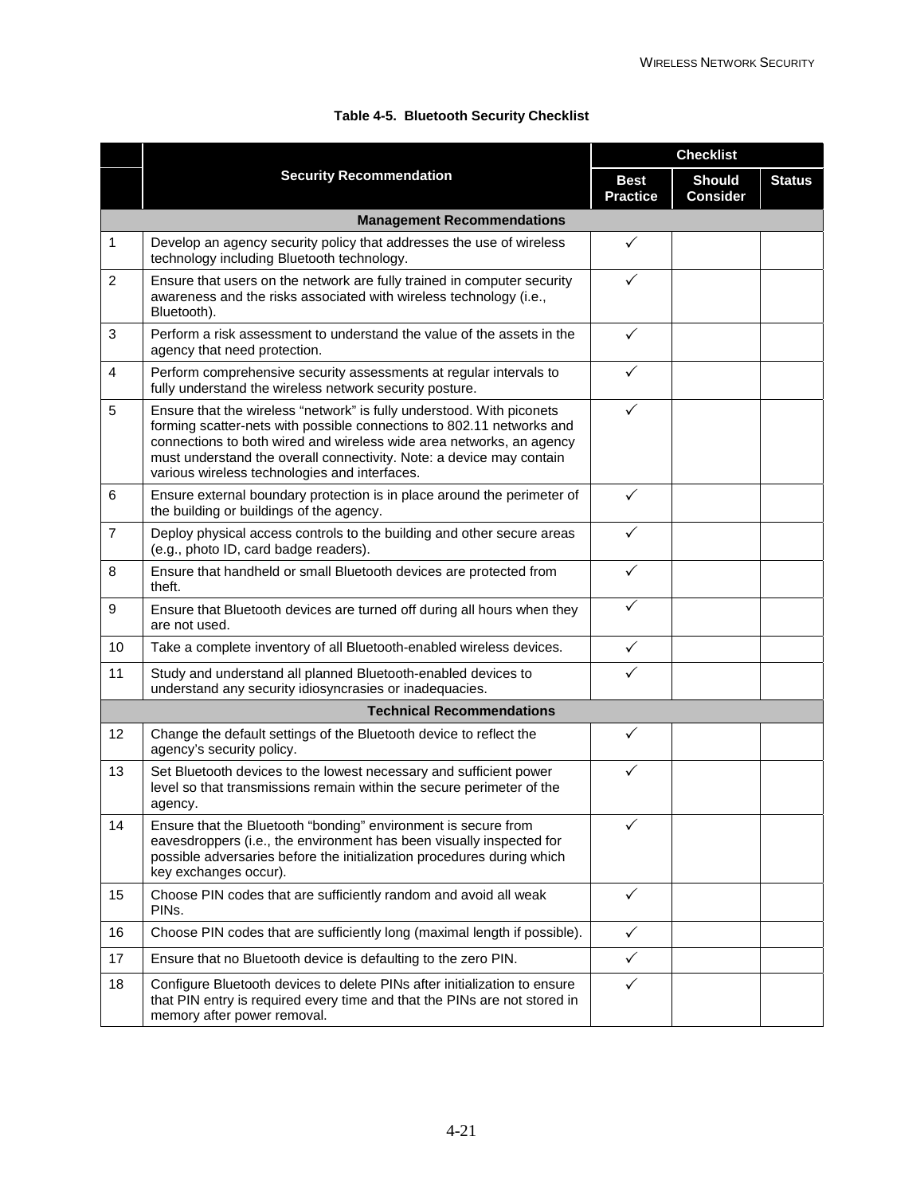**Table 4-5. Bluetooth Security Checklist**

| | Security Recommendation | Checklist | | |
|---|---|---|---|---|
| | | Best Practice | Should Consider | Status |
| | **Management Recommendations** | | | |
| 1 | Develop an agency security policy that addresses the use of wireless technology including Bluetooth technology. | ✓ | | |
| 2 | Ensure that users on the network are fully trained in computer security awareness and the risks associated with wireless technology (i.e., Bluetooth). | ✓ | | |
| 3 | Perform a risk assessment to understand the value of the assets in the agency that need protection. | ✓ | | |
| 4 | Perform comprehensive security assessments at regular intervals to fully understand the wireless network security posture. | ✓ | | |
| 5 | Ensure that the wireless "network" is fully understood. With piconets forming scatter-nets with possible connections to 802.11 networks and connections to both wired and wireless wide area networks, an agency must understand the overall connectivity. Note: a device may contain various wireless technologies and interfaces. | ✓ | | |
| 6 | Ensure external boundary protection is in place around the perimeter of the building or buildings of the agency. | ✓ | | |
| 7 | Deploy physical access controls to the building and other secure areas (e.g., photo ID, card badge readers). | ✓ | | |
| 8 | Ensure that handheld or small Bluetooth devices are protected from theft. | ✓ | | |
| 9 | Ensure that Bluetooth devices are turned off during all hours when they are not used. | ✓ | | |
| 10 | Take a complete inventory of all Bluetooth-enabled wireless devices. | ✓ | | |
| 11 | Study and understand all planned Bluetooth-enabled devices to understand any security idiosyncrasies or inadequacies. | ✓ | | |
| | **Technical Recommendations** | | | |
| 12 | Change the default settings of the Bluetooth device to reflect the agency's security policy. | ✓ | | |
| 13 | Set Bluetooth devices to the lowest necessary and sufficient power level so that transmissions remain within the secure perimeter of the agency. | ✓ | | |
| 14 | Ensure that the Bluetooth "bonding" environment is secure from eavesdroppers (i.e., the environment has been visually inspected for possible adversaries before the initialization procedures during which key exchanges occur). | ✓ | | |
| 15 | Choose PIN codes that are sufficiently random and avoid all weak PINs. | ✓ | | |
| 16 | Choose PIN codes that are sufficiently long (maximal length if possible). | ✓ | | |
| 17 | Ensure that no Bluetooth device is defaulting to the zero PIN. | ✓ | | |
| 18 | Configure Bluetooth devices to delete PINs after initialization to ensure that PIN entry is required every time and that the PINs are not stored in memory after power removal. | ✓ | | |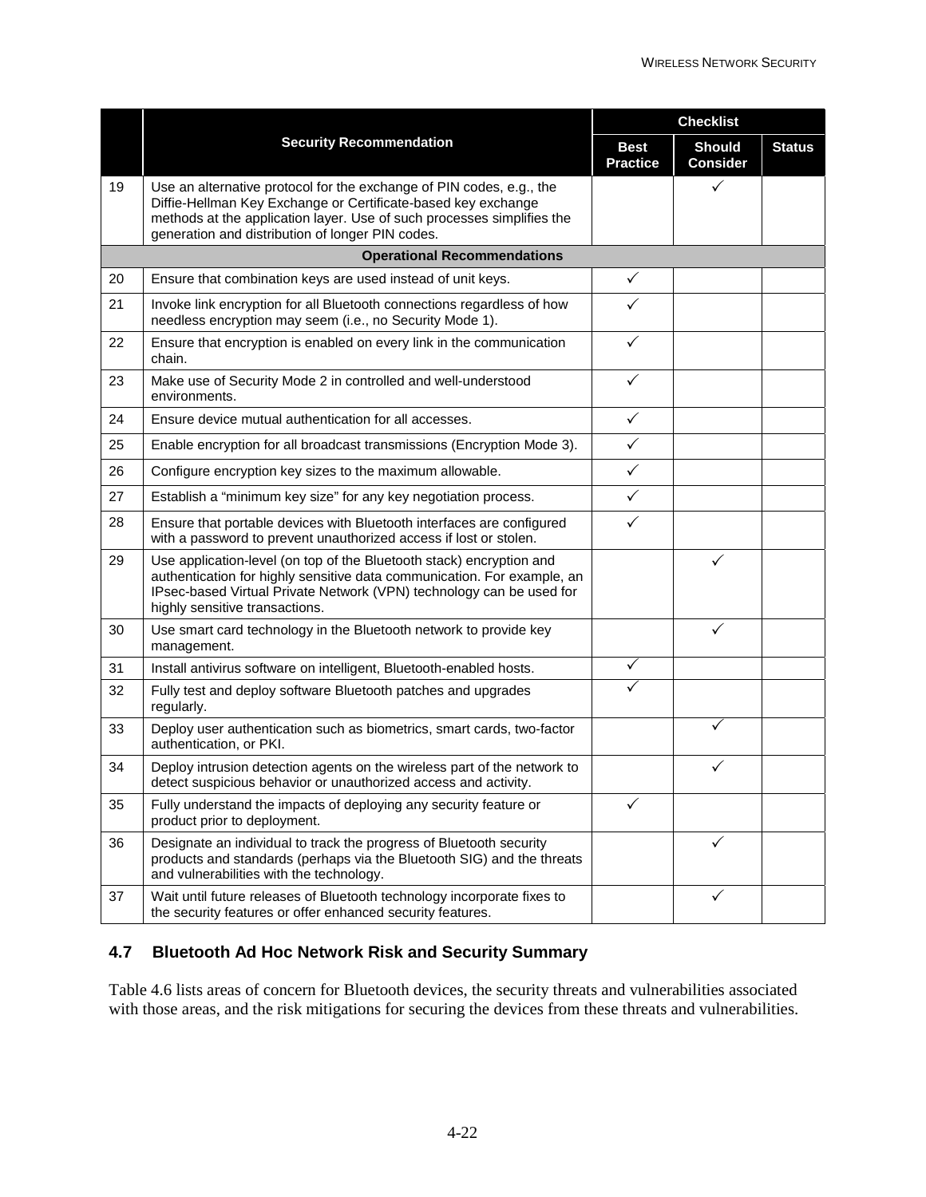| | Security Recommendation | Checklist | | |
|---|---|---|---|---|
| | | Best Practice | Should Consider | Status |
| 19 | Use an alternative protocol for the exchange of PIN codes, e.g., the Diffie-Hellman Key Exchange or Certificate-based key exchange methods at the application layer. Use of such processes simplifies the generation and distribution of longer PIN codes. | | ✓ | |
| | **Operational Recommendations** | | | |
| 20 | Ensure that combination keys are used instead of unit keys. | ✓ | | |
| 21 | Invoke link encryption for all Bluetooth connections regardless of how needless encryption may seem (i.e., no Security Mode 1). | ✓ | | |
| 22 | Ensure that encryption is enabled on every link in the communication chain. | ✓ | | |
| 23 | Make use of Security Mode 2 in controlled and well-understood environments. | ✓ | | |
| 24 | Ensure device mutual authentication for all accesses. | ✓ | | |
| 25 | Enable encryption for all broadcast transmissions (Encryption Mode 3). | ✓ | | |
| 26 | Configure encryption key sizes to the maximum allowable. | ✓ | | |
| 27 | Establish a “minimum key size” for any key negotiation process. | ✓ | | |
| 28 | Ensure that portable devices with Bluetooth interfaces are configured with a password to prevent unauthorized access if lost or stolen. | ✓ | | |
| 29 | Use application-level (on top of the Bluetooth stack) encryption and authentication for highly sensitive data communication. For example, an IPsec-based Virtual Private Network (VPN) technology can be used for highly sensitive transactions. | | ✓ | |
| 30 | Use smart card technology in the Bluetooth network to provide key management. | | ✓ | |
| 31 | Install antivirus software on intelligent, Bluetooth-enabled hosts. | ✓ | | |
| 32 | Fully test and deploy software Bluetooth patches and upgrades regularly. | ✓ | | |
| 33 | Deploy user authentication such as biometrics, smart cards, two-factor authentication, or PKI. | | ✓ | |
| 34 | Deploy intrusion detection agents on the wireless part of the network to detect suspicious behavior or unauthorized access and activity. | | ✓ | |
| 35 | Fully understand the impacts of deploying any security feature or product prior to deployment. | ✓ | | |
| 36 | Designate an individual to track the progress of Bluetooth security products and standards (perhaps via the Bluetooth SIG) and the threats and vulnerabilities with the technology. | | ✓ | |
| 37 | Wait until future releases of Bluetooth technology incorporate fixes to the security features or offer enhanced security features. | | ✓ | |

## 4.7 Bluetooth Ad Hoc Network Risk and Security Summary

Table 4.6 lists areas of concern for Bluetooth devices, the security threats and vulnerabilities associated with those areas, and the risk mitigations for securing the devices from these threats and vulnerabilities.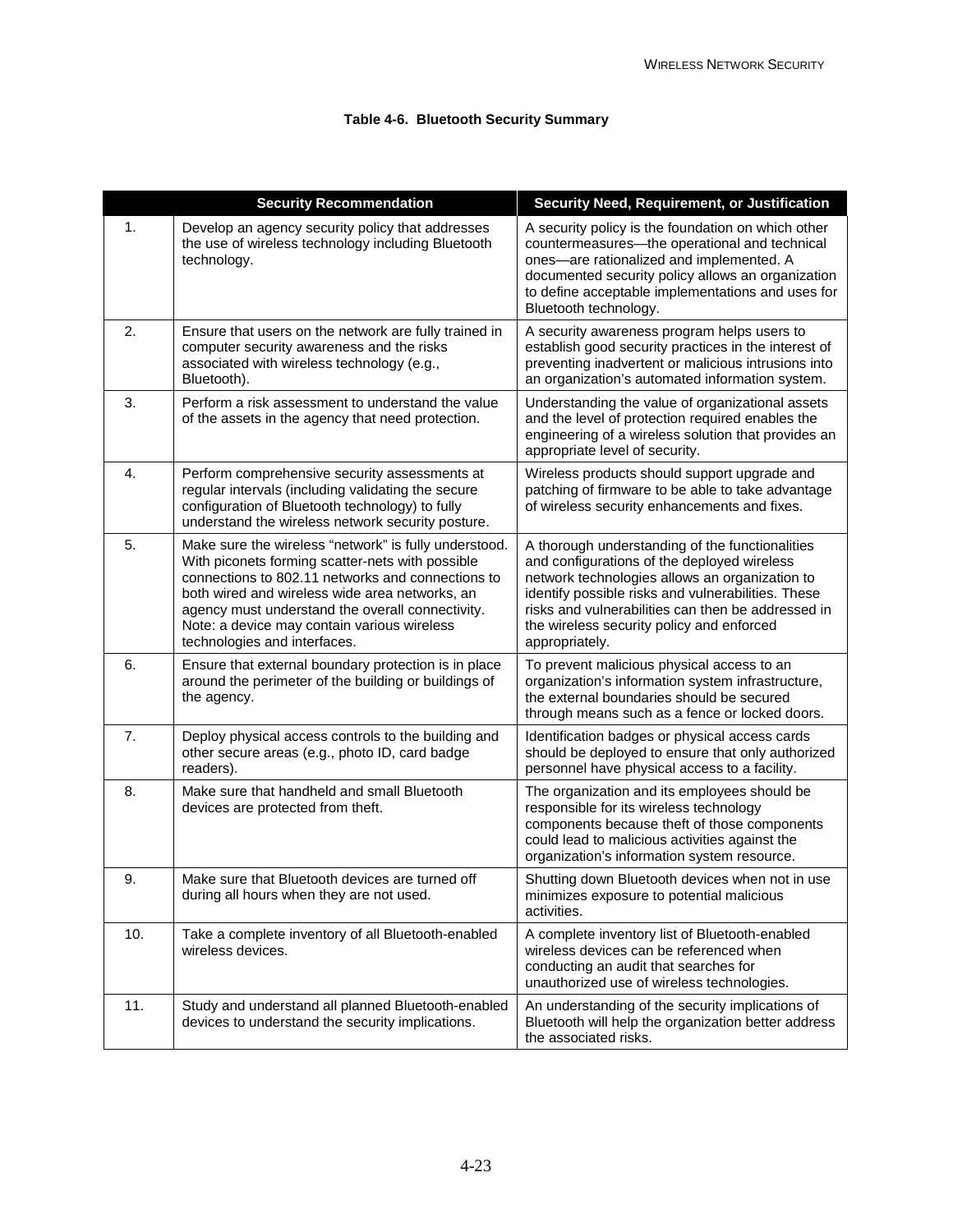**Table 4-6. Bluetooth Security Summary**

| | Security Recommendation | Security Need, Requirement, or Justification |
|---|---|---|
| 1. | Develop an agency security policy that addresses the use of wireless technology including Bluetooth technology. | A security policy is the foundation on which other countermeasures—the operational and technical ones—are rationalized and implemented. A documented security policy allows an organization to define acceptable implementations and uses for Bluetooth technology. |
| 2. | Ensure that users on the network are fully trained in computer security awareness and the risks associated with wireless technology (e.g., Bluetooth). | A security awareness program helps users to establish good security practices in the interest of preventing inadvertent or malicious intrusions into an organization's automated information system. |
| 3. | Perform a risk assessment to understand the value of the assets in the agency that need protection. | Understanding the value of organizational assets and the level of protection required enables the engineering of a wireless solution that provides an appropriate level of security. |
| 4. | Perform comprehensive security assessments at regular intervals (including validating the secure configuration of Bluetooth technology) to fully understand the wireless network security posture. | Wireless products should support upgrade and patching of firmware to be able to take advantage of wireless security enhancements and fixes. |
| 5. | Make sure the wireless "network" is fully understood. With piconets forming scatter-nets with possible connections to 802.11 networks and connections to both wired and wireless wide area networks, an agency must understand the overall connectivity. Note: a device may contain various wireless technologies and interfaces. | A thorough understanding of the functionalities and configurations of the deployed wireless network technologies allows an organization to identify possible risks and vulnerabilities. These risks and vulnerabilities can then be addressed in the wireless security policy and enforced appropriately. |
| 6. | Ensure that external boundary protection is in place around the perimeter of the building or buildings of the agency. | To prevent malicious physical access to an organization's information system infrastructure, the external boundaries should be secured through means such as a fence or locked doors. |
| 7. | Deploy physical access controls to the building and other secure areas (e.g., photo ID, card badge readers). | Identification badges or physical access cards should be deployed to ensure that only authorized personnel have physical access to a facility. |
| 8. | Make sure that handheld and small Bluetooth devices are protected from theft. | The organization and its employees should be responsible for its wireless technology components because theft of those components could lead to malicious activities against the organization's information system resource. |
| 9. | Make sure that Bluetooth devices are turned off during all hours when they are not used. | Shutting down Bluetooth devices when not in use minimizes exposure to potential malicious activities. |
| 10. | Take a complete inventory of all Bluetooth-enabled wireless devices. | A complete inventory list of Bluetooth-enabled wireless devices can be referenced when conducting an audit that searches for unauthorized use of wireless technologies. |
| 11. | Study and understand all planned Bluetooth-enabled devices to understand the security implications. | An understanding of the security implications of Bluetooth will help the organization better address the associated risks. |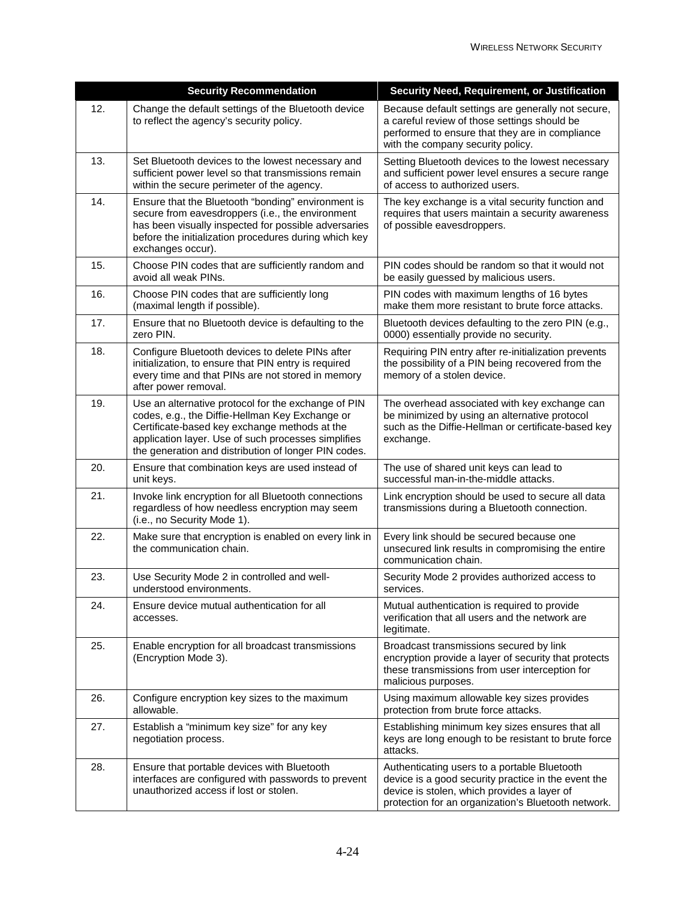| | Security Recommendation | Security Need, Requirement, or Justification |
|---|---|---|
| 12. | Change the default settings of the Bluetooth device to reflect the agency's security policy. | Because default settings are generally not secure, a careful review of those settings should be performed to ensure that they are in compliance with the company security policy. |
| 13. | Set Bluetooth devices to the lowest necessary and sufficient power level so that transmissions remain within the secure perimeter of the agency. | Setting Bluetooth devices to the lowest necessary and sufficient power level ensures a secure range of access to authorized users. |
| 14. | Ensure that the Bluetooth "bonding" environment is secure from eavesdroppers (i.e., the environment has been visually inspected for possible adversaries before the initialization procedures during which key exchanges occur). | The key exchange is a vital security function and requires that users maintain a security awareness of possible eavesdroppers. |
| 15. | Choose PIN codes that are sufficiently random and avoid all weak PINs. | PIN codes should be random so that it would not be easily guessed by malicious users. |
| 16. | Choose PIN codes that are sufficiently long (maximal length if possible). | PIN codes with maximum lengths of 16 bytes make them more resistant to brute force attacks. |
| 17. | Ensure that no Bluetooth device is defaulting to the zero PIN. | Bluetooth devices defaulting to the zero PIN (e.g., 0000) essentially provide no security. |
| 18. | Configure Bluetooth devices to delete PINs after initialization, to ensure that PIN entry is required every time and that PINs are not stored in memory after power removal. | Requiring PIN entry after re-initialization prevents the possibility of a PIN being recovered from the memory of a stolen device. |
| 19. | Use an alternative protocol for the exchange of PIN codes, e.g., the Diffie-Hellman Key Exchange or Certificate-based key exchange methods at the application layer. Use of such processes simplifies the generation and distribution of longer PIN codes. | The overhead associated with key exchange can be minimized by using an alternative protocol such as the Diffie-Hellman or certificate-based key exchange. |
| 20. | Ensure that combination keys are used instead of unit keys. | The use of shared unit keys can lead to successful man-in-the-middle attacks. |
| 21. | Invoke link encryption for all Bluetooth connections regardless of how needless encryption may seem (i.e., no Security Mode 1). | Link encryption should be used to secure all data transmissions during a Bluetooth connection. |
| 22. | Make sure that encryption is enabled on every link in the communication chain. | Every link should be secured because one unsecured link results in compromising the entire communication chain. |
| 23. | Use Security Mode 2 in controlled and well-understood environments. | Security Mode 2 provides authorized access to services. |
| 24. | Ensure device mutual authentication for all accesses. | Mutual authentication is required to provide verification that all users and the network are legitimate. |
| 25. | Enable encryption for all broadcast transmissions (Encryption Mode 3). | Broadcast transmissions secured by link encryption provide a layer of security that protects these transmissions from user interception for malicious purposes. |
| 26. | Configure encryption key sizes to the maximum allowable. | Using maximum allowable key sizes provides protection from brute force attacks. |
| 27. | Establish a "minimum key size" for any key negotiation process. | Establishing minimum key sizes ensures that all keys are long enough to be resistant to brute force attacks. |
| 28. | Ensure that portable devices with Bluetooth interfaces are configured with passwords to prevent unauthorized access if lost or stolen. | Authenticating users to a portable Bluetooth device is a good security practice in the event the device is stolen, which provides a layer of protection for an organization's Bluetooth network. |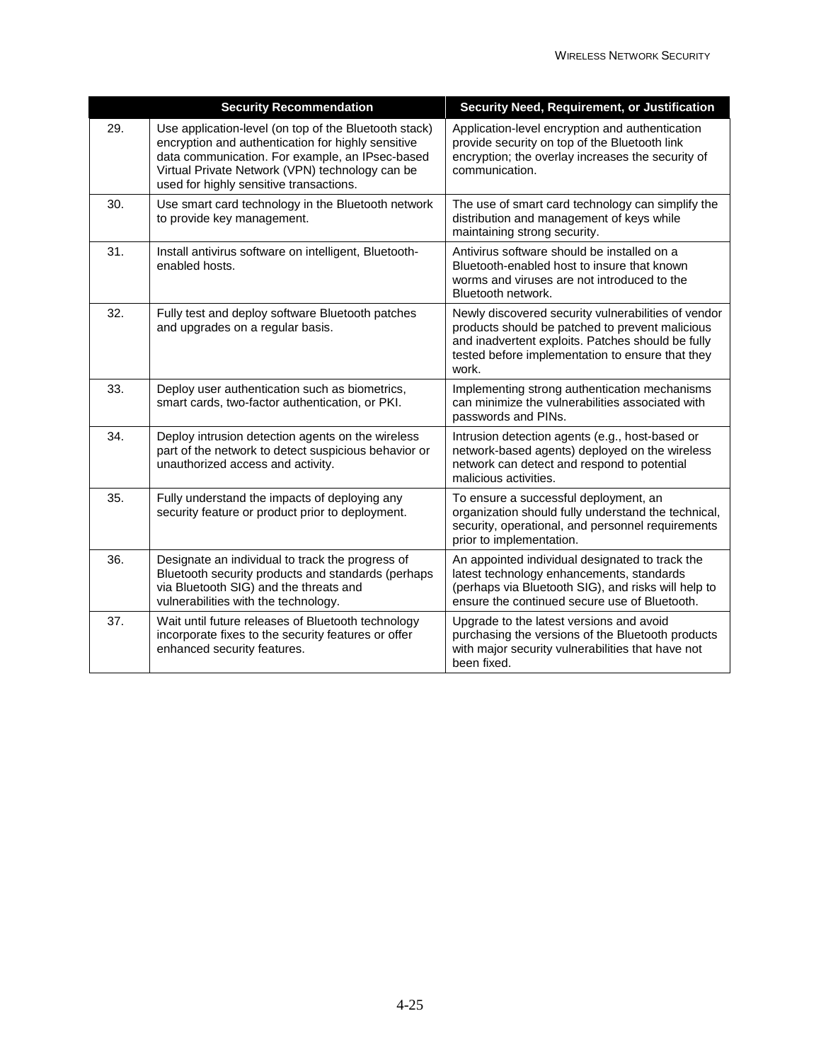| | Security Recommendation | Security Need, Requirement, or Justification |
|---|---|---|
| 29. | Use application-level (on top of the Bluetooth stack) encryption and authentication for highly sensitive data communication. For example, an IPsec-based Virtual Private Network (VPN) technology can be used for highly sensitive transactions. | Application-level encryption and authentication provide security on top of the Bluetooth link encryption; the overlay increases the security of communication. |
| 30. | Use smart card technology in the Bluetooth network to provide key management. | The use of smart card technology can simplify the distribution and management of keys while maintaining strong security. |
| 31. | Install antivirus software on intelligent, Bluetooth-enabled hosts. | Antivirus software should be installed on a Bluetooth-enabled host to insure that known worms and viruses are not introduced to the Bluetooth network. |
| 32. | Fully test and deploy software Bluetooth patches and upgrades on a regular basis. | Newly discovered security vulnerabilities of vendor products should be patched to prevent malicious and inadvertent exploits. Patches should be fully tested before implementation to ensure that they work. |
| 33. | Deploy user authentication such as biometrics, smart cards, two-factor authentication, or PKI. | Implementing strong authentication mechanisms can minimize the vulnerabilities associated with passwords and PINs. |
| 34. | Deploy intrusion detection agents on the wireless part of the network to detect suspicious behavior or unauthorized access and activity. | Intrusion detection agents (e.g., host-based or network-based agents) deployed on the wireless network can detect and respond to potential malicious activities. |
| 35. | Fully understand the impacts of deploying any security feature or product prior to deployment. | To ensure a successful deployment, an organization should fully understand the technical, security, operational, and personnel requirements prior to implementation. |
| 36. | Designate an individual to track the progress of Bluetooth security products and standards (perhaps via Bluetooth SIG) and the threats and vulnerabilities with the technology. | An appointed individual designated to track the latest technology enhancements, standards (perhaps via Bluetooth SIG), and risks will help to ensure the continued secure use of Bluetooth. |
| 37. | Wait until future releases of Bluetooth technology incorporate fixes to the security features or offer enhanced security features. | Upgrade to the latest versions and avoid purchasing the versions of the Bluetooth products with major security vulnerabilities that have not been fixed. |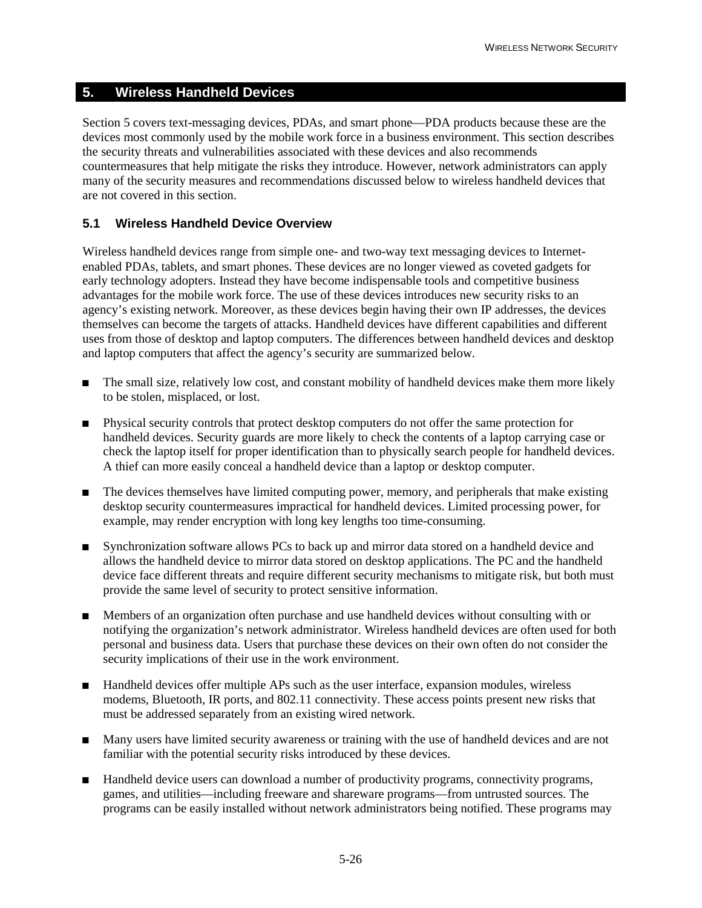## 5. Wireless Handheld Devices

Section 5 covers text-messaging devices, PDAs, and smart phone—PDA products because these are the devices most commonly used by the mobile work force in a business environment. This section describes the security threats and vulnerabilities associated with these devices and also recommends countermeasures that help mitigate the risks they introduce. However, network administrators can apply many of the security measures and recommendations discussed below to wireless handheld devices that are not covered in this section.

### 5.1 Wireless Handheld Device Overview

Wireless handheld devices range from simple one- and two-way text messaging devices to Internet-enabled PDAs, tablets, and smart phones. These devices are no longer viewed as coveted gadgets for early technology adopters. Instead they have become indispensable tools and competitive business advantages for the mobile work force. The use of these devices introduces new security risks to an agency's existing network. Moreover, as these devices begin having their own IP addresses, the devices themselves can become the targets of attacks. Handheld devices have different capabilities and different uses from those of desktop and laptop computers. The differences between handheld devices and desktop and laptop computers that affect the agency's security are summarized below.

- The small size, relatively low cost, and constant mobility of handheld devices make them more likely to be stolen, misplaced, or lost.
- Physical security controls that protect desktop computers do not offer the same protection for handheld devices. Security guards are more likely to check the contents of a laptop carrying case or check the laptop itself for proper identification than to physically search people for handheld devices. A thief can more easily conceal a handheld device than a laptop or desktop computer.
- The devices themselves have limited computing power, memory, and peripherals that make existing desktop security countermeasures impractical for handheld devices. Limited processing power, for example, may render encryption with long key lengths too time-consuming.
- Synchronization software allows PCs to back up and mirror data stored on a handheld device and allows the handheld device to mirror data stored on desktop applications. The PC and the handheld device face different threats and require different security mechanisms to mitigate risk, but both must provide the same level of security to protect sensitive information.
- Members of an organization often purchase and use handheld devices without consulting with or notifying the organization's network administrator. Wireless handheld devices are often used for both personal and business data. Users that purchase these devices on their own often do not consider the security implications of their use in the work environment.
- Handheld devices offer multiple APs such as the user interface, expansion modules, wireless modems, Bluetooth, IR ports, and 802.11 connectivity. These access points present new risks that must be addressed separately from an existing wired network.
- Many users have limited security awareness or training with the use of handheld devices and are not familiar with the potential security risks introduced by these devices.
- Handheld device users can download a number of productivity programs, connectivity programs, games, and utilities—including freeware and shareware programs—from untrusted sources. The programs can be easily installed without network administrators being notified. These programs may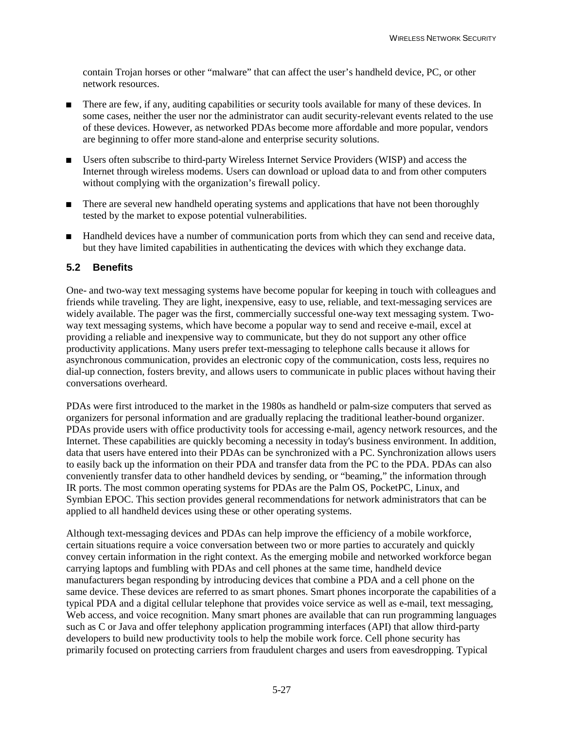contain Trojan horses or other “malware” that can affect the user’s handheld device, PC, or other network resources.

- There are few, if any, auditing capabilities or security tools available for many of these devices. In some cases, neither the user nor the administrator can audit security-relevant events related to the use of these devices. However, as networked PDAs become more affordable and more popular, vendors are beginning to offer more stand-alone and enterprise security solutions.
- Users often subscribe to third-party Wireless Internet Service Providers (WISP) and access the Internet through wireless modems. Users can download or upload data to and from other computers without complying with the organization’s firewall policy.
- There are several new handheld operating systems and applications that have not been thoroughly tested by the market to expose potential vulnerabilities.
- Handheld devices have a number of communication ports from which they can send and receive data, but they have limited capabilities in authenticating the devices with which they exchange data.

### 5.2 Benefits

One- and two-way text messaging systems have become popular for keeping in touch with colleagues and friends while traveling. They are light, inexpensive, easy to use, reliable, and text-messaging services are widely available. The pager was the first, commercially successful one-way text messaging system. Two-way text messaging systems, which have become a popular way to send and receive e-mail, excel at providing a reliable and inexpensive way to communicate, but they do not support any other office productivity applications. Many users prefer text-messaging to telephone calls because it allows for asynchronous communication, provides an electronic copy of the communication, costs less, requires no dial-up connection, fosters brevity, and allows users to communicate in public places without having their conversations overheard.

PDAs were first introduced to the market in the 1980s as handheld or palm-size computers that served as organizers for personal information and are gradually replacing the traditional leather-bound organizer. PDAs provide users with office productivity tools for accessing e-mail, agency network resources, and the Internet. These capabilities are quickly becoming a necessity in today's business environment. In addition, data that users have entered into their PDAs can be synchronized with a PC. Synchronization allows users to easily back up the information on their PDA and transfer data from the PC to the PDA. PDAs can also conveniently transfer data to other handheld devices by sending, or “beaming,” the information through IR ports. The most common operating systems for PDAs are the Palm OS, PocketPC, Linux, and Symbian EPOC. This section provides general recommendations for network administrators that can be applied to all handheld devices using these or other operating systems.

Although text-messaging devices and PDAs can help improve the efficiency of a mobile workforce, certain situations require a voice conversation between two or more parties to accurately and quickly convey certain information in the right context. As the emerging mobile and networked workforce began carrying laptops and fumbling with PDAs and cell phones at the same time, handheld device manufacturers began responding by introducing devices that combine a PDA and a cell phone on the same device. These devices are referred to as smart phones. Smart phones incorporate the capabilities of a typical PDA and a digital cellular telephone that provides voice service as well as e-mail, text messaging, Web access, and voice recognition. Many smart phones are available that can run programming languages such as C or Java and offer telephony application programming interfaces (API) that allow third-party developers to build new productivity tools to help the mobile work force. Cell phone security has primarily focused on protecting carriers from fraudulent charges and users from eavesdropping. Typical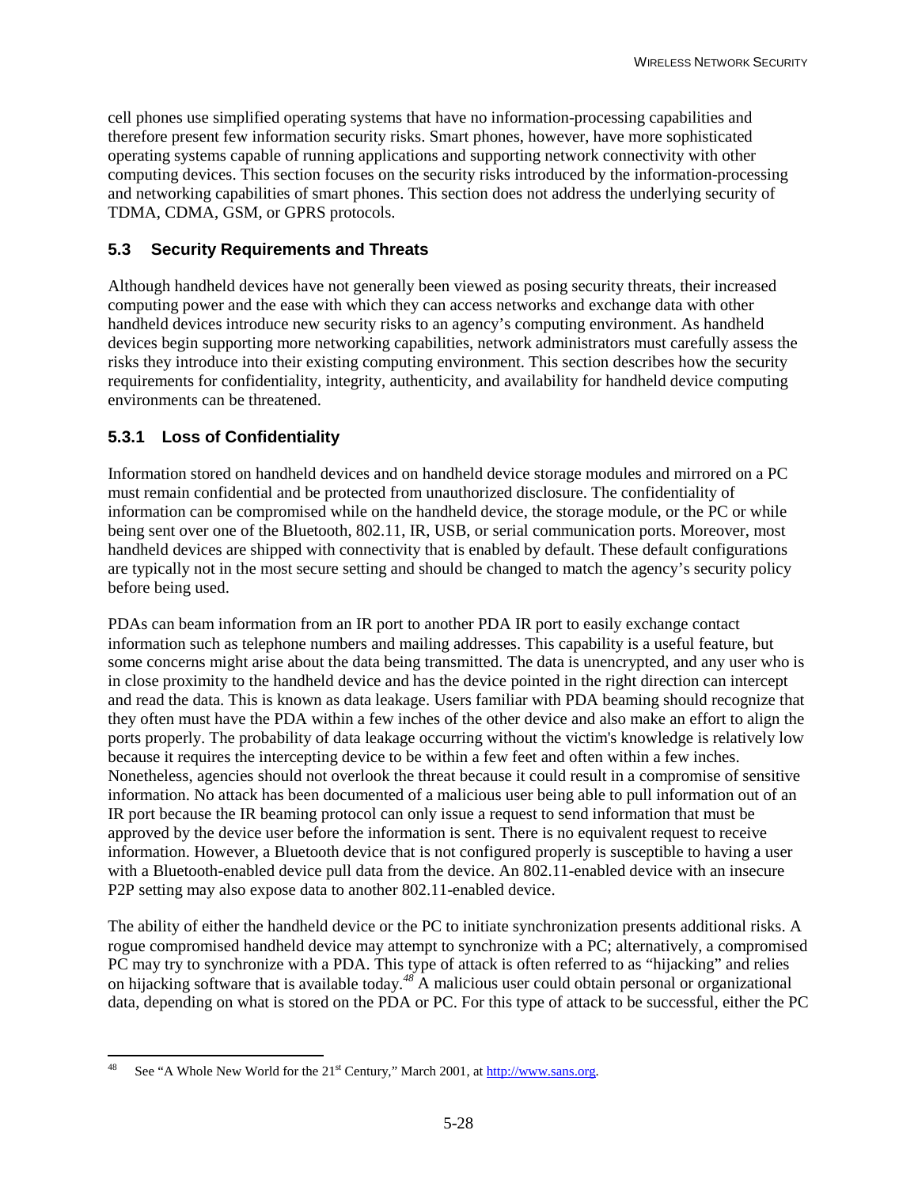cell phones use simplified operating systems that have no information-processing capabilities and therefore present few information security risks. Smart phones, however, have more sophisticated operating systems capable of running applications and supporting network connectivity with other computing devices. This section focuses on the security risks introduced by the information-processing and networking capabilities of smart phones. This section does not address the underlying security of TDMA, CDMA, GSM, or GPRS protocols.

## 5.3 Security Requirements and Threats

Although handheld devices have not generally been viewed as posing security threats, their increased computing power and the ease with which they can access networks and exchange data with other handheld devices introduce new security risks to an agency's computing environment. As handheld devices begin supporting more networking capabilities, network administrators must carefully assess the risks they introduce into their existing computing environment. This section describes how the security requirements for confidentiality, integrity, authenticity, and availability for handheld device computing environments can be threatened.

### 5.3.1 Loss of Confidentiality

Information stored on handheld devices and on handheld device storage modules and mirrored on a PC must remain confidential and be protected from unauthorized disclosure. The confidentiality of information can be compromised while on the handheld device, the storage module, or the PC or while being sent over one of the Bluetooth, 802.11, IR, USB, or serial communication ports. Moreover, most handheld devices are shipped with connectivity that is enabled by default. These default configurations are typically not in the most secure setting and should be changed to match the agency's security policy before being used.

PDAs can beam information from an IR port to another PDA IR port to easily exchange contact information such as telephone numbers and mailing addresses. This capability is a useful feature, but some concerns might arise about the data being transmitted. The data is unencrypted, and any user who is in close proximity to the handheld device and has the device pointed in the right direction can intercept and read the data. This is known as data leakage. Users familiar with PDA beaming should recognize that they often must have the PDA within a few inches of the other device and also make an effort to align the ports properly. The probability of data leakage occurring without the victim's knowledge is relatively low because it requires the intercepting device to be within a few feet and often within a few inches. Nonetheless, agencies should not overlook the threat because it could result in a compromise of sensitive information. No attack has been documented of a malicious user being able to pull information out of an IR port because the IR beaming protocol can only issue a request to send information that must be approved by the device user before the information is sent. There is no equivalent request to receive information. However, a Bluetooth device that is not configured properly is susceptible to having a user with a Bluetooth-enabled device pull data from the device. An 802.11-enabled device with an insecure P2P setting may also expose data to another 802.11-enabled device.

The ability of either the handheld device or the PC to initiate synchronization presents additional risks. A rogue compromised handheld device may attempt to synchronize with a PC; alternatively, a compromised PC may try to synchronize with a PDA. This type of attack is often referred to as "hijacking" and relies on hijacking software that is available today.[48] A malicious user could obtain personal or organizational data, depending on what is stored on the PDA or PC. For this type of attack to be successful, either the PC

[48] See "A Whole New World for the 21st Century," March 2001, at http://www.sans.org.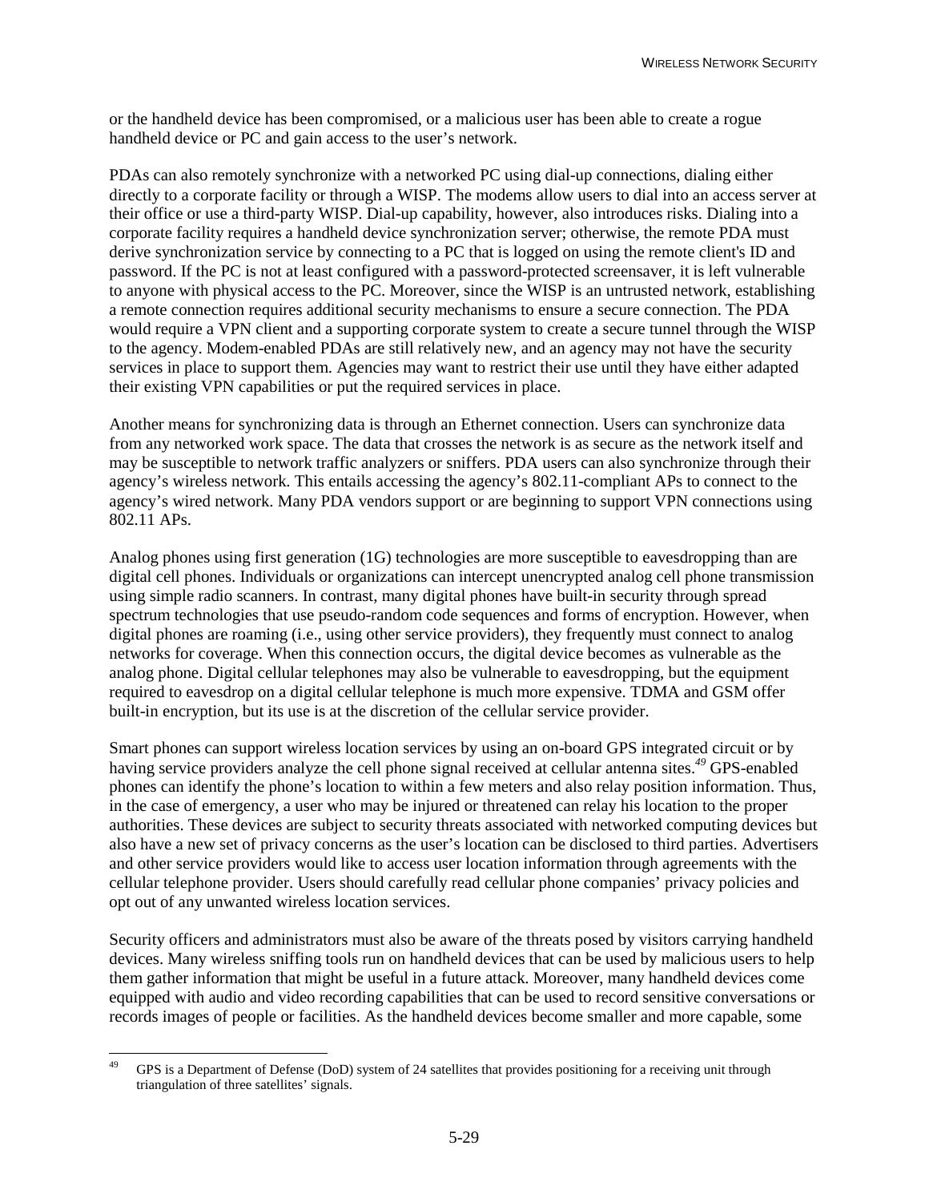or the handheld device has been compromised, or a malicious user has been able to create a rogue handheld device or PC and gain access to the user's network.

PDAs can also remotely synchronize with a networked PC using dial-up connections, dialing either directly to a corporate facility or through a WISP. The modems allow users to dial into an access server at their office or use a third-party WISP. Dial-up capability, however, also introduces risks. Dialing into a corporate facility requires a handheld device synchronization server; otherwise, the remote PDA must derive synchronization service by connecting to a PC that is logged on using the remote client's ID and password. If the PC is not at least configured with a password-protected screensaver, it is left vulnerable to anyone with physical access to the PC. Moreover, since the WISP is an untrusted network, establishing a remote connection requires additional security mechanisms to ensure a secure connection. The PDA would require a VPN client and a supporting corporate system to create a secure tunnel through the WISP to the agency. Modem-enabled PDAs are still relatively new, and an agency may not have the security services in place to support them. Agencies may want to restrict their use until they have either adapted their existing VPN capabilities or put the required services in place.

Another means for synchronizing data is through an Ethernet connection. Users can synchronize data from any networked work space. The data that crosses the network is as secure as the network itself and may be susceptible to network traffic analyzers or sniffers. PDA users can also synchronize through their agency's wireless network. This entails accessing the agency's 802.11-compliant APs to connect to the agency's wired network. Many PDA vendors support or are beginning to support VPN connections using 802.11 APs.

Analog phones using first generation (1G) technologies are more susceptible to eavesdropping than are digital cell phones. Individuals or organizations can intercept unencrypted analog cell phone transmission using simple radio scanners. In contrast, many digital phones have built-in security through spread spectrum technologies that use pseudo-random code sequences and forms of encryption. However, when digital phones are roaming (i.e., using other service providers), they frequently must connect to analog networks for coverage. When this connection occurs, the digital device becomes as vulnerable as the analog phone. Digital cellular telephones may also be vulnerable to eavesdropping, but the equipment required to eavesdrop on a digital cellular telephone is much more expensive. TDMA and GSM offer built-in encryption, but its use is at the discretion of the cellular service provider.

Smart phones can support wireless location services by using an on-board GPS integrated circuit or by having service providers analyze the cell phone signal received at cellular antenna sites.[49] GPS-enabled phones can identify the phone's location to within a few meters and also relay position information. Thus, in the case of emergency, a user who may be injured or threatened can relay his location to the proper authorities. These devices are subject to security threats associated with networked computing devices but also have a new set of privacy concerns as the user's location can be disclosed to third parties. Advertisers and other service providers would like to access user location information through agreements with the cellular telephone provider. Users should carefully read cellular phone companies' privacy policies and opt out of any unwanted wireless location services.

Security officers and administrators must also be aware of the threats posed by visitors carrying handheld devices. Many wireless sniffing tools run on handheld devices that can be used by malicious users to help them gather information that might be useful in a future attack. Moreover, many handheld devices come equipped with audio and video recording capabilities that can be used to record sensitive conversations or records images of people or facilities. As the handheld devices become smaller and more capable, some

[49] GPS is a Department of Defense (DoD) system of 24 satellites that provides positioning for a receiving unit through triangulation of three satellites' signals.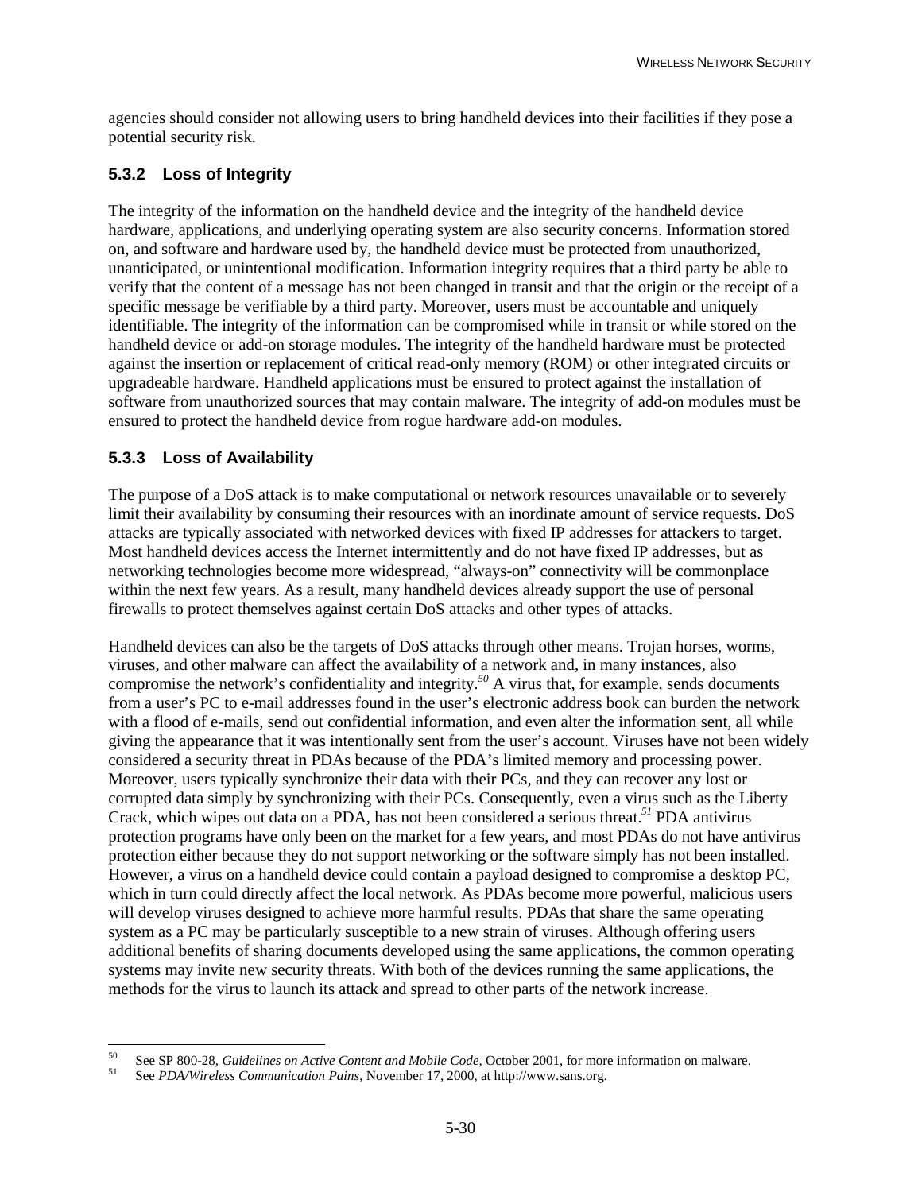agencies should consider not allowing users to bring handheld devices into their facilities if they pose a potential security risk.

### 5.3.2 Loss of Integrity

The integrity of the information on the handheld device and the integrity of the handheld device hardware, applications, and underlying operating system are also security concerns. Information stored on, and software and hardware used by, the handheld device must be protected from unauthorized, unanticipated, or unintentional modification. Information integrity requires that a third party be able to verify that the content of a message has not been changed in transit and that the origin or the receipt of a specific message be verifiable by a third party. Moreover, users must be accountable and uniquely identifiable. The integrity of the information can be compromised while in transit or while stored on the handheld device or add-on storage modules. The integrity of the handheld hardware must be protected against the insertion or replacement of critical read-only memory (ROM) or other integrated circuits or upgradeable hardware. Handheld applications must be ensured to protect against the installation of software from unauthorized sources that may contain malware. The integrity of add-on modules must be ensured to protect the handheld device from rogue hardware add-on modules.

### 5.3.3 Loss of Availability

The purpose of a DoS attack is to make computational or network resources unavailable or to severely limit their availability by consuming their resources with an inordinate amount of service requests. DoS attacks are typically associated with networked devices with fixed IP addresses for attackers to target. Most handheld devices access the Internet intermittently and do not have fixed IP addresses, but as networking technologies become more widespread, "always-on" connectivity will be commonplace within the next few years. As a result, many handheld devices already support the use of personal firewalls to protect themselves against certain DoS attacks and other types of attacks.

Handheld devices can also be the targets of DoS attacks through other means. Trojan horses, worms, viruses, and other malware can affect the availability of a network and, in many instances, also compromise the network's confidentiality and integrity.[50] A virus that, for example, sends documents from a user's PC to e-mail addresses found in the user's electronic address book can burden the network with a flood of e-mails, send out confidential information, and even alter the information sent, all while giving the appearance that it was intentionally sent from the user's account. Viruses have not been widely considered a security threat in PDAs because of the PDA's limited memory and processing power. Moreover, users typically synchronize their data with their PCs, and they can recover any lost or corrupted data simply by synchronizing with their PCs. Consequently, even a virus such as the Liberty Crack, which wipes out data on a PDA, has not been considered a serious threat.[51] PDA antivirus protection programs have only been on the market for a few years, and most PDAs do not have antivirus protection either because they do not support networking or the software simply has not been installed. However, a virus on a handheld device could contain a payload designed to compromise a desktop PC, which in turn could directly affect the local network. As PDAs become more powerful, malicious users will develop viruses designed to achieve more harmful results. PDAs that share the same operating system as a PC may be particularly susceptible to a new strain of viruses. Although offering users additional benefits of sharing documents developed using the same applications, the common operating systems may invite new security threats. With both of the devices running the same applications, the methods for the virus to launch its attack and spread to other parts of the network increase.

---

[50] See SP 800-28, *Guidelines on Active Content and Mobile Code,* October 2001, for more information on malware.

[51] See *PDA/Wireless Communication Pains*, November 17, 2000, at http://www.sans.org.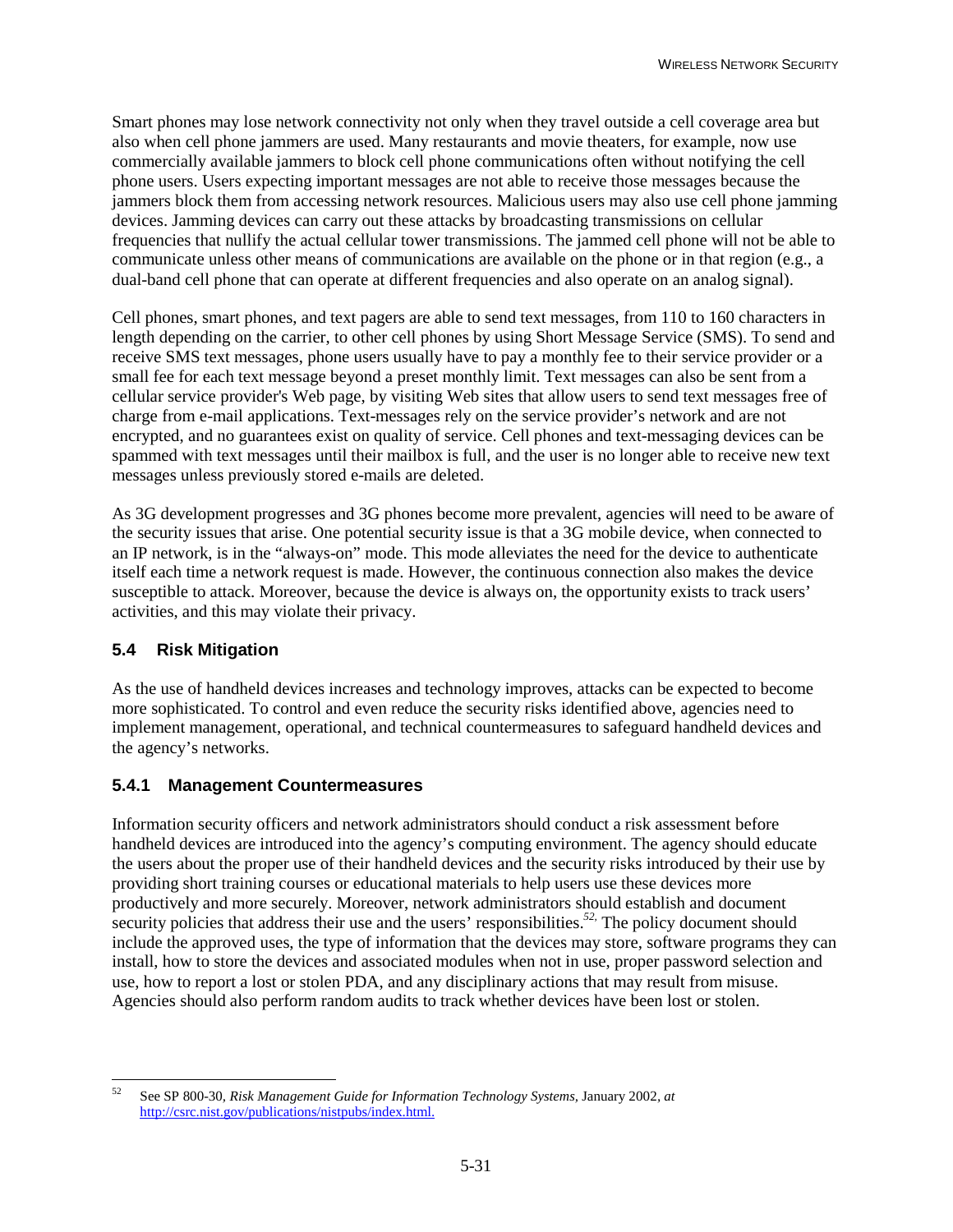Smart phones may lose network connectivity not only when they travel outside a cell coverage area but also when cell phone jammers are used. Many restaurants and movie theaters, for example, now use commercially available jammers to block cell phone communications often without notifying the cell phone users. Users expecting important messages are not able to receive those messages because the jammers block them from accessing network resources. Malicious users may also use cell phone jamming devices. Jamming devices can carry out these attacks by broadcasting transmissions on cellular frequencies that nullify the actual cellular tower transmissions. The jammed cell phone will not be able to communicate unless other means of communications are available on the phone or in that region (e.g., a dual-band cell phone that can operate at different frequencies and also operate on an analog signal).

Cell phones, smart phones, and text pagers are able to send text messages, from 110 to 160 characters in length depending on the carrier, to other cell phones by using Short Message Service (SMS). To send and receive SMS text messages, phone users usually have to pay a monthly fee to their service provider or a small fee for each text message beyond a preset monthly limit. Text messages can also be sent from a cellular service provider's Web page, by visiting Web sites that allow users to send text messages free of charge from e-mail applications. Text-messages rely on the service provider's network and are not encrypted, and no guarantees exist on quality of service. Cell phones and text-messaging devices can be spammed with text messages until their mailbox is full, and the user is no longer able to receive new text messages unless previously stored e-mails are deleted.

As 3G development progresses and 3G phones become more prevalent, agencies will need to be aware of the security issues that arise. One potential security issue is that a 3G mobile device, when connected to an IP network, is in the "always-on" mode. This mode alleviates the need for the device to authenticate itself each time a network request is made. However, the continuous connection also makes the device susceptible to attack. Moreover, because the device is always on, the opportunity exists to track users' activities, and this may violate their privacy.

## 5.4 Risk Mitigation

As the use of handheld devices increases and technology improves, attacks can be expected to become more sophisticated. To control and even reduce the security risks identified above, agencies need to implement management, operational, and technical countermeasures to safeguard handheld devices and the agency's networks.

### 5.4.1 Management Countermeasures

Information security officers and network administrators should conduct a risk assessment before handheld devices are introduced into the agency's computing environment. The agency should educate the users about the proper use of their handheld devices and the security risks introduced by their use by providing short training courses or educational materials to help users use these devices more productively and more securely. Moreover, network administrators should establish and document security policies that address their use and the users' responsibilities.[52] The policy document should include the approved uses, the type of information that the devices may store, software programs they can install, how to store the devices and associated modules when not in use, proper password selection and use, how to report a lost or stolen PDA, and any disciplinary actions that may result from misuse. Agencies should also perform random audits to track whether devices have been lost or stolen.

---

[52] See SP 800-30, *Risk Management Guide for Information Technology Systems,* January 2002, *at* http://csrc.nist.gov/publications/nistpubs/index.html.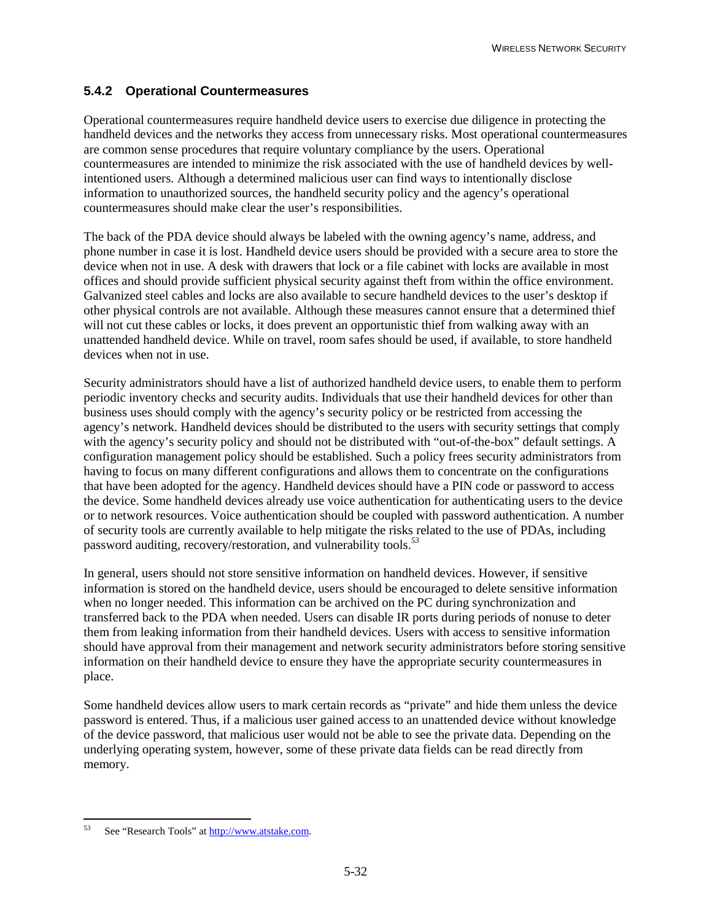### 5.4.2 Operational Countermeasures

Operational countermeasures require handheld device users to exercise due diligence in protecting the handheld devices and the networks they access from unnecessary risks. Most operational countermeasures are common sense procedures that require voluntary compliance by the users. Operational countermeasures are intended to minimize the risk associated with the use of handheld devices by well-intentioned users. Although a determined malicious user can find ways to intentionally disclose information to unauthorized sources, the handheld security policy and the agency's operational countermeasures should make clear the user's responsibilities.

The back of the PDA device should always be labeled with the owning agency's name, address, and phone number in case it is lost. Handheld device users should be provided with a secure area to store the device when not in use. A desk with drawers that lock or a file cabinet with locks are available in most offices and should provide sufficient physical security against theft from within the office environment. Galvanized steel cables and locks are also available to secure handheld devices to the user's desktop if other physical controls are not available. Although these measures cannot ensure that a determined thief will not cut these cables or locks, it does prevent an opportunistic thief from walking away with an unattended handheld device. While on travel, room safes should be used, if available, to store handheld devices when not in use.

Security administrators should have a list of authorized handheld device users, to enable them to perform periodic inventory checks and security audits. Individuals that use their handheld devices for other than business uses should comply with the agency's security policy or be restricted from accessing the agency's network. Handheld devices should be distributed to the users with security settings that comply with the agency's security policy and should not be distributed with "out-of-the-box" default settings. A configuration management policy should be established. Such a policy frees security administrators from having to focus on many different configurations and allows them to concentrate on the configurations that have been adopted for the agency. Handheld devices should have a PIN code or password to access the device. Some handheld devices already use voice authentication for authenticating users to the device or to network resources. Voice authentication should be coupled with password authentication. A number of security tools are currently available to help mitigate the risks related to the use of PDAs, including password auditing, recovery/restoration, and vulnerability tools.[53]

In general, users should not store sensitive information on handheld devices. However, if sensitive information is stored on the handheld device, users should be encouraged to delete sensitive information when no longer needed. This information can be archived on the PC during synchronization and transferred back to the PDA when needed. Users can disable IR ports during periods of nonuse to deter them from leaking information from their handheld devices. Users with access to sensitive information should have approval from their management and network security administrators before storing sensitive information on their handheld device to ensure they have the appropriate security countermeasures in place.

Some handheld devices allow users to mark certain records as "private" and hide them unless the device password is entered. Thus, if a malicious user gained access to an unattended device without knowledge of the device password, that malicious user would not be able to see the private data. Depending on the underlying operating system, however, some of these private data fields can be read directly from memory.

---

[53] See "Research Tools" at http://www.atstake.com.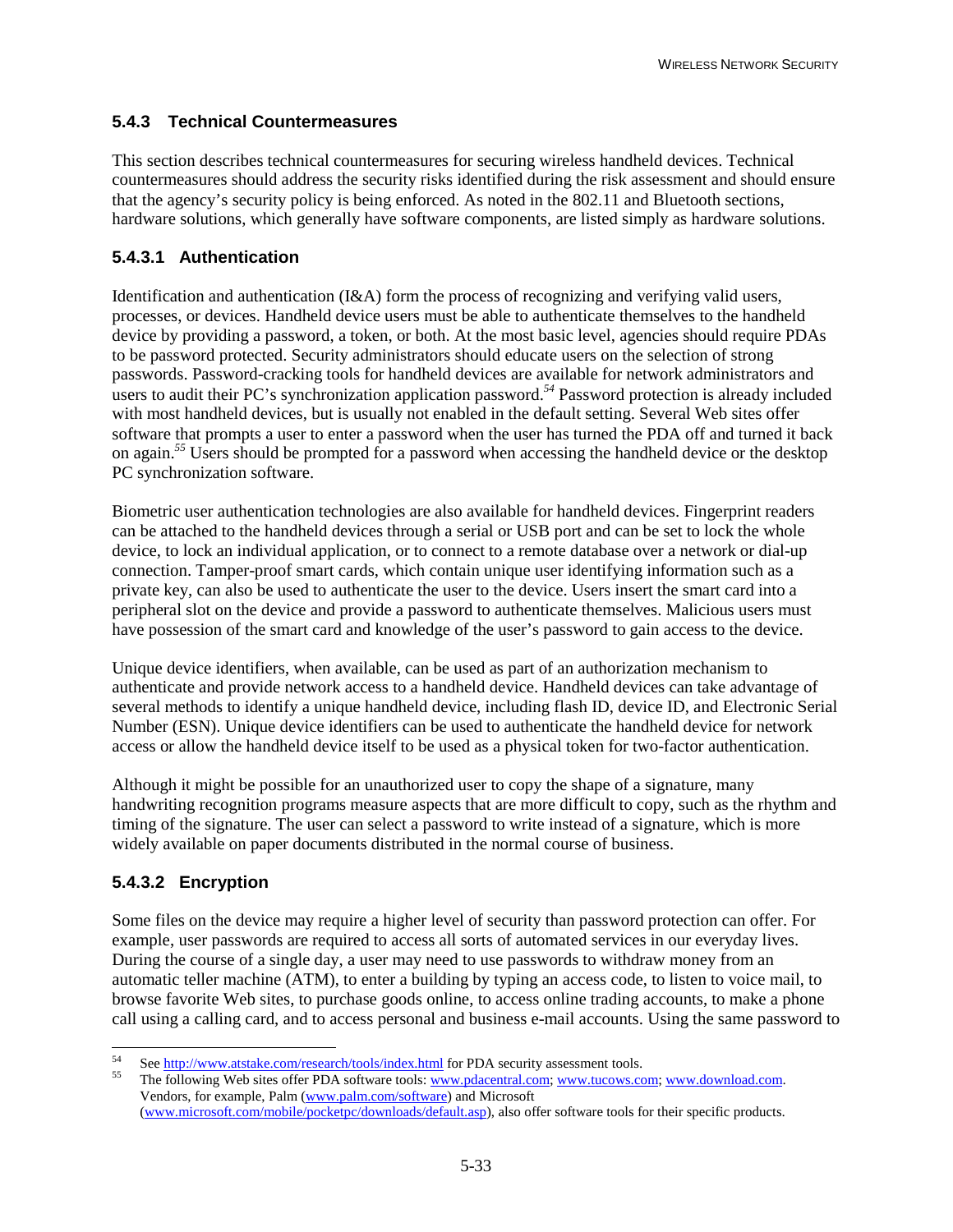### 5.4.3 Technical Countermeasures

This section describes technical countermeasures for securing wireless handheld devices. Technical countermeasures should address the security risks identified during the risk assessment and should ensure that the agency's security policy is being enforced. As noted in the 802.11 and Bluetooth sections, hardware solutions, which generally have software components, are listed simply as hardware solutions.

#### 5.4.3.1 Authentication

Identification and authentication (I&A) form the process of recognizing and verifying valid users, processes, or devices. Handheld device users must be able to authenticate themselves to the handheld device by providing a password, a token, or both. At the most basic level, agencies should require PDAs to be password protected. Security administrators should educate users on the selection of strong passwords. Password-cracking tools for handheld devices are available for network administrators and users to audit their PC's synchronization application password.[54] Password protection is already included with most handheld devices, but is usually not enabled in the default setting. Several Web sites offer software that prompts a user to enter a password when the user has turned the PDA off and turned it back on again.[55] Users should be prompted for a password when accessing the handheld device or the desktop PC synchronization software.

Biometric user authentication technologies are also available for handheld devices. Fingerprint readers can be attached to the handheld devices through a serial or USB port and can be set to lock the whole device, to lock an individual application, or to connect to a remote database over a network or dial-up connection. Tamper-proof smart cards, which contain unique user identifying information such as a private key, can also be used to authenticate the user to the device. Users insert the smart card into a peripheral slot on the device and provide a password to authenticate themselves. Malicious users must have possession of the smart card and knowledge of the user's password to gain access to the device.

Unique device identifiers, when available, can be used as part of an authorization mechanism to authenticate and provide network access to a handheld device. Handheld devices can take advantage of several methods to identify a unique handheld device, including flash ID, device ID, and Electronic Serial Number (ESN). Unique device identifiers can be used to authenticate the handheld device for network access or allow the handheld device itself to be used as a physical token for two-factor authentication.

Although it might be possible for an unauthorized user to copy the shape of a signature, many handwriting recognition programs measure aspects that are more difficult to copy, such as the rhythm and timing of the signature. The user can select a password to write instead of a signature, which is more widely available on paper documents distributed in the normal course of business.

#### 5.4.3.2 Encryption

Some files on the device may require a higher level of security than password protection can offer. For example, user passwords are required to access all sorts of automated services in our everyday lives. During the course of a single day, a user may need to use passwords to withdraw money from an automatic teller machine (ATM), to enter a building by typing an access code, to listen to voice mail, to browse favorite Web sites, to purchase goods online, to access online trading accounts, to make a phone call using a calling card, and to access personal and business e-mail accounts. Using the same password to

---

[54] See http://www.atstake.com/research/tools/index.html for PDA security assessment tools.

[55] The following Web sites offer PDA software tools: www.pdacentral.com; www.tucows.com; www.download.com. Vendors, for example, Palm (www.palm.com/software) and Microsoft (www.microsoft.com/mobile/pocketpc/downloads/default.asp), also offer software tools for their specific products.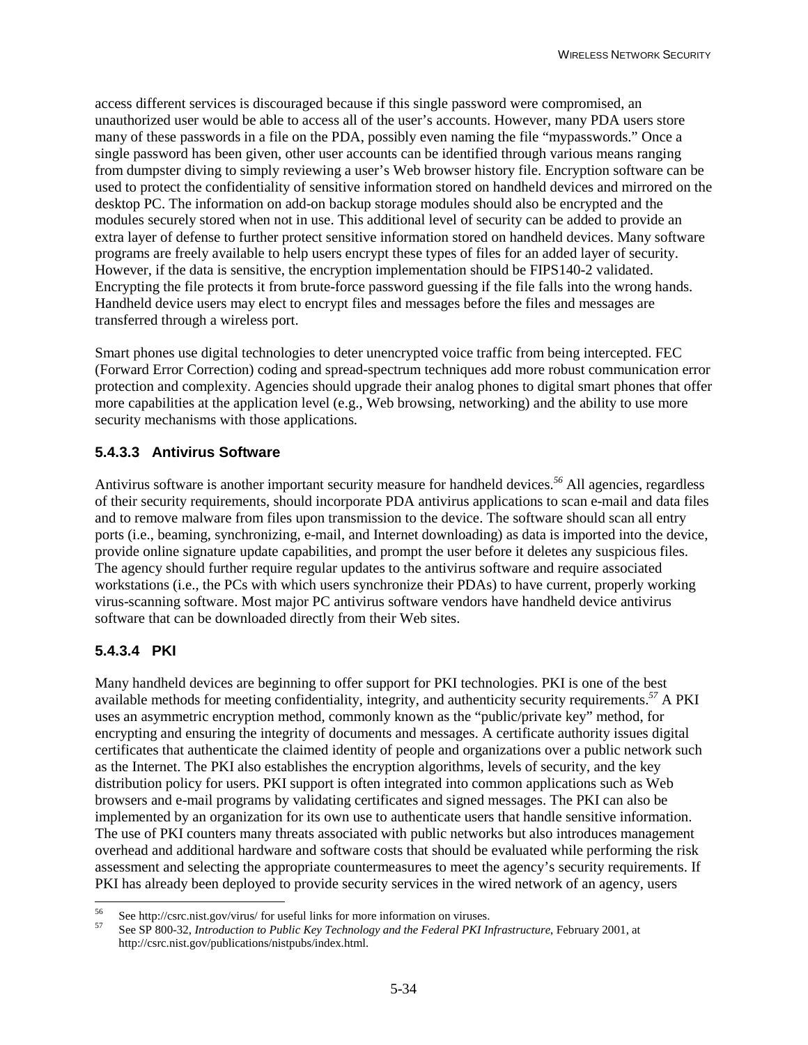access different services is discouraged because if this single password were compromised, an unauthorized user would be able to access all of the user's accounts. However, many PDA users store many of these passwords in a file on the PDA, possibly even naming the file "mypasswords." Once a single password has been given, other user accounts can be identified through various means ranging from dumpster diving to simply reviewing a user's Web browser history file. Encryption software can be used to protect the confidentiality of sensitive information stored on handheld devices and mirrored on the desktop PC. The information on add-on backup storage modules should also be encrypted and the modules securely stored when not in use. This additional level of security can be added to provide an extra layer of defense to further protect sensitive information stored on handheld devices. Many software programs are freely available to help users encrypt these types of files for an added layer of security. However, if the data is sensitive, the encryption implementation should be FIPS140-2 validated. Encrypting the file protects it from brute-force password guessing if the file falls into the wrong hands. Handheld device users may elect to encrypt files and messages before the files and messages are transferred through a wireless port.

Smart phones use digital technologies to deter unencrypted voice traffic from being intercepted. FEC (Forward Error Correction) coding and spread-spectrum techniques add more robust communication error protection and complexity. Agencies should upgrade their analog phones to digital smart phones that offer more capabilities at the application level (e.g., Web browsing, networking) and the ability to use more security mechanisms with those applications.

#### 5.4.3.3 Antivirus Software

Antivirus software is another important security measure for handheld devices.[56] All agencies, regardless of their security requirements, should incorporate PDA antivirus applications to scan e-mail and data files and to remove malware from files upon transmission to the device. The software should scan all entry ports (i.e., beaming, synchronizing, e-mail, and Internet downloading) as data is imported into the device, provide online signature update capabilities, and prompt the user before it deletes any suspicious files. The agency should further require regular updates to the antivirus software and require associated workstations (i.e., the PCs with which users synchronize their PDAs) to have current, properly working virus-scanning software. Most major PC antivirus software vendors have handheld device antivirus software that can be downloaded directly from their Web sites.

#### 5.4.3.4 PKI

Many handheld devices are beginning to offer support for PKI technologies. PKI is one of the best available methods for meeting confidentiality, integrity, and authenticity security requirements.[57] A PKI uses an asymmetric encryption method, commonly known as the "public/private key" method, for encrypting and ensuring the integrity of documents and messages. A certificate authority issues digital certificates that authenticate the claimed identity of people and organizations over a public network such as the Internet. The PKI also establishes the encryption algorithms, levels of security, and the key distribution policy for users. PKI support is often integrated into common applications such as Web browsers and e-mail programs by validating certificates and signed messages. The PKI can also be implemented by an organization for its own use to authenticate users that handle sensitive information. The use of PKI counters many threats associated with public networks but also introduces management overhead and additional hardware and software costs that should be evaluated while performing the risk assessment and selecting the appropriate countermeasures to meet the agency's security requirements. If PKI has already been deployed to provide security services in the wired network of an agency, users

---

[56] See http://csrc.nist.gov/virus/ for useful links for more information on viruses.

[57] See SP 800-32, *Introduction to Public Key Technology and the Federal PKI Infrastructure*, February 2001, at http://csrc.nist.gov/publications/nistpubs/index.html.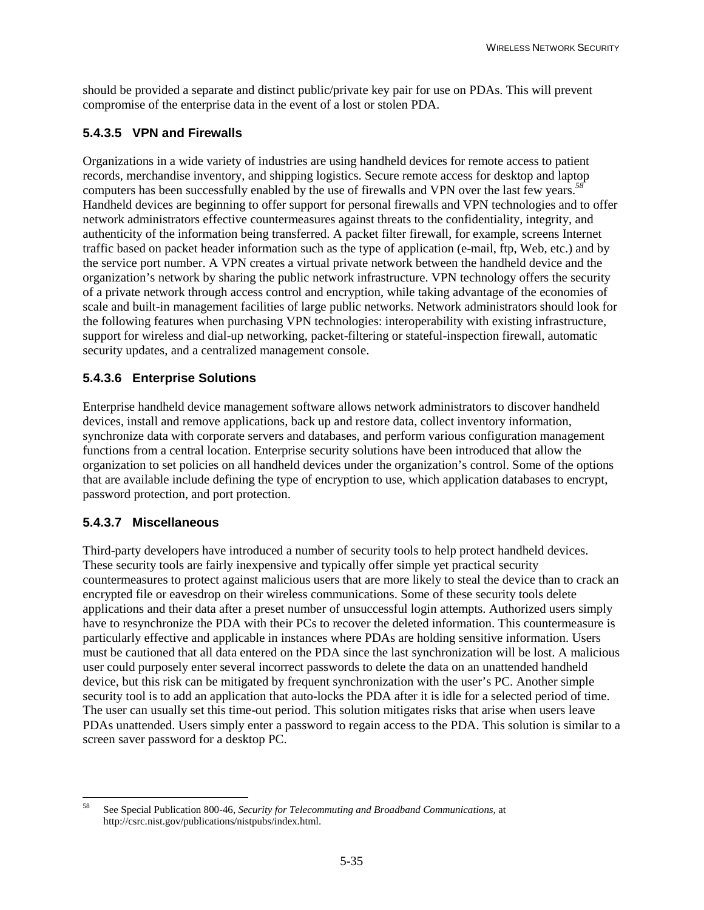should be provided a separate and distinct public/private key pair for use on PDAs. This will prevent compromise of the enterprise data in the event of a lost or stolen PDA.

#### 5.4.3.5 VPN and Firewalls

Organizations in a wide variety of industries are using handheld devices for remote access to patient records, merchandise inventory, and shipping logistics. Secure remote access for desktop and laptop computers has been successfully enabled by the use of firewalls and VPN over the last few years.[58] Handheld devices are beginning to offer support for personal firewalls and VPN technologies and to offer network administrators effective countermeasures against threats to the confidentiality, integrity, and authenticity of the information being transferred. A packet filter firewall, for example, screens Internet traffic based on packet header information such as the type of application (e-mail, ftp, Web, etc.) and by the service port number. A VPN creates a virtual private network between the handheld device and the organization's network by sharing the public network infrastructure. VPN technology offers the security of a private network through access control and encryption, while taking advantage of the economies of scale and built-in management facilities of large public networks. Network administrators should look for the following features when purchasing VPN technologies: interoperability with existing infrastructure, support for wireless and dial-up networking, packet-filtering or stateful-inspection firewall, automatic security updates, and a centralized management console.

#### 5.4.3.6 Enterprise Solutions

Enterprise handheld device management software allows network administrators to discover handheld devices, install and remove applications, back up and restore data, collect inventory information, synchronize data with corporate servers and databases, and perform various configuration management functions from a central location. Enterprise security solutions have been introduced that allow the organization to set policies on all handheld devices under the organization's control. Some of the options that are available include defining the type of encryption to use, which application databases to encrypt, password protection, and port protection.

#### 5.4.3.7 Miscellaneous

Third-party developers have introduced a number of security tools to help protect handheld devices. These security tools are fairly inexpensive and typically offer simple yet practical security countermeasures to protect against malicious users that are more likely to steal the device than to crack an encrypted file or eavesdrop on their wireless communications. Some of these security tools delete applications and their data after a preset number of unsuccessful login attempts. Authorized users simply have to resynchronize the PDA with their PCs to recover the deleted information. This countermeasure is particularly effective and applicable in instances where PDAs are holding sensitive information. Users must be cautioned that all data entered on the PDA since the last synchronization will be lost. A malicious user could purposely enter several incorrect passwords to delete the data on an unattended handheld device, but this risk can be mitigated by frequent synchronization with the user's PC. Another simple security tool is to add an application that auto-locks the PDA after it is idle for a selected period of time. The user can usually set this time-out period. This solution mitigates risks that arise when users leave PDAs unattended. Users simply enter a password to regain access to the PDA. This solution is similar to a screen saver password for a desktop PC.

---

[58] See Special Publication 800-46, *Security for Telecommuting and Broadband Communications,* at http://csrc.nist.gov/publications/nistpubs/index.html.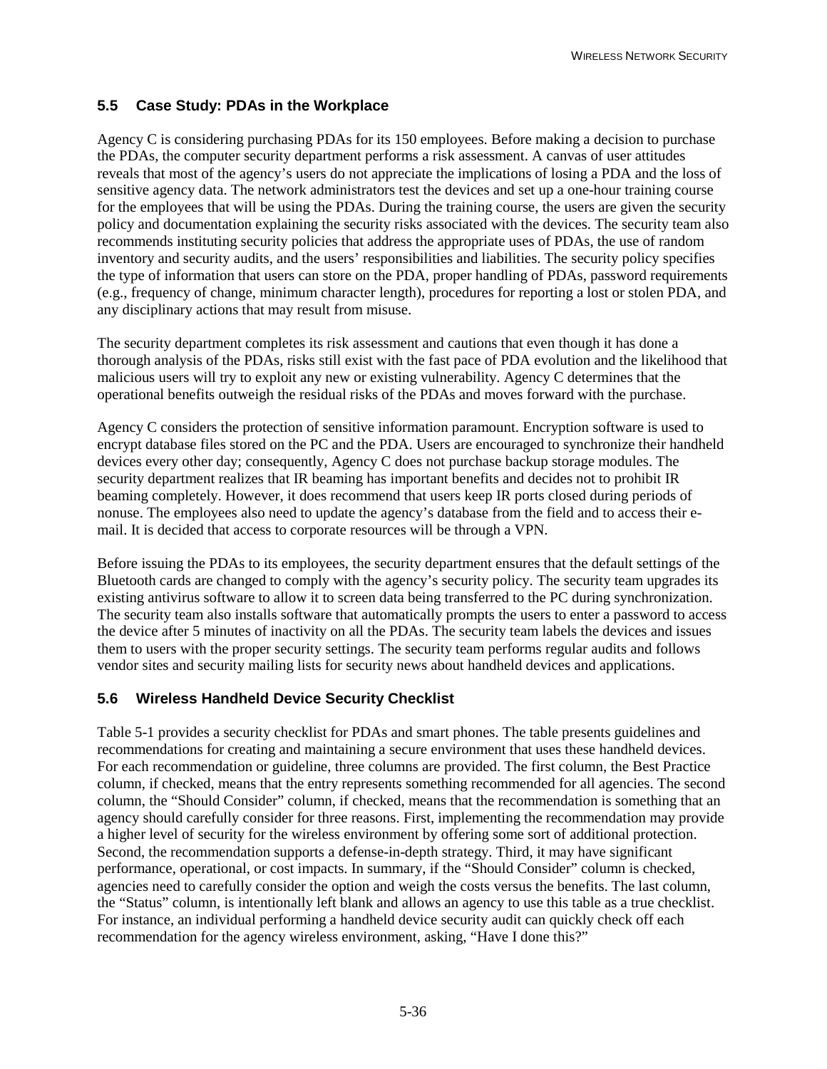## 5.5 Case Study: PDAs in the Workplace

Agency C is considering purchasing PDAs for its 150 employees. Before making a decision to purchase the PDAs, the computer security department performs a risk assessment. A canvas of user attitudes reveals that most of the agency's users do not appreciate the implications of losing a PDA and the loss of sensitive agency data. The network administrators test the devices and set up a one-hour training course for the employees that will be using the PDAs. During the training course, the users are given the security policy and documentation explaining the security risks associated with the devices. The security team also recommends instituting security policies that address the appropriate uses of PDAs, the use of random inventory and security audits, and the users' responsibilities and liabilities. The security policy specifies the type of information that users can store on the PDA, proper handling of PDAs, password requirements (e.g., frequency of change, minimum character length), procedures for reporting a lost or stolen PDA, and any disciplinary actions that may result from misuse.

The security department completes its risk assessment and cautions that even though it has done a thorough analysis of the PDAs, risks still exist with the fast pace of PDA evolution and the likelihood that malicious users will try to exploit any new or existing vulnerability. Agency C determines that the operational benefits outweigh the residual risks of the PDAs and moves forward with the purchase.

Agency C considers the protection of sensitive information paramount. Encryption software is used to encrypt database files stored on the PC and the PDA. Users are encouraged to synchronize their handheld devices every other day; consequently, Agency C does not purchase backup storage modules. The security department realizes that IR beaming has important benefits and decides not to prohibit IR beaming completely. However, it does recommend that users keep IR ports closed during periods of nonuse. The employees also need to update the agency's database from the field and to access their e-mail. It is decided that access to corporate resources will be through a VPN.

Before issuing the PDAs to its employees, the security department ensures that the default settings of the Bluetooth cards are changed to comply with the agency's security policy. The security team upgrades its existing antivirus software to allow it to screen data being transferred to the PC during synchronization. The security team also installs software that automatically prompts the users to enter a password to access the device after 5 minutes of inactivity on all the PDAs. The security team labels the devices and issues them to users with the proper security settings. The security team performs regular audits and follows vendor sites and security mailing lists for security news about handheld devices and applications.

## 5.6 Wireless Handheld Device Security Checklist

Table 5-1 provides a security checklist for PDAs and smart phones. The table presents guidelines and recommendations for creating and maintaining a secure environment that uses these handheld devices. For each recommendation or guideline, three columns are provided. The first column, the Best Practice column, if checked, means that the entry represents something recommended for all agencies. The second column, the "Should Consider" column, if checked, means that the recommendation is something that an agency should carefully consider for three reasons. First, implementing the recommendation may provide a higher level of security for the wireless environment by offering some sort of additional protection. Second, the recommendation supports a defense-in-depth strategy. Third, it may have significant performance, operational, or cost impacts. In summary, if the "Should Consider" column is checked, agencies need to carefully consider the option and weigh the costs versus the benefits. The last column, the "Status" column, is intentionally left blank and allows an agency to use this table as a true checklist. For instance, an individual performing a handheld device security audit can quickly check off each recommendation for the agency wireless environment, asking, "Have I done this?"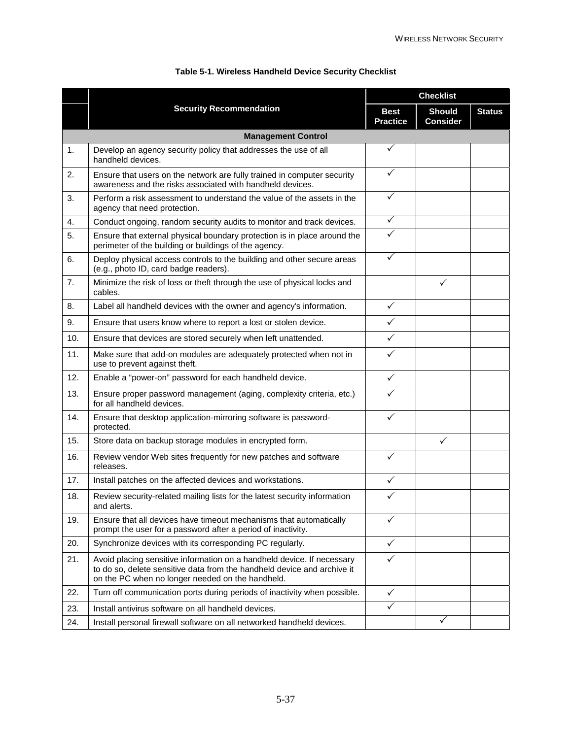**Table 5-1. Wireless Handheld Device Security Checklist**

| | Security Recommendation | Checklist | | |
|---|---|---|---|---|
| | | Best Practice | Should Consider | Status |
| | **Management Control** | | | |
| 1. | Develop an agency security policy that addresses the use of all handheld devices. | ✓ | | |
| 2. | Ensure that users on the network are fully trained in computer security awareness and the risks associated with handheld devices. | ✓ | | |
| 3. | Perform a risk assessment to understand the value of the assets in the agency that need protection. | ✓ | | |
| 4. | Conduct ongoing, random security audits to monitor and track devices. | ✓ | | |
| 5. | Ensure that external physical boundary protection is in place around the perimeter of the building or buildings of the agency. | ✓ | | |
| 6. | Deploy physical access controls to the building and other secure areas (e.g., photo ID, card badge readers). | ✓ | | |
| 7. | Minimize the risk of loss or theft through the use of physical locks and cables. | | ✓ | |
| 8. | Label all handheld devices with the owner and agency's information. | ✓ | | |
| 9. | Ensure that users know where to report a lost or stolen device. | ✓ | | |
| 10. | Ensure that devices are stored securely when left unattended. | ✓ | | |
| 11. | Make sure that add-on modules are adequately protected when not in use to prevent against theft. | ✓ | | |
| 12. | Enable a "power-on" password for each handheld device. | ✓ | | |
| 13. | Ensure proper password management (aging, complexity criteria, etc.) for all handheld devices. | ✓ | | |
| 14. | Ensure that desktop application-mirroring software is password-protected. | ✓ | | |
| 15. | Store data on backup storage modules in encrypted form. | | ✓ | |
| 16. | Review vendor Web sites frequently for new patches and software releases. | ✓ | | |
| 17. | Install patches on the affected devices and workstations. | ✓ | | |
| 18. | Review security-related mailing lists for the latest security information and alerts. | ✓ | | |
| 19. | Ensure that all devices have timeout mechanisms that automatically prompt the user for a password after a period of inactivity. | ✓ | | |
| 20. | Synchronize devices with its corresponding PC regularly. | ✓ | | |
| 21. | Avoid placing sensitive information on a handheld device. If necessary to do so, delete sensitive data from the handheld device and archive it on the PC when no longer needed on the handheld. | ✓ | | |
| 22. | Turn off communication ports during periods of inactivity when possible. | ✓ | | |
| 23. | Install antivirus software on all handheld devices. | ✓ | | |
| 24. | Install personal firewall software on all networked handheld devices. | | ✓ | |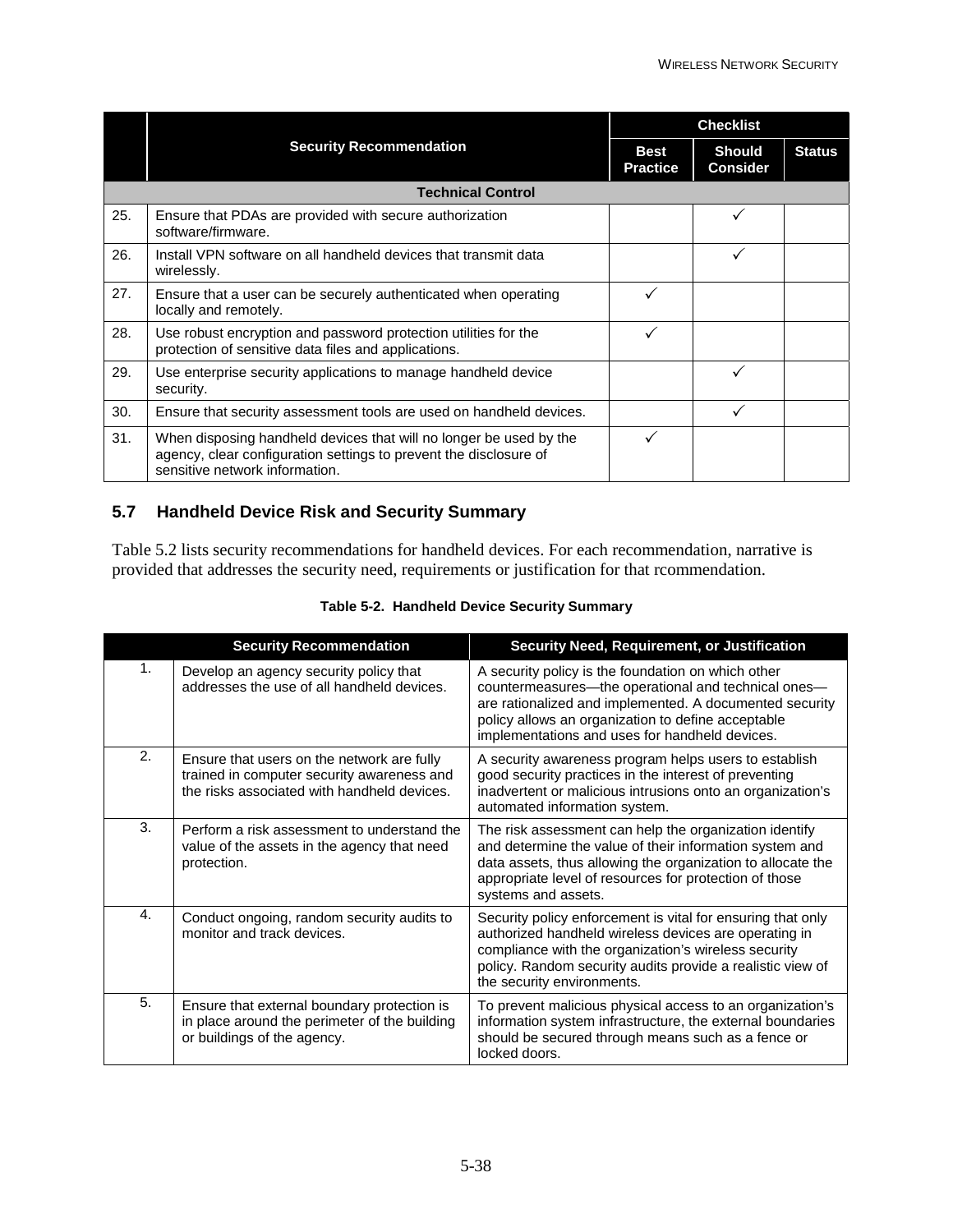| | Security Recommendation | Checklist | | |
|---|---|---|---|---|
| | | Best Practice | Should Consider | Status |
| | **Technical Control** | | | |
| 25. | Ensure that PDAs are provided with secure authorization software/firmware. | | ✓ | |
| 26. | Install VPN software on all handheld devices that transmit data wirelessly. | | ✓ | |
| 27. | Ensure that a user can be securely authenticated when operating locally and remotely. | ✓ | | |
| 28. | Use robust encryption and password protection utilities for the protection of sensitive data files and applications. | ✓ | | |
| 29. | Use enterprise security applications to manage handheld device security. | | ✓ | |
| 30. | Ensure that security assessment tools are used on handheld devices. | | ✓ | |
| 31. | When disposing handheld devices that will no longer be used by the agency, clear configuration settings to prevent the disclosure of sensitive network information. | ✓ | | |

## 5.7 Handheld Device Risk and Security Summary

Table 5.2 lists security recommendations for handheld devices. For each recommendation, narrative is provided that addresses the security need, requirements or justification for that rcommendation.

**Table 5-2. Handheld Device Security Summary**

| | Security Recommendation | Security Need, Requirement, or Justification |
|---|---|---|
| 1. | Develop an agency security policy that addresses the use of all handheld devices. | A security policy is the foundation on which other countermeasures—the operational and technical ones—are rationalized and implemented. A documented security policy allows an organization to define acceptable implementations and uses for handheld devices. |
| 2. | Ensure that users on the network are fully trained in computer security awareness and the risks associated with handheld devices. | A security awareness program helps users to establish good security practices in the interest of preventing inadvertent or malicious intrusions onto an organization's automated information system. |
| 3. | Perform a risk assessment to understand the value of the assets in the agency that need protection. | The risk assessment can help the organization identify and determine the value of their information system and data assets, thus allowing the organization to allocate the appropriate level of resources for protection of those systems and assets. |
| 4. | Conduct ongoing, random security audits to monitor and track devices. | Security policy enforcement is vital for ensuring that only authorized handheld wireless devices are operating in compliance with the organization's wireless security policy. Random security audits provide a realistic view of the security environments. |
| 5. | Ensure that external boundary protection is in place around the perimeter of the building or buildings of the agency. | To prevent malicious physical access to an organization's information system infrastructure, the external boundaries should be secured through means such as a fence or locked doors. |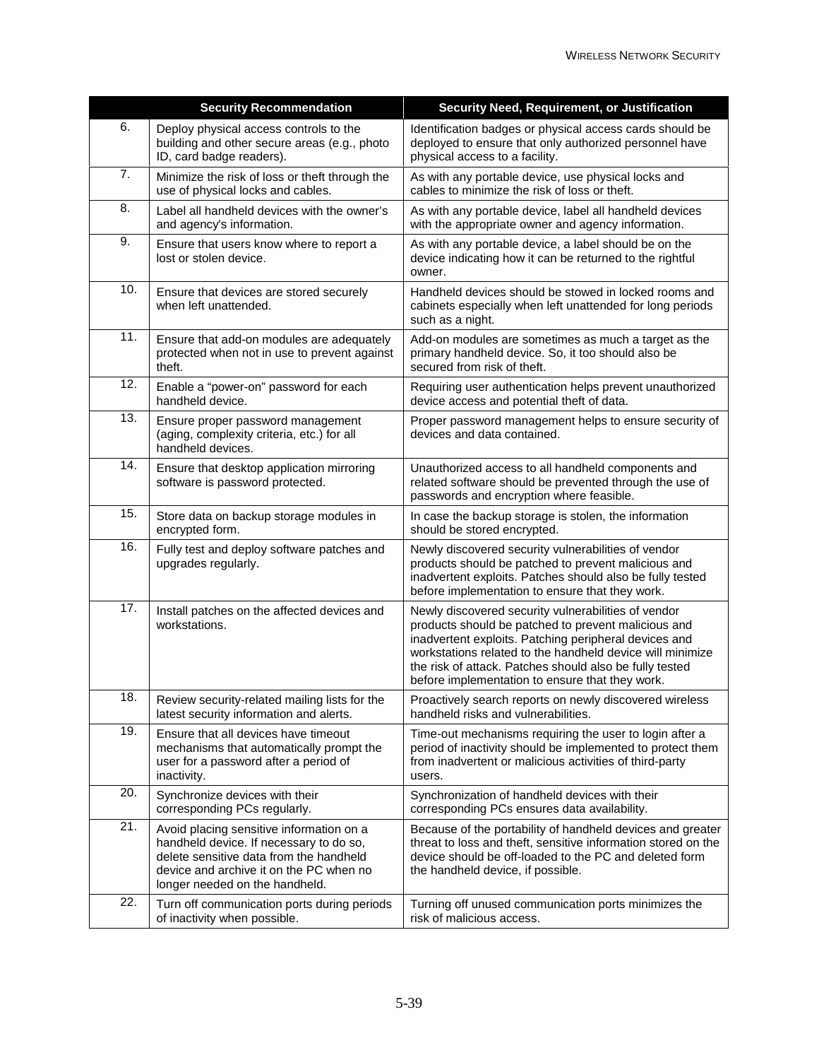| | Security Recommendation | Security Need, Requirement, or Justification |
|---|---|---|
| 6. | Deploy physical access controls to the building and other secure areas (e.g., photo ID, card badge readers). | Identification badges or physical access cards should be deployed to ensure that only authorized personnel have physical access to a facility. |
| 7. | Minimize the risk of loss or theft through the use of physical locks and cables. | As with any portable device, use physical locks and cables to minimize the risk of loss or theft. |
| 8. | Label all handheld devices with the owner's and agency's information. | As with any portable device, label all handheld devices with the appropriate owner and agency information. |
| 9. | Ensure that users know where to report a lost or stolen device. | As with any portable device, a label should be on the device indicating how it can be returned to the rightful owner. |
| 10. | Ensure that devices are stored securely when left unattended. | Handheld devices should be stowed in locked rooms and cabinets especially when left unattended for long periods such as a night. |
| 11. | Ensure that add-on modules are adequately protected when not in use to prevent against theft. | Add-on modules are sometimes as much a target as the primary handheld device. So, it too should also be secured from risk of theft. |
| 12. | Enable a "power-on" password for each handheld device. | Requiring user authentication helps prevent unauthorized device access and potential theft of data. |
| 13. | Ensure proper password management (aging, complexity criteria, etc.) for all handheld devices. | Proper password management helps to ensure security of devices and data contained. |
| 14. | Ensure that desktop application mirroring software is password protected. | Unauthorized access to all handheld components and related software should be prevented through the use of passwords and encryption where feasible. |
| 15. | Store data on backup storage modules in encrypted form. | In case the backup storage is stolen, the information should be stored encrypted. |
| 16. | Fully test and deploy software patches and upgrades regularly. | Newly discovered security vulnerabilities of vendor products should be patched to prevent malicious and inadvertent exploits. Patches should also be fully tested before implementation to ensure that they work. |
| 17. | Install patches on the affected devices and workstations. | Newly discovered security vulnerabilities of vendor products should be patched to prevent malicious and inadvertent exploits. Patching peripheral devices and workstations related to the handheld device will minimize the risk of attack. Patches should also be fully tested before implementation to ensure that they work. |
| 18. | Review security-related mailing lists for the latest security information and alerts. | Proactively search reports on newly discovered wireless handheld risks and vulnerabilities. |
| 19. | Ensure that all devices have timeout mechanisms that automatically prompt the user for a password after a period of inactivity. | Time-out mechanisms requiring the user to login after a period of inactivity should be implemented to protect them from inadvertent or malicious activities of third-party users. |
| 20. | Synchronize devices with their corresponding PCs regularly. | Synchronization of handheld devices with their corresponding PCs ensures data availability. |
| 21. | Avoid placing sensitive information on a handheld device. If necessary to do so, delete sensitive data from the handheld device and archive it on the PC when no longer needed on the handheld. | Because of the portability of handheld devices and greater threat to loss and theft, sensitive information stored on the device should be off-loaded to the PC and deleted form the handheld device, if possible. |
| 22. | Turn off communication ports during periods of inactivity when possible. | Turning off unused communication ports minimizes the risk of malicious access. |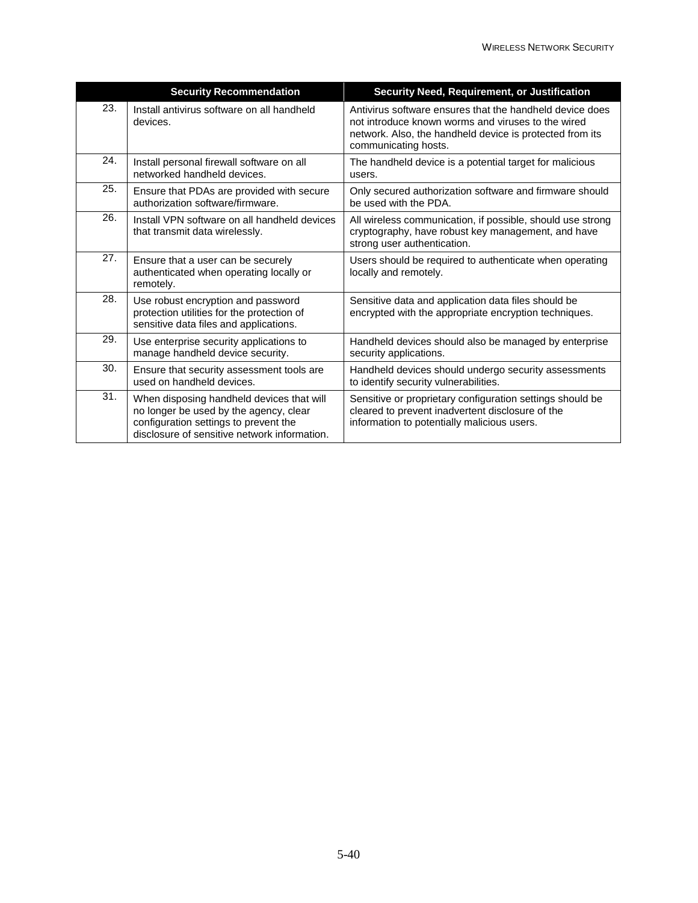| | Security Recommendation | Security Need, Requirement, or Justification |
|---|---|---|
| 23. | Install antivirus software on all handheld devices. | Antivirus software ensures that the handheld device does not introduce known worms and viruses to the wired network. Also, the handheld device is protected from its communicating hosts. |
| 24. | Install personal firewall software on all networked handheld devices. | The handheld device is a potential target for malicious users. |
| 25. | Ensure that PDAs are provided with secure authorization software/firmware. | Only secured authorization software and firmware should be used with the PDA. |
| 26. | Install VPN software on all handheld devices that transmit data wirelessly. | All wireless communication, if possible, should use strong cryptography, have robust key management, and have strong user authentication. |
| 27. | Ensure that a user can be securely authenticated when operating locally or remotely. | Users should be required to authenticate when operating locally and remotely. |
| 28. | Use robust encryption and password protection utilities for the protection of sensitive data files and applications. | Sensitive data and application data files should be encrypted with the appropriate encryption techniques. |
| 29. | Use enterprise security applications to manage handheld device security. | Handheld devices should also be managed by enterprise security applications. |
| 30. | Ensure that security assessment tools are used on handheld devices. | Handheld devices should undergo security assessments to identify security vulnerabilities. |
| 31. | When disposing handheld devices that will no longer be used by the agency, clear configuration settings to prevent the disclosure of sensitive network information. | Sensitive or proprietary configuration settings should be cleared to prevent inadvertent disclosure of the information to potentially malicious users. |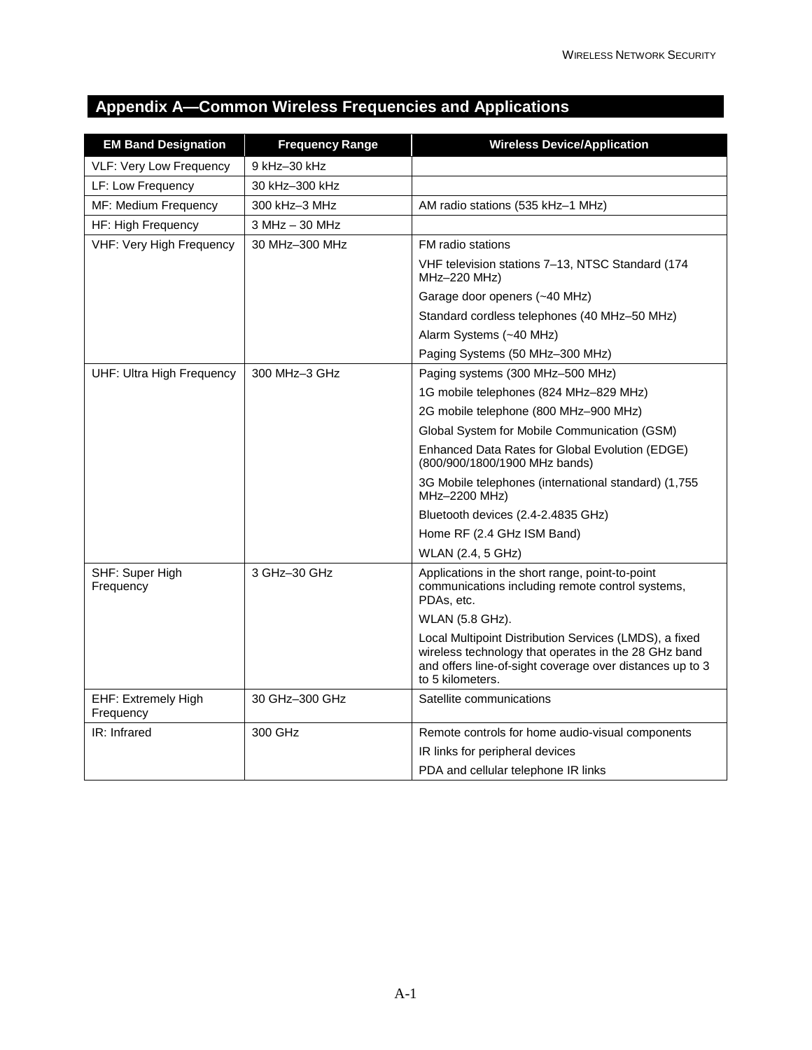## Appendix A—Common Wireless Frequencies and Applications

| EM Band Designation | Frequency Range | Wireless Device/Application |
|---|---|---|
| VLF: Very Low Frequency | 9 kHz–30 kHz | |
| LF: Low Frequency | 30 kHz–300 kHz | |
| MF: Medium Frequency | 300 kHz–3 MHz | AM radio stations (535 kHz–1 MHz) |
| HF: High Frequency | 3 MHz – 30 MHz | |
| VHF: Very High Frequency | 30 MHz–300 MHz | FM radio stations |
| | | VHF television stations 7–13, NTSC Standard (174 MHz–220 MHz) |
| | | Garage door openers (~40 MHz) |
| | | Standard cordless telephones (40 MHz–50 MHz) |
| | | Alarm Systems (~40 MHz) |
| | | Paging Systems (50 MHz–300 MHz) |
| UHF: Ultra High Frequency | 300 MHz–3 GHz | Paging systems (300 MHz–500 MHz) |
| | | 1G mobile telephones (824 MHz–829 MHz) |
| | | 2G mobile telephone (800 MHz–900 MHz) |
| | | Global System for Mobile Communication (GSM) |
| | | Enhanced Data Rates for Global Evolution (EDGE) (800/900/1800/1900 MHz bands) |
| | | 3G Mobile telephones (international standard) (1,755 MHz–2200 MHz) |
| | | Bluetooth devices (2.4-2.4835 GHz) |
| | | Home RF (2.4 GHz ISM Band) |
| | | WLAN (2.4, 5 GHz) |
| SHF: Super High Frequency | 3 GHz–30 GHz | Applications in the short range, point-to-point communications including remote control systems, PDAs, etc. |
| | | WLAN (5.8 GHz). |
| | | Local Multipoint Distribution Services (LMDS), a fixed wireless technology that operates in the 28 GHz band and offers line-of-sight coverage over distances up to 3 to 5 kilometers. |
| EHF: Extremely High Frequency | 30 GHz–300 GHz | Satellite communications |
| IR: Infrared | 300 GHz | Remote controls for home audio-visual components |
| | | IR links for peripheral devices |
| | | PDA and cellular telephone IR links |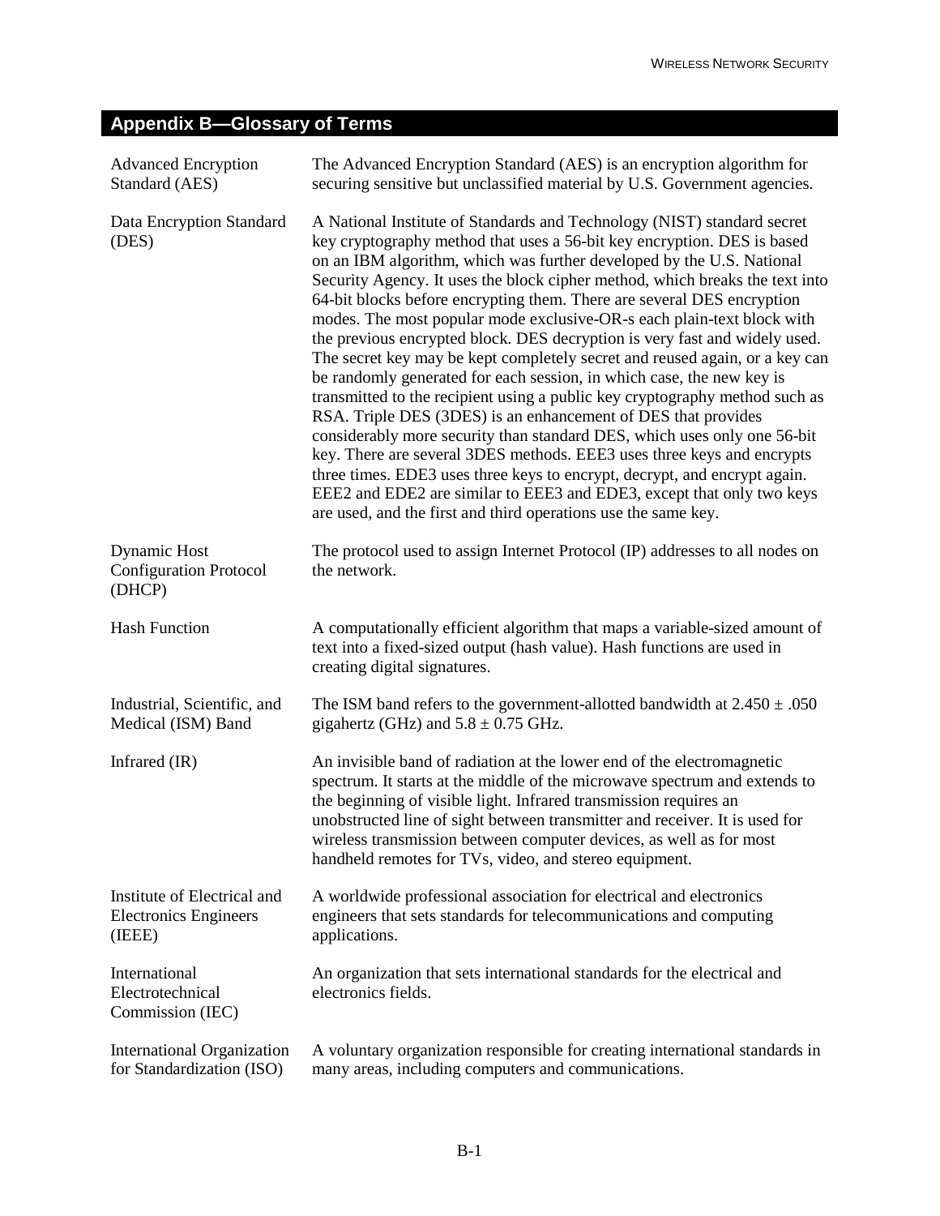## Appendix B—Glossary of Terms

| | |
|---|---|
| Advanced Encryption Standard (AES) | The Advanced Encryption Standard (AES) is an encryption algorithm for securing sensitive but unclassified material by U.S. Government agencies. |
| Data Encryption Standard (DES) | A National Institute of Standards and Technology (NIST) standard secret key cryptography method that uses a 56-bit key encryption. DES is based on an IBM algorithm, which was further developed by the U.S. National Security Agency. It uses the block cipher method, which breaks the text into 64-bit blocks before encrypting them. There are several DES encryption modes. The most popular mode exclusive-OR-s each plain-text block with the previous encrypted block. DES decryption is very fast and widely used. The secret key may be kept completely secret and reused again, or a key can be randomly generated for each session, in which case, the new key is transmitted to the recipient using a public key cryptography method such as RSA. Triple DES (3DES) is an enhancement of DES that provides considerably more security than standard DES, which uses only one 56-bit key. There are several 3DES methods. EEE3 uses three keys and encrypts three times. EDE3 uses three keys to encrypt, decrypt, and encrypt again. EEE2 and EDE2 are similar to EEE3 and EDE3, except that only two keys are used, and the first and third operations use the same key. |
| Dynamic Host Configuration Protocol (DHCP) | The protocol used to assign Internet Protocol (IP) addresses to all nodes on the network. |
| Hash Function | A computationally efficient algorithm that maps a variable-sized amount of text into a fixed-sized output (hash value). Hash functions are used in creating digital signatures. |
| Industrial, Scientific, and Medical (ISM) Band | The ISM band refers to the government-allotted bandwidth at $2.450 \pm .050$ gigahertz (GHz) and $5.8 \pm 0.75$ GHz. |
| Infrared (IR) | An invisible band of radiation at the lower end of the electromagnetic spectrum. It starts at the middle of the microwave spectrum and extends to the beginning of visible light. Infrared transmission requires an unobstructed line of sight between transmitter and receiver. It is used for wireless transmission between computer devices, as well as for most handheld remotes for TVs, video, and stereo equipment. |
| Institute of Electrical and Electronics Engineers (IEEE) | A worldwide professional association for electrical and electronics engineers that sets standards for telecommunications and computing applications. |
| International Electrotechnical Commission (IEC) | An organization that sets international standards for the electrical and electronics fields. |
| International Organization for Standardization (ISO) | A voluntary organization responsible for creating international standards in many areas, including computers and communications. |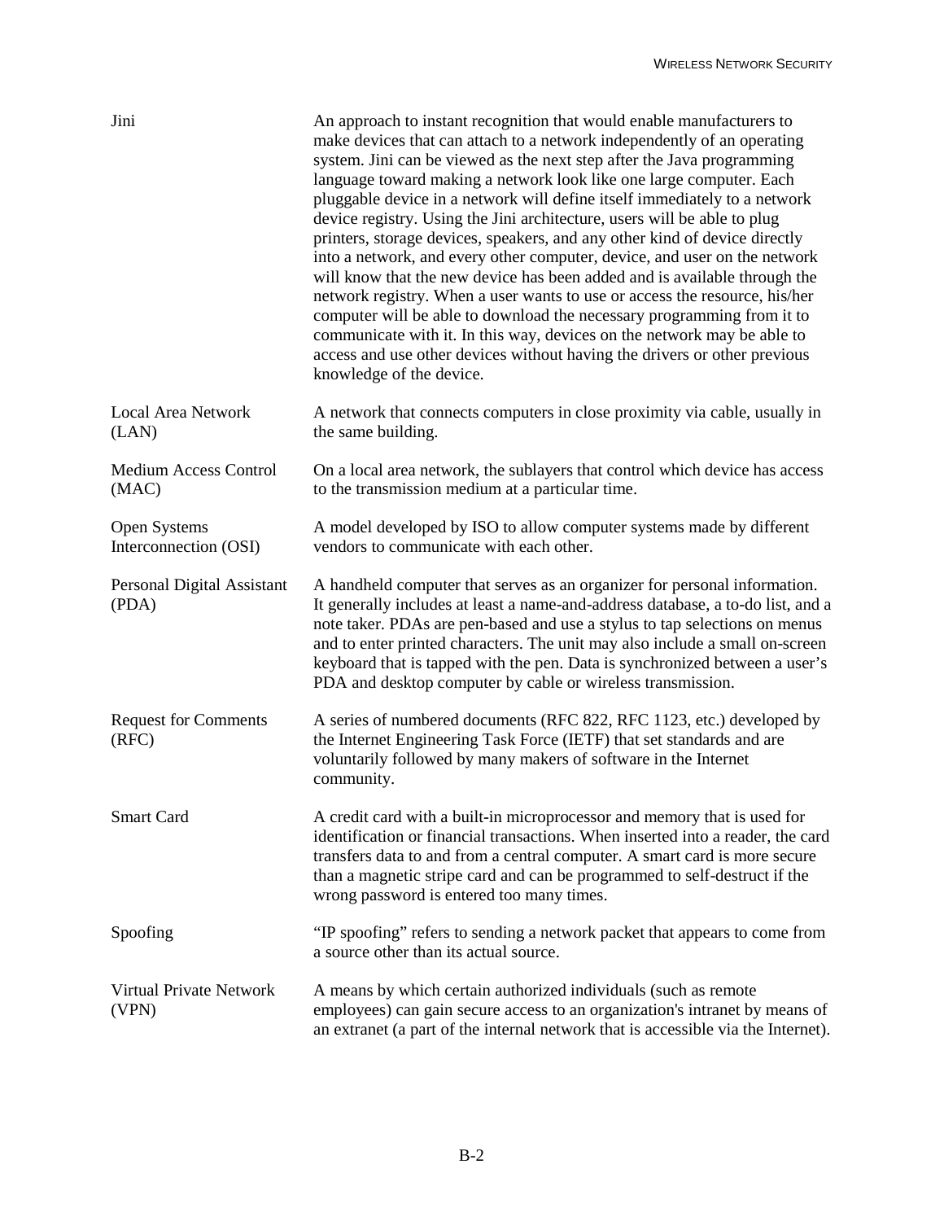| | |
|---|---|
| Jini | An approach to instant recognition that would enable manufacturers to make devices that can attach to a network independently of an operating system. Jini can be viewed as the next step after the Java programming language toward making a network look like one large computer. Each pluggable device in a network will define itself immediately to a network device registry. Using the Jini architecture, users will be able to plug printers, storage devices, speakers, and any other kind of device directly into a network, and every other computer, device, and user on the network will know that the new device has been added and is available through the network registry. When a user wants to use or access the resource, his/her computer will be able to download the necessary programming from it to communicate with it. In this way, devices on the network may be able to access and use other devices without having the drivers or other previous knowledge of the device. |
| Local Area Network (LAN) | A network that connects computers in close proximity via cable, usually in the same building. |
| Medium Access Control (MAC) | On a local area network, the sublayers that control which device has access to the transmission medium at a particular time. |
| Open Systems Interconnection (OSI) | A model developed by ISO to allow computer systems made by different vendors to communicate with each other. |
| Personal Digital Assistant (PDA) | A handheld computer that serves as an organizer for personal information. It generally includes at least a name-and-address database, a to-do list, and a note taker. PDAs are pen-based and use a stylus to tap selections on menus and to enter printed characters. The unit may also include a small on-screen keyboard that is tapped with the pen. Data is synchronized between a user's PDA and desktop computer by cable or wireless transmission. |
| Request for Comments (RFC) | A series of numbered documents (RFC 822, RFC 1123, etc.) developed by the Internet Engineering Task Force (IETF) that set standards and are voluntarily followed by many makers of software in the Internet community. |
| Smart Card | A credit card with a built-in microprocessor and memory that is used for identification or financial transactions. When inserted into a reader, the card transfers data to and from a central computer. A smart card is more secure than a magnetic stripe card and can be programmed to self-destruct if the wrong password is entered too many times. |
| Spoofing | "IP spoofing" refers to sending a network packet that appears to come from a source other than its actual source. |
| Virtual Private Network (VPN) | A means by which certain authorized individuals (such as remote employees) can gain secure access to an organization's intranet by means of an extranet (a part of the internal network that is accessible via the Internet). |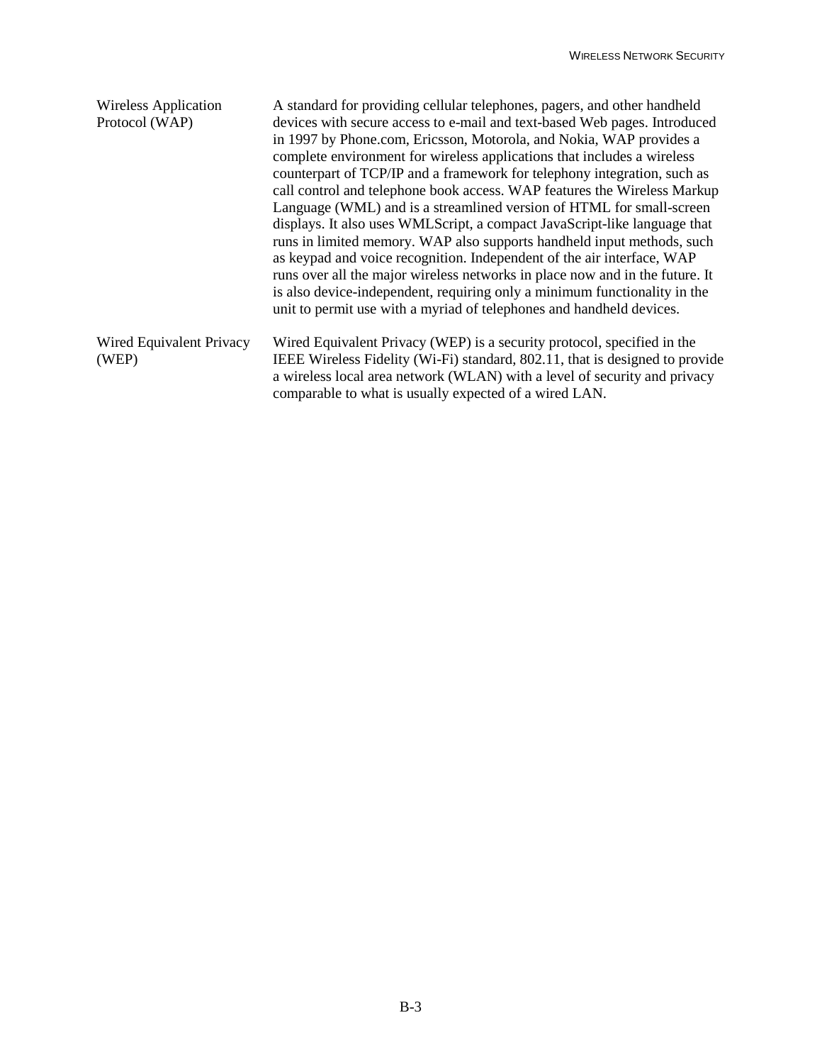| | |
|---|---|
| Wireless Application Protocol (WAP) | A standard for providing cellular telephones, pagers, and other handheld devices with secure access to e-mail and text-based Web pages. Introduced in 1997 by Phone.com, Ericsson, Motorola, and Nokia, WAP provides a complete environment for wireless applications that includes a wireless counterpart of TCP/IP and a framework for telephony integration, such as call control and telephone book access. WAP features the Wireless Markup Language (WML) and is a streamlined version of HTML for small-screen displays. It also uses WMLScript, a compact JavaScript-like language that runs in limited memory. WAP also supports handheld input methods, such as keypad and voice recognition. Independent of the air interface, WAP runs over all the major wireless networks in place now and in the future. It is also device-independent, requiring only a minimum functionality in the unit to permit use with a myriad of telephones and handheld devices. |
| Wired Equivalent Privacy (WEP) | Wired Equivalent Privacy (WEP) is a security protocol, specified in the IEEE Wireless Fidelity (Wi-Fi) standard, 802.11, that is designed to provide a wireless local area network (WLAN) with a level of security and privacy comparable to what is usually expected of a wired LAN. |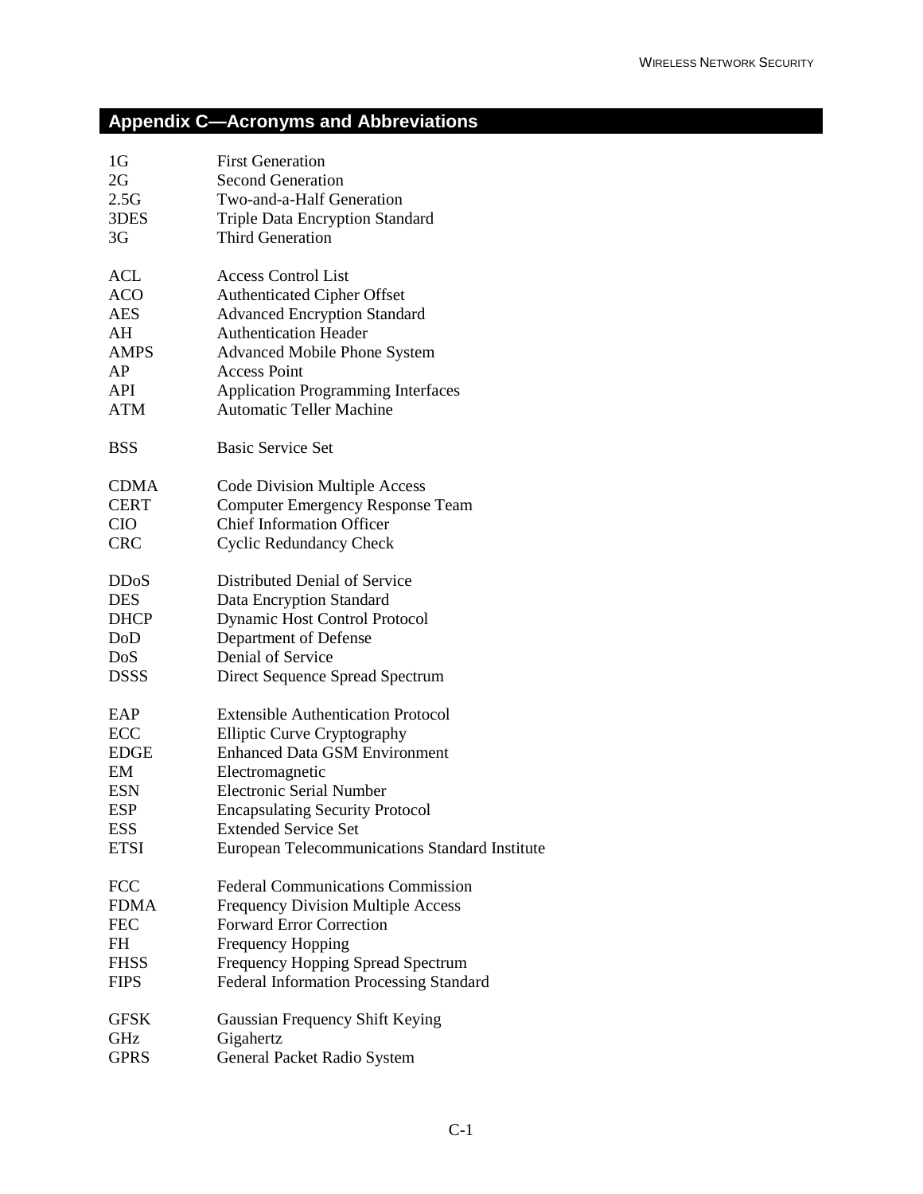# Appendix C—Acronyms and Abbreviations

| | |
|---|---|
| 1G | First Generation |
| 2G | Second Generation |
| 2.5G | Two-and-a-Half Generation |
| 3DES | Triple Data Encryption Standard |
| 3G | Third Generation |
| | |
| ACL | Access Control List |
| ACO | Authenticated Cipher Offset |
| AES | Advanced Encryption Standard |
| AH | Authentication Header |
| AMPS | Advanced Mobile Phone System |
| AP | Access Point |
| API | Application Programming Interfaces |
| ATM | Automatic Teller Machine |
| | |
| BSS | Basic Service Set |
| | |
| CDMA | Code Division Multiple Access |
| CERT | Computer Emergency Response Team |
| CIO | Chief Information Officer |
| CRC | Cyclic Redundancy Check |
| | |
| DDoS | Distributed Denial of Service |
| DES | Data Encryption Standard |
| DHCP | Dynamic Host Control Protocol |
| DoD | Department of Defense |
| DoS | Denial of Service |
| DSSS | Direct Sequence Spread Spectrum |
| | |
| EAP | Extensible Authentication Protocol |
| ECC | Elliptic Curve Cryptography |
| EDGE | Enhanced Data GSM Environment |
| EM | Electromagnetic |
| ESN | Electronic Serial Number |
| ESP | Encapsulating Security Protocol |
| ESS | Extended Service Set |
| ETSI | European Telecommunications Standard Institute |
| | |
| FCC | Federal Communications Commission |
| FDMA | Frequency Division Multiple Access |
| FEC | Forward Error Correction |
| FH | Frequency Hopping |
| FHSS | Frequency Hopping Spread Spectrum |
| FIPS | Federal Information Processing Standard |
| | |
| GFSK | Gaussian Frequency Shift Keying |
| GHz | Gigahertz |
| GPRS | General Packet Radio System |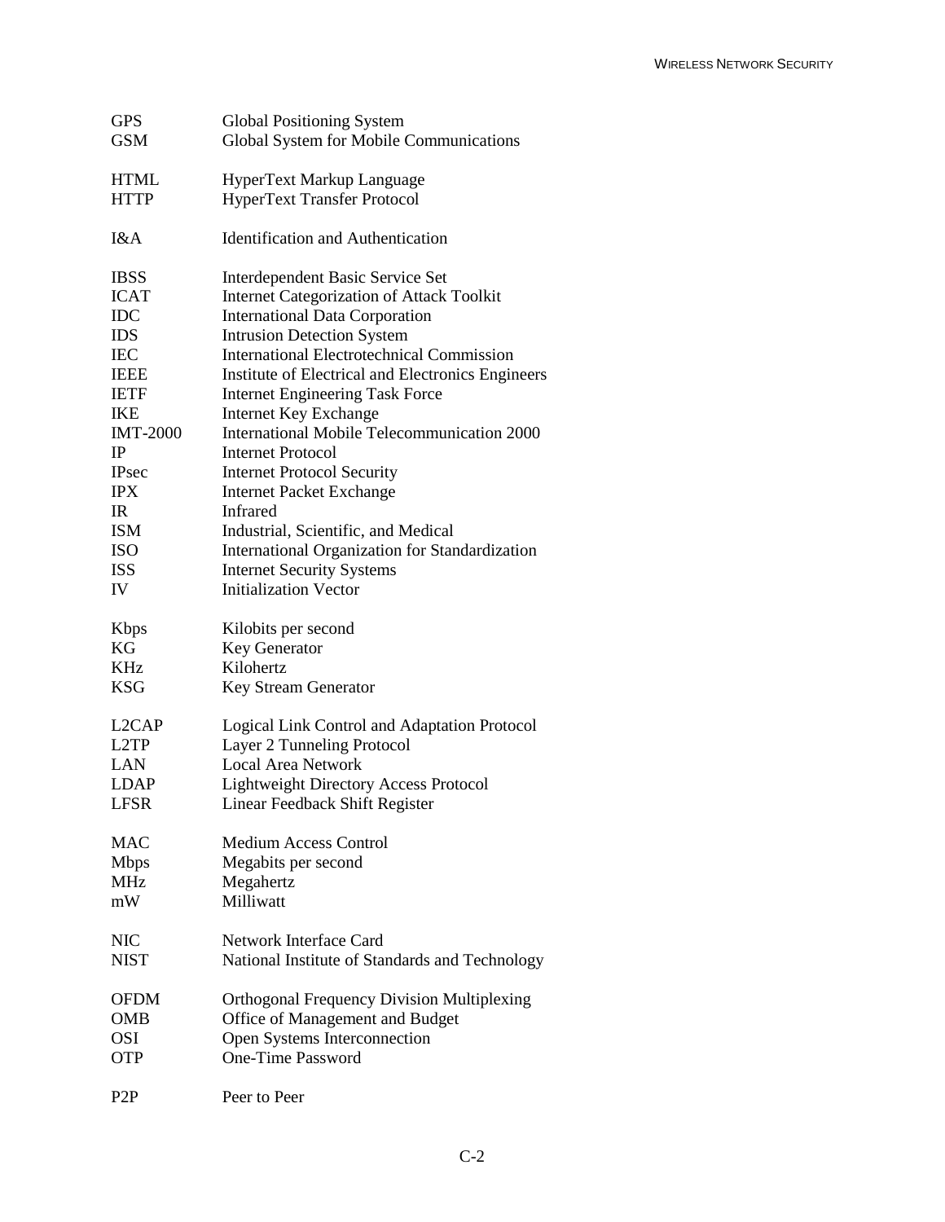| | |
|---|---|
| GPS | Global Positioning System |
| GSM | Global System for Mobile Communications |
| HTML | HyperText Markup Language |
| HTTP | HyperText Transfer Protocol |
| I&A | Identification and Authentication |
| IBSS | Interdependent Basic Service Set |
| ICAT | Internet Categorization of Attack Toolkit |
| IDC | International Data Corporation |
| IDS | Intrusion Detection System |
| IEC | International Electrotechnical Commission |
| IEEE | Institute of Electrical and Electronics Engineers |
| IETF | Internet Engineering Task Force |
| IKE | Internet Key Exchange |
| IMT-2000 | International Mobile Telecommunication 2000 |
| IP | Internet Protocol |
| IPsec | Internet Protocol Security |
| IPX | Internet Packet Exchange |
| IR | Infrared |
| ISM | Industrial, Scientific, and Medical |
| ISO | International Organization for Standardization |
| ISS | Internet Security Systems |
| IV | Initialization Vector |
| Kbps | Kilobits per second |
| KG | Key Generator |
| KHz | Kilohertz |
| KSG | Key Stream Generator |
| L2CAP | Logical Link Control and Adaptation Protocol |
| L2TP | Layer 2 Tunneling Protocol |
| LAN | Local Area Network |
| LDAP | Lightweight Directory Access Protocol |
| LFSR | Linear Feedback Shift Register |
| MAC | Medium Access Control |
| Mbps | Megabits per second |
| MHz | Megahertz |
| mW | Milliwatt |
| NIC | Network Interface Card |
| NIST | National Institute of Standards and Technology |
| OFDM | Orthogonal Frequency Division Multiplexing |
| OMB | Office of Management and Budget |
| OSI | Open Systems Interconnection |
| OTP | One-Time Password |
| P2P | Peer to Peer |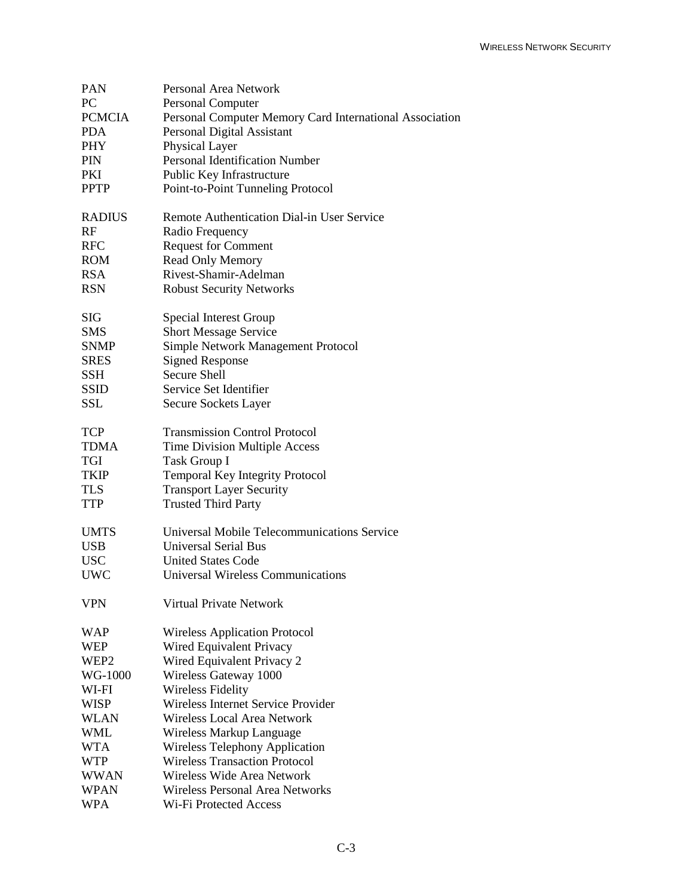| | |
|---|---|
| PAN | Personal Area Network |
| PC | Personal Computer |
| PCMCIA | Personal Computer Memory Card International Association |
| PDA | Personal Digital Assistant |
| PHY | Physical Layer |
| PIN | Personal Identification Number |
| PKI | Public Key Infrastructure |
| PPTP | Point-to-Point Tunneling Protocol |
| RADIUS | Remote Authentication Dial-in User Service |
| RF | Radio Frequency |
| RFC | Request for Comment |
| ROM | Read Only Memory |
| RSA | Rivest-Shamir-Adelman |
| RSN | Robust Security Networks |
| SIG | Special Interest Group |
| SMS | Short Message Service |
| SNMP | Simple Network Management Protocol |
| SRES | Signed Response |
| SSH | Secure Shell |
| SSID | Service Set Identifier |
| SSL | Secure Sockets Layer |
| TCP | Transmission Control Protocol |
| TDMA | Time Division Multiple Access |
| TGI | Task Group I |
| TKIP | Temporal Key Integrity Protocol |
| TLS | Transport Layer Security |
| TTP | Trusted Third Party |
| UMTS | Universal Mobile Telecommunications Service |
| USB | Universal Serial Bus |
| USC | United States Code |
| UWC | Universal Wireless Communications |
| VPN | Virtual Private Network |
| WAP | Wireless Application Protocol |
| WEP | Wired Equivalent Privacy |
| WEP2 | Wired Equivalent Privacy 2 |
| WG-1000 | Wireless Gateway 1000 |
| WI-FI | Wireless Fidelity |
| WISP | Wireless Internet Service Provider |
| WLAN | Wireless Local Area Network |
| WML | Wireless Markup Language |
| WTA | Wireless Telephony Application |
| WTP | Wireless Transaction Protocol |
| WWAN | Wireless Wide Area Network |
| WPAN | Wireless Personal Area Networks |
| WPA | Wi-Fi Protected Access |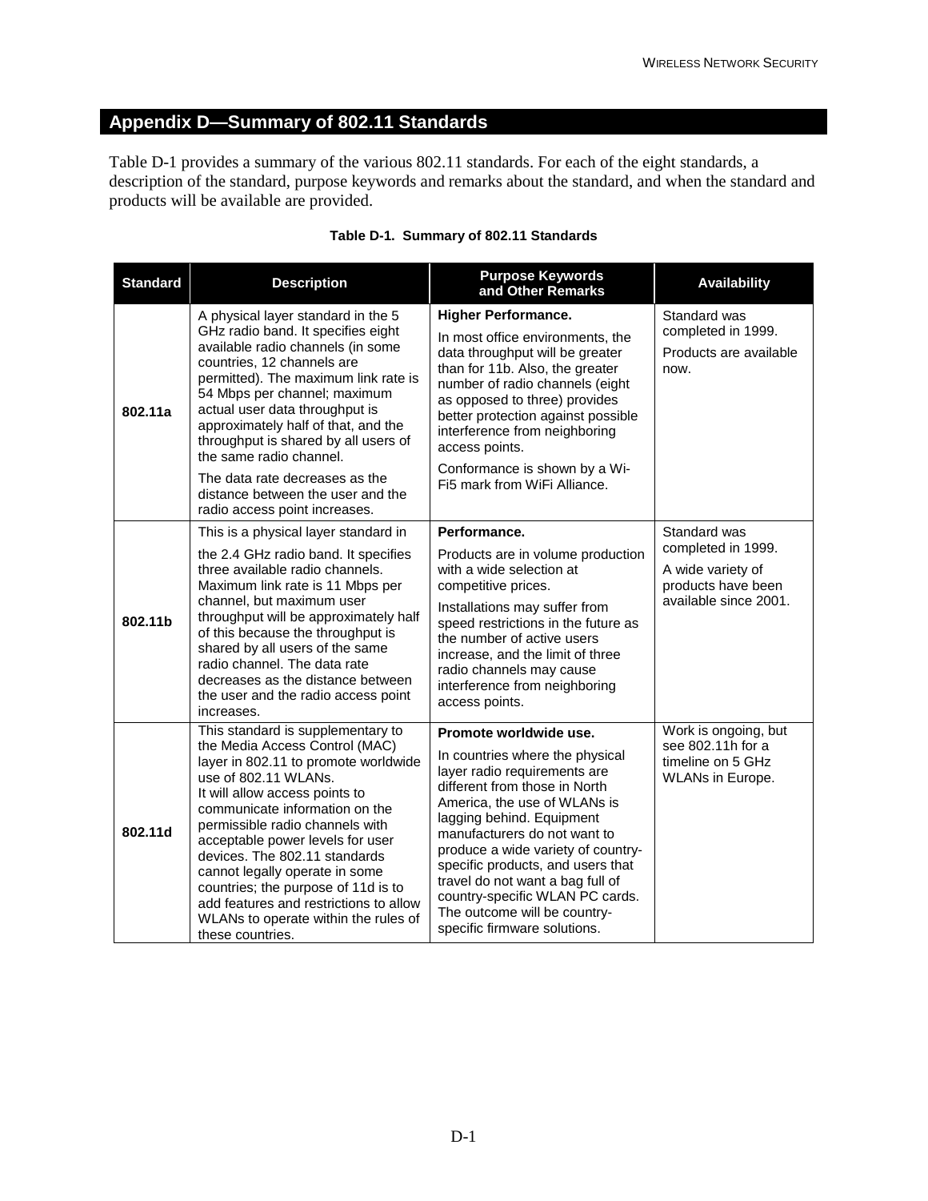# Appendix D—Summary of 802.11 Standards

Table D-1 provides a summary of the various 802.11 standards. For each of the eight standards, a description of the standard, purpose keywords and remarks about the standard, and when the standard and products will be available are provided.

**Table D-1. Summary of 802.11 Standards**

| Standard | Description | Purpose Keywords and Other Remarks | Availability |
|---|---|---|---|
| **802.11a** | A physical layer standard in the 5 GHz radio band. It specifies eight available radio channels (in some countries, 12 channels are permitted). The maximum link rate is 54 Mbps per channel; maximum actual user data throughput is approximately half of that, and the throughput is shared by all users of the same radio channel.<br><br>The data rate decreases as the distance between the user and the radio access point increases. | **Higher Performance.**<br><br>In most office environments, the data throughput will be greater than for 11b. Also, the greater number of radio channels (eight as opposed to three) provides better protection against possible interference from neighboring access points.<br><br>Conformance is shown by a Wi-Fi5 mark from WiFi Alliance. | Standard was completed in 1999.<br><br>Products are available now. |
| **802.11b** | This is a physical layer standard in the 2.4 GHz radio band. It specifies three available radio channels. Maximum link rate is 11 Mbps per channel, but maximum user throughput will be approximately half of this because the throughput is shared by all users of the same radio channel. The data rate decreases as the distance between the user and the radio access point increases. | **Performance.**<br><br>Products are in volume production with a wide selection at competitive prices.<br><br>Installations may suffer from speed restrictions in the future as the number of active users increase, and the limit of three radio channels may cause interference from neighboring access points. | Standard was completed in 1999.<br><br>A wide variety of products have been available since 2001. |
| **802.11d** | This standard is supplementary to the Media Access Control (MAC) layer in 802.11 to promote worldwide use of 802.11 WLANs.<br>It will allow access points to communicate information on the permissible radio channels with acceptable power levels for user devices. The 802.11 standards cannot legally operate in some countries; the purpose of 11d is to add features and restrictions to allow WLANs to operate within the rules of these countries. | **Promote worldwide use.**<br><br>In countries where the physical layer radio requirements are different from those in North America, the use of WLANs is lagging behind. Equipment manufacturers do not want to produce a wide variety of country-specific products, and users that travel do not want a bag full of country-specific WLAN PC cards. The outcome will be country-specific firmware solutions. | Work is ongoing, but see 802.11h for a timeline on 5 GHz WLANs in Europe. |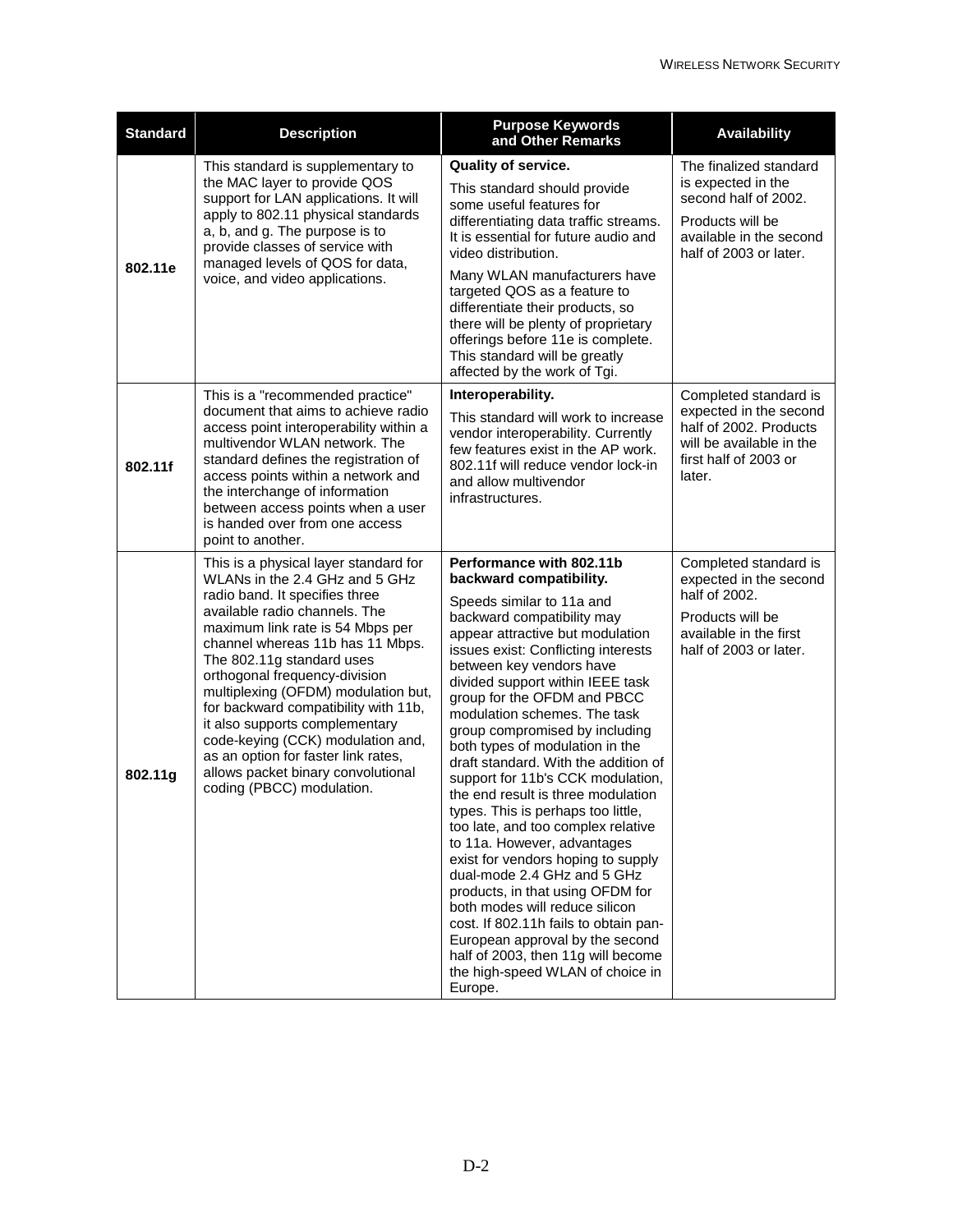| Standard | Description | Purpose Keywords and Other Remarks | Availability |
|---|---|---|---|
| **802.11e** | This standard is supplementary to the MAC layer to provide QOS support for LAN applications. It will apply to 802.11 physical standards a, b, and g. The purpose is to provide classes of service with managed levels of QOS for data, voice, and video applications. | **Quality of service.**<br><br>This standard should provide some useful features for differentiating data traffic streams. It is essential for future audio and video distribution.<br><br>Many WLAN manufacturers have targeted QOS as a feature to differentiate their products, so there will be plenty of proprietary offerings before 11e is complete. This standard will be greatly affected by the work of Tgi. | The finalized standard is expected in the second half of 2002.<br><br>Products will be available in the second half of 2003 or later. |
| **802.11f** | This is a "recommended practice" document that aims to achieve radio access point interoperability within a multivendor WLAN network. The standard defines the registration of access points within a network and the interchange of information between access points when a user is handed over from one access point to another. | **Interoperability.**<br><br>This standard will work to increase vendor interoperability. Currently few features exist in the AP work. 802.11f will reduce vendor lock-in and allow multivendor infrastructures. | Completed standard is expected in the second half of 2002. Products will be available in the first half of 2003 or later. |
| **802.11g** | This is a physical layer standard for WLANs in the 2.4 GHz and 5 GHz radio band. It specifies three available radio channels. The maximum link rate is 54 Mbps per channel whereas 11b has 11 Mbps. The 802.11g standard uses orthogonal frequency-division multiplexing (OFDM) modulation but, for backward compatibility with 11b, it also supports complementary code-keying (CCK) modulation and, as an option for faster link rates, allows packet binary convolutional coding (PBCC) modulation. | **Performance with 802.11b backward compatibility.**<br><br>Speeds similar to 11a and backward compatibility may appear attractive but modulation issues exist: Conflicting interests between key vendors have divided support within IEEE task group for the OFDM and PBCC modulation schemes. The task group compromised by including both types of modulation in the draft standard. With the addition of support for 11b's CCK modulation, the end result is three modulation types. This is perhaps too little, too late, and too complex relative to 11a. However, advantages exist for vendors hoping to supply dual-mode 2.4 GHz and 5 GHz products, in that using OFDM for both modes will reduce silicon cost. If 802.11h fails to obtain pan-European approval by the second half of 2003, then 11g will become the high-speed WLAN of choice in Europe. | Completed standard is expected in the second half of 2002.<br><br>Products will be available in the first half of 2003 or later. |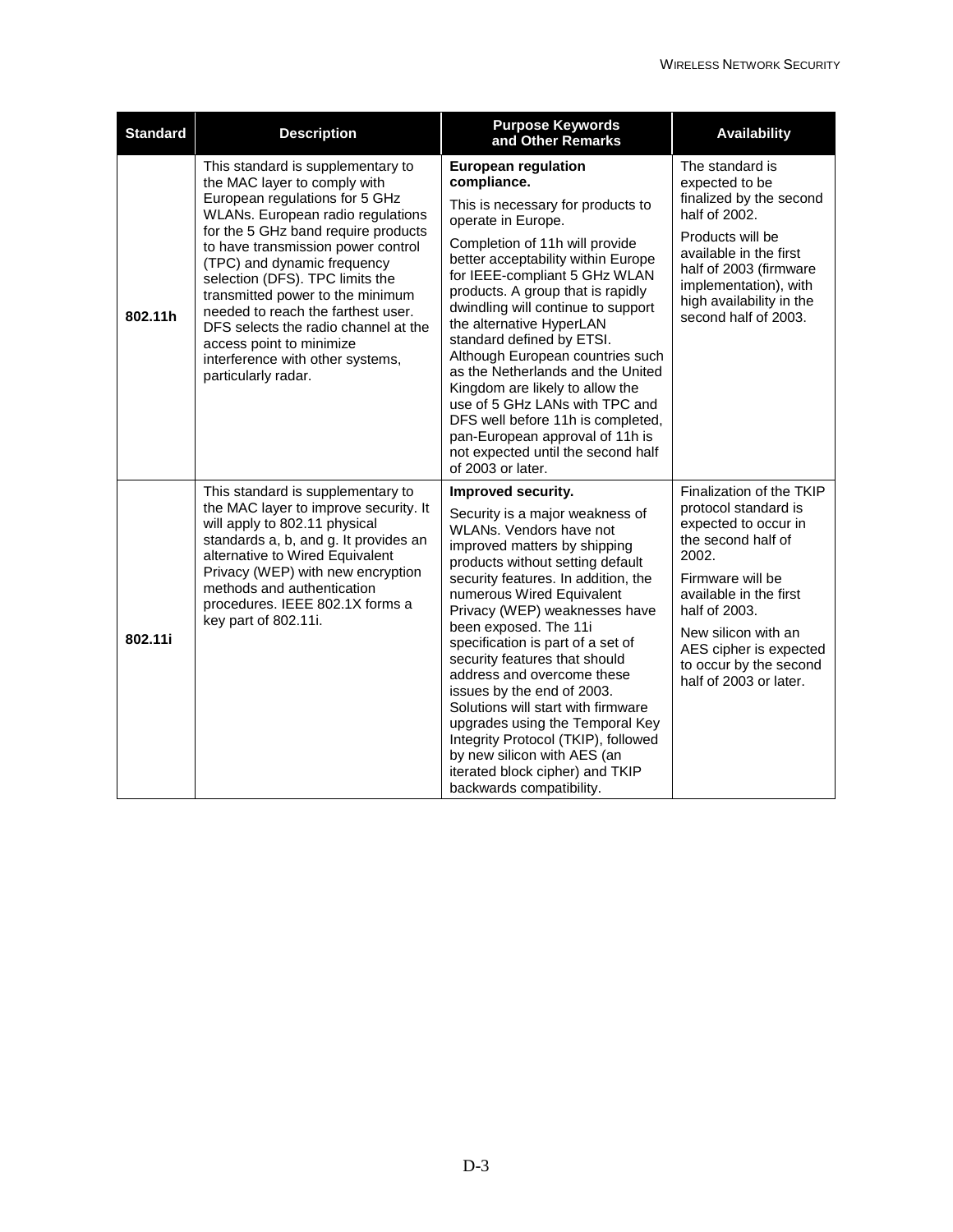| Standard | Description | Purpose Keywords and Other Remarks | Availability |
|---|---|---|---|
| **802.11h** | This standard is supplementary to the MAC layer to comply with European regulations for 5 GHz WLANs. European radio regulations for the 5 GHz band require products to have transmission power control (TPC) and dynamic frequency selection (DFS). TPC limits the transmitted power to the minimum needed to reach the farthest user. DFS selects the radio channel at the access point to minimize interference with other systems, particularly radar. | **European regulation compliance.** This is necessary for products to operate in Europe. Completion of 11h will provide better acceptability within Europe for IEEE-compliant 5 GHz WLAN products. A group that is rapidly dwindling will continue to support the alternative HyperLAN standard defined by ETSI. Although European countries such as the Netherlands and the United Kingdom are likely to allow the use of 5 GHz LANs with TPC and DFS well before 11h is completed, pan-European approval of 11h is not expected until the second half of 2003 or later. | The standard is expected to be finalized by the second half of 2002. Products will be available in the first half of 2003 (firmware implementation), with high availability in the second half of 2003. |
| **802.11i** | This standard is supplementary to the MAC layer to improve security. It will apply to 802.11 physical standards a, b, and g. It provides an alternative to Wired Equivalent Privacy (WEP) with new encryption methods and authentication procedures. IEEE 802.1X forms a key part of 802.11i. | **Improved security.** Security is a major weakness of WLANs. Vendors have not improved matters by shipping products without setting default security features. In addition, the numerous Wired Equivalent Privacy (WEP) weaknesses have been exposed. The 11i specification is part of a set of security features that should address and overcome these issues by the end of 2003. Solutions will start with firmware upgrades using the Temporal Key Integrity Protocol (TKIP), followed by new silicon with AES (an iterated block cipher) and TKIP backwards compatibility. | Finalization of the TKIP protocol standard is expected to occur in the second half of 2002. Firmware will be available in the first half of 2003. New silicon with an AES cipher is expected to occur by the second half of 2003 or later. |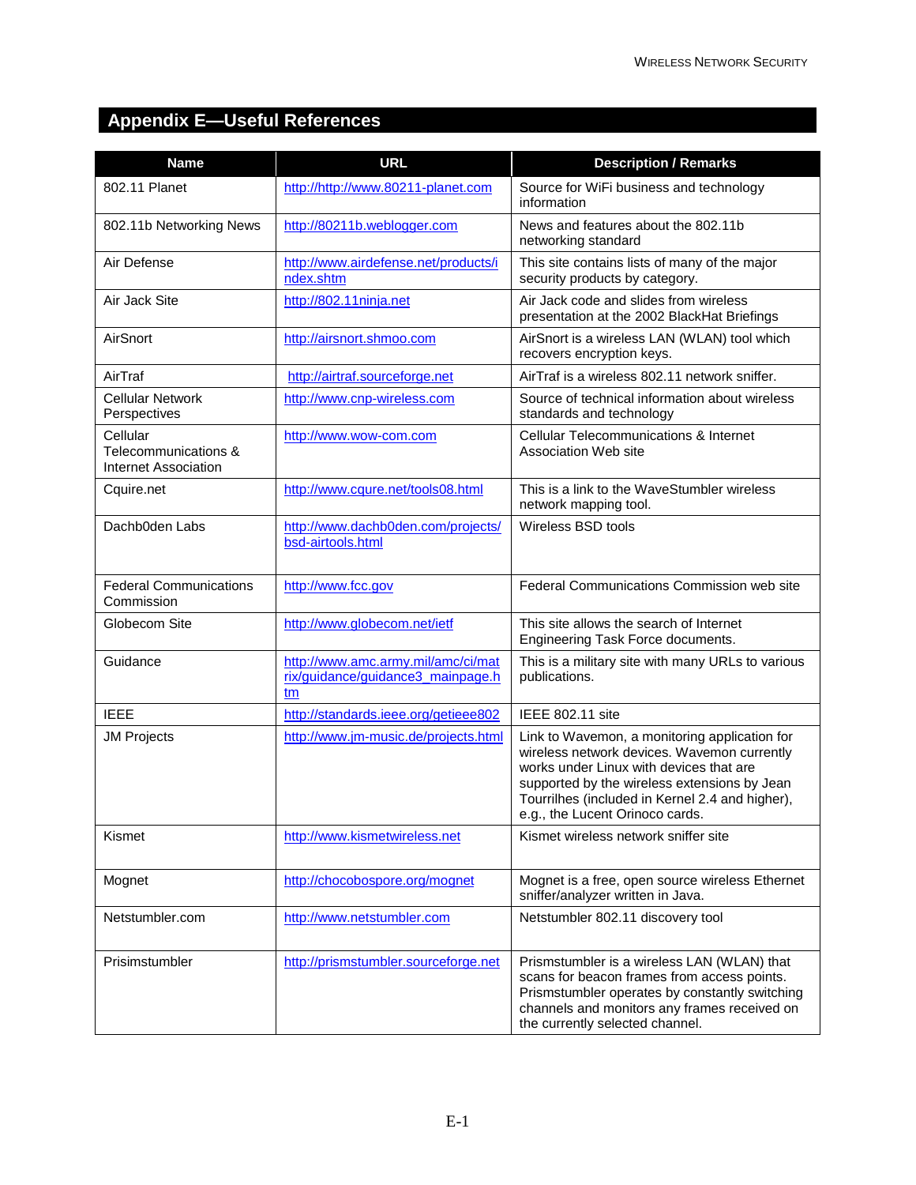## Appendix E—Useful References

| Name | URL | Description / Remarks |
|---|---|---|
| 802.11 Planet | http://http://www.80211-planet.com | Source for WiFi business and technology information |
| 802.11b Networking News | http://80211b.weblogger.com | News and features about the 802.11b networking standard |
| Air Defense | http://www.airdefense.net/products/index.shtm | This site contains lists of many of the major security products by category. |
| Air Jack Site | http://802.11ninja.net | Air Jack code and slides from wireless presentation at the 2002 BlackHat Briefings |
| AirSnort | http://airsnort.shmoo.com | AirSnort is a wireless LAN (WLAN) tool which recovers encryption keys. |
| AirTraf | http://airtraf.sourceforge.net | AirTraf is a wireless 802.11 network sniffer. |
| Cellular Network Perspectives | http://www.cnp-wireless.com | Source of technical information about wireless standards and technology |
| Cellular Telecommunications & Internet Association | http://www.wow-com.com | Cellular Telecommunications & Internet Association Web site |
| Cquire.net | http://www.cqure.net/tools08.html | This is a link to the WaveStumbler wireless network mapping tool. |
| Dachb0den Labs | http://www.dachb0den.com/projects/bsd-airtools.html | Wireless BSD tools |
| Federal Communications Commission | http://www.fcc.gov | Federal Communications Commission web site |
| Globecom Site | http://www.globecom.net/ietf | This site allows the search of Internet Engineering Task Force documents. |
| Guidance | http://www.amc.army.mil/amc/ci/matrix/guidance/guidance3_mainpage.htm | This is a military site with many URLs to various publications. |
| IEEE | http://standards.ieee.org/getieee802 | IEEE 802.11 site |
| JM Projects | http://www.jm-music.de/projects.html | Link to Wavemon, a monitoring application for wireless network devices. Wavemon currently works under Linux with devices that are supported by the wireless extensions by Jean Tourrilhes (included in Kernel 2.4 and higher), e.g., the Lucent Orinoco cards. |
| Kismet | http://www.kismetwireless.net | Kismet wireless network sniffer site |
| Mognet | http://chocobospore.org/mognet | Mognet is a free, open source wireless Ethernet sniffer/analyzer written in Java. |
| Netstumbler.com | http://www.netstumbler.com | Netstumbler 802.11 discovery tool |
| Prisimstumbler | http://prismstumbler.sourceforge.net | Prismstumbler is a wireless LAN (WLAN) that scans for beacon frames from access points. Prismstumbler operates by constantly switching channels and monitors any frames received on the currently selected channel. |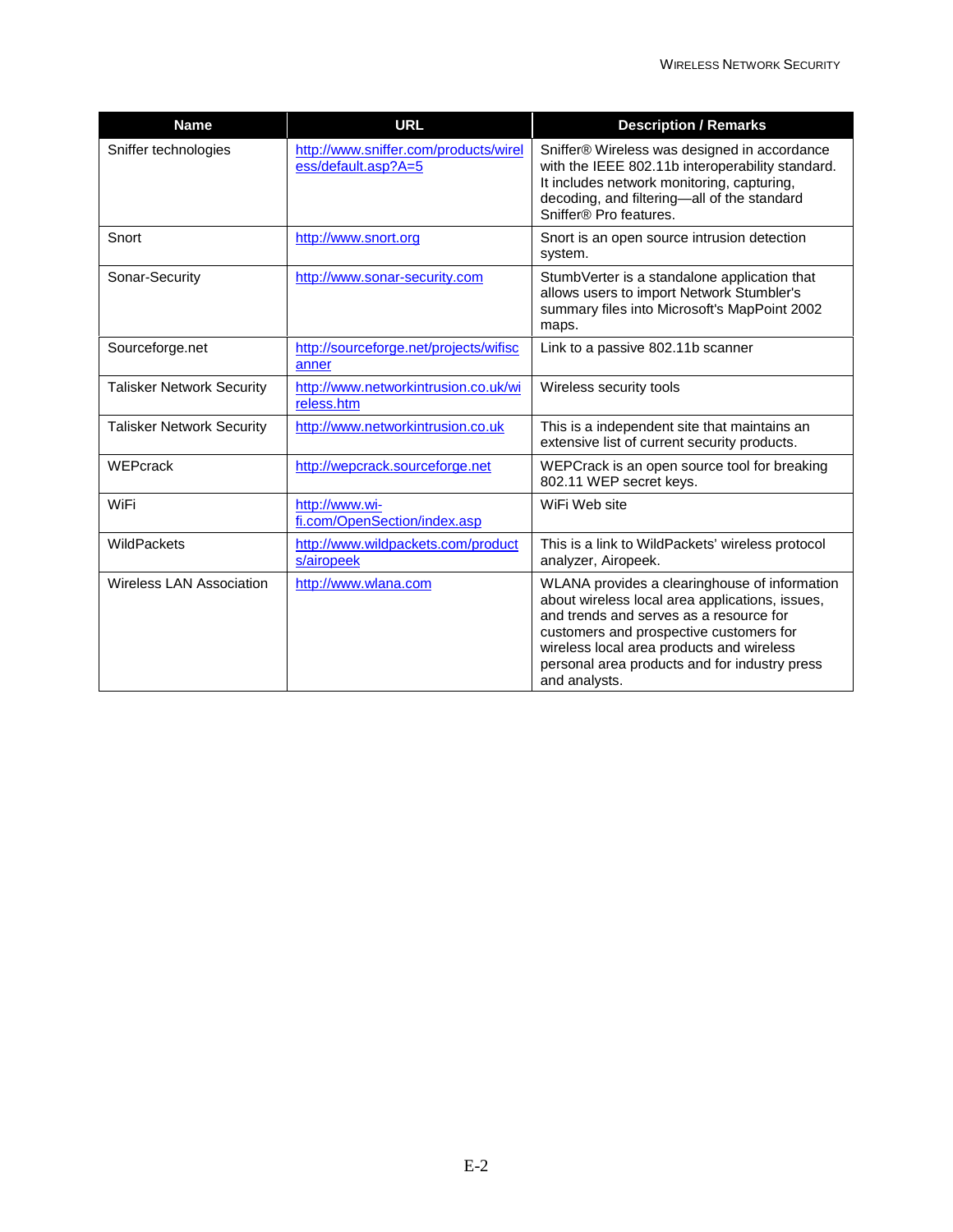| Name | URL | Description / Remarks |
|---|---|---|
| Sniffer technologies | http://www.sniffer.com/products/wireless/default.asp?A=5 | Sniffer® Wireless was designed in accordance with the IEEE 802.11b interoperability standard. It includes network monitoring, capturing, decoding, and filtering—all of the standard Sniffer® Pro features. |
| Snort | http://www.snort.org | Snort is an open source intrusion detection system. |
| Sonar-Security | http://www.sonar-security.com | StumbVerter is a standalone application that allows users to import Network Stumbler's summary files into Microsoft's MapPoint 2002 maps. |
| Sourceforge.net | http://sourceforge.net/projects/wifiscanner | Link to a passive 802.11b scanner |
| Talisker Network Security | http://www.networkintrusion.co.uk/wireless.htm | Wireless security tools |
| Talisker Network Security | http://www.networkintrusion.co.uk | This is a independent site that maintains an extensive list of current security products. |
| WEPcrack | http://wepcrack.sourceforge.net | WEPCrack is an open source tool for breaking 802.11 WEP secret keys. |
| WiFi | http://www.wi-fi.com/OpenSection/index.asp | WiFi Web site |
| WildPackets | http://www.wildpackets.com/products/airopeek | This is a link to WildPackets' wireless protocol analyzer, Airopeek. |
| Wireless LAN Association | http://www.wlana.com | WLANA provides a clearinghouse of information about wireless local area applications, issues, and trends and serves as a resource for customers and prospective customers for wireless local area products and wireless personal area products and for industry press and analysts. |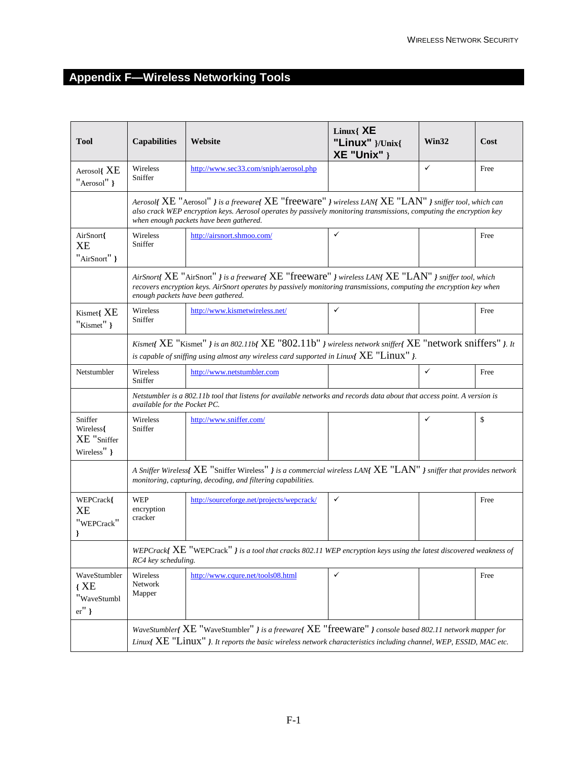# Appendix F—Wireless Networking Tools

| Tool | Capabilities | Website | Linux{ XE "Linux" }/Unix{ XE "Unix" } | Win32 | Cost |
|---|---|---|---|---|---|
| Aerosol{ XE "Aerosol" } | Wireless Sniffer | http://www.sec33.com/sniph/aerosol.php | | ✓ | Free |
| | *Aerosol{ XE "Aerosol" } is a freeware{ XE "freeware" } wireless LAN{ XE "LAN" } sniffer tool, which can also crack WEP encryption keys. Aerosol operates by passively monitoring transmissions, computing the encryption key when enough packets have been gathered.* | | | | |
| AirSnort{ XE "AirSnort" } | Wireless Sniffer | http://airsnort.shmoo.com/ | ✓ | | Free |
| | *AirSnort{ XE "AirSnort" } is a freeware{ XE "freeware" } wireless LAN{ XE "LAN" } sniffer tool, which recovers encryption keys. AirSnort operates by passively monitoring transmissions, computing the encryption key when enough packets have been gathered.* | | | | |
| Kismet{ XE "Kismet" } | Wireless Sniffer | http://www.kismetwireless.net/ | ✓ | | Free |
| | *Kismet{ XE "Kismet" } is an 802.11b{ XE "802.11b" } wireless network sniffer{ XE "network sniffers" }. It is capable of sniffing using almost any wireless card supported in Linux{ XE "Linux" }.* | | | | |
| Netstumbler | Wireless Sniffer | http://www.netstumbler.com | | ✓ | Free |
| | *Netstumbler is a 802.11b tool that listens for available networks and records data about that access point. A version is available for the Pocket PC.* | | | | |
| Sniffer Wireless{ XE "Sniffer Wireless" } | Wireless Sniffer | http://www.sniffer.com/ | | ✓ | $ |
| | *A Sniffer Wireless{ XE "Sniffer Wireless" } is a commercial wireless LAN{ XE "LAN" } sniffer that provides network monitoring, capturing, decoding, and filtering capabilities.* | | | | |
| WEPCrack{ XE "WEPCrack" } | WEP encryption cracker | http://sourceforge.net/projects/wepcrack/ | ✓ | | Free |
| | *WEPCrack{ XE "WEPCrack" } is a tool that cracks 802.11 WEP encryption keys using the latest discovered weakness of RC4 key scheduling.* | | | | |
| WaveStumbler{ XE "WaveStumbler" } | Wireless Network Mapper | http://www.cqure.net/tools08.html | ✓ | | Free |
| | *WaveStumbler{ XE "WaveStumbler" } is a freeware{ XE "freeware" } console based 802.11 network mapper for Linux{ XE "Linux" }. It reports the basic wireless network characteristics including channel, WEP, ESSID, MAC etc.* | | | | |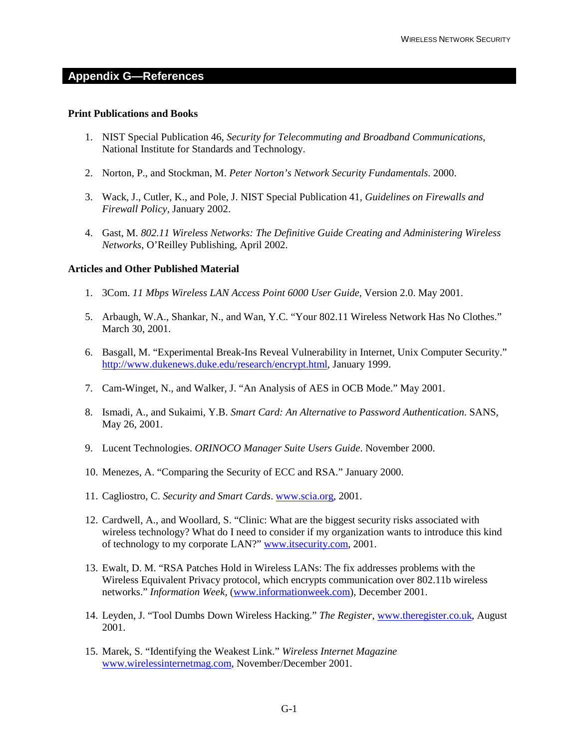## Appendix G—References

### Print Publications and Books

1. NIST Special Publication 46, *Security for Telecommuting and Broadband Communications*, National Institute for Standards and Technology.

2. Norton, P., and Stockman, M. *Peter Norton's Network Security Fundamentals*. 2000.

3. Wack, J., Cutler, K., and Pole, J. NIST Special Publication 41*, Guidelines on Firewalls and Firewall Policy*, January 2002.

4. Gast, M. *802.11 Wireless Networks: The Definitive Guide Creating and Administering Wireless Networks*, O'Reilley Publishing, April 2002.

### Articles and Other Published Material

1. 3Com. *11 Mbps Wireless LAN Access Point 6000 User Guide,* Version 2.0. May 2001.

5. Arbaugh, W.A., Shankar, N., and Wan, Y.C. "Your 802.11 Wireless Network Has No Clothes." March 30, 2001.

6. Basgall, M. "Experimental Break-Ins Reveal Vulnerability in Internet, Unix Computer Security." http://www.dukenews.duke.edu/research/encrypt.html, January 1999.

7. Cam-Winget, N., and Walker, J. "An Analysis of AES in OCB Mode." May 2001.

8. Ismadi, A., and Sukaimi, Y.B. *Smart Card: An Alternative to Password Authentication*. SANS, May 26, 2001.

9. Lucent Technologies. *ORINOCO Manager Suite Users Guide*. November 2000.

10. Menezes, A. "Comparing the Security of ECC and RSA." January 2000.

11. Cagliostro, C. *Security and Smart Cards*. www.scia.org, 2001.

12. Cardwell, A., and Woollard, S. "Clinic: What are the biggest security risks associated with wireless technology? What do I need to consider if my organization wants to introduce this kind of technology to my corporate LAN?" www.itsecurity.com, 2001.

13. Ewalt, D. M. "RSA Patches Hold in Wireless LANs: The fix addresses problems with the Wireless Equivalent Privacy protocol, which encrypts communication over 802.11b wireless networks." *Information Week,* (www.informationweek.com), December 2001.

14. Leyden, J. "Tool Dumbs Down Wireless Hacking." *The Register,* www.theregister.co.uk, August 2001.

15. Marek, S. "Identifying the Weakest Link." *Wireless Internet Magazine* www.wirelessinternetmag.com, November/December 2001.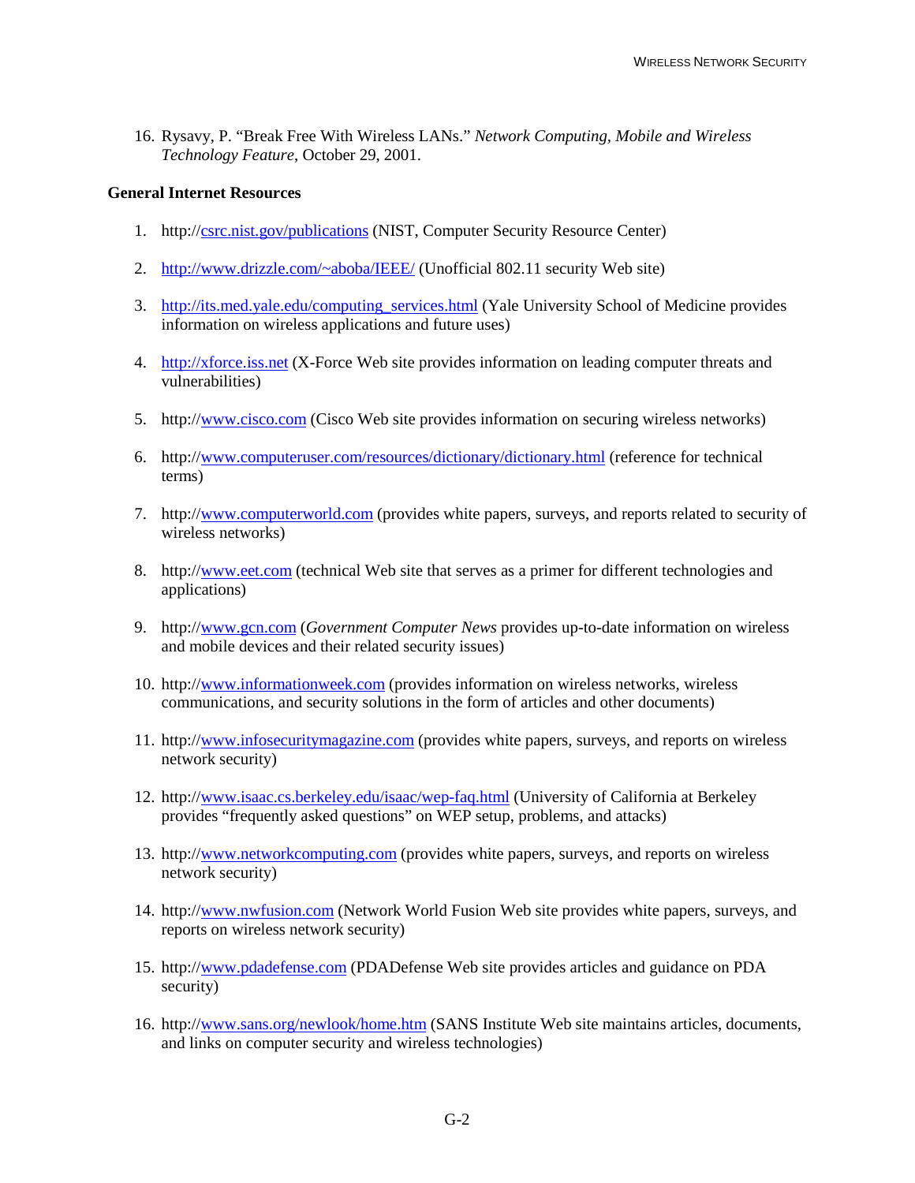16. Rysavy, P. “Break Free With Wireless LANs.” *Network Computing, Mobile and Wireless Technology Feature*, October 29, 2001.

**General Internet Resources**

1. http://csrc.nist.gov/publications (NIST, Computer Security Resource Center)

2. http://www.drizzle.com/~aboba/IEEE/ (Unofficial 802.11 security Web site)

3. http://its.med.yale.edu/computing_services.html (Yale University School of Medicine provides information on wireless applications and future uses)

4. http://xforce.iss.net (X-Force Web site provides information on leading computer threats and vulnerabilities)

5. http://www.cisco.com (Cisco Web site provides information on securing wireless networks)

6. http://www.computeruser.com/resources/dictionary/dictionary.html (reference for technical terms)

7. http://www.computerworld.com (provides white papers, surveys, and reports related to security of wireless networks)

8. http://www.eet.com (technical Web site that serves as a primer for different technologies and applications)

9. http://www.gcn.com (*Government Computer News* provides up-to-date information on wireless and mobile devices and their related security issues)

10. http://www.informationweek.com (provides information on wireless networks, wireless communications, and security solutions in the form of articles and other documents)

11. http://www.infosecuritymagazine.com (provides white papers, surveys, and reports on wireless network security)

12. http://www.isaac.cs.berkeley.edu/isaac/wep-faq.html (University of California at Berkeley provides “frequently asked questions” on WEP setup, problems, and attacks)

13. http://www.networkcomputing.com (provides white papers, surveys, and reports on wireless network security)

14. http://www.nwfusion.com (Network World Fusion Web site provides white papers, surveys, and reports on wireless network security)

15. http://www.pdadefense.com (PDADefense Web site provides articles and guidance on PDA security)

16. http://www.sans.org/newlook/home.htm (SANS Institute Web site maintains articles, documents, and links on computer security and wireless technologies)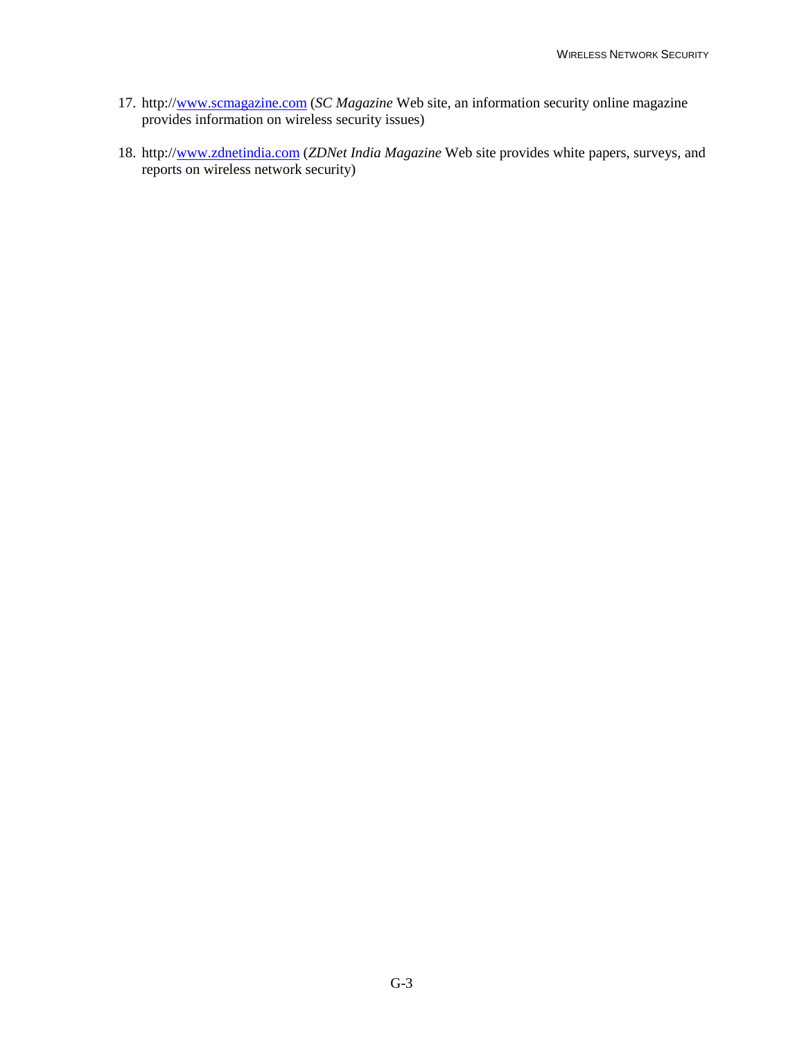17. http://www.scmagazine.com (*SC Magazine* Web site, an information security online magazine provides information on wireless security issues)

18. http://www.zdnetindia.com (*ZDNet India Magazine* Web site provides white papers, surveys, and reports on wireless network security)